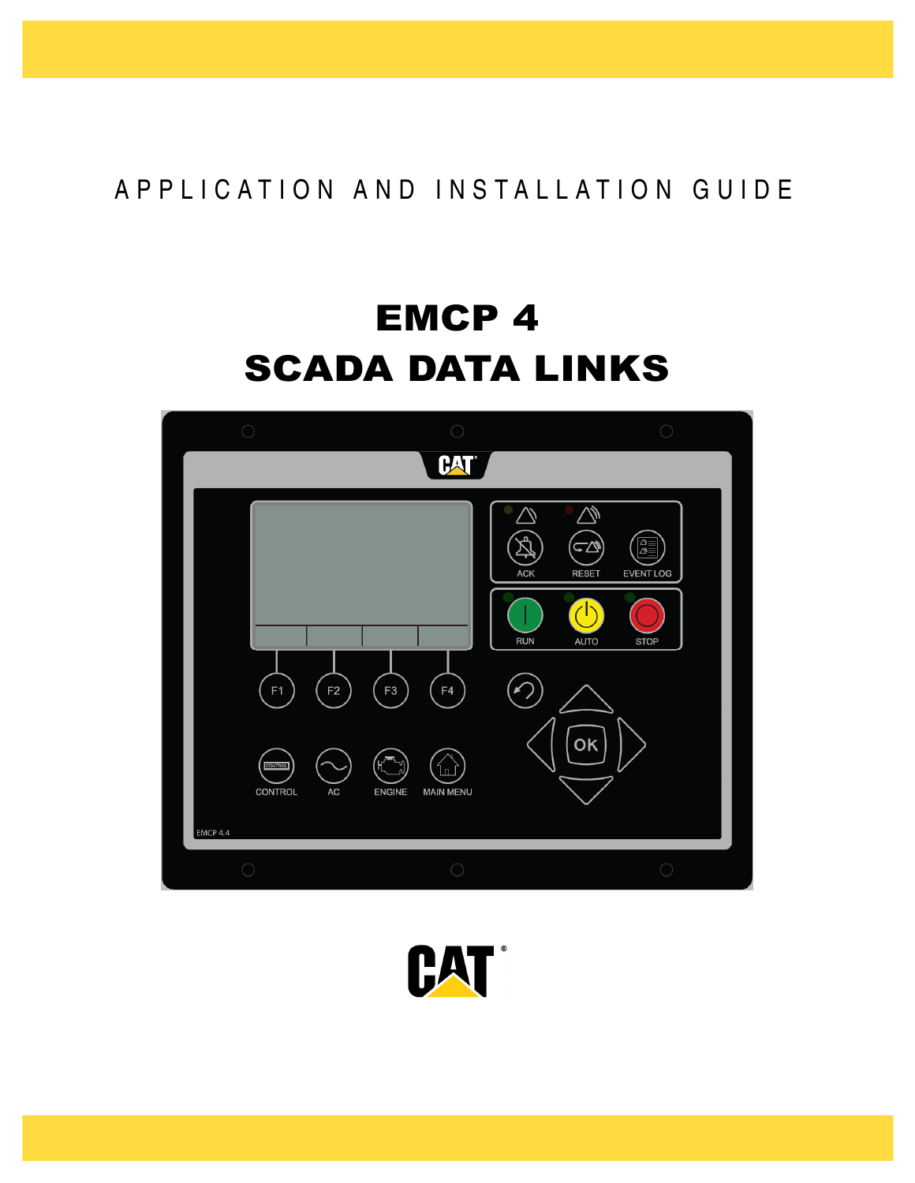APPLICATION AND INSTALLATION GUIDE

# EMCP 4
# SCADA DATA LINKS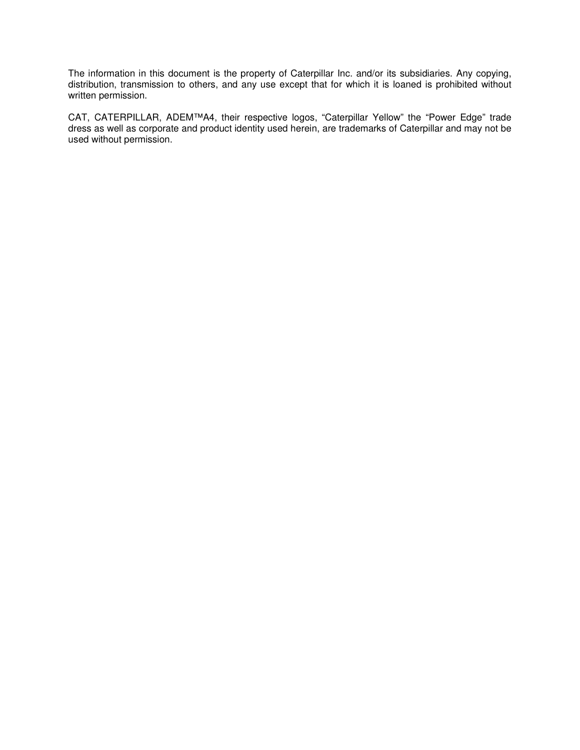The information in this document is the property of Caterpillar Inc. and/or its subsidiaries. Any copying, distribution, transmission to others, and any use except that for which it is loaned is prohibited without written permission.

CAT, CATERPILLAR, ADEM™A4, their respective logos, “Caterpillar Yellow” the “Power Edge” trade dress as well as corporate and product identity used herein, are trademarks of Caterpillar and may not be used without permission.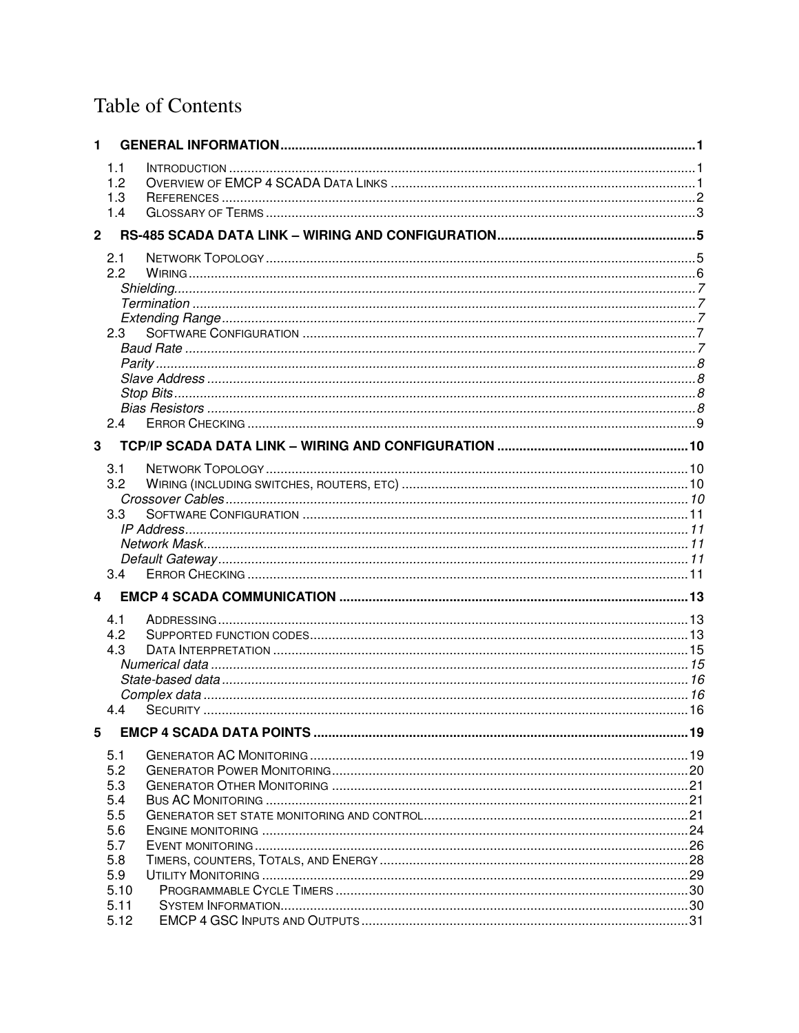# Table of Contents

**1 GENERAL INFORMATION** .......... 1

- 1.1 INTRODUCTION .......... 1
- 1.2 OVERVIEW OF EMCP 4 SCADA DATA LINKS .......... 1
- 1.3 REFERENCES .......... 2
- 1.4 GLOSSARY OF TERMS .......... 3

**2 RS-485 SCADA DATA LINK – WIRING AND CONFIGURATION** .......... 5

- 2.1 NETWORK TOPOLOGY .......... 5
- 2.2 WIRING .......... 6
  - *Shielding* .......... 7
  - *Termination* .......... 7
  - *Extending Range* .......... 7
- 2.3 SOFTWARE CONFIGURATION .......... 7
  - *Baud Rate* .......... 7
  - *Parity* .......... 8
  - *Slave Address* .......... 8
  - *Stop Bits* .......... 8
  - *Bias Resistors* .......... 8
- 2.4 ERROR CHECKING .......... 9

**3 TCP/IP SCADA DATA LINK – WIRING AND CONFIGURATION** .......... 10

- 3.1 NETWORK TOPOLOGY .......... 10
- 3.2 WIRING (INCLUDING SWITCHES, ROUTERS, ETC) .......... 10
  - *Crossover Cables* .......... 10
- 3.3 SOFTWARE CONFIGURATION .......... 11
  - *IP Address* .......... 11
  - *Network Mask* .......... 11
  - *Default Gateway* .......... 11
- 3.4 ERROR CHECKING .......... 11

**4 EMCP 4 SCADA COMMUNICATION** .......... 13

- 4.1 ADDRESSING .......... 13
- 4.2 SUPPORTED FUNCTION CODES .......... 13
- 4.3 DATA INTERPRETATION .......... 15
  - *Numerical data* .......... 15
  - *State-based data* .......... 16
  - *Complex data* .......... 16
- 4.4 SECURITY .......... 16

**5 EMCP 4 SCADA DATA POINTS** .......... 19

- 5.1 GENERATOR AC MONITORING .......... 19
- 5.2 GENERATOR POWER MONITORING .......... 20
- 5.3 GENERATOR OTHER MONITORING .......... 21
- 5.4 BUS AC MONITORING .......... 21
- 5.5 GENERATOR SET STATE MONITORING AND CONTROL .......... 21
- 5.6 ENGINE MONITORING .......... 24
- 5.7 EVENT MONITORING .......... 26
- 5.8 TIMERS, COUNTERS, TOTALS, AND ENERGY .......... 28
- 5.9 UTILITY MONITORING .......... 29
- 5.10 PROGRAMMABLE CYCLE TIMERS .......... 30
- 5.11 SYSTEM INFORMATION .......... 30
- 5.12 EMCP 4 GSC INPUTS AND OUTPUTS .......... 31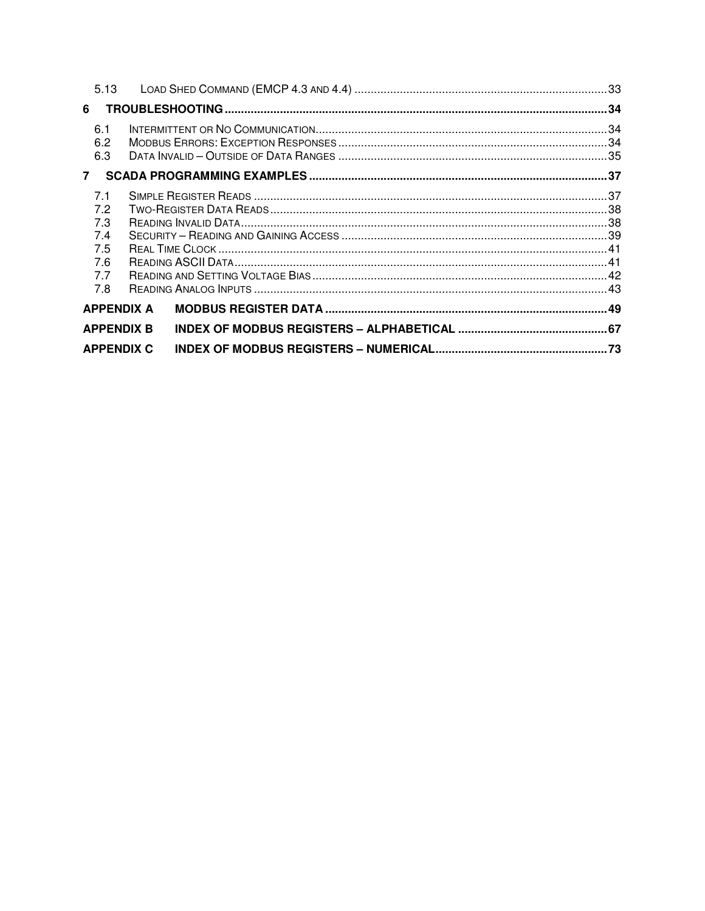5.13 LOAD SHED COMMAND (EMCP 4.3 AND 4.4) ........................................................................... 33

**6 TROUBLESHOOTING ........................................................................................................ 34**

6.1 INTERMITTENT OR NO COMMUNICATION ........................................................................... 34
6.2 MODBUS ERRORS: EXCEPTION RESPONSES ........................................................................ 34
6.3 DATA INVALID – OUTSIDE OF DATA RANGES ...................................................................... 35

**7 SCADA PROGRAMMING EXAMPLES ........................................................................................ 37**

7.1 SIMPLE REGISTER READS ................................................................................................ 37
7.2 TWO-REGISTER DATA READS ........................................................................................... 38
7.3 READING INVALID DATA ................................................................................................... 38
7.4 SECURITY – READING AND GAINING ACCESS ...................................................................... 39
7.5 REAL TIME CLOCK .......................................................................................................... 41
7.6 READING ASCII DATA ...................................................................................................... 41
7.7 READING AND SETTING VOLTAGE BIAS ............................................................................... 42
7.8 READING ANALOG INPUTS ................................................................................................ 43

**APPENDIX A MODBUS REGISTER DATA ...................................................................................... 49**

**APPENDIX B INDEX OF MODBUS REGISTERS – ALPHABETICAL ............................................... 67**

**APPENDIX C INDEX OF MODBUS REGISTERS – NUMERICAL ..................................................... 73**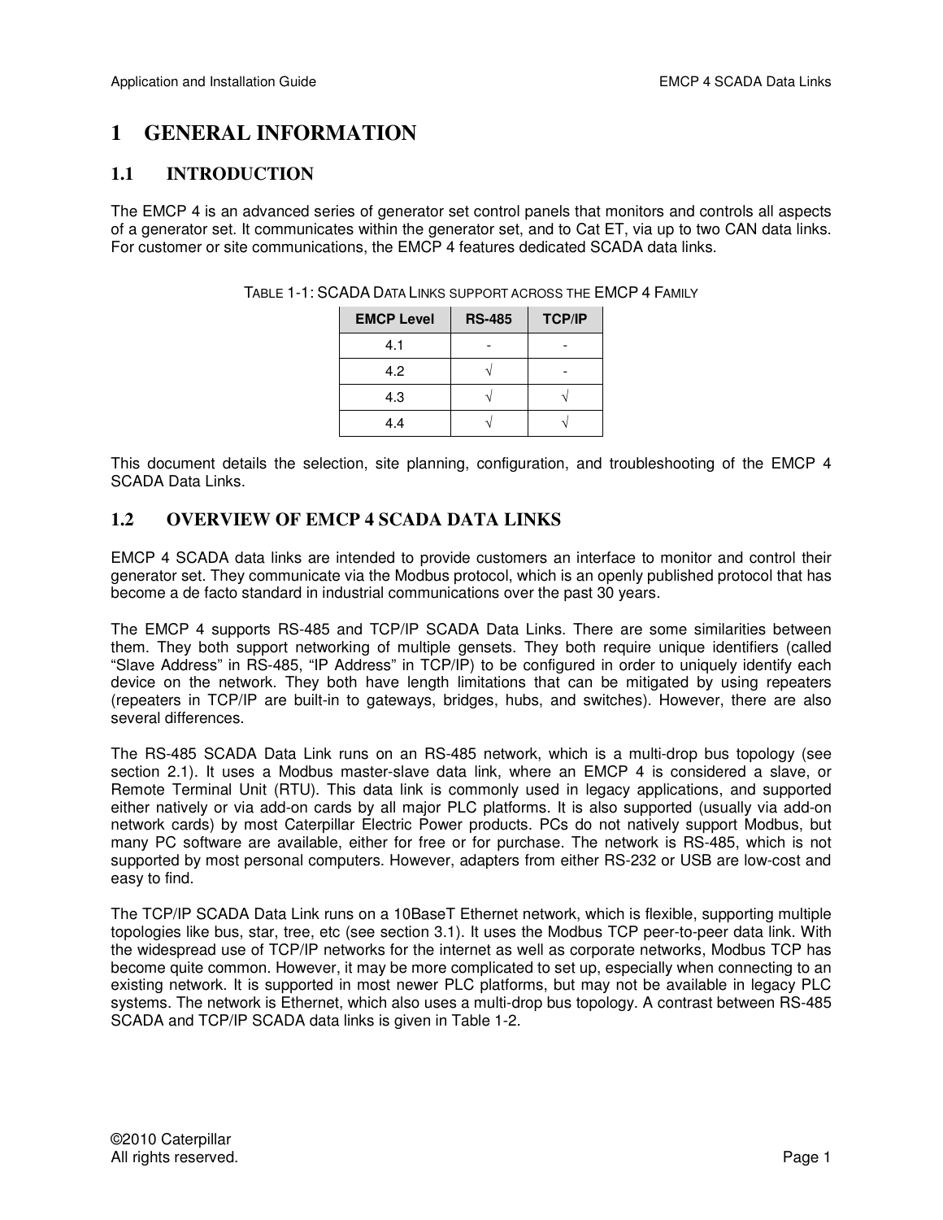# 1 GENERAL INFORMATION

## 1.1 INTRODUCTION

The EMCP 4 is an advanced series of generator set control panels that monitors and controls all aspects of a generator set. It communicates within the generator set, and to Cat ET, via up to two CAN data links. For customer or site communications, the EMCP 4 features dedicated SCADA data links.

TABLE 1-1: SCADA DATA LINKS SUPPORT ACROSS THE EMCP 4 FAMILY

| EMCP Level | RS-485 | TCP/IP |
|---|---|---|
| 4.1 | - | - |
| 4.2 | √ | - |
| 4.3 | √ | √ |
| 4.4 | √ | √ |

This document details the selection, site planning, configuration, and troubleshooting of the EMCP 4 SCADA Data Links.

## 1.2 OVERVIEW OF EMCP 4 SCADA DATA LINKS

EMCP 4 SCADA data links are intended to provide customers an interface to monitor and control their generator set. They communicate via the Modbus protocol, which is an openly published protocol that has become a de facto standard in industrial communications over the past 30 years.

The EMCP 4 supports RS-485 and TCP/IP SCADA Data Links. There are some similarities between them. They both support networking of multiple gensets. They both require unique identifiers (called “Slave Address” in RS-485, “IP Address” in TCP/IP) to be configured in order to uniquely identify each device on the network. They both have length limitations that can be mitigated by using repeaters (repeaters in TCP/IP are built-in to gateways, bridges, hubs, and switches). However, there are also several differences.

The RS-485 SCADA Data Link runs on an RS-485 network, which is a multi-drop bus topology (see section 2.1). It uses a Modbus master-slave data link, where an EMCP 4 is considered a slave, or Remote Terminal Unit (RTU). This data link is commonly used in legacy applications, and supported either natively or via add-on cards by all major PLC platforms. It is also supported (usually via add-on network cards) by most Caterpillar Electric Power products. PCs do not natively support Modbus, but many PC software are available, either for free or for purchase. The network is RS-485, which is not supported by most personal computers. However, adapters from either RS-232 or USB are low-cost and easy to find.

The TCP/IP SCADA Data Link runs on a 10BaseT Ethernet network, which is flexible, supporting multiple topologies like bus, star, tree, etc (see section 3.1). It uses the Modbus TCP peer-to-peer data link. With the widespread use of TCP/IP networks for the internet as well as corporate networks, Modbus TCP has become quite common. However, it may be more complicated to set up, especially when connecting to an existing network. It is supported in most newer PLC platforms, but may not be available in legacy PLC systems. The network is Ethernet, which also uses a multi-drop bus topology. A contrast between RS-485 SCADA and TCP/IP SCADA data links is given in Table 1-2.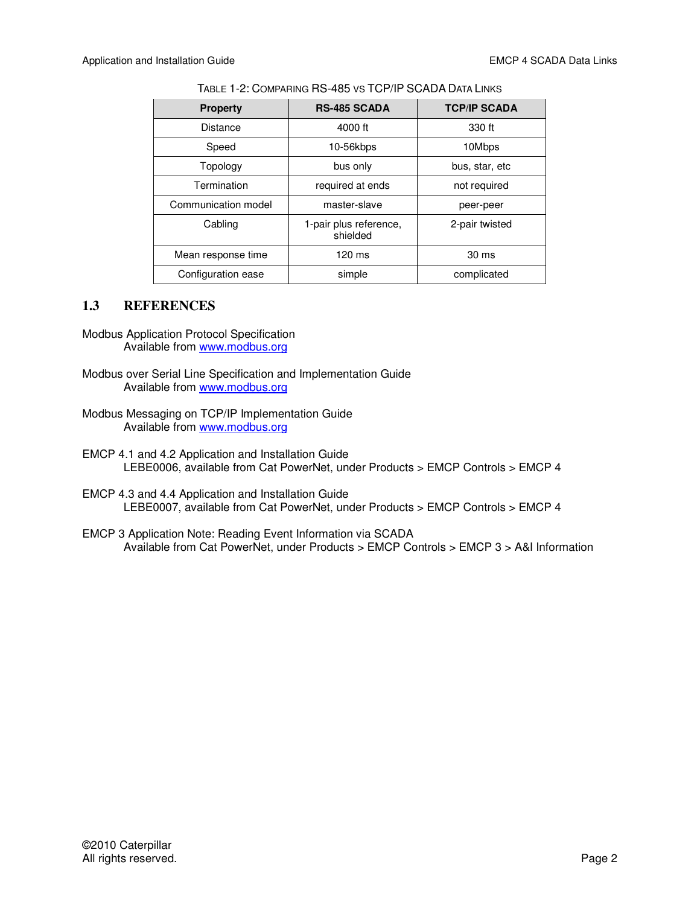TABLE 1-2: COMPARING RS-485 VS TCP/IP SCADA DATA LINKS

| Property | RS-485 SCADA | TCP/IP SCADA |
|---|---|---|
| Distance | 4000 ft | 330 ft |
| Speed | 10-56kbps | 10Mbps |
| Topology | bus only | bus, star, etc |
| Termination | required at ends | not required |
| Communication model | master-slave | peer-peer |
| Cabling | 1-pair plus reference, shielded | 2-pair twisted |
| Mean response time | 120 ms | 30 ms |
| Configuration ease | simple | complicated |

## 1.3 REFERENCES

Modbus Application Protocol Specification
Available from www.modbus.org

Modbus over Serial Line Specification and Implementation Guide
Available from www.modbus.org

Modbus Messaging on TCP/IP Implementation Guide
Available from www.modbus.org

EMCP 4.1 and 4.2 Application and Installation Guide
LEBE0006, available from Cat PowerNet, under Products > EMCP Controls > EMCP 4

EMCP 4.3 and 4.4 Application and Installation Guide
LEBE0007, available from Cat PowerNet, under Products > EMCP Controls > EMCP 4

EMCP 3 Application Note: Reading Event Information via SCADA
Available from Cat PowerNet, under Products > EMCP Controls > EMCP 3 > A&I Information

©2010 Caterpillar
All rights reserved.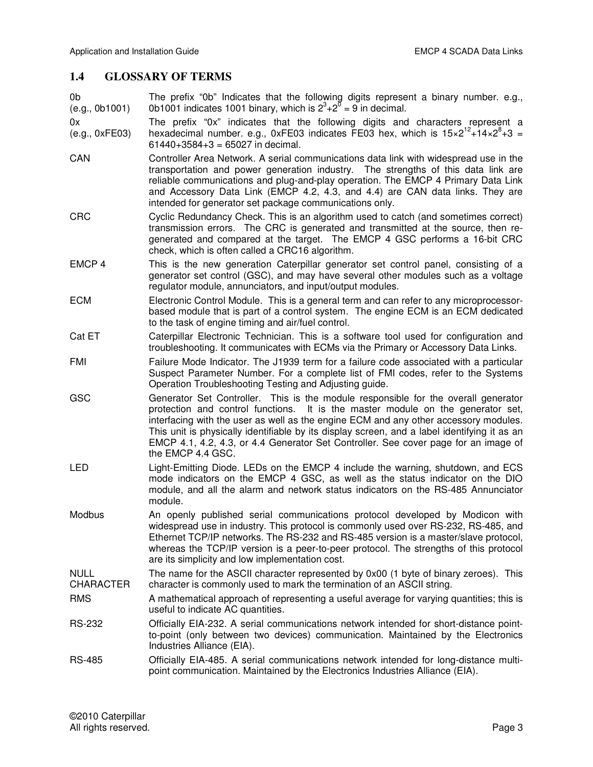## 1.4 GLOSSARY OF TERMS

| Term | Definition |
|---|---|
| 0b (e.g., 0b1001) | The prefix "0b" Indicates that the following digits represent a binary number. e.g., 0b1001 indicates 1001 binary, which is $2^3+2^0 = 9$ in decimal. |
| 0x (e.g., 0xFE03) | The prefix "0x" indicates that the following digits and characters represent a hexadecimal number. e.g., 0xFE03 indicates FE03 hex, which is $15 \times 2^{12} + 14 \times 2^8 + 3 = 61440 + 3584 + 3 = 65027$ in decimal. |
| CAN | Controller Area Network. A serial communications data link with widespread use in the transportation and power generation industry. The strengths of this data link are reliable communications and plug-and-play operation. The EMCP 4 Primary Data Link and Accessory Data Link (EMCP 4.2, 4.3, and 4.4) are CAN data links. They are intended for generator set package communications only. |
| CRC | Cyclic Redundancy Check. This is an algorithm used to catch (and sometimes correct) transmission errors. The CRC is generated and transmitted at the source, then re-generated and compared at the target. The EMCP 4 GSC performs a 16-bit CRC check, which is often called a CRC16 algorithm. |
| EMCP 4 | This is the new generation Caterpillar generator set control panel, consisting of a generator set control (GSC), and may have several other modules such as a voltage regulator module, annunciators, and input/output modules. |
| ECM | Electronic Control Module. This is a general term and can refer to any microprocessor-based module that is part of a control system. The engine ECM is an ECM dedicated to the task of engine timing and air/fuel control. |
| Cat ET | Caterpillar Electronic Technician. This is a software tool used for configuration and troubleshooting. It communicates with ECMs via the Primary or Accessory Data Links. |
| FMI | Failure Mode Indicator. The J1939 term for a failure code associated with a particular Suspect Parameter Number. For a complete list of FMI codes, refer to the Systems Operation Troubleshooting Testing and Adjusting guide. |
| GSC | Generator Set Controller. This is the module responsible for the overall generator protection and control functions. It is the master module on the generator set, interfacing with the user as well as the engine ECM and any other accessory modules. This unit is physically identifiable by its display screen, and a label identifying it as an EMCP 4.1, 4.2, 4.3, or 4.4 Generator Set Controller. See cover page for an image of the EMCP 4.4 GSC. |
| LED | Light-Emitting Diode. LEDs on the EMCP 4 include the warning, shutdown, and ECS mode indicators on the EMCP 4 GSC, as well as the status indicator on the DIO module, and all the alarm and network status indicators on the RS-485 Annunciator module. |
| Modbus | An openly published serial communications protocol developed by Modicon with widespread use in industry. This protocol is commonly used over RS-232, RS-485, and Ethernet TCP/IP networks. The RS-232 and RS-485 version is a master/slave protocol, whereas the TCP/IP version is a peer-to-peer protocol. The strengths of this protocol are its simplicity and low implementation cost. |
| NULL CHARACTER | The name for the ASCII character represented by 0x00 (1 byte of binary zeroes). This character is commonly used to mark the termination of an ASCII string. |
| RMS | A mathematical approach of representing a useful average for varying quantities; this is useful to indicate AC quantities. |
| RS-232 | Officially EIA-232. A serial communications network intended for short-distance point-to-point (only between two devices) communication. Maintained by the Electronics Industries Alliance (EIA). |
| RS-485 | Officially EIA-485. A serial communications network intended for long-distance multi-point communication. Maintained by the Electronics Industries Alliance (EIA). |

©2010 Caterpillar
All rights reserved.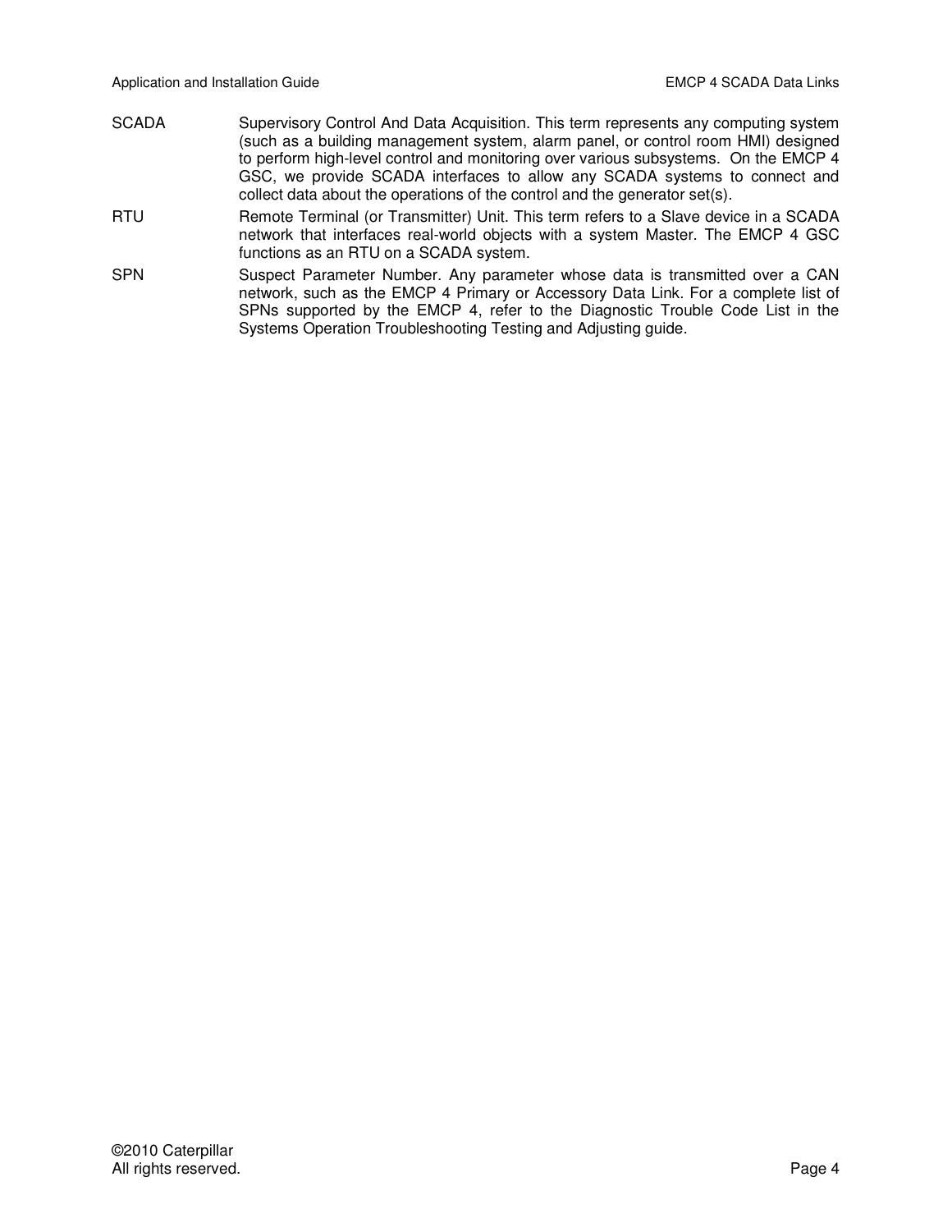| | |
|---|---|
| SCADA | Supervisory Control And Data Acquisition. This term represents any computing system (such as a building management system, alarm panel, or control room HMI) designed to perform high-level control and monitoring over various subsystems. On the EMCP 4 GSC, we provide SCADA interfaces to allow any SCADA systems to connect and collect data about the operations of the control and the generator set(s). |
| RTU | Remote Terminal (or Transmitter) Unit. This term refers to a Slave device in a SCADA network that interfaces real-world objects with a system Master. The EMCP 4 GSC functions as an RTU on a SCADA system. |
| SPN | Suspect Parameter Number. Any parameter whose data is transmitted over a CAN network, such as the EMCP 4 Primary or Accessory Data Link. For a complete list of SPNs supported by the EMCP 4, refer to the Diagnostic Trouble Code List in the Systems Operation Troubleshooting Testing and Adjusting guide. |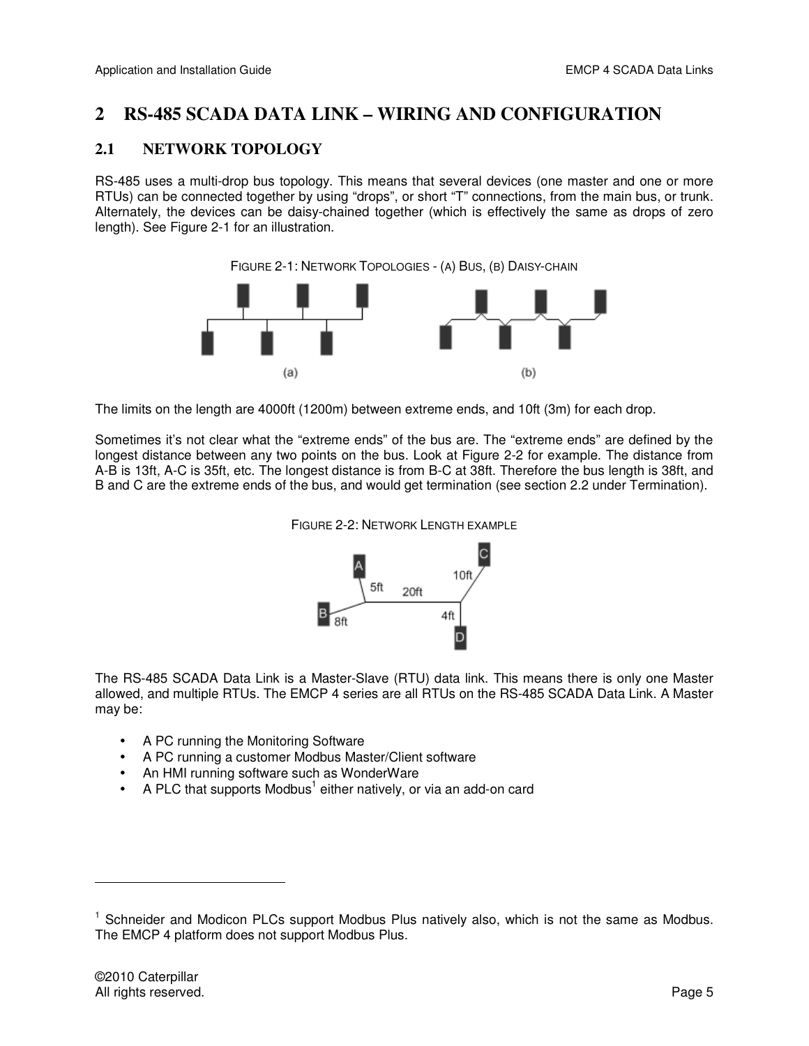# 2 RS-485 SCADA DATA LINK – WIRING AND CONFIGURATION

## 2.1 NETWORK TOPOLOGY

RS-485 uses a multi-drop bus topology. This means that several devices (one master and one or more RTUs) can be connected together by using "drops", or short "T" connections, from the main bus, or trunk. Alternately, the devices can be daisy-chained together (which is effectively the same as drops of zero length). See Figure 2-1 for an illustration.

FIGURE 2-1: NETWORK TOPOLOGIES - (A) BUS, (B) DAISY-CHAIN

The limits on the length are 4000ft (1200m) between extreme ends, and 10ft (3m) for each drop.

Sometimes it's not clear what the "extreme ends" of the bus are. The "extreme ends" are defined by the longest distance between any two points on the bus. Look at Figure 2-2 for example. The distance from A-B is 13ft, A-C is 35ft, etc. The longest distance is from B-C at 38ft. Therefore the bus length is 38ft, and B and C are the extreme ends of the bus, and would get termination (see section 2.2 under Termination).

FIGURE 2-2: NETWORK LENGTH EXAMPLE

The RS-485 SCADA Data Link is a Master-Slave (RTU) data link. This means there is only one Master allowed, and multiple RTUs. The EMCP 4 series are all RTUs on the RS-485 SCADA Data Link. A Master may be:

- A PC running the Monitoring Software
- A PC running a customer Modbus Master/Client software
- An HMI running software such as WonderWare
- A PLC that supports Modbus[1] either natively, or via an add-on card

[1] Schneider and Modicon PLCs support Modbus Plus natively also, which is not the same as Modbus. The EMCP 4 platform does not support Modbus Plus.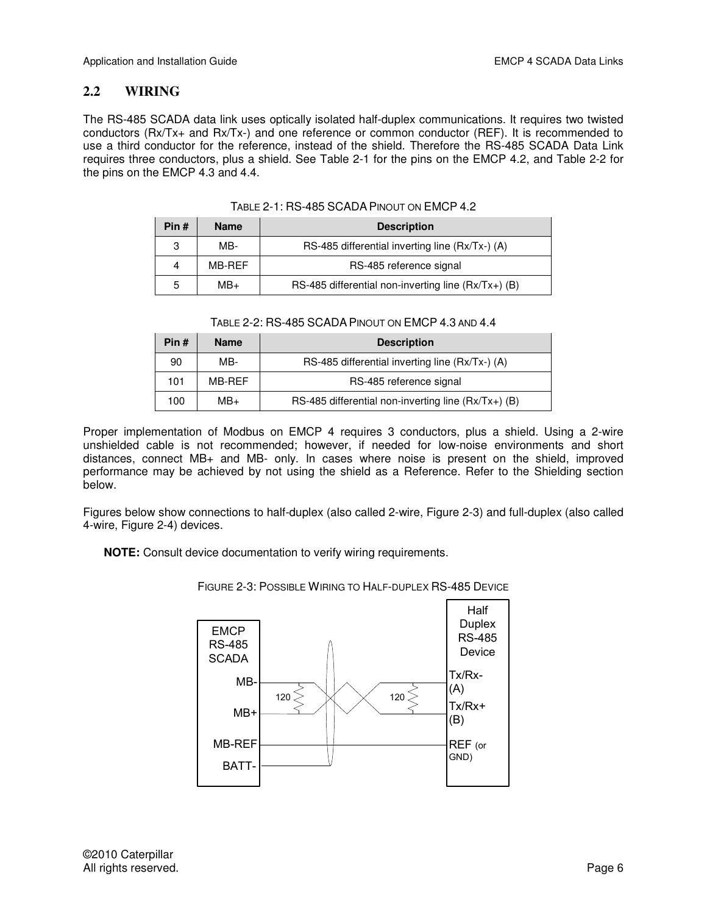## 2.2 WIRING

The RS-485 SCADA data link uses optically isolated half-duplex communications. It requires two twisted conductors (Rx/Tx+ and Rx/Tx-) and one reference or common conductor (REF). It is recommended to use a third conductor for the reference, instead of the shield. Therefore the RS-485 SCADA Data Link requires three conductors, plus a shield. See Table 2-1 for the pins on the EMCP 4.2, and Table 2-2 for the pins on the EMCP 4.3 and 4.4.

TABLE 2-1: RS-485 SCADA PINOUT ON EMCP 4.2

| Pin # | Name | Description |
|---|---|---|
| 3 | MB- | RS-485 differential inverting line (Rx/Tx-) (A) |
| 4 | MB-REF | RS-485 reference signal |
| 5 | MB+ | RS-485 differential non-inverting line (Rx/Tx+) (B) |

TABLE 2-2: RS-485 SCADA PINOUT ON EMCP 4.3 AND 4.4

| Pin # | Name | Description |
|---|---|---|
| 90 | MB- | RS-485 differential inverting line (Rx/Tx-) (A) |
| 101 | MB-REF | RS-485 reference signal |
| 100 | MB+ | RS-485 differential non-inverting line (Rx/Tx+) (B) |

Proper implementation of Modbus on EMCP 4 requires 3 conductors, plus a shield. Using a 2-wire unshielded cable is not recommended; however, if needed for low-noise environments and short distances, connect MB+ and MB- only. In cases where noise is present on the shield, improved performance may be achieved by not using the shield as a Reference. Refer to the Shielding section below.

Figures below show connections to half-duplex (also called 2-wire, Figure 2-3) and full-duplex (also called 4-wire, Figure 2-4) devices.

**NOTE:** Consult device documentation to verify wiring requirements.

FIGURE 2-3: POSSIBLE WIRING TO HALF-DUPLEX RS-485 DEVICE

EMCP RS-485 SCADA: MB-, MB+, MB-REF, BATT-

Half Duplex RS-485 Device: Tx/Rx- (A), Tx/Rx+ (B), REF (or GND)

120 120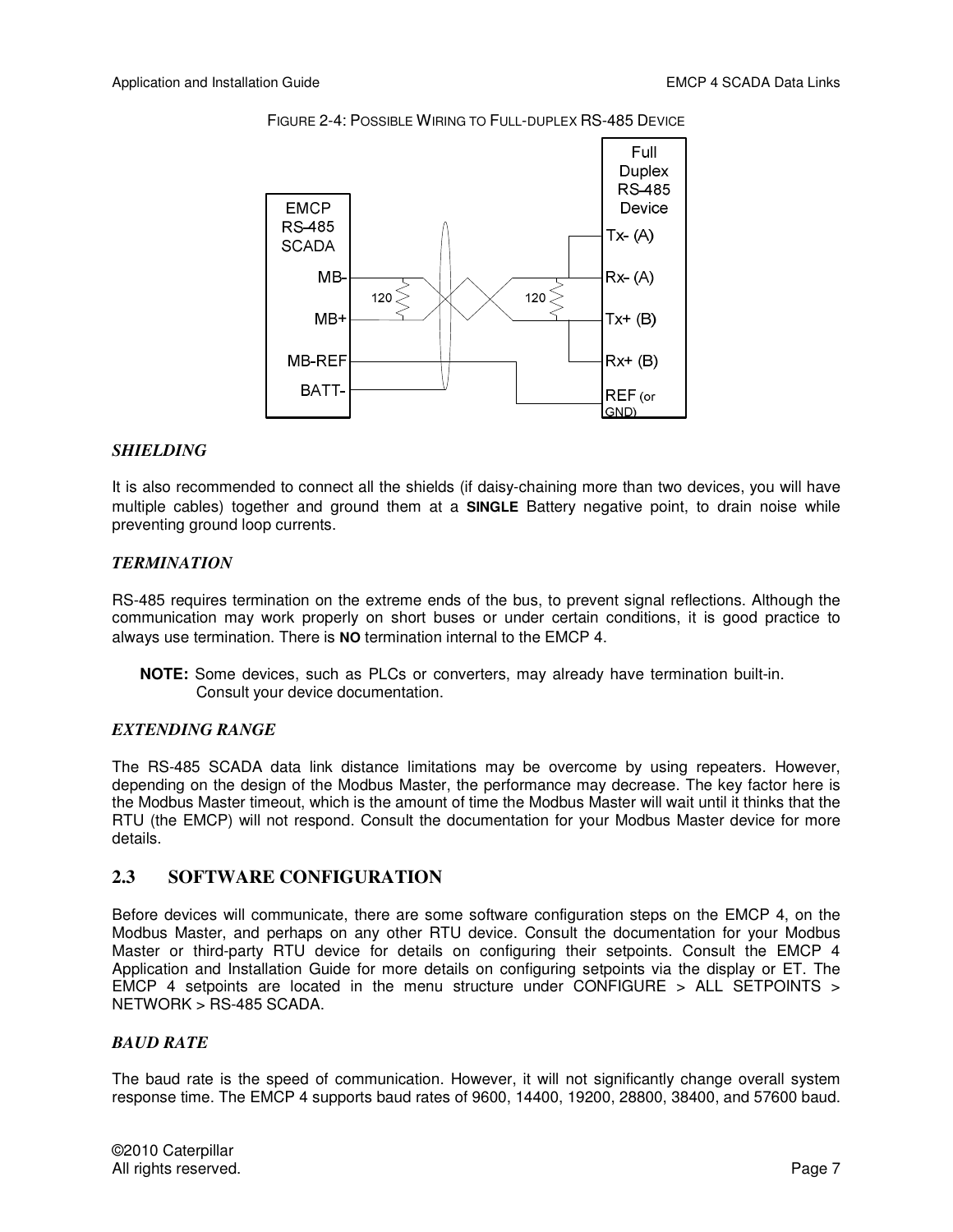FIGURE 2-4: POSSIBLE WIRING TO FULL-DUPLEX RS-485 DEVICE

### *SHIELDING*

It is also recommended to connect all the shields (if daisy-chaining more than two devices, you will have multiple cables) together and ground them at a **SINGLE** Battery negative point, to drain noise while preventing ground loop currents.

### *TERMINATION*

RS-485 requires termination on the extreme ends of the bus, to prevent signal reflections. Although the communication may work properly on short buses or under certain conditions, it is good practice to always use termination. There is **NO** termination internal to the EMCP 4.

> **NOTE:** Some devices, such as PLCs or converters, may already have termination built-in. Consult your device documentation.

### *EXTENDING RANGE*

The RS-485 SCADA data link distance limitations may be overcome by using repeaters. However, depending on the design of the Modbus Master, the performance may decrease. The key factor here is the Modbus Master timeout, which is the amount of time the Modbus Master will wait until it thinks that the RTU (the EMCP) will not respond. Consult the documentation for your Modbus Master device for more details.

## 2.3 SOFTWARE CONFIGURATION

Before devices will communicate, there are some software configuration steps on the EMCP 4, on the Modbus Master, and perhaps on any other RTU device. Consult the documentation for your Modbus Master or third-party RTU device for details on configuring their setpoints. Consult the EMCP 4 Application and Installation Guide for more details on configuring setpoints via the display or ET. The EMCP 4 setpoints are located in the menu structure under CONFIGURE > ALL SETPOINTS > NETWORK > RS-485 SCADA.

### *BAUD RATE*

The baud rate is the speed of communication. However, it will not significantly change overall system response time. The EMCP 4 supports baud rates of 9600, 14400, 19200, 28800, 38400, and 57600 baud.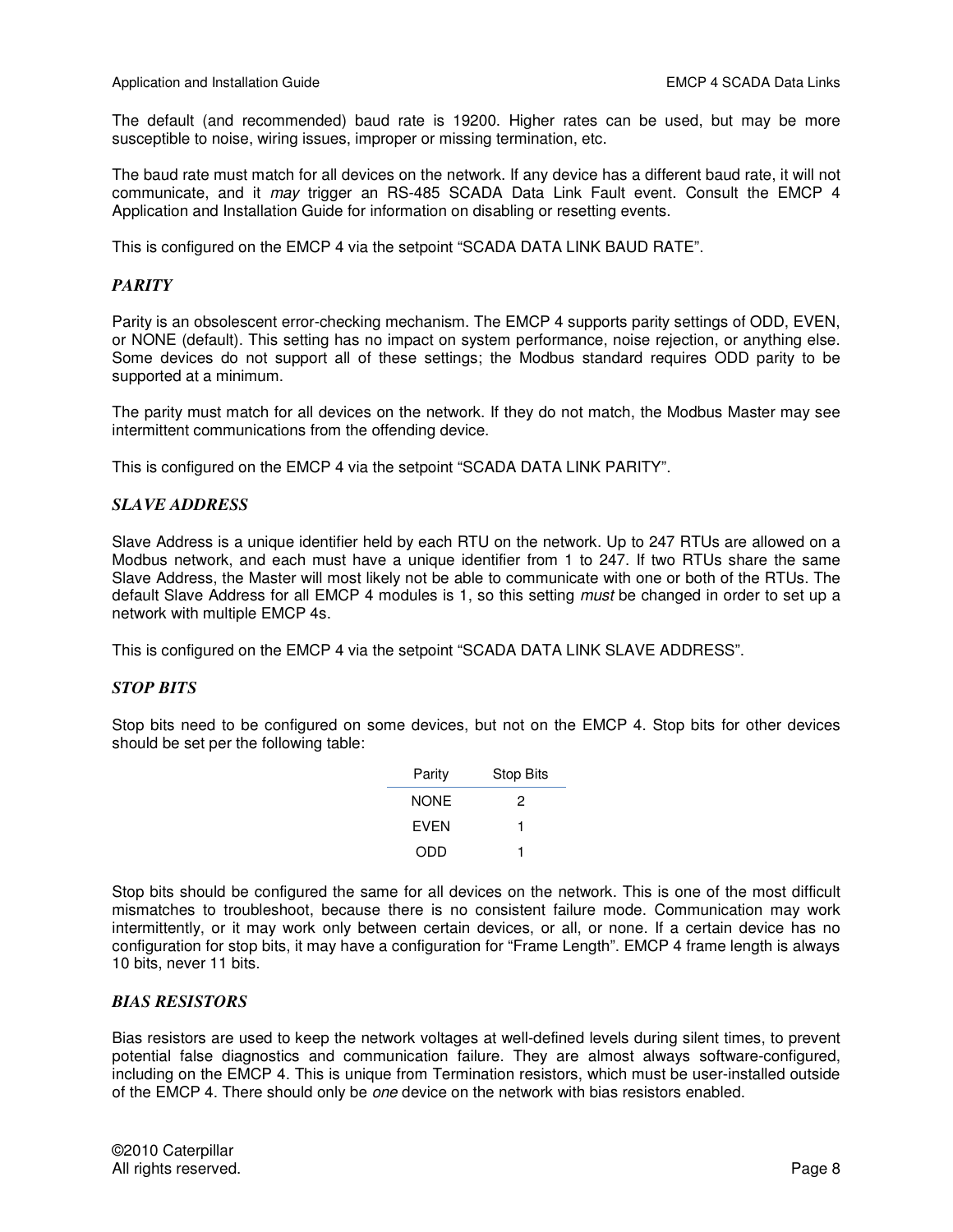The default (and recommended) baud rate is 19200. Higher rates can be used, but may be more susceptible to noise, wiring issues, improper or missing termination, etc.

The baud rate must match for all devices on the network. If any device has a different baud rate, it will not communicate, and it *may* trigger an RS-485 SCADA Data Link Fault event. Consult the EMCP 4 Application and Installation Guide for information on disabling or resetting events.

This is configured on the EMCP 4 via the setpoint "SCADA DATA LINK BAUD RATE".

### *PARITY*

Parity is an obsolescent error-checking mechanism. The EMCP 4 supports parity settings of ODD, EVEN, or NONE (default). This setting has no impact on system performance, noise rejection, or anything else. Some devices do not support all of these settings; the Modbus standard requires ODD parity to be supported at a minimum.

The parity must match for all devices on the network. If they do not match, the Modbus Master may see intermittent communications from the offending device.

This is configured on the EMCP 4 via the setpoint "SCADA DATA LINK PARITY".

### *SLAVE ADDRESS*

Slave Address is a unique identifier held by each RTU on the network. Up to 247 RTUs are allowed on a Modbus network, and each must have a unique identifier from 1 to 247. If two RTUs share the same Slave Address, the Master will most likely not be able to communicate with one or both of the RTUs. The default Slave Address for all EMCP 4 modules is 1, so this setting *must* be changed in order to set up a network with multiple EMCP 4s.

This is configured on the EMCP 4 via the setpoint "SCADA DATA LINK SLAVE ADDRESS".

### *STOP BITS*

Stop bits need to be configured on some devices, but not on the EMCP 4. Stop bits for other devices should be set per the following table:

| Parity | Stop Bits |
|---|---|
| NONE | 2 |
| EVEN | 1 |
| ODD | 1 |

Stop bits should be configured the same for all devices on the network. This is one of the most difficult mismatches to troubleshoot, because there is no consistent failure mode. Communication may work intermittently, or it may work only between certain devices, or all, or none. If a certain device has no configuration for stop bits, it may have a configuration for "Frame Length". EMCP 4 frame length is always 10 bits, never 11 bits.

### *BIAS RESISTORS*

Bias resistors are used to keep the network voltages at well-defined levels during silent times, to prevent potential false diagnostics and communication failure. They are almost always software-configured, including on the EMCP 4. This is unique from Termination resistors, which must be user-installed outside of the EMCP 4. There should only be *one* device on the network with bias resistors enabled.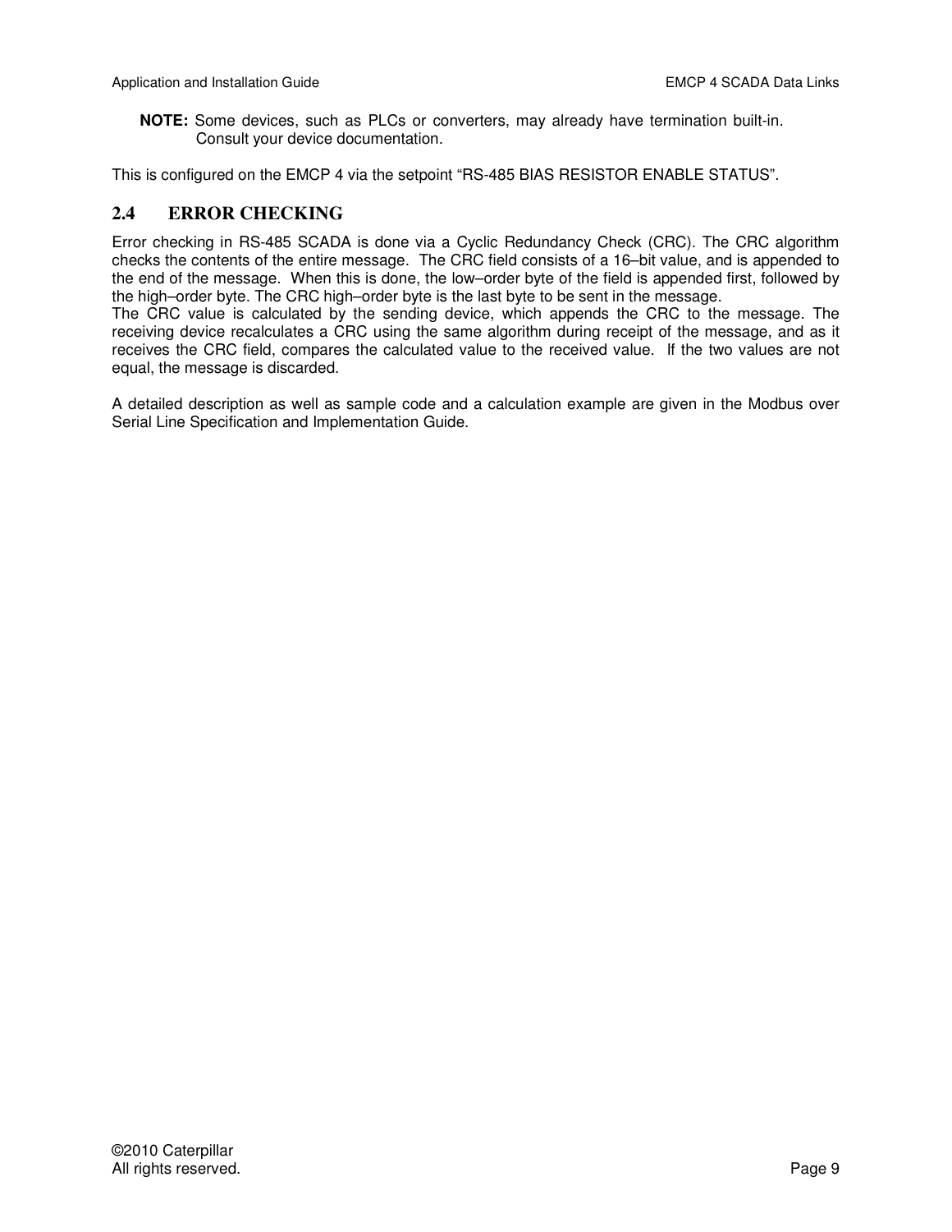**NOTE:** Some devices, such as PLCs or converters, may already have termination built-in. Consult your device documentation.

This is configured on the EMCP 4 via the setpoint “RS-485 BIAS RESISTOR ENABLE STATUS”.

## 2.4 ERROR CHECKING

Error checking in RS-485 SCADA is done via a Cyclic Redundancy Check (CRC). The CRC algorithm checks the contents of the entire message. The CRC field consists of a 16–bit value, and is appended to the end of the message. When this is done, the low–order byte of the field is appended first, followed by the high–order byte. The CRC high–order byte is the last byte to be sent in the message.
The CRC value is calculated by the sending device, which appends the CRC to the message. The receiving device recalculates a CRC using the same algorithm during receipt of the message, and as it receives the CRC field, compares the calculated value to the received value. If the two values are not equal, the message is discarded.

A detailed description as well as sample code and a calculation example are given in the Modbus over Serial Line Specification and Implementation Guide.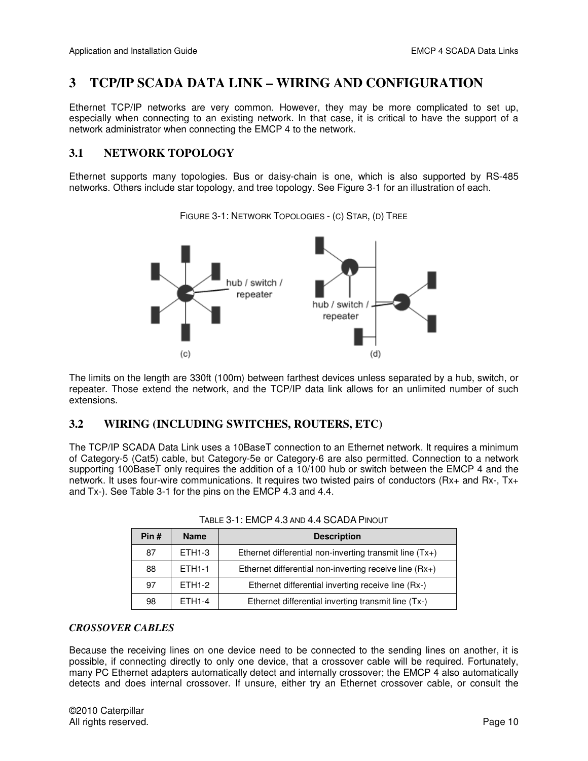# 3 TCP/IP SCADA DATA LINK – WIRING AND CONFIGURATION

Ethernet TCP/IP networks are very common. However, they may be more complicated to set up, especially when connecting to an existing network. In that case, it is critical to have the support of a network administrator when connecting the EMCP 4 to the network.

## 3.1 NETWORK TOPOLOGY

Ethernet supports many topologies. Bus or daisy-chain is one, which is also supported by RS-485 networks. Others include star topology, and tree topology. See Figure 3-1 for an illustration of each.

FIGURE 3-1: NETWORK TOPOLOGIES - (C) STAR, (D) TREE

The limits on the length are 330ft (100m) between farthest devices unless separated by a hub, switch, or repeater. Those extend the network, and the TCP/IP data link allows for an unlimited number of such extensions.

## 3.2 WIRING (INCLUDING SWITCHES, ROUTERS, ETC)

The TCP/IP SCADA Data Link uses a 10BaseT connection to an Ethernet network. It requires a minimum of Category-5 (Cat5) cable, but Category-5e or Category-6 are also permitted. Connection to a network supporting 100BaseT only requires the addition of a 10/100 hub or switch between the EMCP 4 and the network. It uses four-wire communications. It requires two twisted pairs of conductors (Rx+ and Rx-, Tx+ and Tx-). See Table 3-1 for the pins on the EMCP 4.3 and 4.4.

TABLE 3-1: EMCP 4.3 AND 4.4 SCADA PINOUT

| Pin # | Name | Description |
|---|---|---|
| 87 | ETH1-3 | Ethernet differential non-inverting transmit line (Tx+) |
| 88 | ETH1-1 | Ethernet differential non-inverting receive line (Rx+) |
| 97 | ETH1-2 | Ethernet differential inverting receive line (Rx-) |
| 98 | ETH1-4 | Ethernet differential inverting transmit line (Tx-) |

***CROSSOVER CABLES***

Because the receiving lines on one device need to be connected to the sending lines on another, it is possible, if connecting directly to only one device, that a crossover cable will be required. Fortunately, many PC Ethernet adapters automatically detect and internally crossover; the EMCP 4 also automatically detects and does internal crossover. If unsure, either try an Ethernet crossover cable, or consult the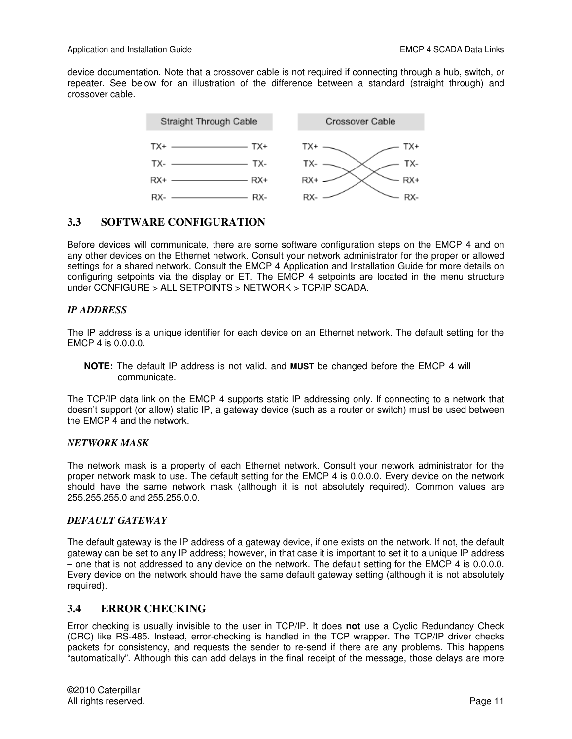device documentation. Note that a crossover cable is not required if connecting through a hub, switch, or repeater. See below for an illustration of the difference between a standard (straight through) and crossover cable.

| Straight Through Cable | | Crossover Cable | |
|---|---|---|---|
| TX+ | TX+ | TX+ | TX+ |
| TX- | TX- | TX- | TX- |
| RX+ | RX+ | RX+ | RX+ |
| RX- | RX- | RX- | RX- |

## 3.3 SOFTWARE CONFIGURATION

Before devices will communicate, there are some software configuration steps on the EMCP 4 and on any other devices on the Ethernet network. Consult your network administrator for the proper or allowed settings for a shared network. Consult the EMCP 4 Application and Installation Guide for more details on configuring setpoints via the display or ET. The EMCP 4 setpoints are located in the menu structure under CONFIGURE > ALL SETPOINTS > NETWORK > TCP/IP SCADA.

### *IP ADDRESS*

The IP address is a unique identifier for each device on an Ethernet network. The default setting for the EMCP 4 is 0.0.0.0.

> **NOTE:** The default IP address is not valid, and **MUST** be changed before the EMCP 4 will communicate.

The TCP/IP data link on the EMCP 4 supports static IP addressing only. If connecting to a network that doesn't support (or allow) static IP, a gateway device (such as a router or switch) must be used between the EMCP 4 and the network.

### *NETWORK MASK*

The network mask is a property of each Ethernet network. Consult your network administrator for the proper network mask to use. The default setting for the EMCP 4 is 0.0.0.0. Every device on the network should have the same network mask (although it is not absolutely required). Common values are 255.255.255.0 and 255.255.0.0.

### *DEFAULT GATEWAY*

The default gateway is the IP address of a gateway device, if one exists on the network. If not, the default gateway can be set to any IP address; however, in that case it is important to set it to a unique IP address – one that is not addressed to any device on the network. The default setting for the EMCP 4 is 0.0.0.0. Every device on the network should have the same default gateway setting (although it is not absolutely required).

## 3.4 ERROR CHECKING

Error checking is usually invisible to the user in TCP/IP. It does **not** use a Cyclic Redundancy Check (CRC) like RS-485. Instead, error-checking is handled in the TCP wrapper. The TCP/IP driver checks packets for consistency, and requests the sender to re-send if there are any problems. This happens "automatically". Although this can add delays in the final receipt of the message, those delays are more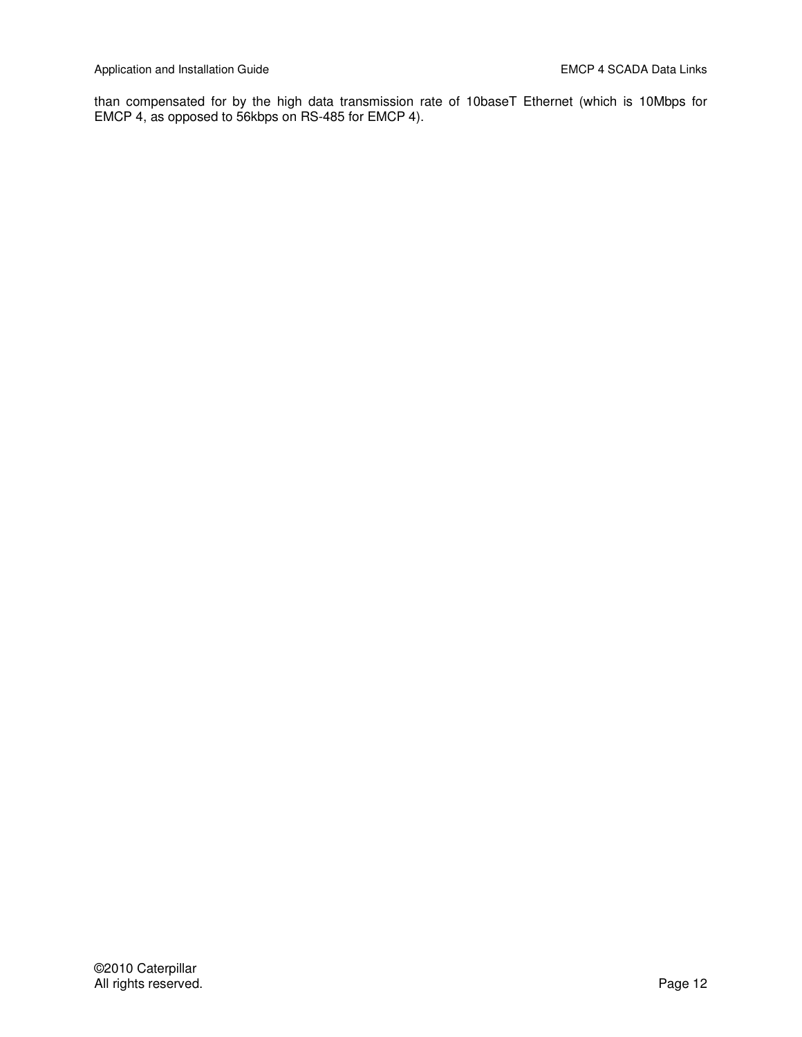than compensated for by the high data transmission rate of 10baseT Ethernet (which is 10Mbps for EMCP 4, as opposed to 56kbps on RS-485 for EMCP 4).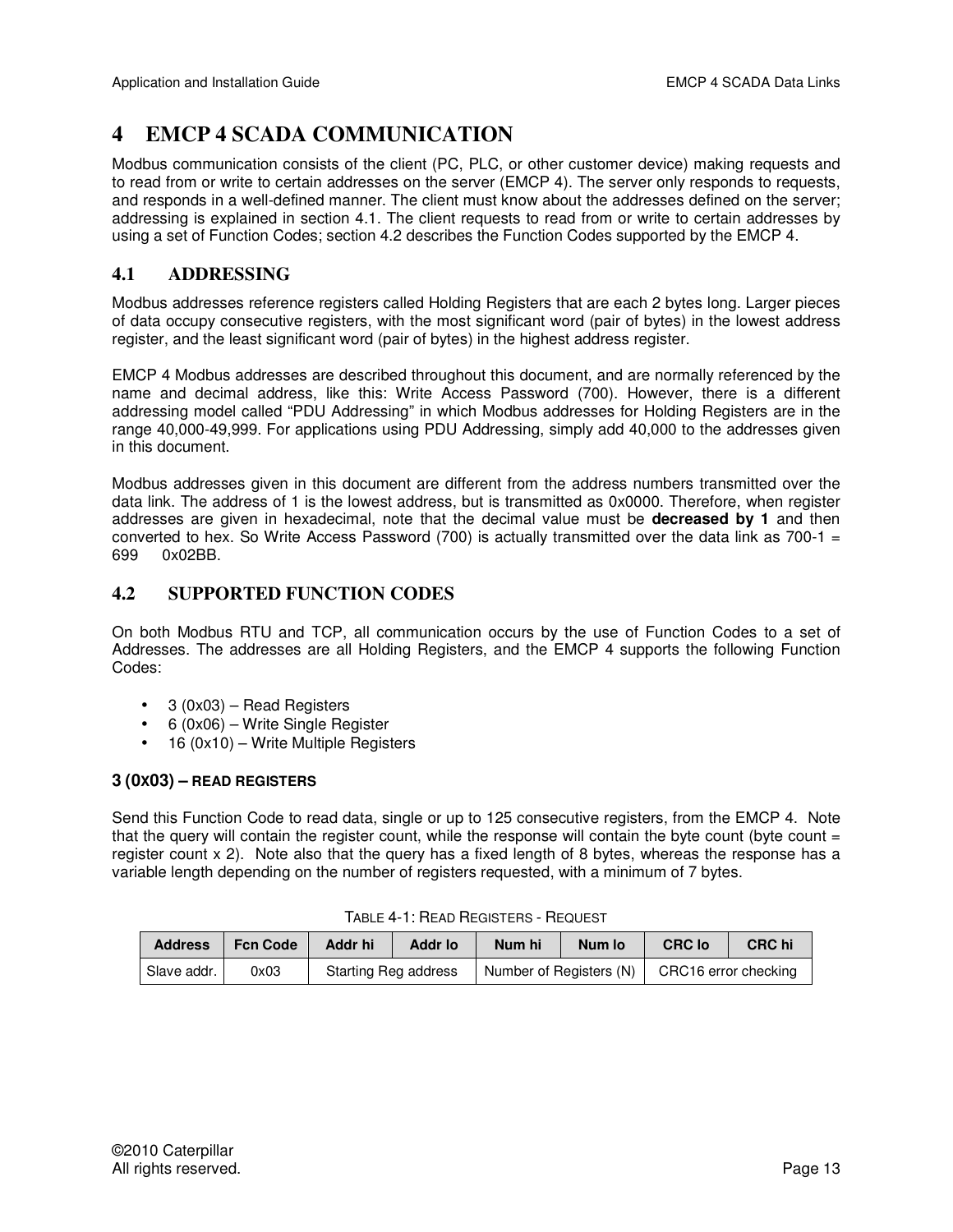# 4 EMCP 4 SCADA COMMUNICATION

Modbus communication consists of the client (PC, PLC, or other customer device) making requests and to read from or write to certain addresses on the server (EMCP 4). The server only responds to requests, and responds in a well-defined manner. The client must know about the addresses defined on the server; addressing is explained in section 4.1. The client requests to read from or write to certain addresses by using a set of Function Codes; section 4.2 describes the Function Codes supported by the EMCP 4.

## 4.1 ADDRESSING

Modbus addresses reference registers called Holding Registers that are each 2 bytes long. Larger pieces of data occupy consecutive registers, with the most significant word (pair of bytes) in the lowest address register, and the least significant word (pair of bytes) in the highest address register.

EMCP 4 Modbus addresses are described throughout this document, and are normally referenced by the name and decimal address, like this: Write Access Password (700). However, there is a different addressing model called "PDU Addressing" in which Modbus addresses for Holding Registers are in the range 40,000-49,999. For applications using PDU Addressing, simply add 40,000 to the addresses given in this document.

Modbus addresses given in this document are different from the address numbers transmitted over the data link. The address of 1 is the lowest address, but is transmitted as 0x0000. Therefore, when register addresses are given in hexadecimal, note that the decimal value must be **decreased by 1** and then converted to hex. So Write Access Password (700) is actually transmitted over the data link as 700-1 = 699 0x02BB.

## 4.2 SUPPORTED FUNCTION CODES

On both Modbus RTU and TCP, all communication occurs by the use of Function Codes to a set of Addresses. The addresses are all Holding Registers, and the EMCP 4 supports the following Function Codes:

- 3 (0x03) – Read Registers
- 6 (0x06) – Write Single Register
- 16 (0x10) – Write Multiple Registers

### 3 (0X03) – READ REGISTERS

Send this Function Code to read data, single or up to 125 consecutive registers, from the EMCP 4. Note that the query will contain the register count, while the response will contain the byte count (byte count = register count x 2). Note also that the query has a fixed length of 8 bytes, whereas the response has a variable length depending on the number of registers requested, with a minimum of 7 bytes.

TABLE 4-1: READ REGISTERS - REQUEST

| Address | Fcn Code | Addr hi | Addr lo | Num hi | Num lo | CRC lo | CRC hi |
|---|---|---|---|---|---|---|---|
| Slave addr. | 0x03 | Starting Reg address | | Number of Registers (N) | | CRC16 error checking | |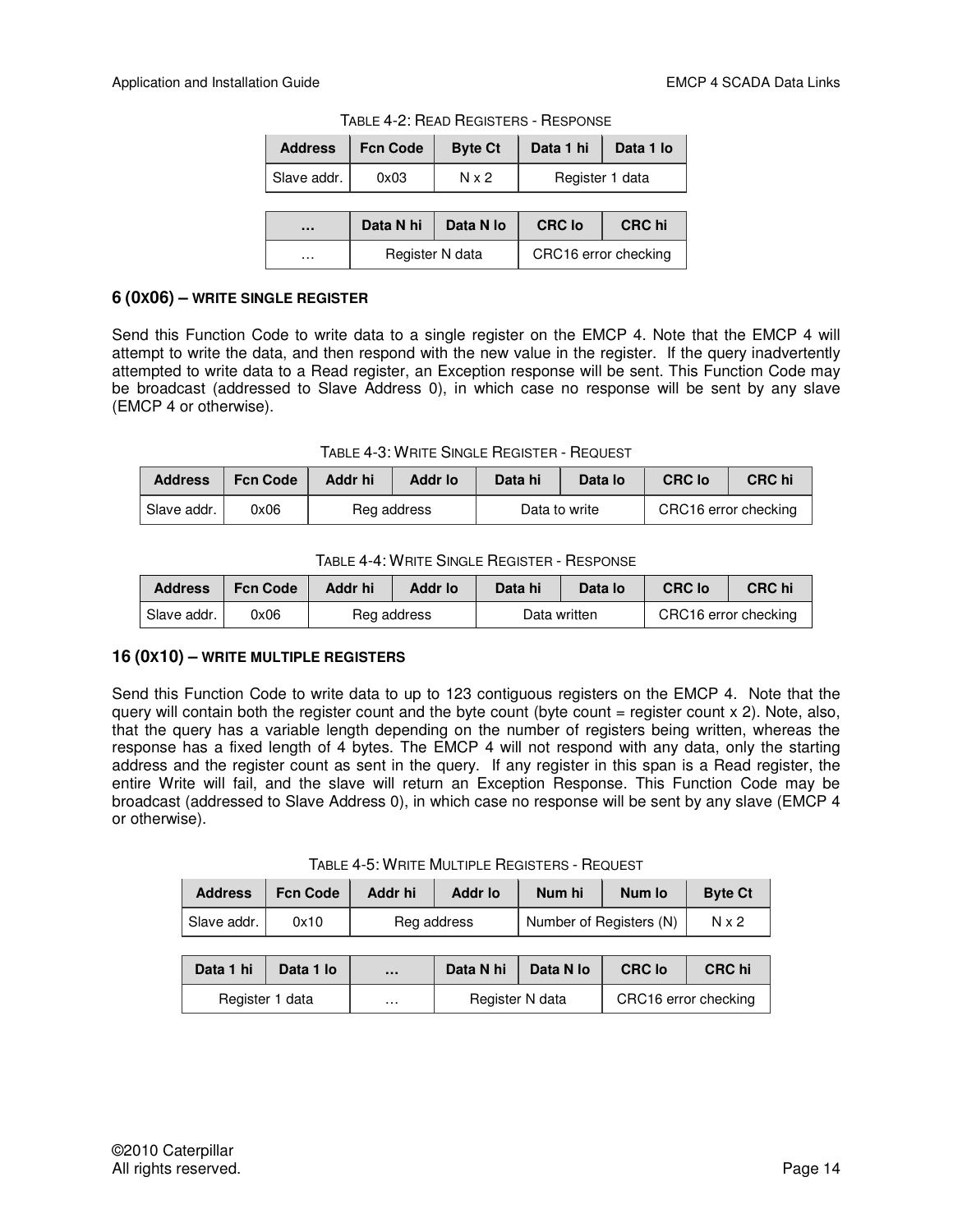TABLE 4-2: READ REGISTERS - RESPONSE

| Address | Fcn Code | Byte Ct | Data 1 hi | Data 1 lo |
| --- | --- | --- | --- | --- |
| Slave addr. | 0x03 | N x 2 | Register 1 data | |

| … | Data N hi | Data N lo | CRC lo | CRC hi |
| --- | --- | --- | --- | --- |
| … | Register N data | | CRC16 error checking | |

### 6 (0X06) – WRITE SINGLE REGISTER

Send this Function Code to write data to a single register on the EMCP 4. Note that the EMCP 4 will attempt to write the data, and then respond with the new value in the register. If the query inadvertently attempted to write data to a Read register, an Exception response will be sent. This Function Code may be broadcast (addressed to Slave Address 0), in which case no response will be sent by any slave (EMCP 4 or otherwise).

TABLE 4-3: WRITE SINGLE REGISTER - REQUEST

| Address | Fcn Code | Addr hi | Addr lo | Data hi | Data lo | CRC lo | CRC hi |
| --- | --- | --- | --- | --- | --- | --- | --- |
| Slave addr. | 0x06 | Reg address | | Data to write | | CRC16 error checking | |

TABLE 4-4: WRITE SINGLE REGISTER - RESPONSE

| Address | Fcn Code | Addr hi | Addr lo | Data hi | Data lo | CRC lo | CRC hi |
| --- | --- | --- | --- | --- | --- | --- | --- |
| Slave addr. | 0x06 | Reg address | | Data written | | CRC16 error checking | |

### 16 (0X10) – WRITE MULTIPLE REGISTERS

Send this Function Code to write data to up to 123 contiguous registers on the EMCP 4. Note that the query will contain both the register count and the byte count (byte count = register count x 2). Note, also, that the query has a variable length depending on the number of registers being written, whereas the response has a fixed length of 4 bytes. The EMCP 4 will not respond with any data, only the starting address and the register count as sent in the query. If any register in this span is a Read register, the entire Write will fail, and the slave will return an Exception Response. This Function Code may be broadcast (addressed to Slave Address 0), in which case no response will be sent by any slave (EMCP 4 or otherwise).

TABLE 4-5: WRITE MULTIPLE REGISTERS - REQUEST

| Address | Fcn Code | Addr hi | Addr lo | Num hi | Num lo | Byte Ct |
| --- | --- | --- | --- | --- | --- | --- |
| Slave addr. | 0x10 | Reg address | | Number of Registers (N) | | N x 2 |

| Data 1 hi | Data 1 lo | … | Data N hi | Data N lo | CRC lo | CRC hi |
| --- | --- | --- | --- | --- | --- | --- |
| Register 1 data | | … | Register N data | | CRC16 error checking | |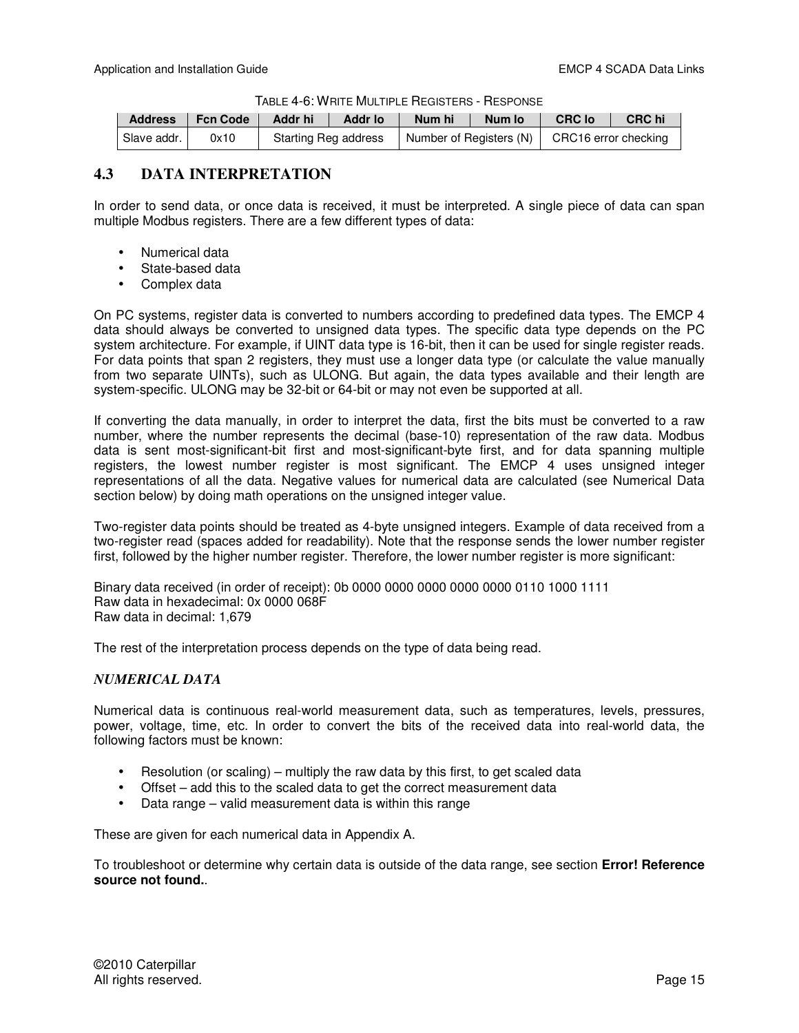TABLE 4-6: WRITE MULTIPLE REGISTERS - RESPONSE

| Address | Fcn Code | Addr hi | Addr lo | Num hi | Num lo | CRC lo | CRC hi |
|---|---|---|---|---|---|---|---|
| Slave addr. | 0x10 | Starting Reg address | | Number of Registers (N) | | CRC16 error checking | |

## 4.3 DATA INTERPRETATION

In order to send data, or once data is received, it must be interpreted. A single piece of data can span multiple Modbus registers. There are a few different types of data:

- Numerical data
- State-based data
- Complex data

On PC systems, register data is converted to numbers according to predefined data types. The EMCP 4 data should always be converted to unsigned data types. The specific data type depends on the PC system architecture. For example, if UINT data type is 16-bit, then it can be used for single register reads. For data points that span 2 registers, they must use a longer data type (or calculate the value manually from two separate UINTs), such as ULONG. But again, the data types available and their length are system-specific. ULONG may be 32-bit or 64-bit or may not even be supported at all.

If converting the data manually, in order to interpret the data, first the bits must be converted to a raw number, where the number represents the decimal (base-10) representation of the raw data. Modbus data is sent most-significant-bit first and most-significant-byte first, and for data spanning multiple registers, the lowest number register is most significant. The EMCP 4 uses unsigned integer representations of all the data. Negative values for numerical data are calculated (see Numerical Data section below) by doing math operations on the unsigned integer value.

Two-register data points should be treated as 4-byte unsigned integers. Example of data received from a two-register read (spaces added for readability). Note that the response sends the lower number register first, followed by the higher number register. Therefore, the lower number register is more significant:

Binary data received (in order of receipt): 0b 0000 0000 0000 0000 0000 0110 1000 1111
Raw data in hexadecimal: 0x 0000 068F
Raw data in decimal: 1,679

The rest of the interpretation process depends on the type of data being read.

### *NUMERICAL DATA*

Numerical data is continuous real-world measurement data, such as temperatures, levels, pressures, power, voltage, time, etc. In order to convert the bits of the received data into real-world data, the following factors must be known:

- Resolution (or scaling) – multiply the raw data by this first, to get scaled data
- Offset – add this to the scaled data to get the correct measurement data
- Data range – valid measurement data is within this range

These are given for each numerical data in Appendix A.

To troubleshoot or determine why certain data is outside of the data range, see section **Error! Reference source not found.**.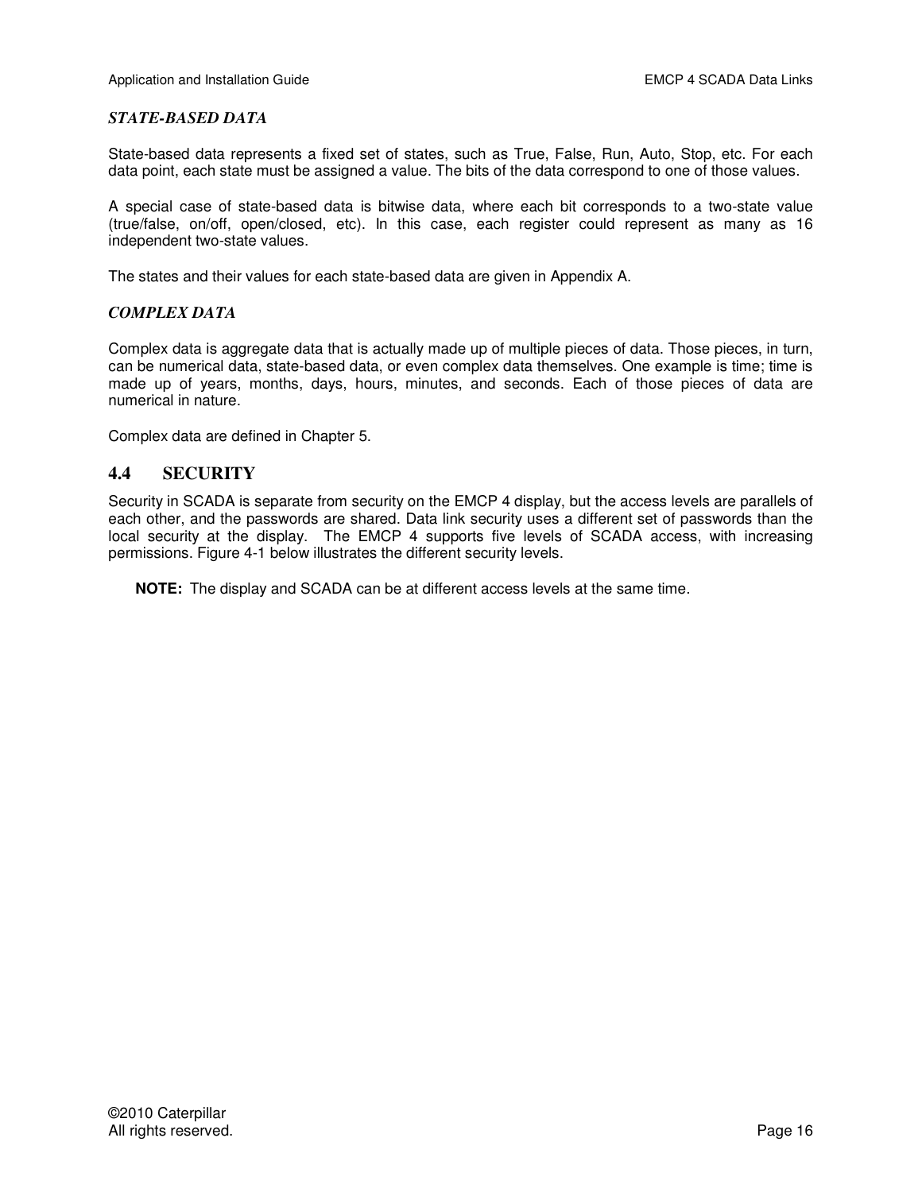### *STATE-BASED DATA*

State-based data represents a fixed set of states, such as True, False, Run, Auto, Stop, etc. For each data point, each state must be assigned a value. The bits of the data correspond to one of those values.

A special case of state-based data is bitwise data, where each bit corresponds to a two-state value (true/false, on/off, open/closed, etc). In this case, each register could represent as many as 16 independent two-state values.

The states and their values for each state-based data are given in Appendix A.

### *COMPLEX DATA*

Complex data is aggregate data that is actually made up of multiple pieces of data. Those pieces, in turn, can be numerical data, state-based data, or even complex data themselves. One example is time; time is made up of years, months, days, hours, minutes, and seconds. Each of those pieces of data are numerical in nature.

Complex data are defined in Chapter 5.

## 4.4 SECURITY

Security in SCADA is separate from security on the EMCP 4 display, but the access levels are parallels of each other, and the passwords are shared. Data link security uses a different set of passwords than the local security at the display. The EMCP 4 supports five levels of SCADA access, with increasing permissions. Figure 4-1 below illustrates the different security levels.

**NOTE:** The display and SCADA can be at different access levels at the same time.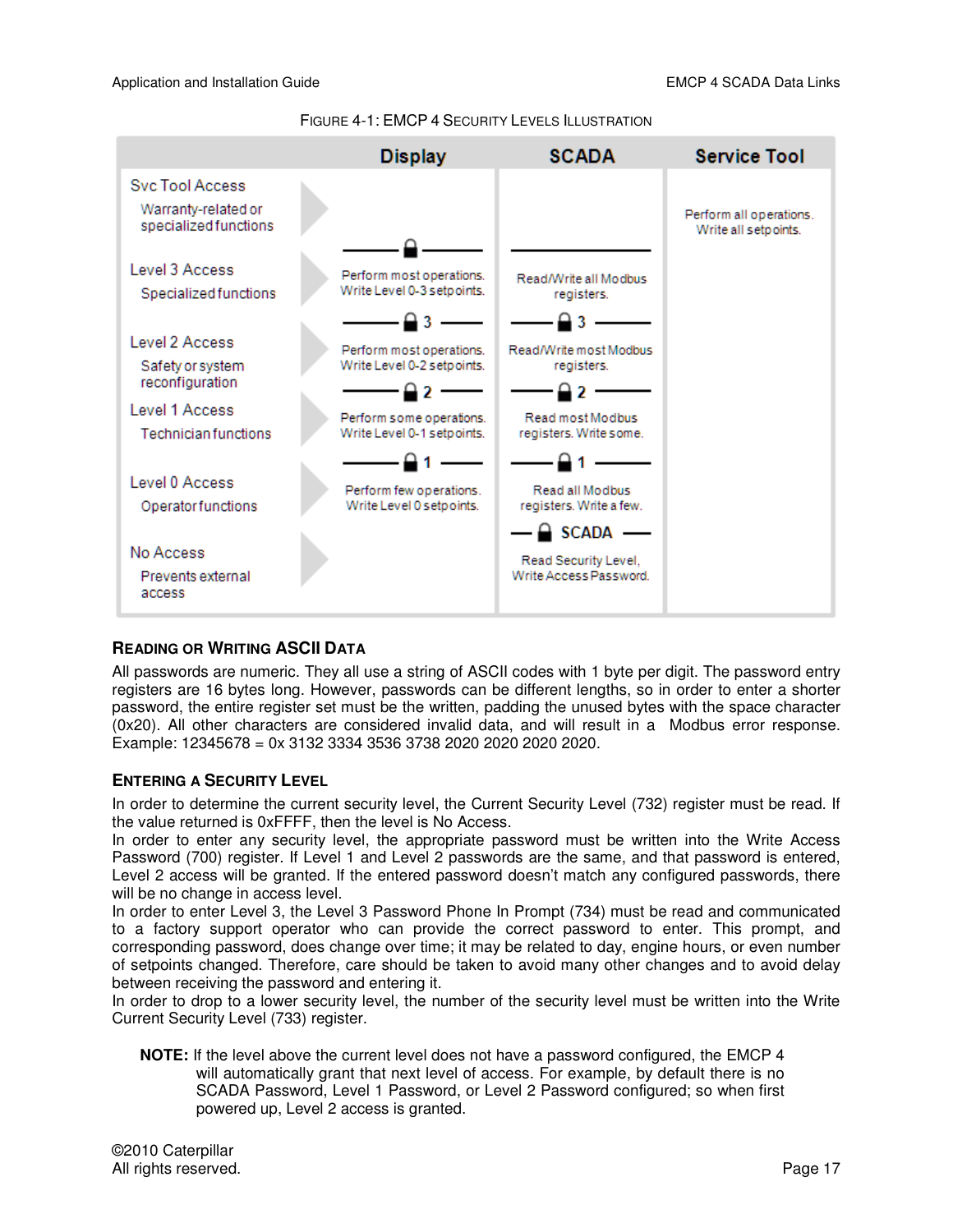FIGURE 4-1: EMCP 4 SECURITY LEVELS ILLUSTRATION

| | Display | SCADA | Service Tool |
|---|---|---|---|
| Svc Tool Access<br>Warranty-related or specialized functions | | | Perform all operations. Write all setpoints. |
| Level 3 Access<br>Specialized functions | Perform most operations. Write Level 0-3 setpoints. | Read/Write all Modbus registers. | |
| Level 2 Access<br>Safety or system reconfiguration | Perform most operations. Write Level 0-2 setpoints. | Read/Write most Modbus registers. | |
| Level 1 Access<br>Technician functions | Perform some operations. Write Level 0-1 setpoints. | Read most Modbus registers. Write some. | |
| Level 0 Access<br>Operator functions | Perform few operations. Write Level 0 setpoints. | Read all Modbus registers. Write a few. | |
| No Access<br>Prevents external access | | Read Security Level, Write Access Password. | |

#### READING OR WRITING ASCII DATA

All passwords are numeric. They all use a string of ASCII codes with 1 byte per digit. The password entry registers are 16 bytes long. However, passwords can be different lengths, so in order to enter a shorter password, the entire register set must be the written, padding the unused bytes with the space character (0x20). All other characters are considered invalid data, and will result in a Modbus error response. Example: 12345678 = 0x 3132 3334 3536 3738 2020 2020 2020 2020.

#### ENTERING A SECURITY LEVEL

In order to determine the current security level, the Current Security Level (732) register must be read. If the value returned is 0xFFFF, then the level is No Access.

In order to enter any security level, the appropriate password must be written into the Write Access Password (700) register. If Level 1 and Level 2 passwords are the same, and that password is entered, Level 2 access will be granted. If the entered password doesn't match any configured passwords, there will be no change in access level.

In order to enter Level 3, the Level 3 Password Phone In Prompt (734) must be read and communicated to a factory support operator who can provide the correct password to enter. This prompt, and corresponding password, does change over time; it may be related to day, engine hours, or even number of setpoints changed. Therefore, care should be taken to avoid many other changes and to avoid delay between receiving the password and entering it.

In order to drop to a lower security level, the number of the security level must be written into the Write Current Security Level (733) register.

> **NOTE:** If the level above the current level does not have a password configured, the EMCP 4 will automatically grant that next level of access. For example, by default there is no SCADA Password, Level 1 Password, or Level 2 Password configured; so when first powered up, Level 2 access is granted.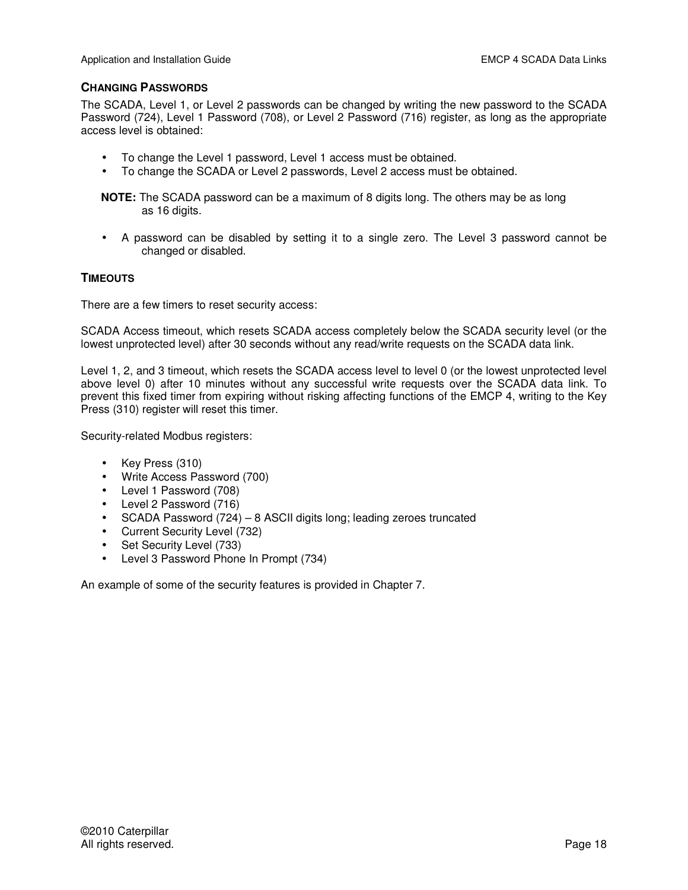### Changing Passwords

The SCADA, Level 1, or Level 2 passwords can be changed by writing the new password to the SCADA Password (724), Level 1 Password (708), or Level 2 Password (716) register, as long as the appropriate access level is obtained:

- To change the Level 1 password, Level 1 access must be obtained.
- To change the SCADA or Level 2 passwords, Level 2 access must be obtained.

**NOTE:** The SCADA password can be a maximum of 8 digits long. The others may be as long as 16 digits.

- A password can be disabled by setting it to a single zero. The Level 3 password cannot be changed or disabled.

### Timeouts

There are a few timers to reset security access:

SCADA Access timeout, which resets SCADA access completely below the SCADA security level (or the lowest unprotected level) after 30 seconds without any read/write requests on the SCADA data link.

Level 1, 2, and 3 timeout, which resets the SCADA access level to level 0 (or the lowest unprotected level above level 0) after 10 minutes without any successful write requests over the SCADA data link. To prevent this fixed timer from expiring without risking affecting functions of the EMCP 4, writing to the Key Press (310) register will reset this timer.

Security-related Modbus registers:

- Key Press (310)
- Write Access Password (700)
- Level 1 Password (708)
- Level 2 Password (716)
- SCADA Password (724) – 8 ASCII digits long; leading zeroes truncated
- Current Security Level (732)
- Set Security Level (733)
- Level 3 Password Phone In Prompt (734)

An example of some of the security features is provided in Chapter 7.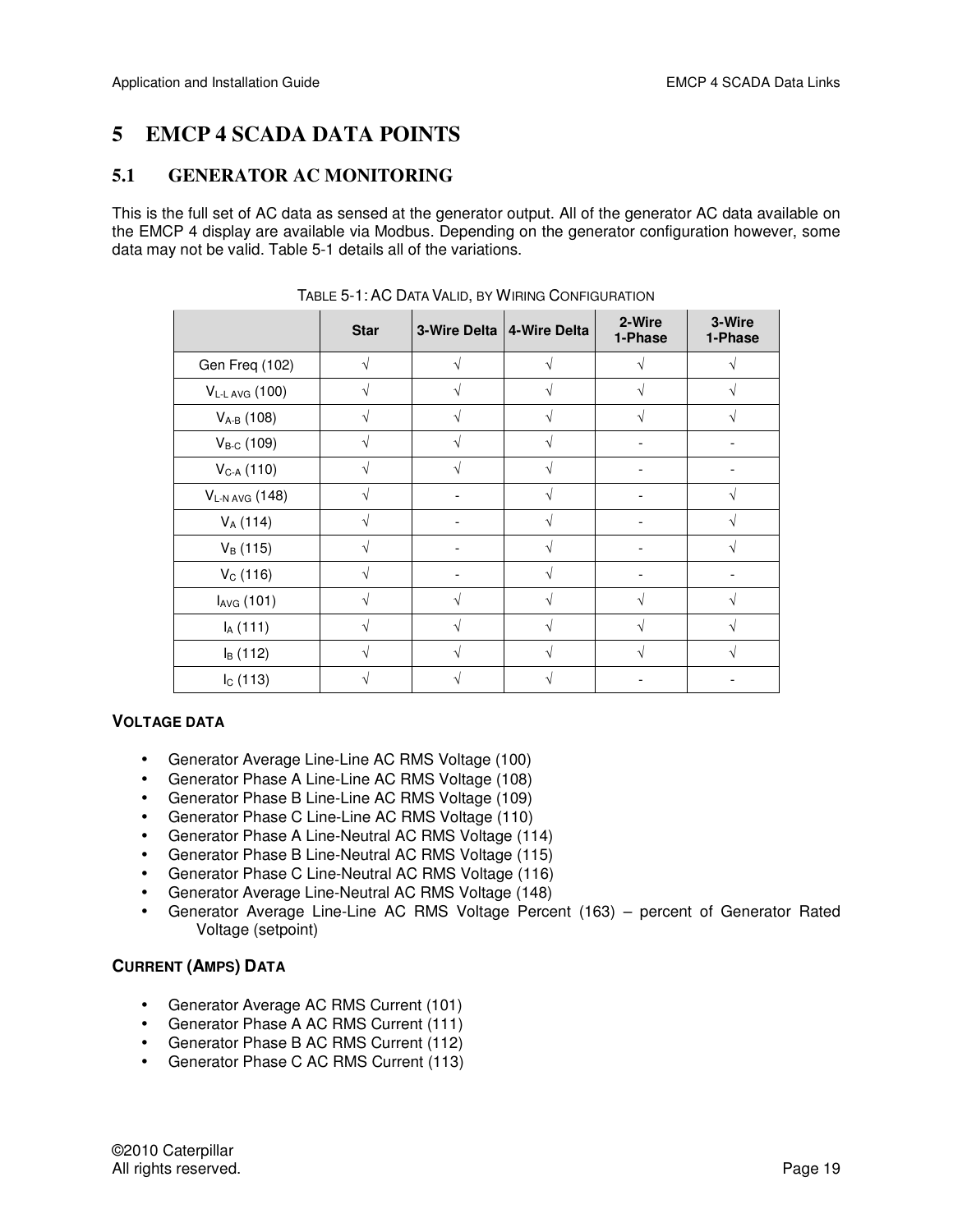# 5 EMCP 4 SCADA DATA POINTS

## 5.1 GENERATOR AC MONITORING

This is the full set of AC data as sensed at the generator output. All of the generator AC data available on the EMCP 4 display are available via Modbus. Depending on the generator configuration however, some data may not be valid. Table 5-1 details all of the variations.

TABLE 5-1: AC DATA VALID, BY WIRING CONFIGURATION

| | Star | 3-Wire Delta | 4-Wire Delta | 2-Wire 1-Phase | 3-Wire 1-Phase |
|---|---|---|---|---|---|
| Gen Freq (102) | √ | √ | √ | √ | √ |
| $V_{L\text{-}L\ AVG}$ (100) | √ | √ | √ | √ | √ |
| $V_{A\text{-}B}$ (108) | √ | √ | √ | √ | √ |
| $V_{B\text{-}C}$ (109) | √ | √ | √ | - | - |
| $V_{C\text{-}A}$ (110) | √ | √ | √ | - | - |
| $V_{L\text{-}N\ AVG}$ (148) | √ | - | √ | - | √ |
| $V_A$ (114) | √ | - | √ | - | √ |
| $V_B$ (115) | √ | - | √ | - | √ |
| $V_C$ (116) | √ | - | √ | - | - |
| $I_{AVG}$ (101) | √ | √ | √ | √ | √ |
| $I_A$ (111) | √ | √ | √ | √ | √ |
| $I_B$ (112) | √ | √ | √ | √ | √ |
| $I_C$ (113) | √ | √ | √ | - | - |

**VOLTAGE DATA**

- Generator Average Line-Line AC RMS Voltage (100)
- Generator Phase A Line-Line AC RMS Voltage (108)
- Generator Phase B Line-Line AC RMS Voltage (109)
- Generator Phase C Line-Line AC RMS Voltage (110)
- Generator Phase A Line-Neutral AC RMS Voltage (114)
- Generator Phase B Line-Neutral AC RMS Voltage (115)
- Generator Phase C Line-Neutral AC RMS Voltage (116)
- Generator Average Line-Neutral AC RMS Voltage (148)
- Generator Average Line-Line AC RMS Voltage Percent (163) – percent of Generator Rated Voltage (setpoint)

**CURRENT (AMPS) DATA**

- Generator Average AC RMS Current (101)
- Generator Phase A AC RMS Current (111)
- Generator Phase B AC RMS Current (112)
- Generator Phase C AC RMS Current (113)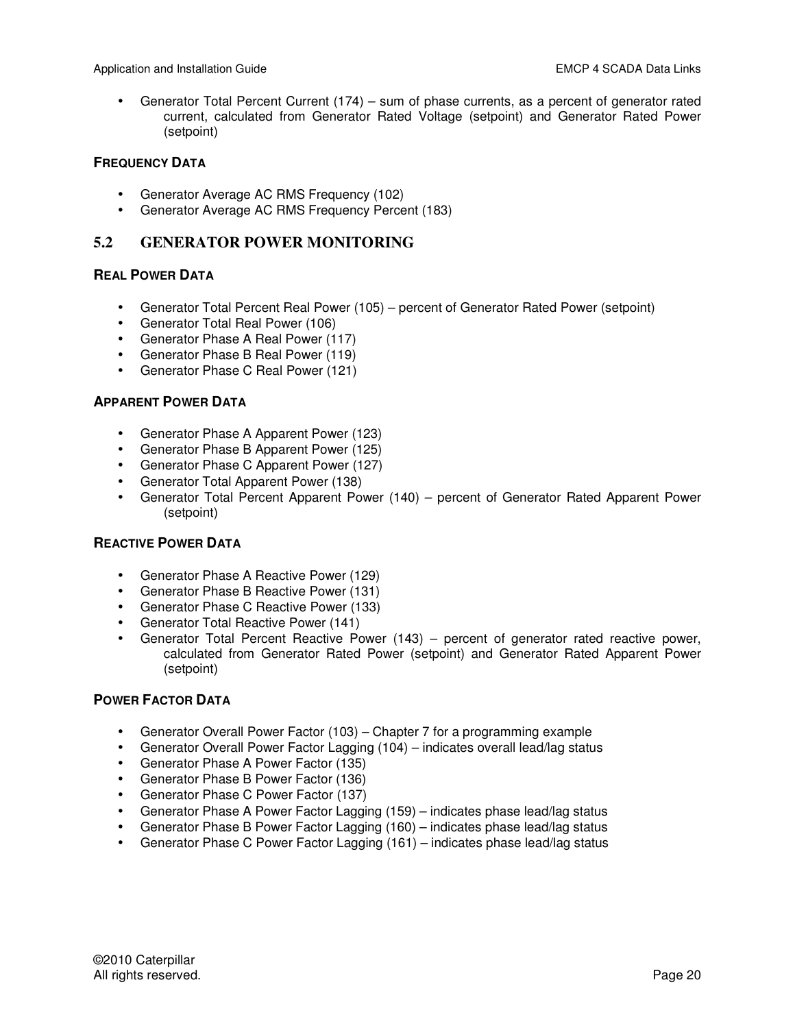- Generator Total Percent Current (174) – sum of phase currents, as a percent of generator rated current, calculated from Generator Rated Voltage (setpoint) and Generator Rated Power (setpoint)

**FREQUENCY DATA**

- Generator Average AC RMS Frequency (102)
- Generator Average AC RMS Frequency Percent (183)

## 5.2 GENERATOR POWER MONITORING

**REAL POWER DATA**

- Generator Total Percent Real Power (105) – percent of Generator Rated Power (setpoint)
- Generator Total Real Power (106)
- Generator Phase A Real Power (117)
- Generator Phase B Real Power (119)
- Generator Phase C Real Power (121)

**APPARENT POWER DATA**

- Generator Phase A Apparent Power (123)
- Generator Phase B Apparent Power (125)
- Generator Phase C Apparent Power (127)
- Generator Total Apparent Power (138)
- Generator Total Percent Apparent Power (140) – percent of Generator Rated Apparent Power (setpoint)

**REACTIVE POWER DATA**

- Generator Phase A Reactive Power (129)
- Generator Phase B Reactive Power (131)
- Generator Phase C Reactive Power (133)
- Generator Total Reactive Power (141)
- Generator Total Percent Reactive Power (143) – percent of generator rated reactive power, calculated from Generator Rated Power (setpoint) and Generator Rated Apparent Power (setpoint)

**POWER FACTOR DATA**

- Generator Overall Power Factor (103) – Chapter 7 for a programming example
- Generator Overall Power Factor Lagging (104) – indicates overall lead/lag status
- Generator Phase A Power Factor (135)
- Generator Phase B Power Factor (136)
- Generator Phase C Power Factor (137)
- Generator Phase A Power Factor Lagging (159) – indicates phase lead/lag status
- Generator Phase B Power Factor Lagging (160) – indicates phase lead/lag status
- Generator Phase C Power Factor Lagging (161) – indicates phase lead/lag status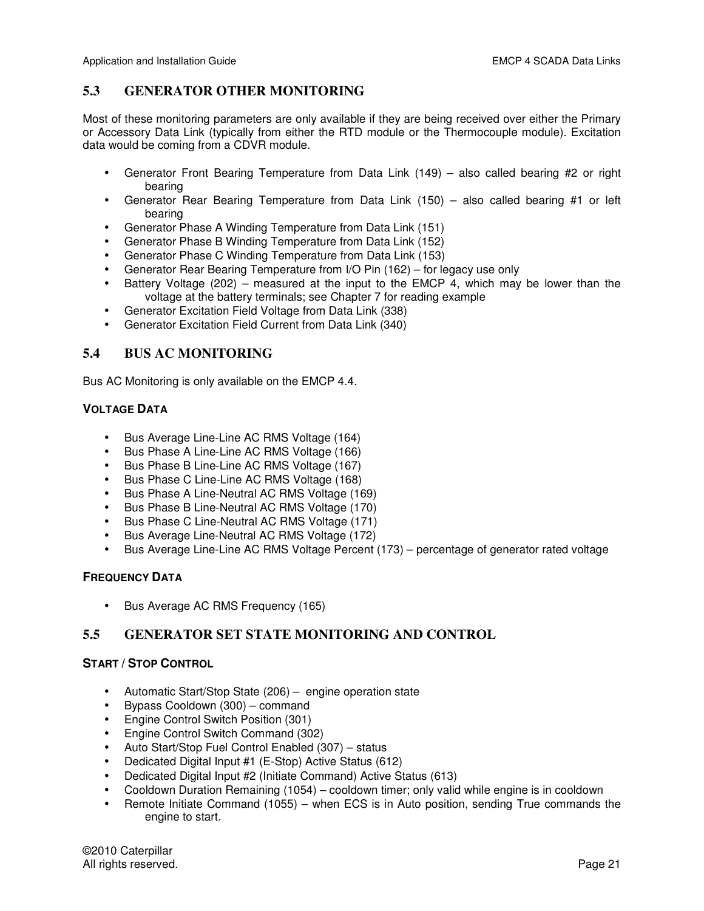## 5.3 GENERATOR OTHER MONITORING

Most of these monitoring parameters are only available if they are being received over either the Primary or Accessory Data Link (typically from either the RTD module or the Thermocouple module). Excitation data would be coming from a CDVR module.

- Generator Front Bearing Temperature from Data Link (149) – also called bearing #2 or right bearing
- Generator Rear Bearing Temperature from Data Link (150) – also called bearing #1 or left bearing
- Generator Phase A Winding Temperature from Data Link (151)
- Generator Phase B Winding Temperature from Data Link (152)
- Generator Phase C Winding Temperature from Data Link (153)
- Generator Rear Bearing Temperature from I/O Pin (162) – for legacy use only
- Battery Voltage (202) – measured at the input to the EMCP 4, which may be lower than the voltage at the battery terminals; see Chapter 7 for reading example
- Generator Excitation Field Voltage from Data Link (338)
- Generator Excitation Field Current from Data Link (340)

## 5.4 BUS AC MONITORING

Bus AC Monitoring is only available on the EMCP 4.4.

### VOLTAGE DATA

- Bus Average Line-Line AC RMS Voltage (164)
- Bus Phase A Line-Line AC RMS Voltage (166)
- Bus Phase B Line-Line AC RMS Voltage (167)
- Bus Phase C Line-Line AC RMS Voltage (168)
- Bus Phase A Line-Neutral AC RMS Voltage (169)
- Bus Phase B Line-Neutral AC RMS Voltage (170)
- Bus Phase C Line-Neutral AC RMS Voltage (171)
- Bus Average Line-Neutral AC RMS Voltage (172)
- Bus Average Line-Line AC RMS Voltage Percent (173) – percentage of generator rated voltage

### FREQUENCY DATA

- Bus Average AC RMS Frequency (165)

## 5.5 GENERATOR SET STATE MONITORING AND CONTROL

### START / STOP CONTROL

- Automatic Start/Stop State (206) – engine operation state
- Bypass Cooldown (300) – command
- Engine Control Switch Position (301)
- Engine Control Switch Command (302)
- Auto Start/Stop Fuel Control Enabled (307) – status
- Dedicated Digital Input #1 (E-Stop) Active Status (612)
- Dedicated Digital Input #2 (Initiate Command) Active Status (613)
- Cooldown Duration Remaining (1054) – cooldown timer; only valid while engine is in cooldown
- Remote Initiate Command (1055) – when ECS is in Auto position, sending True commands the engine to start.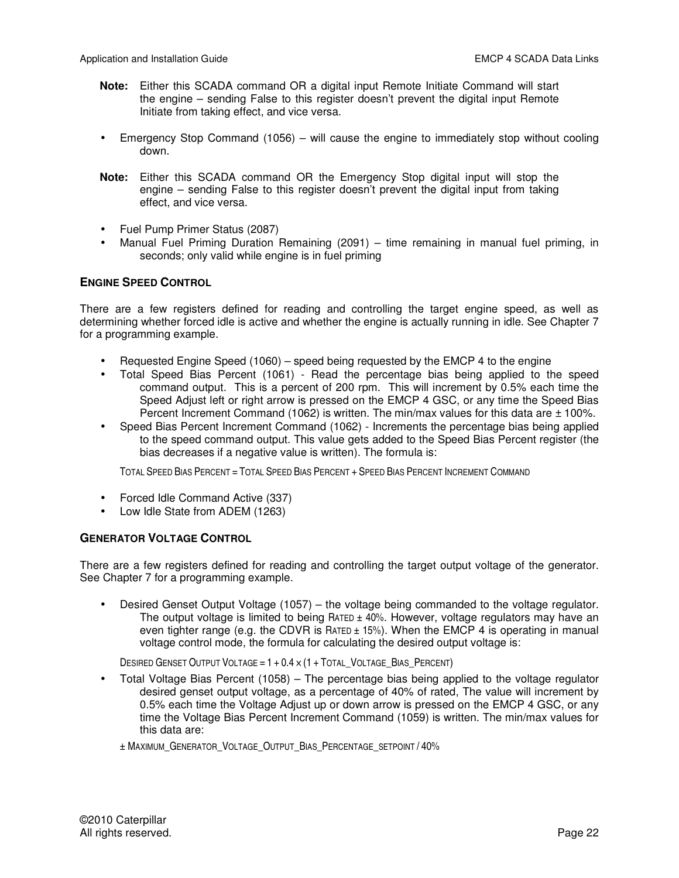**Note:** Either this SCADA command OR a digital input Remote Initiate Command will start the engine – sending False to this register doesn't prevent the digital input Remote Initiate from taking effect, and vice versa.

- Emergency Stop Command (1056) – will cause the engine to immediately stop without cooling down.

**Note:** Either this SCADA command OR the Emergency Stop digital input will stop the engine – sending False to this register doesn't prevent the digital input from taking effect, and vice versa.

- Fuel Pump Primer Status (2087)
- Manual Fuel Priming Duration Remaining (2091) – time remaining in manual fuel priming, in seconds; only valid while engine is in fuel priming

### ENGINE SPEED CONTROL

There are a few registers defined for reading and controlling the target engine speed, as well as determining whether forced idle is active and whether the engine is actually running in idle. See Chapter 7 for a programming example.

- Requested Engine Speed (1060) – speed being requested by the EMCP 4 to the engine
- Total Speed Bias Percent (1061) - Read the percentage bias being applied to the speed command output. This is a percent of 200 rpm. This will increment by 0.5% each time the Speed Adjust left or right arrow is pressed on the EMCP 4 GSC, or any time the Speed Bias Percent Increment Command (1062) is written. The min/max values for this data are ± 100%.
- Speed Bias Percent Increment Command (1062) - Increments the percentage bias being applied to the speed command output. This value gets added to the Speed Bias Percent register (the bias decreases if a negative value is written). The formula is:

  TOTAL SPEED BIAS PERCENT = TOTAL SPEED BIAS PERCENT + SPEED BIAS PERCENT INCREMENT COMMAND

- Forced Idle Command Active (337)
- Low Idle State from ADEM (1263)

### GENERATOR VOLTAGE CONTROL

There are a few registers defined for reading and controlling the target output voltage of the generator. See Chapter 7 for a programming example.

- Desired Genset Output Voltage (1057) – the voltage being commanded to the voltage regulator. The output voltage is limited to being RATED ± 40%. However, voltage regulators may have an even tighter range (e.g. the CDVR is RATED ± 15%). When the EMCP 4 is operating in manual voltage control mode, the formula for calculating the desired output voltage is:

  DESIRED GENSET OUTPUT VOLTAGE = 1 + 0.4 × (1 + TOTAL_VOLTAGE_BIAS_PERCENT)

- Total Voltage Bias Percent (1058) – The percentage bias being applied to the voltage regulator desired genset output voltage, as a percentage of 40% of rated, The value will increment by 0.5% each time the Voltage Adjust up or down arrow is pressed on the EMCP 4 GSC, or any time the Voltage Bias Percent Increment Command (1059) is written. The min/max values for this data are:

  ± MAXIMUM_GENERATOR_VOLTAGE_OUTPUT_BIAS_PERCENTAGE_SETPOINT / 40%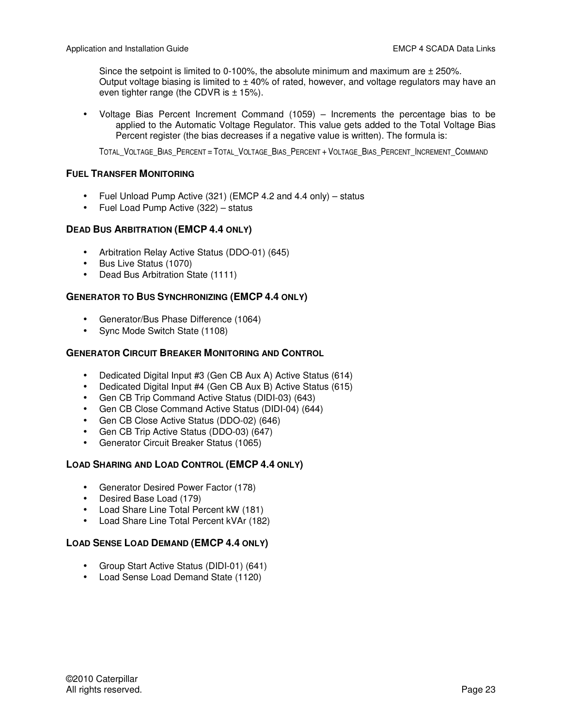Since the setpoint is limited to 0-100%, the absolute minimum and maximum are ± 250%. Output voltage biasing is limited to ± 40% of rated, however, and voltage regulators may have an even tighter range (the CDVR is ± 15%).

- Voltage Bias Percent Increment Command (1059) – Increments the percentage bias to be applied to the Automatic Voltage Regulator. This value gets added to the Total Voltage Bias Percent register (the bias decreases if a negative value is written). The formula is:

TOTAL_VOLTAGE_BIAS_PERCENT = TOTAL_VOLTAGE_BIAS_PERCENT + VOLTAGE_BIAS_PERCENT_INCREMENT_COMMAND

### FUEL TRANSFER MONITORING

- Fuel Unload Pump Active (321) (EMCP 4.2 and 4.4 only) – status
- Fuel Load Pump Active (322) – status

### DEAD BUS ARBITRATION (EMCP 4.4 ONLY)

- Arbitration Relay Active Status (DDO-01) (645)
- Bus Live Status (1070)
- Dead Bus Arbitration State (1111)

### GENERATOR TO BUS SYNCHRONIZING (EMCP 4.4 ONLY)

- Generator/Bus Phase Difference (1064)
- Sync Mode Switch State (1108)

### GENERATOR CIRCUIT BREAKER MONITORING AND CONTROL

- Dedicated Digital Input #3 (Gen CB Aux A) Active Status (614)
- Dedicated Digital Input #4 (Gen CB Aux B) Active Status (615)
- Gen CB Trip Command Active Status (DIDI-03) (643)
- Gen CB Close Command Active Status (DIDI-04) (644)
- Gen CB Close Active Status (DDO-02) (646)
- Gen CB Trip Active Status (DDO-03) (647)
- Generator Circuit Breaker Status (1065)

### LOAD SHARING AND LOAD CONTROL (EMCP 4.4 ONLY)

- Generator Desired Power Factor (178)
- Desired Base Load (179)
- Load Share Line Total Percent kW (181)
- Load Share Line Total Percent kVAr (182)

### LOAD SENSE LOAD DEMAND (EMCP 4.4 ONLY)

- Group Start Active Status (DIDI-01) (641)
- Load Sense Load Demand State (1120)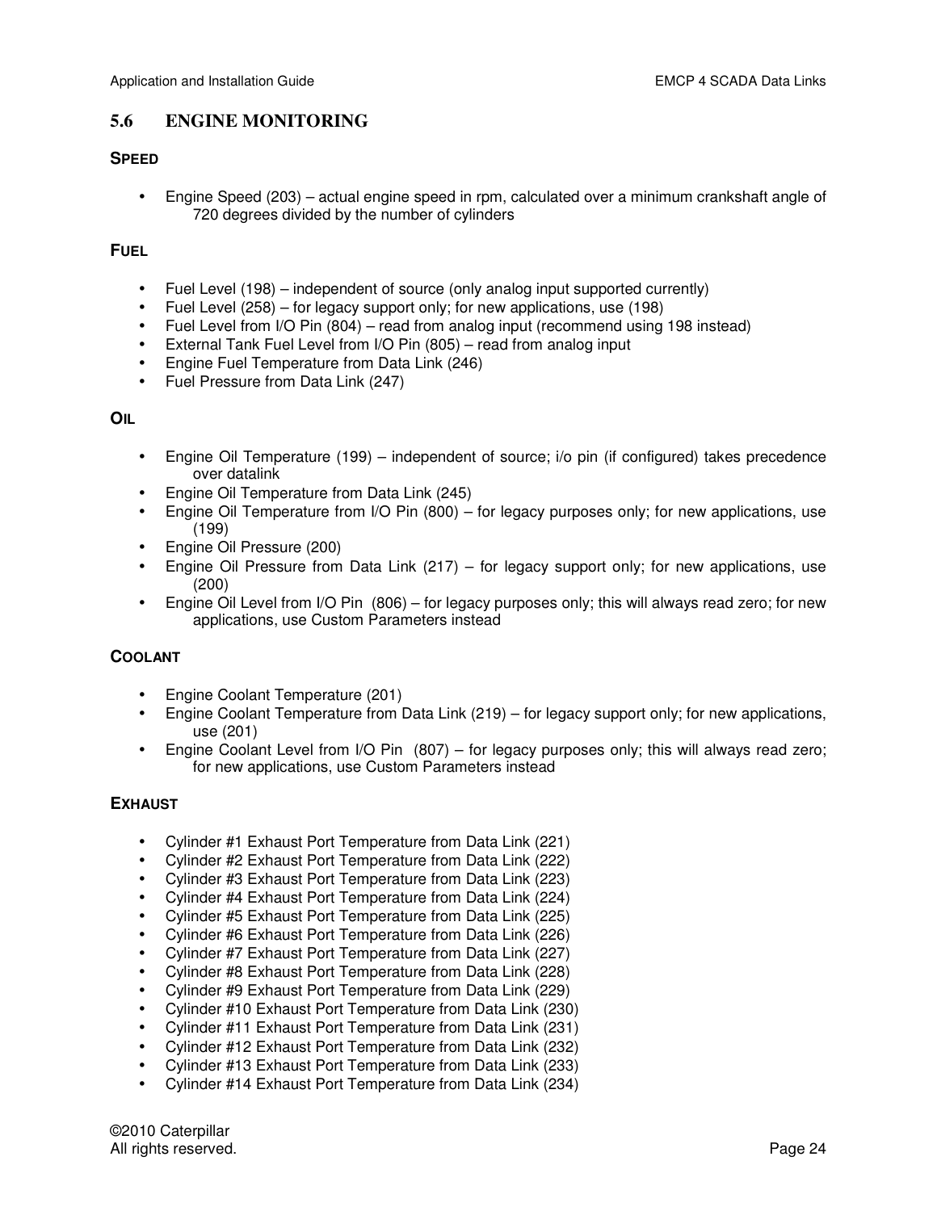## 5.6 ENGINE MONITORING

### SPEED

- Engine Speed (203) – actual engine speed in rpm, calculated over a minimum crankshaft angle of 720 degrees divided by the number of cylinders

### FUEL

- Fuel Level (198) – independent of source (only analog input supported currently)
- Fuel Level (258) – for legacy support only; for new applications, use (198)
- Fuel Level from I/O Pin (804) – read from analog input (recommend using 198 instead)
- External Tank Fuel Level from I/O Pin (805) – read from analog input
- Engine Fuel Temperature from Data Link (246)
- Fuel Pressure from Data Link (247)

### OIL

- Engine Oil Temperature (199) – independent of source; i/o pin (if configured) takes precedence over datalink
- Engine Oil Temperature from Data Link (245)
- Engine Oil Temperature from I/O Pin (800) – for legacy purposes only; for new applications, use (199)
- Engine Oil Pressure (200)
- Engine Oil Pressure from Data Link (217) – for legacy support only; for new applications, use (200)
- Engine Oil Level from I/O Pin (806) – for legacy purposes only; this will always read zero; for new applications, use Custom Parameters instead

### COOLANT

- Engine Coolant Temperature (201)
- Engine Coolant Temperature from Data Link (219) – for legacy support only; for new applications, use (201)
- Engine Coolant Level from I/O Pin (807) – for legacy purposes only; this will always read zero; for new applications, use Custom Parameters instead

### EXHAUST

- Cylinder #1 Exhaust Port Temperature from Data Link (221)
- Cylinder #2 Exhaust Port Temperature from Data Link (222)
- Cylinder #3 Exhaust Port Temperature from Data Link (223)
- Cylinder #4 Exhaust Port Temperature from Data Link (224)
- Cylinder #5 Exhaust Port Temperature from Data Link (225)
- Cylinder #6 Exhaust Port Temperature from Data Link (226)
- Cylinder #7 Exhaust Port Temperature from Data Link (227)
- Cylinder #8 Exhaust Port Temperature from Data Link (228)
- Cylinder #9 Exhaust Port Temperature from Data Link (229)
- Cylinder #10 Exhaust Port Temperature from Data Link (230)
- Cylinder #11 Exhaust Port Temperature from Data Link (231)
- Cylinder #12 Exhaust Port Temperature from Data Link (232)
- Cylinder #13 Exhaust Port Temperature from Data Link (233)
- Cylinder #14 Exhaust Port Temperature from Data Link (234)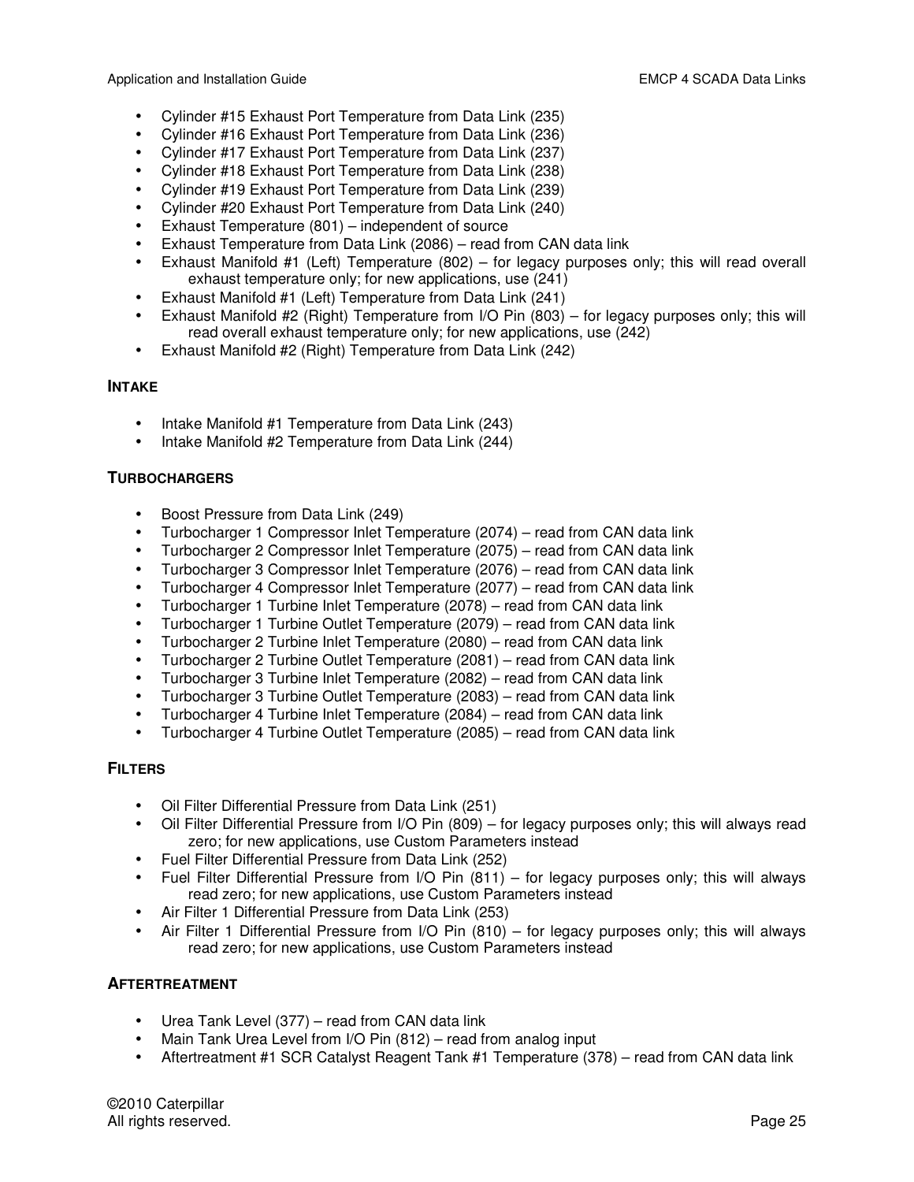- Cylinder #15 Exhaust Port Temperature from Data Link (235)
- Cylinder #16 Exhaust Port Temperature from Data Link (236)
- Cylinder #17 Exhaust Port Temperature from Data Link (237)
- Cylinder #18 Exhaust Port Temperature from Data Link (238)
- Cylinder #19 Exhaust Port Temperature from Data Link (239)
- Cylinder #20 Exhaust Port Temperature from Data Link (240)
- Exhaust Temperature (801) – independent of source
- Exhaust Temperature from Data Link (2086) – read from CAN data link
- Exhaust Manifold #1 (Left) Temperature (802) – for legacy purposes only; this will read overall exhaust temperature only; for new applications, use (241)
- Exhaust Manifold #1 (Left) Temperature from Data Link (241)
- Exhaust Manifold #2 (Right) Temperature from I/O Pin (803) – for legacy purposes only; this will read overall exhaust temperature only; for new applications, use (242)
- Exhaust Manifold #2 (Right) Temperature from Data Link (242)

### INTAKE

- Intake Manifold #1 Temperature from Data Link (243)
- Intake Manifold #2 Temperature from Data Link (244)

### TURBOCHARGERS

- Boost Pressure from Data Link (249)
- Turbocharger 1 Compressor Inlet Temperature (2074) – read from CAN data link
- Turbocharger 2 Compressor Inlet Temperature (2075) – read from CAN data link
- Turbocharger 3 Compressor Inlet Temperature (2076) – read from CAN data link
- Turbocharger 4 Compressor Inlet Temperature (2077) – read from CAN data link
- Turbocharger 1 Turbine Inlet Temperature (2078) – read from CAN data link
- Turbocharger 1 Turbine Outlet Temperature (2079) – read from CAN data link
- Turbocharger 2 Turbine Inlet Temperature (2080) – read from CAN data link
- Turbocharger 2 Turbine Outlet Temperature (2081) – read from CAN data link
- Turbocharger 3 Turbine Inlet Temperature (2082) – read from CAN data link
- Turbocharger 3 Turbine Outlet Temperature (2083) – read from CAN data link
- Turbocharger 4 Turbine Inlet Temperature (2084) – read from CAN data link
- Turbocharger 4 Turbine Outlet Temperature (2085) – read from CAN data link

### FILTERS

- Oil Filter Differential Pressure from Data Link (251)
- Oil Filter Differential Pressure from I/O Pin (809) – for legacy purposes only; this will always read zero; for new applications, use Custom Parameters instead
- Fuel Filter Differential Pressure from Data Link (252)
- Fuel Filter Differential Pressure from I/O Pin (811) – for legacy purposes only; this will always read zero; for new applications, use Custom Parameters instead
- Air Filter 1 Differential Pressure from Data Link (253)
- Air Filter 1 Differential Pressure from I/O Pin (810) – for legacy purposes only; this will always read zero; for new applications, use Custom Parameters instead

### AFTERTREATMENT

- Urea Tank Level (377) – read from CAN data link
- Main Tank Urea Level from I/O Pin (812) – read from analog input
- Aftertreatment #1 SCR Catalyst Reagent Tank #1 Temperature (378) – read from CAN data link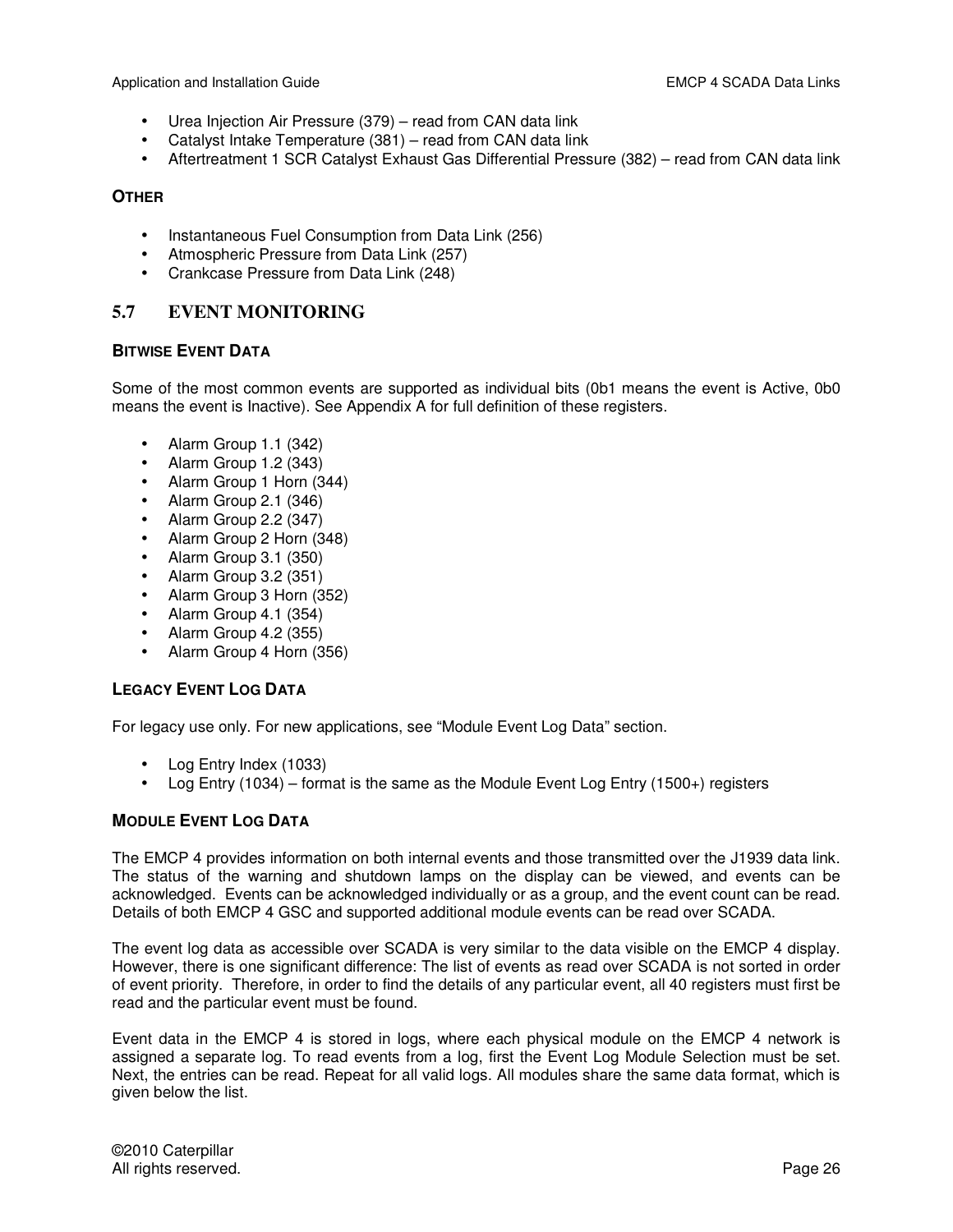- Urea Injection Air Pressure (379) – read from CAN data link
- Catalyst Intake Temperature (381) – read from CAN data link
- Aftertreatment 1 SCR Catalyst Exhaust Gas Differential Pressure (382) – read from CAN data link

#### OTHER

- Instantaneous Fuel Consumption from Data Link (256)
- Atmospheric Pressure from Data Link (257)
- Crankcase Pressure from Data Link (248)

## 5.7 EVENT MONITORING

#### BITWISE EVENT DATA

Some of the most common events are supported as individual bits (0b1 means the event is Active, 0b0 means the event is Inactive). See Appendix A for full definition of these registers.

- Alarm Group 1.1 (342)
- Alarm Group 1.2 (343)
- Alarm Group 1 Horn (344)
- Alarm Group 2.1 (346)
- Alarm Group 2.2 (347)
- Alarm Group 2 Horn (348)
- Alarm Group 3.1 (350)
- Alarm Group 3.2 (351)
- Alarm Group 3 Horn (352)
- Alarm Group 4.1 (354)
- Alarm Group 4.2 (355)
- Alarm Group 4 Horn (356)

#### LEGACY EVENT LOG DATA

For legacy use only. For new applications, see "Module Event Log Data" section.

- Log Entry Index (1033)
- Log Entry (1034) – format is the same as the Module Event Log Entry (1500+) registers

#### MODULE EVENT LOG DATA

The EMCP 4 provides information on both internal events and those transmitted over the J1939 data link. The status of the warning and shutdown lamps on the display can be viewed, and events can be acknowledged. Events can be acknowledged individually or as a group, and the event count can be read. Details of both EMCP 4 GSC and supported additional module events can be read over SCADA.

The event log data as accessible over SCADA is very similar to the data visible on the EMCP 4 display. However, there is one significant difference: The list of events as read over SCADA is not sorted in order of event priority. Therefore, in order to find the details of any particular event, all 40 registers must first be read and the particular event must be found.

Event data in the EMCP 4 is stored in logs, where each physical module on the EMCP 4 network is assigned a separate log. To read events from a log, first the Event Log Module Selection must be set. Next, the entries can be read. Repeat for all valid logs. All modules share the same data format, which is given below the list.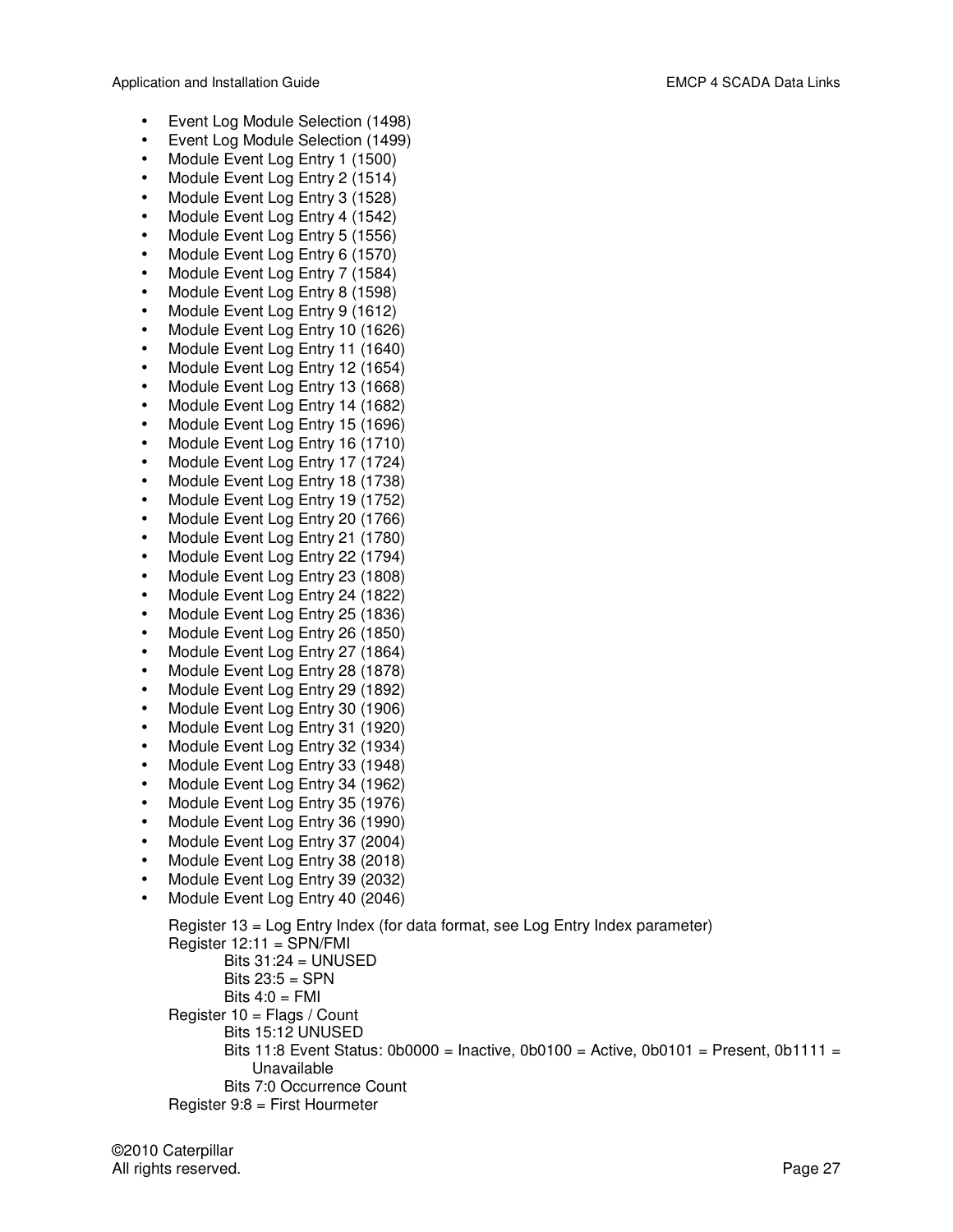- Event Log Module Selection (1498)
- Event Log Module Selection (1499)
- Module Event Log Entry 1 (1500)
- Module Event Log Entry 2 (1514)
- Module Event Log Entry 3 (1528)
- Module Event Log Entry 4 (1542)
- Module Event Log Entry 5 (1556)
- Module Event Log Entry 6 (1570)
- Module Event Log Entry 7 (1584)
- Module Event Log Entry 8 (1598)
- Module Event Log Entry 9 (1612)
- Module Event Log Entry 10 (1626)
- Module Event Log Entry 11 (1640)
- Module Event Log Entry 12 (1654)
- Module Event Log Entry 13 (1668)
- Module Event Log Entry 14 (1682)
- Module Event Log Entry 15 (1696)
- Module Event Log Entry 16 (1710)
- Module Event Log Entry 17 (1724)
- Module Event Log Entry 18 (1738)
- Module Event Log Entry 19 (1752)
- Module Event Log Entry 20 (1766)
- Module Event Log Entry 21 (1780)
- Module Event Log Entry 22 (1794)
- Module Event Log Entry 23 (1808)
- Module Event Log Entry 24 (1822)
- Module Event Log Entry 25 (1836)
- Module Event Log Entry 26 (1850)
- Module Event Log Entry 27 (1864)
- Module Event Log Entry 28 (1878)
- Module Event Log Entry 29 (1892)
- Module Event Log Entry 30 (1906)
- Module Event Log Entry 31 (1920)
- Module Event Log Entry 32 (1934)
- Module Event Log Entry 33 (1948)
- Module Event Log Entry 34 (1962)
- Module Event Log Entry 35 (1976)
- Module Event Log Entry 36 (1990)
- Module Event Log Entry 37 (2004)
- Module Event Log Entry 38 (2018)
- Module Event Log Entry 39 (2032)
- Module Event Log Entry 40 (2046)

  Register 13 = Log Entry Index (for data format, see Log Entry Index parameter)
  Register 12:11 = SPN/FMI
  - Bits 31:24 = UNUSED
  - Bits 23:5 = SPN
  - Bits 4:0 = FMI

  Register 10 = Flags / Count
  - Bits 15:12 UNUSED
  - Bits 11:8 Event Status: 0b0000 = Inactive, 0b0100 = Active, 0b0101 = Present, 0b1111 = Unavailable
  - Bits 7:0 Occurrence Count

  Register 9:8 = First Hourmeter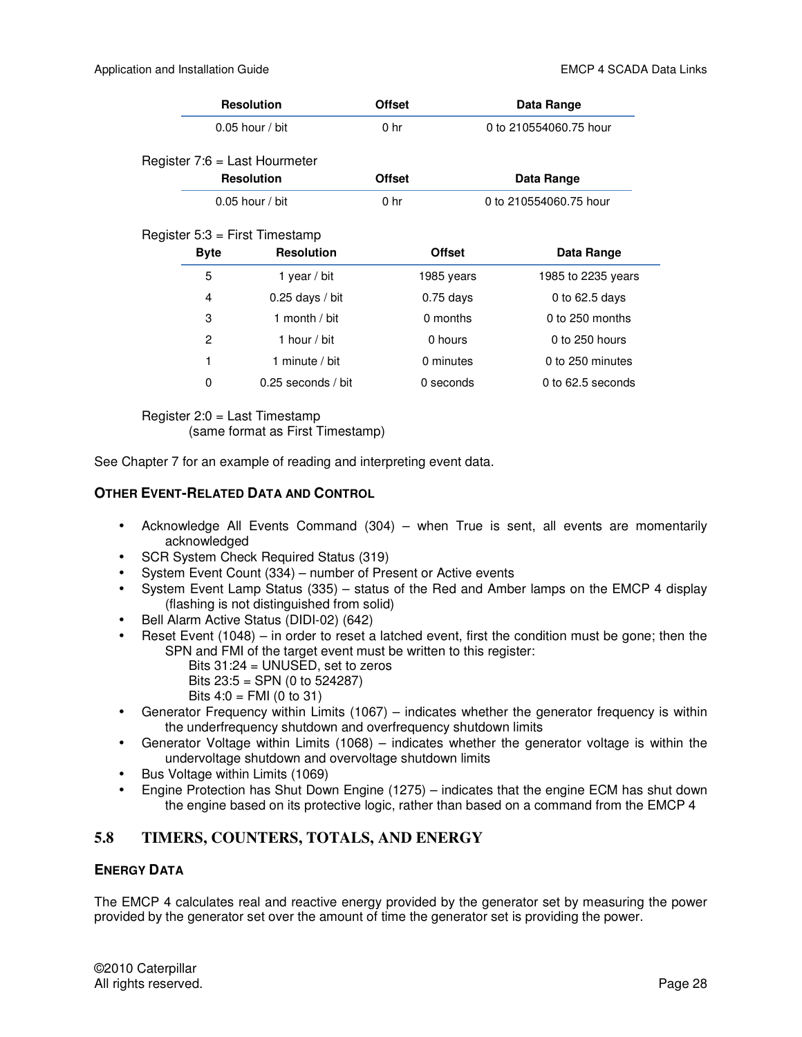| Resolution | Offset | Data Range |
|---|---|---|
| 0.05 hour / bit | 0 hr | 0 to 210554060.75 hour |

Register 7:6 = Last Hourmeter

| Resolution | Offset | Data Range |
|---|---|---|
| 0.05 hour / bit | 0 hr | 0 to 210554060.75 hour |

Register 5:3 = First Timestamp

| Byte | Resolution | Offset | Data Range |
|---|---|---|---|
| 5 | 1 year / bit | 1985 years | 1985 to 2235 years |
| 4 | 0.25 days / bit | 0.75 days | 0 to 62.5 days |
| 3 | 1 month / bit | 0 months | 0 to 250 months |
| 2 | 1 hour / bit | 0 hours | 0 to 250 hours |
| 1 | 1 minute / bit | 0 minutes | 0 to 250 minutes |
| 0 | 0.25 seconds / bit | 0 seconds | 0 to 62.5 seconds |

Register 2:0 = Last Timestamp
(same format as First Timestamp)

See Chapter 7 for an example of reading and interpreting event data.

#### OTHER EVENT-RELATED DATA AND CONTROL

- Acknowledge All Events Command (304) – when True is sent, all events are momentarily acknowledged
- SCR System Check Required Status (319)
- System Event Count (334) – number of Present or Active events
- System Event Lamp Status (335) – status of the Red and Amber lamps on the EMCP 4 display (flashing is not distinguished from solid)
- Bell Alarm Active Status (DIDI-02) (642)
- Reset Event (1048) – in order to reset a latched event, first the condition must be gone; then the SPN and FMI of the target event must be written to this register:
  - Bits 31:24 = UNUSED, set to zeros
  - Bits 23:5 = SPN (0 to 524287)
  - Bits 4:0 = FMI (0 to 31)
- Generator Frequency within Limits (1067) – indicates whether the generator frequency is within the underfrequency shutdown and overfrequency shutdown limits
- Generator Voltage within Limits (1068) – indicates whether the generator voltage is within the undervoltage shutdown and overvoltage shutdown limits
- Bus Voltage within Limits (1069)
- Engine Protection has Shut Down Engine (1275) – indicates that the engine ECM has shut down the engine based on its protective logic, rather than based on a command from the EMCP 4

## 5.8 TIMERS, COUNTERS, TOTALS, AND ENERGY

#### ENERGY DATA

The EMCP 4 calculates real and reactive energy provided by the generator set by measuring the power provided by the generator set over the amount of time the generator set is providing the power.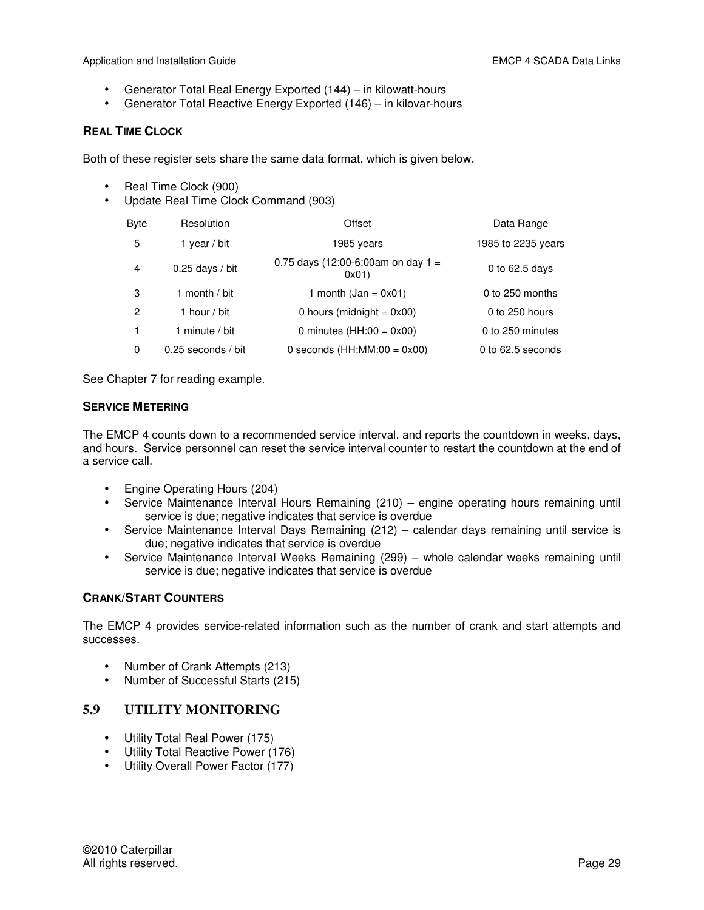- Generator Total Real Energy Exported (144) – in kilowatt-hours
- Generator Total Reactive Energy Exported (146) – in kilovar-hours

#### REAL TIME CLOCK

Both of these register sets share the same data format, which is given below.

- Real Time Clock (900)
- Update Real Time Clock Command (903)

| Byte | Resolution | Offset | Data Range |
|---|---|---|---|
| 5 | 1 year / bit | 1985 years | 1985 to 2235 years |
| 4 | 0.25 days / bit | 0.75 days (12:00-6:00am on day 1 = 0x01) | 0 to 62.5 days |
| 3 | 1 month / bit | 1 month (Jan = 0x01) | 0 to 250 months |
| 2 | 1 hour / bit | 0 hours (midnight = 0x00) | 0 to 250 hours |
| 1 | 1 minute / bit | 0 minutes (HH:00 = 0x00) | 0 to 250 minutes |
| 0 | 0.25 seconds / bit | 0 seconds (HH:MM:00 = 0x00) | 0 to 62.5 seconds |

See Chapter 7 for reading example.

#### SERVICE METERING

The EMCP 4 counts down to a recommended service interval, and reports the countdown in weeks, days, and hours. Service personnel can reset the service interval counter to restart the countdown at the end of a service call.

- Engine Operating Hours (204)
- Service Maintenance Interval Hours Remaining (210) – engine operating hours remaining until service is due; negative indicates that service is overdue
- Service Maintenance Interval Days Remaining (212) – calendar days remaining until service is due; negative indicates that service is overdue
- Service Maintenance Interval Weeks Remaining (299) – whole calendar weeks remaining until service is due; negative indicates that service is overdue

#### CRANK/START COUNTERS

The EMCP 4 provides service-related information such as the number of crank and start attempts and successes.

- Number of Crank Attempts (213)
- Number of Successful Starts (215)

## 5.9 UTILITY MONITORING

- Utility Total Real Power (175)
- Utility Total Reactive Power (176)
- Utility Overall Power Factor (177)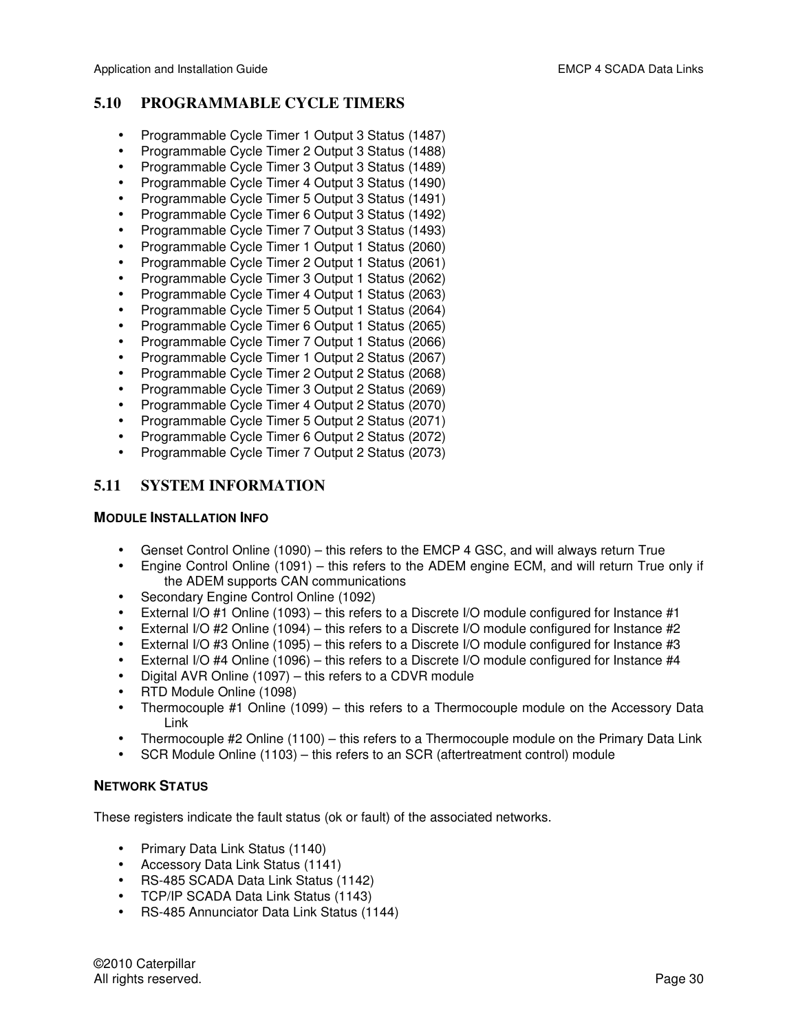## 5.10 PROGRAMMABLE CYCLE TIMERS

- Programmable Cycle Timer 1 Output 3 Status (1487)
- Programmable Cycle Timer 2 Output 3 Status (1488)
- Programmable Cycle Timer 3 Output 3 Status (1489)
- Programmable Cycle Timer 4 Output 3 Status (1490)
- Programmable Cycle Timer 5 Output 3 Status (1491)
- Programmable Cycle Timer 6 Output 3 Status (1492)
- Programmable Cycle Timer 7 Output 3 Status (1493)
- Programmable Cycle Timer 1 Output 1 Status (2060)
- Programmable Cycle Timer 2 Output 1 Status (2061)
- Programmable Cycle Timer 3 Output 1 Status (2062)
- Programmable Cycle Timer 4 Output 1 Status (2063)
- Programmable Cycle Timer 5 Output 1 Status (2064)
- Programmable Cycle Timer 6 Output 1 Status (2065)
- Programmable Cycle Timer 7 Output 1 Status (2066)
- Programmable Cycle Timer 1 Output 2 Status (2067)
- Programmable Cycle Timer 2 Output 2 Status (2068)
- Programmable Cycle Timer 3 Output 2 Status (2069)
- Programmable Cycle Timer 4 Output 2 Status (2070)
- Programmable Cycle Timer 5 Output 2 Status (2071)
- Programmable Cycle Timer 6 Output 2 Status (2072)
- Programmable Cycle Timer 7 Output 2 Status (2073)

## 5.11 SYSTEM INFORMATION

### MODULE INSTALLATION INFO

- Genset Control Online (1090) – this refers to the EMCP 4 GSC, and will always return True
- Engine Control Online (1091) – this refers to the ADEM engine ECM, and will return True only if the ADEM supports CAN communications
- Secondary Engine Control Online (1092)
- External I/O #1 Online (1093) – this refers to a Discrete I/O module configured for Instance #1
- External I/O #2 Online (1094) – this refers to a Discrete I/O module configured for Instance #2
- External I/O #3 Online (1095) – this refers to a Discrete I/O module configured for Instance #3
- External I/O #4 Online (1096) – this refers to a Discrete I/O module configured for Instance #4
- Digital AVR Online (1097) – this refers to a CDVR module
- RTD Module Online (1098)
- Thermocouple #1 Online (1099) – this refers to a Thermocouple module on the Accessory Data Link
- Thermocouple #2 Online (1100) – this refers to a Thermocouple module on the Primary Data Link
- SCR Module Online (1103) – this refers to an SCR (aftertreatment control) module

### NETWORK STATUS

These registers indicate the fault status (ok or fault) of the associated networks.

- Primary Data Link Status (1140)
- Accessory Data Link Status (1141)
- RS-485 SCADA Data Link Status (1142)
- TCP/IP SCADA Data Link Status (1143)
- RS-485 Annunciator Data Link Status (1144)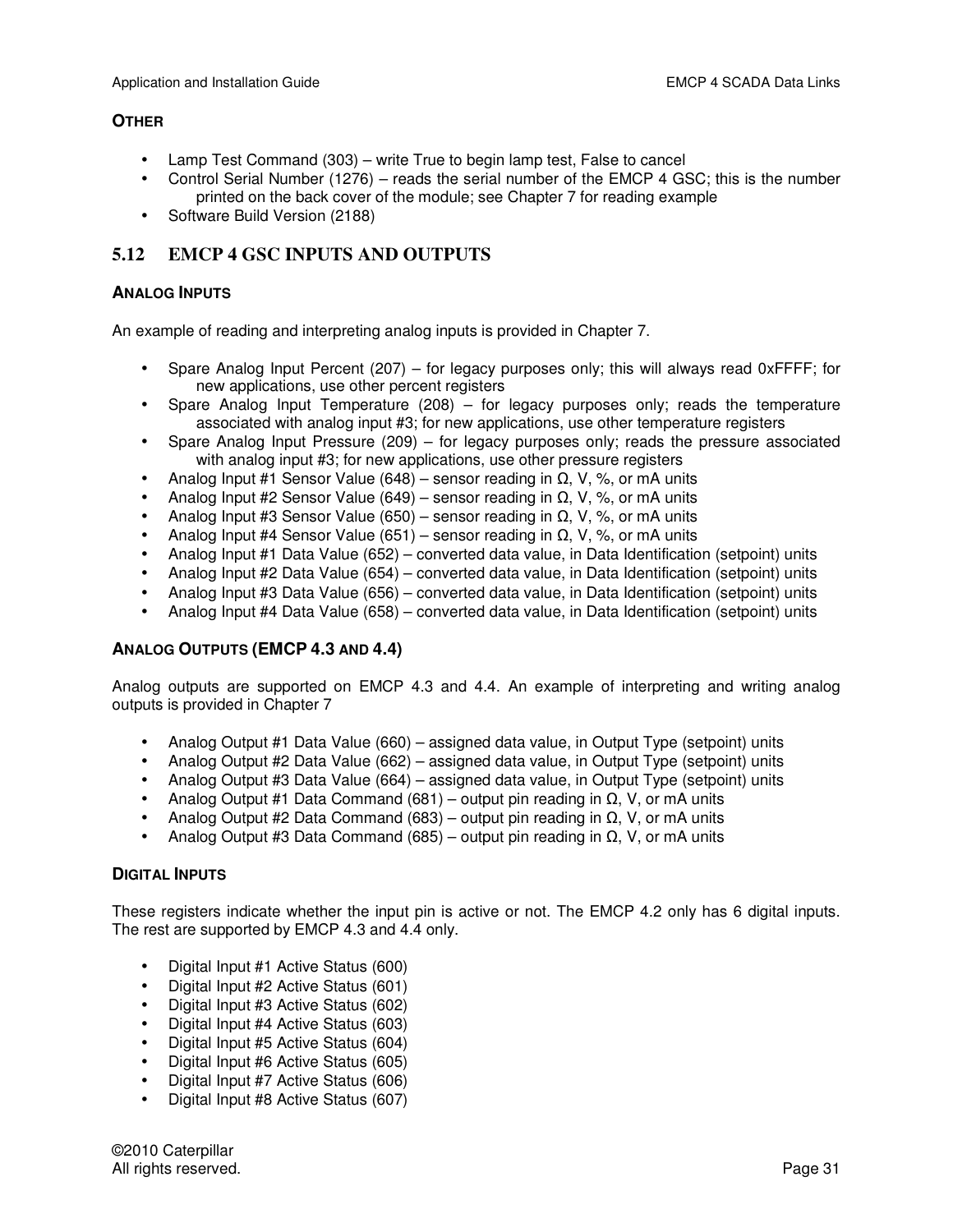**OTHER**

- Lamp Test Command (303) – write True to begin lamp test, False to cancel
- Control Serial Number (1276) – reads the serial number of the EMCP 4 GSC; this is the number printed on the back cover of the module; see Chapter 7 for reading example
- Software Build Version (2188)

## 5.12 EMCP 4 GSC INPUTS AND OUTPUTS

**ANALOG INPUTS**

An example of reading and interpreting analog inputs is provided in Chapter 7.

- Spare Analog Input Percent (207) – for legacy purposes only; this will always read 0xFFFF; for new applications, use other percent registers
- Spare Analog Input Temperature (208) – for legacy purposes only; reads the temperature associated with analog input #3; for new applications, use other temperature registers
- Spare Analog Input Pressure (209) – for legacy purposes only; reads the pressure associated with analog input #3; for new applications, use other pressure registers
- Analog Input #1 Sensor Value (648) – sensor reading in Ω, V, %, or mA units
- Analog Input #2 Sensor Value (649) – sensor reading in Ω, V, %, or mA units
- Analog Input #3 Sensor Value (650) – sensor reading in Ω, V, %, or mA units
- Analog Input #4 Sensor Value (651) – sensor reading in Ω, V, %, or mA units
- Analog Input #1 Data Value (652) – converted data value, in Data Identification (setpoint) units
- Analog Input #2 Data Value (654) – converted data value, in Data Identification (setpoint) units
- Analog Input #3 Data Value (656) – converted data value, in Data Identification (setpoint) units
- Analog Input #4 Data Value (658) – converted data value, in Data Identification (setpoint) units

**ANALOG OUTPUTS (EMCP 4.3 AND 4.4)**

Analog outputs are supported on EMCP 4.3 and 4.4. An example of interpreting and writing analog outputs is provided in Chapter 7

- Analog Output #1 Data Value (660) – assigned data value, in Output Type (setpoint) units
- Analog Output #2 Data Value (662) – assigned data value, in Output Type (setpoint) units
- Analog Output #3 Data Value (664) – assigned data value, in Output Type (setpoint) units
- Analog Output #1 Data Command (681) – output pin reading in Ω, V, or mA units
- Analog Output #2 Data Command (683) – output pin reading in Ω, V, or mA units
- Analog Output #3 Data Command (685) – output pin reading in Ω, V, or mA units

**DIGITAL INPUTS**

These registers indicate whether the input pin is active or not. The EMCP 4.2 only has 6 digital inputs. The rest are supported by EMCP 4.3 and 4.4 only.

- Digital Input #1 Active Status (600)
- Digital Input #2 Active Status (601)
- Digital Input #3 Active Status (602)
- Digital Input #4 Active Status (603)
- Digital Input #5 Active Status (604)
- Digital Input #6 Active Status (605)
- Digital Input #7 Active Status (606)
- Digital Input #8 Active Status (607)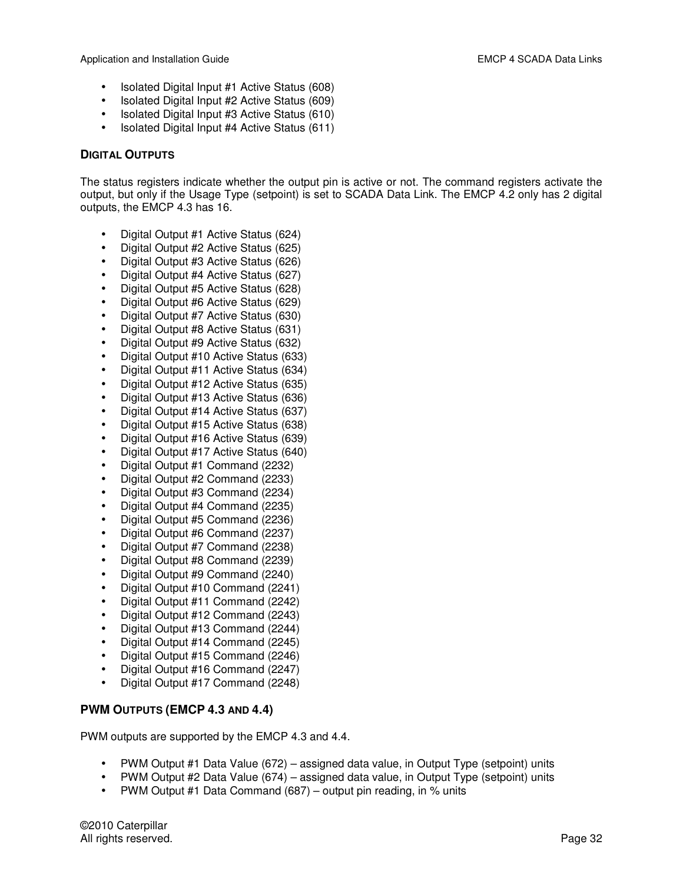- Isolated Digital Input #1 Active Status (608)
- Isolated Digital Input #2 Active Status (609)
- Isolated Digital Input #3 Active Status (610)
- Isolated Digital Input #4 Active Status (611)

### DIGITAL OUTPUTS

The status registers indicate whether the output pin is active or not. The command registers activate the output, but only if the Usage Type (setpoint) is set to SCADA Data Link. The EMCP 4.2 only has 2 digital outputs, the EMCP 4.3 has 16.

- Digital Output #1 Active Status (624)
- Digital Output #2 Active Status (625)
- Digital Output #3 Active Status (626)
- Digital Output #4 Active Status (627)
- Digital Output #5 Active Status (628)
- Digital Output #6 Active Status (629)
- Digital Output #7 Active Status (630)
- Digital Output #8 Active Status (631)
- Digital Output #9 Active Status (632)
- Digital Output #10 Active Status (633)
- Digital Output #11 Active Status (634)
- Digital Output #12 Active Status (635)
- Digital Output #13 Active Status (636)
- Digital Output #14 Active Status (637)
- Digital Output #15 Active Status (638)
- Digital Output #16 Active Status (639)
- Digital Output #17 Active Status (640)
- Digital Output #1 Command (2232)
- Digital Output #2 Command (2233)
- Digital Output #3 Command (2234)
- Digital Output #4 Command (2235)
- Digital Output #5 Command (2236)
- Digital Output #6 Command (2237)
- Digital Output #7 Command (2238)
- Digital Output #8 Command (2239)
- Digital Output #9 Command (2240)
- Digital Output #10 Command (2241)
- Digital Output #11 Command (2242)
- Digital Output #12 Command (2243)
- Digital Output #13 Command (2244)
- Digital Output #14 Command (2245)
- Digital Output #15 Command (2246)
- Digital Output #16 Command (2247)
- Digital Output #17 Command (2248)

### PWM OUTPUTS (EMCP 4.3 AND 4.4)

PWM outputs are supported by the EMCP 4.3 and 4.4.

- PWM Output #1 Data Value (672) – assigned data value, in Output Type (setpoint) units
- PWM Output #2 Data Value (674) – assigned data value, in Output Type (setpoint) units
- PWM Output #1 Data Command (687) – output pin reading, in % units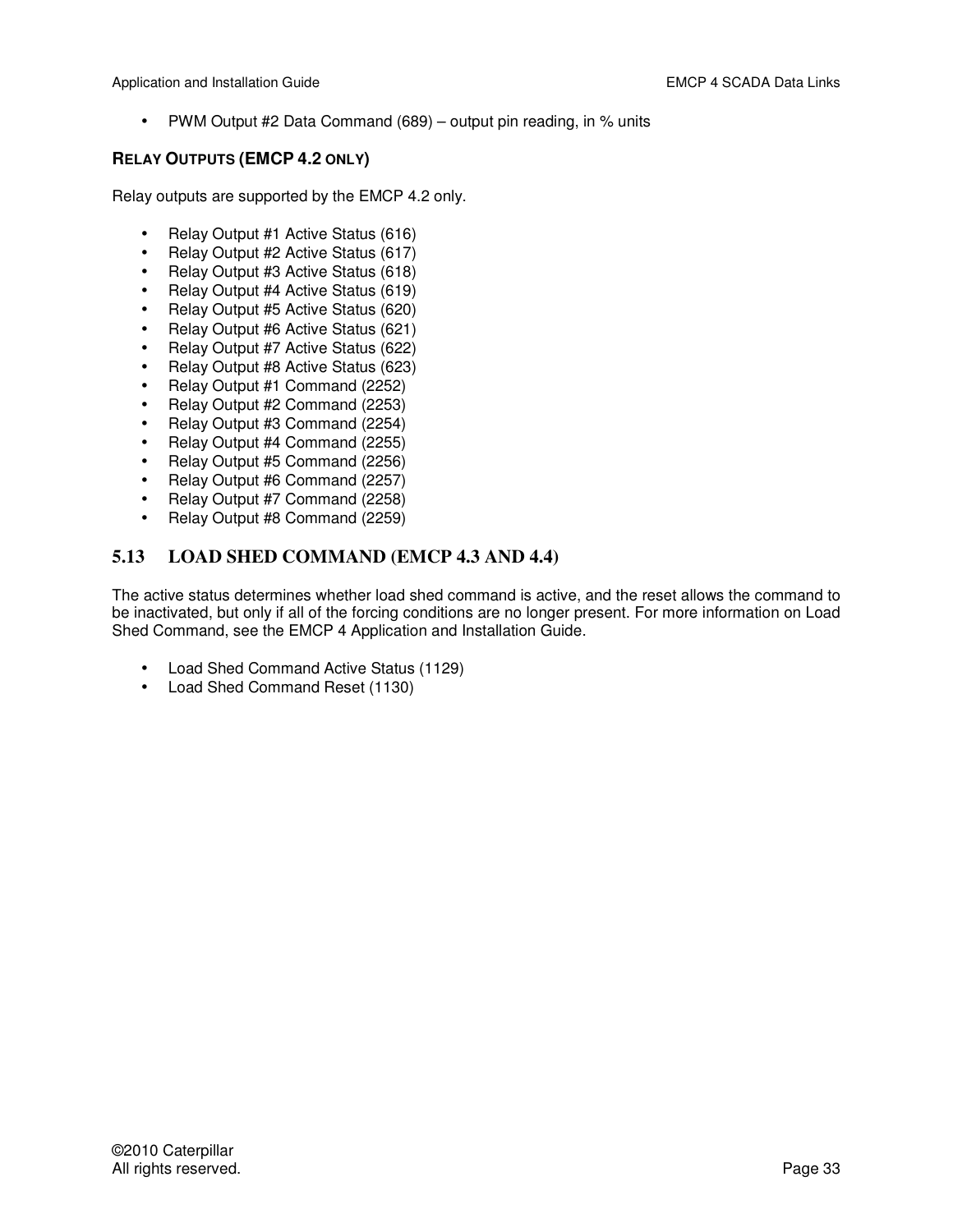- PWM Output #2 Data Command (689) – output pin reading, in % units

### RELAY OUTPUTS (EMCP 4.2 ONLY)

Relay outputs are supported by the EMCP 4.2 only.

- Relay Output #1 Active Status (616)
- Relay Output #2 Active Status (617)
- Relay Output #3 Active Status (618)
- Relay Output #4 Active Status (619)
- Relay Output #5 Active Status (620)
- Relay Output #6 Active Status (621)
- Relay Output #7 Active Status (622)
- Relay Output #8 Active Status (623)
- Relay Output #1 Command (2252)
- Relay Output #2 Command (2253)
- Relay Output #3 Command (2254)
- Relay Output #4 Command (2255)
- Relay Output #5 Command (2256)
- Relay Output #6 Command (2257)
- Relay Output #7 Command (2258)
- Relay Output #8 Command (2259)

## 5.13 LOAD SHED COMMAND (EMCP 4.3 AND 4.4)

The active status determines whether load shed command is active, and the reset allows the command to be inactivated, but only if all of the forcing conditions are no longer present. For more information on Load Shed Command, see the EMCP 4 Application and Installation Guide.

- Load Shed Command Active Status (1129)
- Load Shed Command Reset (1130)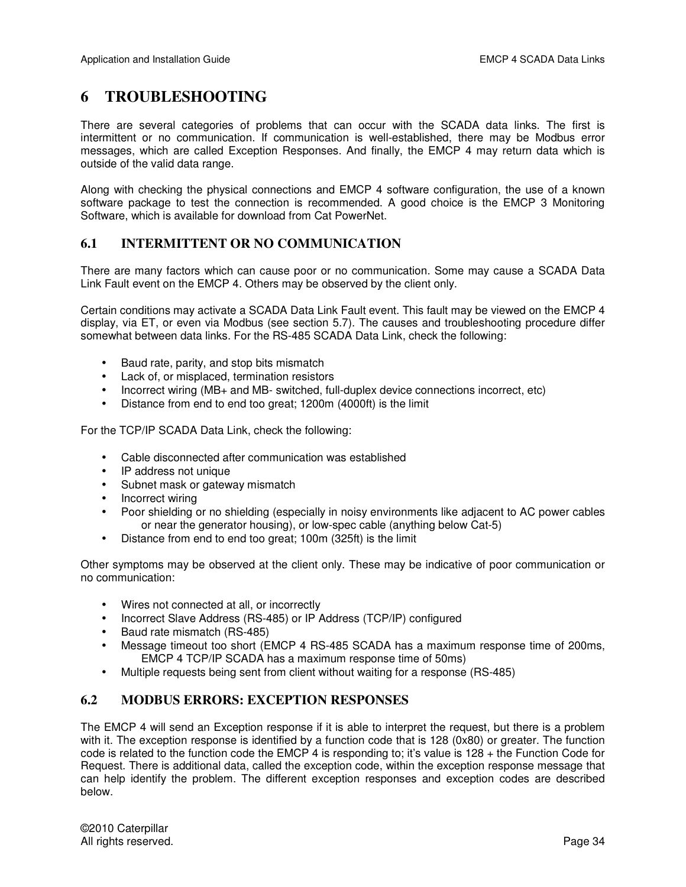# 6 TROUBLESHOOTING

There are several categories of problems that can occur with the SCADA data links. The first is intermittent or no communication. If communication is well-established, there may be Modbus error messages, which are called Exception Responses. And finally, the EMCP 4 may return data which is outside of the valid data range.

Along with checking the physical connections and EMCP 4 software configuration, the use of a known software package to test the connection is recommended. A good choice is the EMCP 3 Monitoring Software, which is available for download from Cat PowerNet.

## 6.1 INTERMITTENT OR NO COMMUNICATION

There are many factors which can cause poor or no communication. Some may cause a SCADA Data Link Fault event on the EMCP 4. Others may be observed by the client only.

Certain conditions may activate a SCADA Data Link Fault event. This fault may be viewed on the EMCP 4 display, via ET, or even via Modbus (see section 5.7). The causes and troubleshooting procedure differ somewhat between data links. For the RS-485 SCADA Data Link, check the following:

- Baud rate, parity, and stop bits mismatch
- Lack of, or misplaced, termination resistors
- Incorrect wiring (MB+ and MB- switched, full-duplex device connections incorrect, etc)
- Distance from end to end too great; 1200m (4000ft) is the limit

For the TCP/IP SCADA Data Link, check the following:

- Cable disconnected after communication was established
- IP address not unique
- Subnet mask or gateway mismatch
- Incorrect wiring
- Poor shielding or no shielding (especially in noisy environments like adjacent to AC power cables or near the generator housing), or low-spec cable (anything below Cat-5)
- Distance from end to end too great; 100m (325ft) is the limit

Other symptoms may be observed at the client only. These may be indicative of poor communication or no communication:

- Wires not connected at all, or incorrectly
- Incorrect Slave Address (RS-485) or IP Address (TCP/IP) configured
- Baud rate mismatch (RS-485)
- Message timeout too short (EMCP 4 RS-485 SCADA has a maximum response time of 200ms, EMCP 4 TCP/IP SCADA has a maximum response time of 50ms)
- Multiple requests being sent from client without waiting for a response (RS-485)

## 6.2 MODBUS ERRORS: EXCEPTION RESPONSES

The EMCP 4 will send an Exception response if it is able to interpret the request, but there is a problem with it. The exception response is identified by a function code that is 128 (0x80) or greater. The function code is related to the function code the EMCP 4 is responding to; it's value is 128 + the Function Code for Request. There is additional data, called the exception code, within the exception response message that can help identify the problem. The different exception responses and exception codes are described below.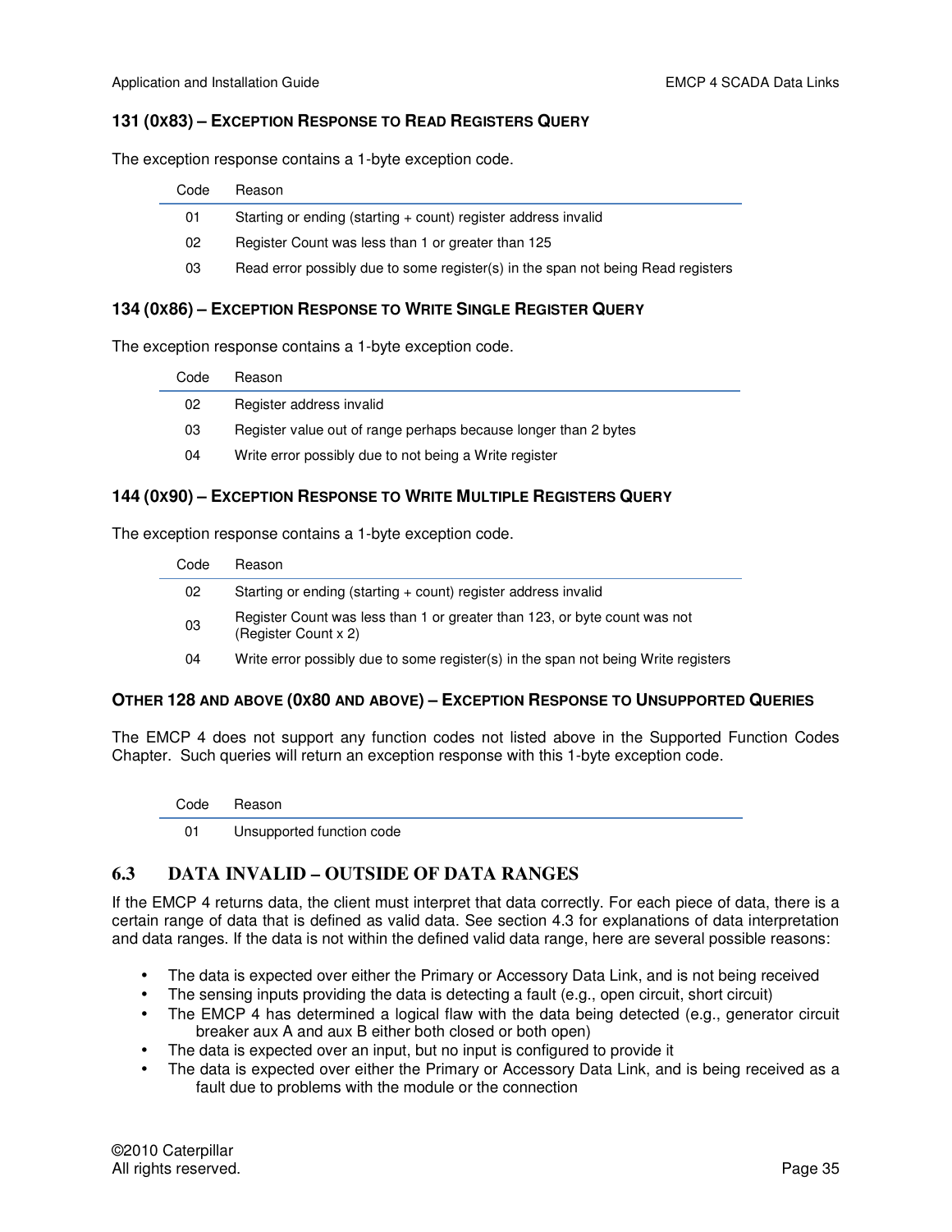### 131 (0x83) – Exception Response to Read Registers Query

The exception response contains a 1-byte exception code.

| Code | Reason |
|---|---|
| 01 | Starting or ending (starting + count) register address invalid |
| 02 | Register Count was less than 1 or greater than 125 |
| 03 | Read error possibly due to some register(s) in the span not being Read registers |

### 134 (0x86) – Exception Response to Write Single Register Query

The exception response contains a 1-byte exception code.

| Code | Reason |
|---|---|
| 02 | Register address invalid |
| 03 | Register value out of range perhaps because longer than 2 bytes |
| 04 | Write error possibly due to not being a Write register |

### 144 (0x90) – Exception Response to Write Multiple Registers Query

The exception response contains a 1-byte exception code.

| Code | Reason |
|---|---|
| 02 | Starting or ending (starting + count) register address invalid |
| 03 | Register Count was less than 1 or greater than 123, or byte count was not (Register Count x 2) |
| 04 | Write error possibly due to some register(s) in the span not being Write registers |

### Other 128 and above (0x80 and above) – Exception Response to Unsupported Queries

The EMCP 4 does not support any function codes not listed above in the Supported Function Codes Chapter. Such queries will return an exception response with this 1-byte exception code.

| Code | Reason |
|---|---|
| 01 | Unsupported function code |

## 6.3 DATA INVALID – OUTSIDE OF DATA RANGES

If the EMCP 4 returns data, the client must interpret that data correctly. For each piece of data, there is a certain range of data that is defined as valid data. See section 4.3 for explanations of data interpretation and data ranges. If the data is not within the defined valid data range, here are several possible reasons:

- The data is expected over either the Primary or Accessory Data Link, and is not being received
- The sensing inputs providing the data is detecting a fault (e.g., open circuit, short circuit)
- The EMCP 4 has determined a logical flaw with the data being detected (e.g., generator circuit breaker aux A and aux B either both closed or both open)
- The data is expected over an input, but no input is configured to provide it
- The data is expected over either the Primary or Accessory Data Link, and is being received as a fault due to problems with the module or the connection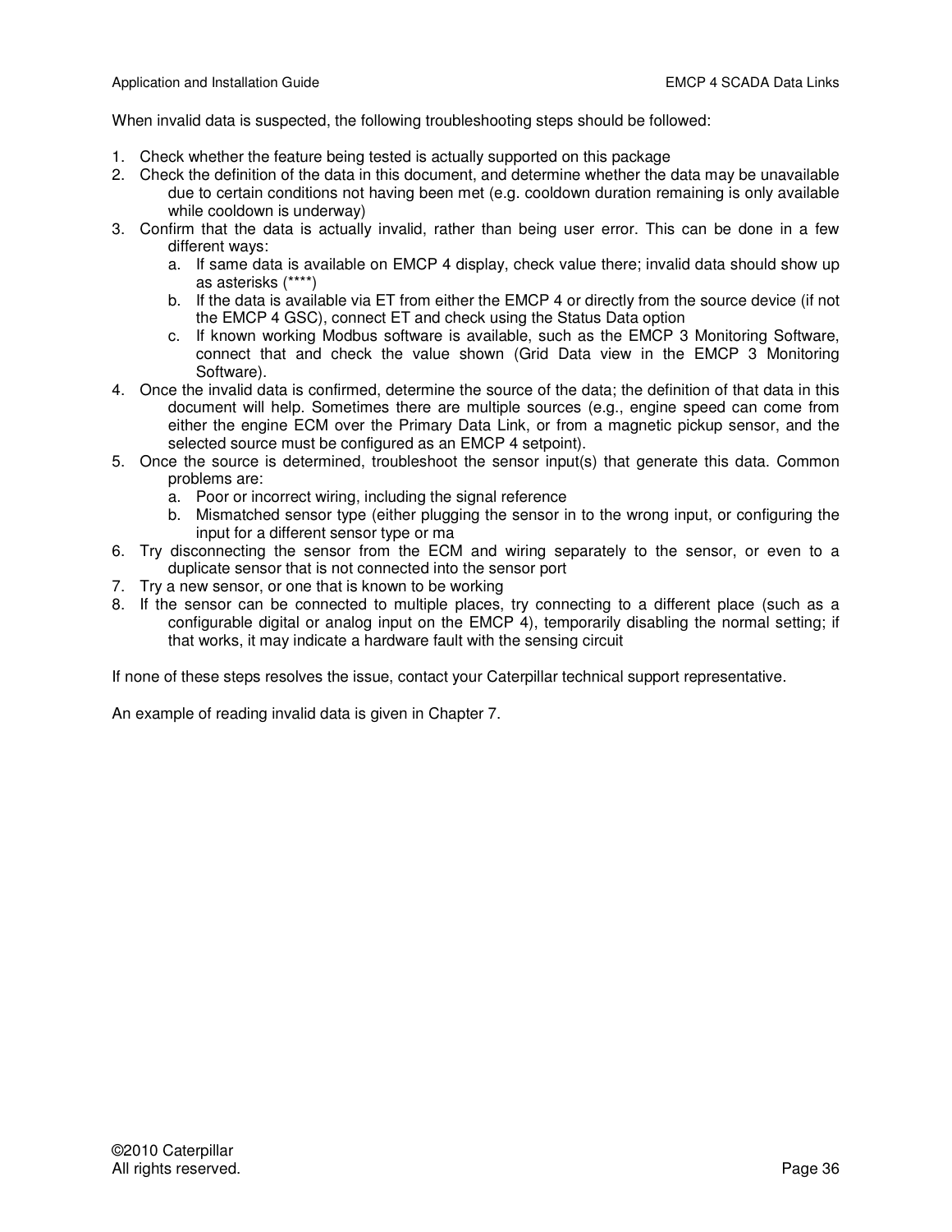When invalid data is suspected, the following troubleshooting steps should be followed:

1. Check whether the feature being tested is actually supported on this package
2. Check the definition of the data in this document, and determine whether the data may be unavailable due to certain conditions not having been met (e.g. cooldown duration remaining is only available while cooldown is underway)
3. Confirm that the data is actually invalid, rather than being user error. This can be done in a few different ways:
   a. If same data is available on EMCP 4 display, check value there; invalid data should show up as asterisks (****)
   b. If the data is available via ET from either the EMCP 4 or directly from the source device (if not the EMCP 4 GSC), connect ET and check using the Status Data option
   c. If known working Modbus software is available, such as the EMCP 3 Monitoring Software, connect that and check the value shown (Grid Data view in the EMCP 3 Monitoring Software).
4. Once the invalid data is confirmed, determine the source of the data; the definition of that data in this document will help. Sometimes there are multiple sources (e.g., engine speed can come from either the engine ECM over the Primary Data Link, or from a magnetic pickup sensor, and the selected source must be configured as an EMCP 4 setpoint).
5. Once the source is determined, troubleshoot the sensor input(s) that generate this data. Common problems are:
   a. Poor or incorrect wiring, including the signal reference
   b. Mismatched sensor type (either plugging the sensor in to the wrong input, or configuring the input for a different sensor type or ma
6. Try disconnecting the sensor from the ECM and wiring separately to the sensor, or even to a duplicate sensor that is not connected into the sensor port
7. Try a new sensor, or one that is known to be working
8. If the sensor can be connected to multiple places, try connecting to a different place (such as a configurable digital or analog input on the EMCP 4), temporarily disabling the normal setting; if that works, it may indicate a hardware fault with the sensing circuit

If none of these steps resolves the issue, contact your Caterpillar technical support representative.

An example of reading invalid data is given in Chapter 7.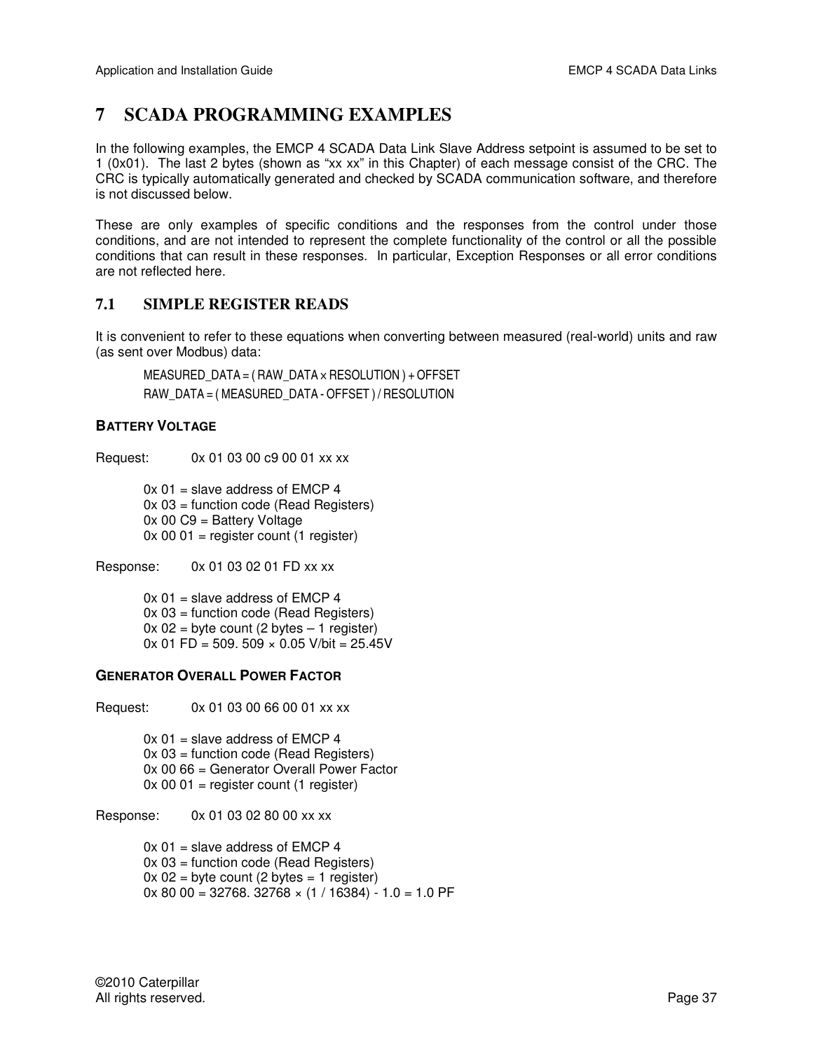# 7 SCADA PROGRAMMING EXAMPLES

In the following examples, the EMCP 4 SCADA Data Link Slave Address setpoint is assumed to be set to 1 (0x01). The last 2 bytes (shown as "xx xx" in this Chapter) of each message consist of the CRC. The CRC is typically automatically generated and checked by SCADA communication software, and therefore is not discussed below.

These are only examples of specific conditions and the responses from the control under those conditions, and are not intended to represent the complete functionality of the control or all the possible conditions that can result in these responses. In particular, Exception Responses or all error conditions are not reflected here.

## 7.1 SIMPLE REGISTER READS

It is convenient to refer to these equations when converting between measured (real-world) units and raw (as sent over Modbus) data:

MEASURED_DATA = ( RAW_DATA × RESOLUTION ) + OFFSET
RAW_DATA = ( MEASURED_DATA - OFFSET ) / RESOLUTION

**BATTERY VOLTAGE**

Request: 0x 01 03 00 c9 00 01 xx xx

0x 01 = slave address of EMCP 4
0x 03 = function code (Read Registers)
0x 00 C9 = Battery Voltage
0x 00 01 = register count (1 register)

Response: 0x 01 03 02 01 FD xx xx

0x 01 = slave address of EMCP 4
0x 03 = function code (Read Registers)
0x 02 = byte count (2 bytes – 1 register)
0x 01 FD = 509. 509 × 0.05 V/bit = 25.45V

**GENERATOR OVERALL POWER FACTOR**

Request: 0x 01 03 00 66 00 01 xx xx

0x 01 = slave address of EMCP 4
0x 03 = function code (Read Registers)
0x 00 66 = Generator Overall Power Factor
0x 00 01 = register count (1 register)

Response: 0x 01 03 02 80 00 xx xx

0x 01 = slave address of EMCP 4
0x 03 = function code (Read Registers)
0x 02 = byte count (2 bytes = 1 register)
0x 80 00 = 32768. 32768 × (1 / 16384) - 1.0 = 1.0 PF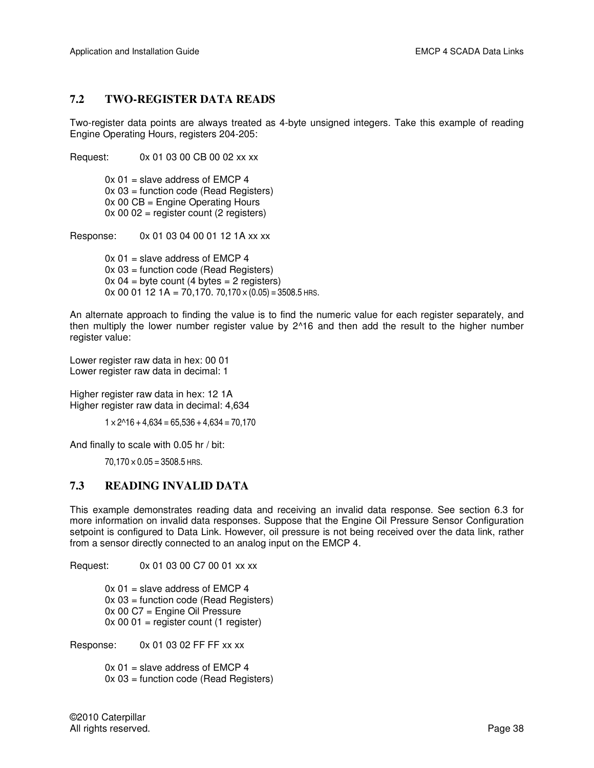## 7.2 TWO-REGISTER DATA READS

Two-register data points are always treated as 4-byte unsigned integers. Take this example of reading Engine Operating Hours, registers 204-205:

Request: 0x 01 03 00 CB 00 02 xx xx

> 0x 01 = slave address of EMCP 4
> 0x 03 = function code (Read Registers)
> 0x 00 CB = Engine Operating Hours
> 0x 00 02 = register count (2 registers)

Response: 0x 01 03 04 00 01 12 1A xx xx

> 0x 01 = slave address of EMCP 4
> 0x 03 = function code (Read Registers)
> 0x 04 = byte count (4 bytes = 2 registers)
> 0x 00 01 12 1A = 70,170. $70{,}170 \times (0.05) = 3508.5$ HRS.

An alternate approach to finding the value is to find the numeric value for each register separately, and then multiply the lower number register value by 2^16 and then add the result to the higher number register value:

Lower register raw data in hex: 00 01
Lower register raw data in decimal: 1

Higher register raw data in hex: 12 1A
Higher register raw data in decimal: 4,634

$$1 \times 2^{16} + 4{,}634 = 65{,}536 + 4{,}634 = 70{,}170$$

And finally to scale with 0.05 hr / bit:

$$70{,}170 \times 0.05 = 3508.5 \text{ HRS.}$$

## 7.3 READING INVALID DATA

This example demonstrates reading data and receiving an invalid data response. See section 6.3 for more information on invalid data responses. Suppose that the Engine Oil Pressure Sensor Configuration setpoint is configured to Data Link. However, oil pressure is not being received over the data link, rather from a sensor directly connected to an analog input on the EMCP 4.

Request: 0x 01 03 00 C7 00 01 xx xx

> 0x 01 = slave address of EMCP 4
> 0x 03 = function code (Read Registers)
> 0x 00 C7 = Engine Oil Pressure
> 0x 00 01 = register count (1 register)

Response: 0x 01 03 02 FF FF xx xx

> 0x 01 = slave address of EMCP 4
> 0x 03 = function code (Read Registers)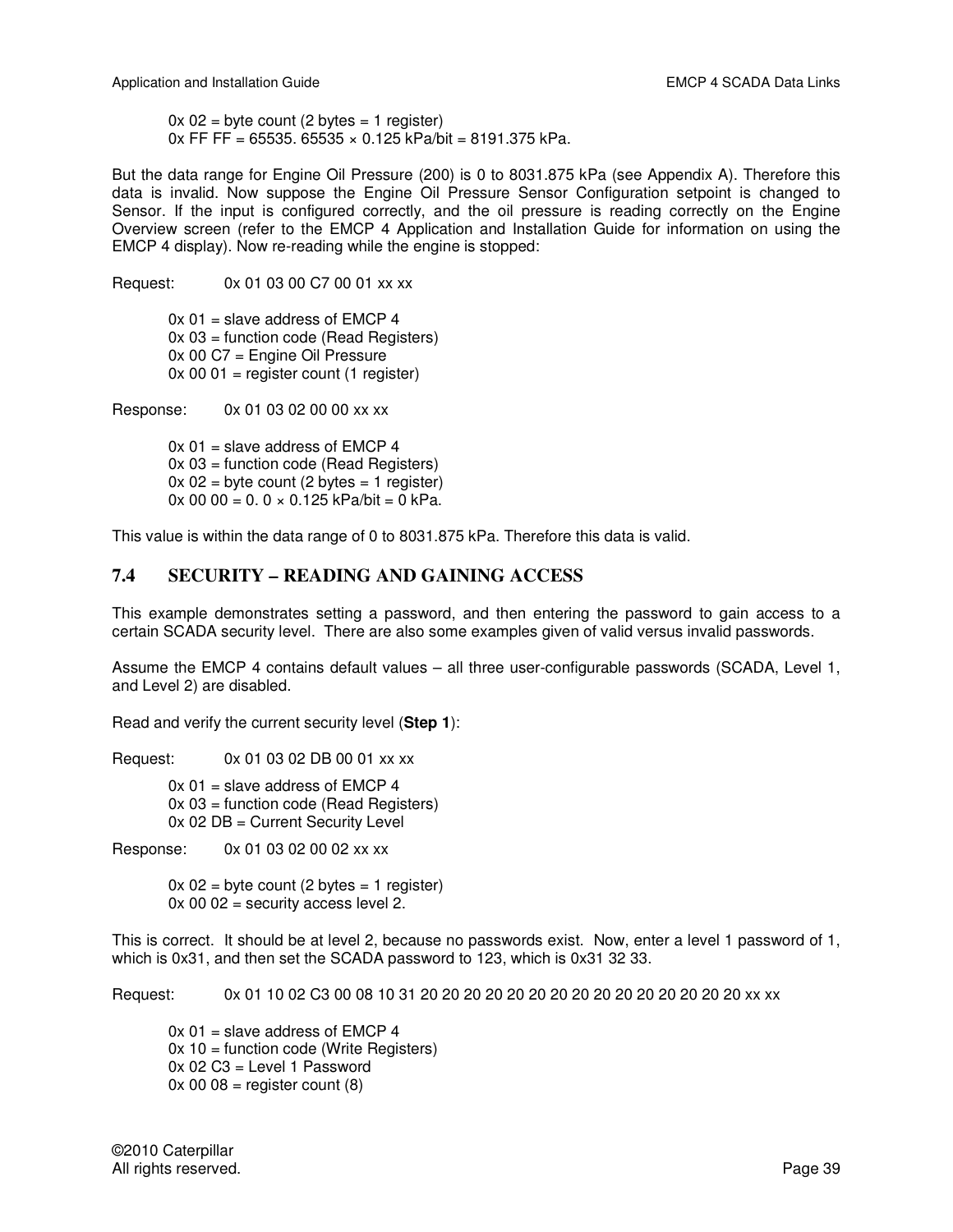0x 02 = byte count (2 bytes = 1 register)
0x FF FF = 65535. 65535 × 0.125 kPa/bit = 8191.375 kPa.

But the data range for Engine Oil Pressure (200) is 0 to 8031.875 kPa (see Appendix A). Therefore this data is invalid. Now suppose the Engine Oil Pressure Sensor Configuration setpoint is changed to Sensor. If the input is configured correctly, and the oil pressure is reading correctly on the Engine Overview screen (refer to the EMCP 4 Application and Installation Guide for information on using the EMCP 4 display). Now re-reading while the engine is stopped:

Request: 0x 01 03 00 C7 00 01 xx xx

0x 01 = slave address of EMCP 4
0x 03 = function code (Read Registers)
0x 00 C7 = Engine Oil Pressure
0x 00 01 = register count (1 register)

Response: 0x 01 03 02 00 00 xx xx

0x 01 = slave address of EMCP 4
0x 03 = function code (Read Registers)
0x 02 = byte count (2 bytes = 1 register)
0x 00 00 = 0. 0 × 0.125 kPa/bit = 0 kPa.

This value is within the data range of 0 to 8031.875 kPa. Therefore this data is valid.

## 7.4 SECURITY – READING AND GAINING ACCESS

This example demonstrates setting a password, and then entering the password to gain access to a certain SCADA security level. There are also some examples given of valid versus invalid passwords.

Assume the EMCP 4 contains default values – all three user-configurable passwords (SCADA, Level 1, and Level 2) are disabled.

Read and verify the current security level (**Step 1**):

Request: 0x 01 03 02 DB 00 01 xx xx

0x 01 = slave address of EMCP 4
0x 03 = function code (Read Registers)
0x 02 DB = Current Security Level

Response: 0x 01 03 02 00 02 xx xx

0x 02 = byte count (2 bytes = 1 register)
0x 00 02 = security access level 2.

This is correct. It should be at level 2, because no passwords exist. Now, enter a level 1 password of 1, which is 0x31, and then set the SCADA password to 123, which is 0x31 32 33.

Request: 0x 01 10 02 C3 00 08 10 31 20 20 20 20 20 20 20 20 20 20 20 20 20 20 20 xx xx

0x 01 = slave address of EMCP 4
0x 10 = function code (Write Registers)
0x 02 C3 = Level 1 Password
0x 00 08 = register count (8)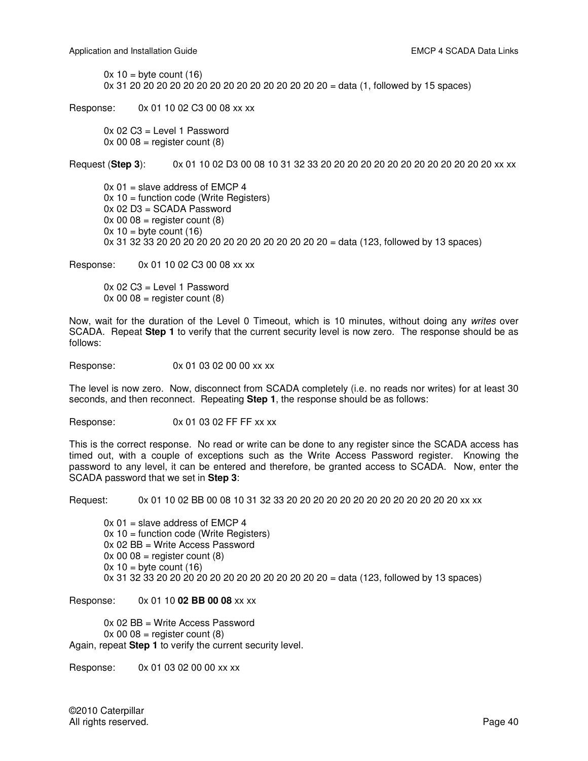0x 10 = byte count (16)
0x 31 20 20 20 20 20 20 20 20 20 20 20 20 20 20 20 = data (1, followed by 15 spaces)

Response: 0x 01 10 02 C3 00 08 xx xx

0x 02 C3 = Level 1 Password
0x 00 08 = register count (8)

Request (**Step 3**): 0x 01 10 02 D3 00 08 10 31 32 33 20 20 20 20 20 20 20 20 20 20 20 20 20 xx xx

0x 01 = slave address of EMCP 4
0x 10 = function code (Write Registers)
0x 02 D3 = SCADA Password
0x 00 08 = register count (8)
0x 10 = byte count (16)
0x 31 32 33 20 20 20 20 20 20 20 20 20 20 20 20 20 = data (123, followed by 13 spaces)

Response: 0x 01 10 02 C3 00 08 xx xx

0x 02 C3 = Level 1 Password
0x 00 08 = register count (8)

Now, wait for the duration of the Level 0 Timeout, which is 10 minutes, without doing any *writes* over SCADA. Repeat **Step 1** to verify that the current security level is now zero. The response should be as follows:

Response: 0x 01 03 02 00 00 xx xx

The level is now zero. Now, disconnect from SCADA completely (i.e. no reads nor writes) for at least 30 seconds, and then reconnect. Repeating **Step 1**, the response should be as follows:

Response: 0x 01 03 02 FF FF xx xx

This is the correct response. No read or write can be done to any register since the SCADA access has timed out, with a couple of exceptions such as the Write Access Password register. Knowing the password to any level, it can be entered and therefore, be granted access to SCADA. Now, enter the SCADA password that we set in **Step 3**:

Request: 0x 01 10 02 BB 00 08 10 31 32 33 20 20 20 20 20 20 20 20 20 20 20 20 20 xx xx

0x 01 = slave address of EMCP 4
0x 10 = function code (Write Registers)
0x 02 BB = Write Access Password
0x 00 08 = register count (8)
0x 10 = byte count (16)
0x 31 32 33 20 20 20 20 20 20 20 20 20 20 20 20 20 = data (123, followed by 13 spaces)

Response: 0x 01 10 **02 BB 00 08** xx xx

0x 02 BB = Write Access Password
0x 00 08 = register count (8)

Again, repeat **Step 1** to verify the current security level.

Response: 0x 01 03 02 00 00 xx xx

©2010 Caterpillar
All rights reserved.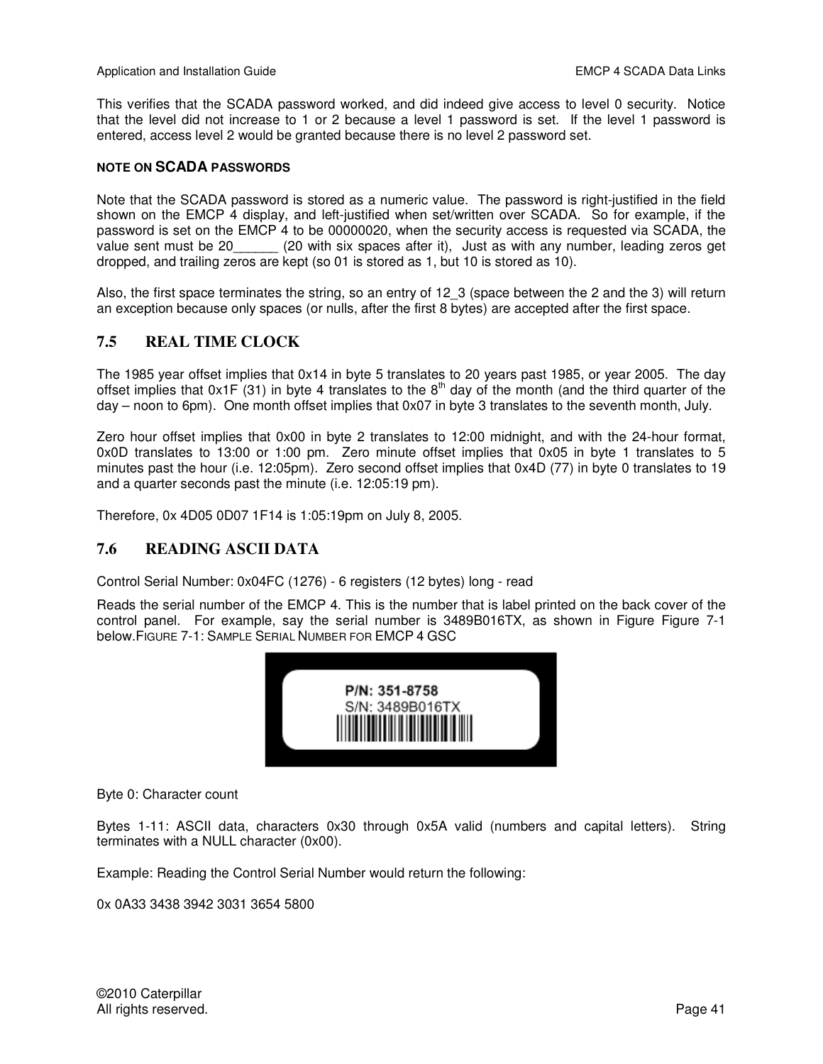This verifies that the SCADA password worked, and did indeed give access to level 0 security. Notice that the level did not increase to 1 or 2 because a level 1 password is set. If the level 1 password is entered, access level 2 would be granted because there is no level 2 password set.

**NOTE ON SCADA PASSWORDS**

Note that the SCADA password is stored as a numeric value. The password is right-justified in the field shown on the EMCP 4 display, and left-justified when set/written over SCADA. So for example, if the password is set on the EMCP 4 to be 00000020, when the security access is requested via SCADA, the value sent must be 20______ (20 with six spaces after it), Just as with any number, leading zeros get dropped, and trailing zeros are kept (so 01 is stored as 1, but 10 is stored as 10).

Also, the first space terminates the string, so an entry of 12_3 (space between the 2 and the 3) will return an exception because only spaces (or nulls, after the first 8 bytes) are accepted after the first space.

## 7.5 REAL TIME CLOCK

The 1985 year offset implies that 0x14 in byte 5 translates to 20 years past 1985, or year 2005. The day offset implies that 0x1F (31) in byte 4 translates to the 8th day of the month (and the third quarter of the day – noon to 6pm). One month offset implies that 0x07 in byte 3 translates to the seventh month, July.

Zero hour offset implies that 0x00 in byte 2 translates to 12:00 midnight, and with the 24-hour format, 0x0D translates to 13:00 or 1:00 pm. Zero minute offset implies that 0x05 in byte 1 translates to 5 minutes past the hour (i.e. 12:05pm). Zero second offset implies that 0x4D (77) in byte 0 translates to 19 and a quarter seconds past the minute (i.e. 12:05:19 pm).

Therefore, 0x 4D05 0D07 1F14 is 1:05:19pm on July 8, 2005.

## 7.6 READING ASCII DATA

Control Serial Number: 0x04FC (1276) - 6 registers (12 bytes) long - read

Reads the serial number of the EMCP 4. This is the number that is label printed on the back cover of the control panel. For example, say the serial number is 3489B016TX, as shown in Figure Figure 7-1 below.

FIGURE 7-1: SAMPLE SERIAL NUMBER FOR EMCP 4 GSC

P/N: 351-8758
S/N: 3489B016TX

Byte 0: Character count

Bytes 1-11: ASCII data, characters 0x30 through 0x5A valid (numbers and capital letters). String terminates with a NULL character (0x00).

Example: Reading the Control Serial Number would return the following:

0x 0A33 3438 3942 3031 3654 5800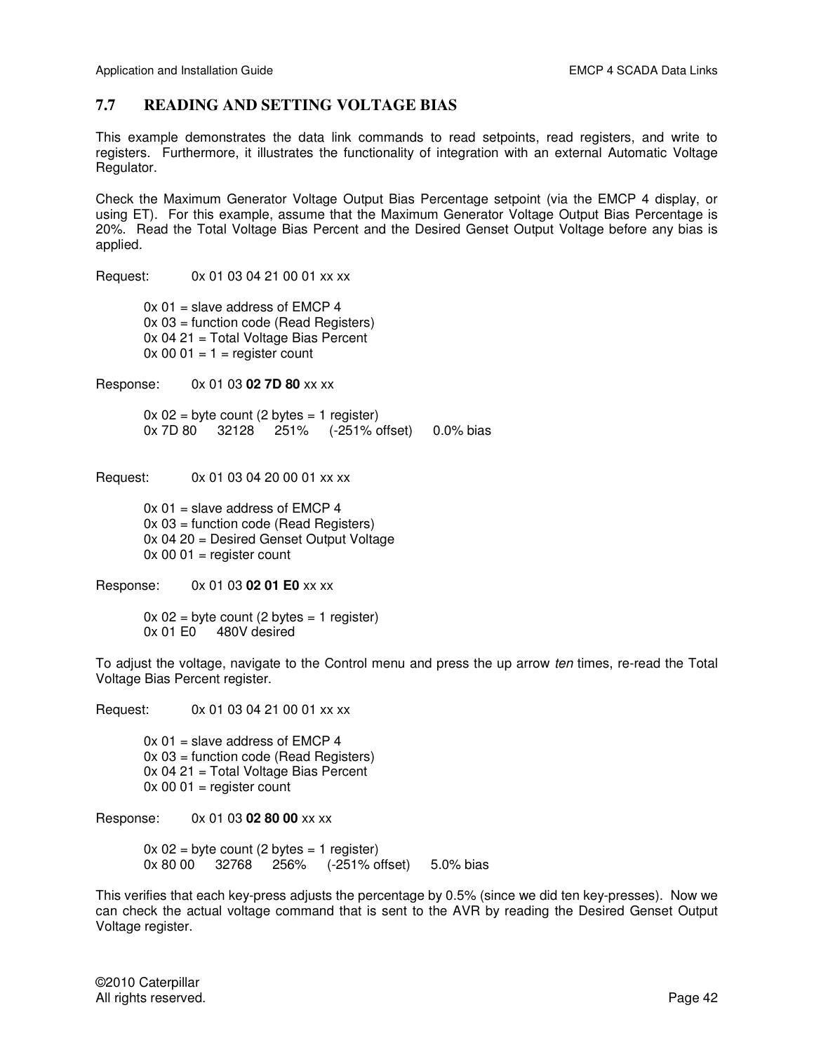## 7.7 READING AND SETTING VOLTAGE BIAS

This example demonstrates the data link commands to read setpoints, read registers, and write to registers. Furthermore, it illustrates the functionality of integration with an external Automatic Voltage Regulator.

Check the Maximum Generator Voltage Output Bias Percentage setpoint (via the EMCP 4 display, or using ET). For this example, assume that the Maximum Generator Voltage Output Bias Percentage is 20%. Read the Total Voltage Bias Percent and the Desired Genset Output Voltage before any bias is applied.

Request: 0x 01 03 04 21 00 01 xx xx

0x 01 = slave address of EMCP 4
0x 03 = function code (Read Registers)
0x 04 21 = Total Voltage Bias Percent
0x 00 01 = 1 = register count

Response: 0x 01 03 **02 7D 80** xx xx

0x 02 = byte count (2 bytes = 1 register)
0x 7D 80 32128 251% (-251% offset) 0.0% bias

Request: 0x 01 03 04 20 00 01 xx xx

0x 01 = slave address of EMCP 4
0x 03 = function code (Read Registers)
0x 04 20 = Desired Genset Output Voltage
0x 00 01 = register count

Response: 0x 01 03 **02 01 E0** xx xx

0x 02 = byte count (2 bytes = 1 register)
0x 01 E0 480V desired

To adjust the voltage, navigate to the Control menu and press the up arrow *ten* times, re-read the Total Voltage Bias Percent register.

Request: 0x 01 03 04 21 00 01 xx xx

0x 01 = slave address of EMCP 4
0x 03 = function code (Read Registers)
0x 04 21 = Total Voltage Bias Percent
0x 00 01 = register count

Response: 0x 01 03 **02 80 00** xx xx

0x 02 = byte count (2 bytes = 1 register)
0x 80 00 32768 256% (-251% offset) 5.0% bias

This verifies that each key-press adjusts the percentage by 0.5% (since we did ten key-presses). Now we can check the actual voltage command that is sent to the AVR by reading the Desired Genset Output Voltage register.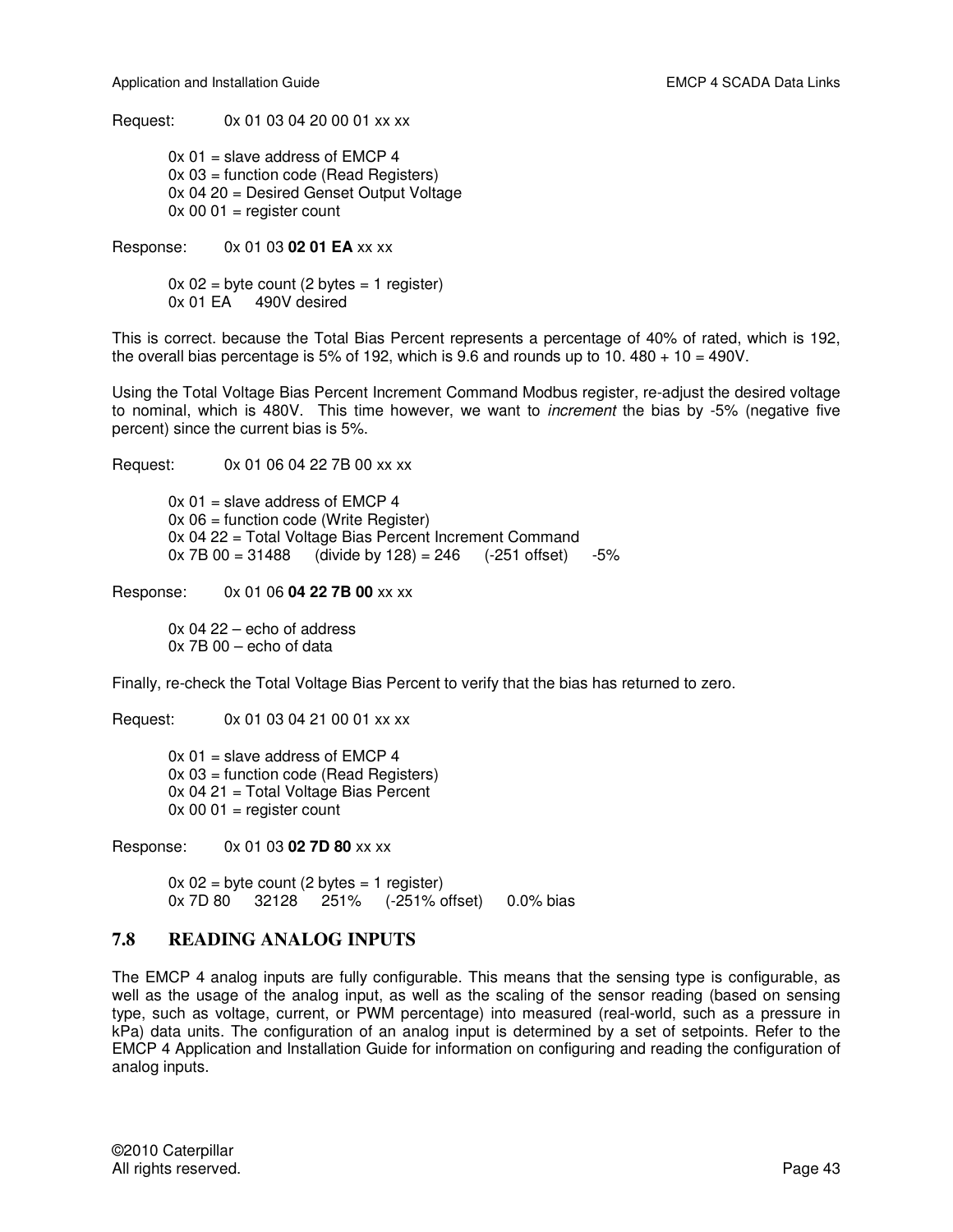Request: 0x 01 03 04 20 00 01 xx xx

> 0x 01 = slave address of EMCP 4
> 0x 03 = function code (Read Registers)
> 0x 04 20 = Desired Genset Output Voltage
> 0x 00 01 = register count

Response: 0x 01 03 **02 01 EA** xx xx

> 0x 02 = byte count (2 bytes = 1 register)
> 0x 01 EA 490V desired

This is correct. because the Total Bias Percent represents a percentage of 40% of rated, which is 192, the overall bias percentage is 5% of 192, which is 9.6 and rounds up to 10. 480 + 10 = 490V.

Using the Total Voltage Bias Percent Increment Command Modbus register, re-adjust the desired voltage to nominal, which is 480V. This time however, we want to *increment* the bias by -5% (negative five percent) since the current bias is 5%.

Request: 0x 01 06 04 22 7B 00 xx xx

> 0x 01 = slave address of EMCP 4
> 0x 06 = function code (Write Register)
> 0x 04 22 = Total Voltage Bias Percent Increment Command
> 0x 7B 00 = 31488 (divide by 128) = 246 (-251 offset) -5%

Response: 0x 01 06 **04 22 7B 00** xx xx

> 0x 04 22 – echo of address
> 0x 7B 00 – echo of data

Finally, re-check the Total Voltage Bias Percent to verify that the bias has returned to zero.

Request: 0x 01 03 04 21 00 01 xx xx

> 0x 01 = slave address of EMCP 4
> 0x 03 = function code (Read Registers)
> 0x 04 21 = Total Voltage Bias Percent
> 0x 00 01 = register count

Response: 0x 01 03 **02 7D 80** xx xx

> 0x 02 = byte count (2 bytes = 1 register)
> 0x 7D 80 32128 251% (-251% offset) 0.0% bias

## 7.8 READING ANALOG INPUTS

The EMCP 4 analog inputs are fully configurable. This means that the sensing type is configurable, as well as the usage of the analog input, as well as the scaling of the sensor reading (based on sensing type, such as voltage, current, or PWM percentage) into measured (real-world, such as a pressure in kPa) data units. The configuration of an analog input is determined by a set of setpoints. Refer to the EMCP 4 Application and Installation Guide for information on configuring and reading the configuration of analog inputs.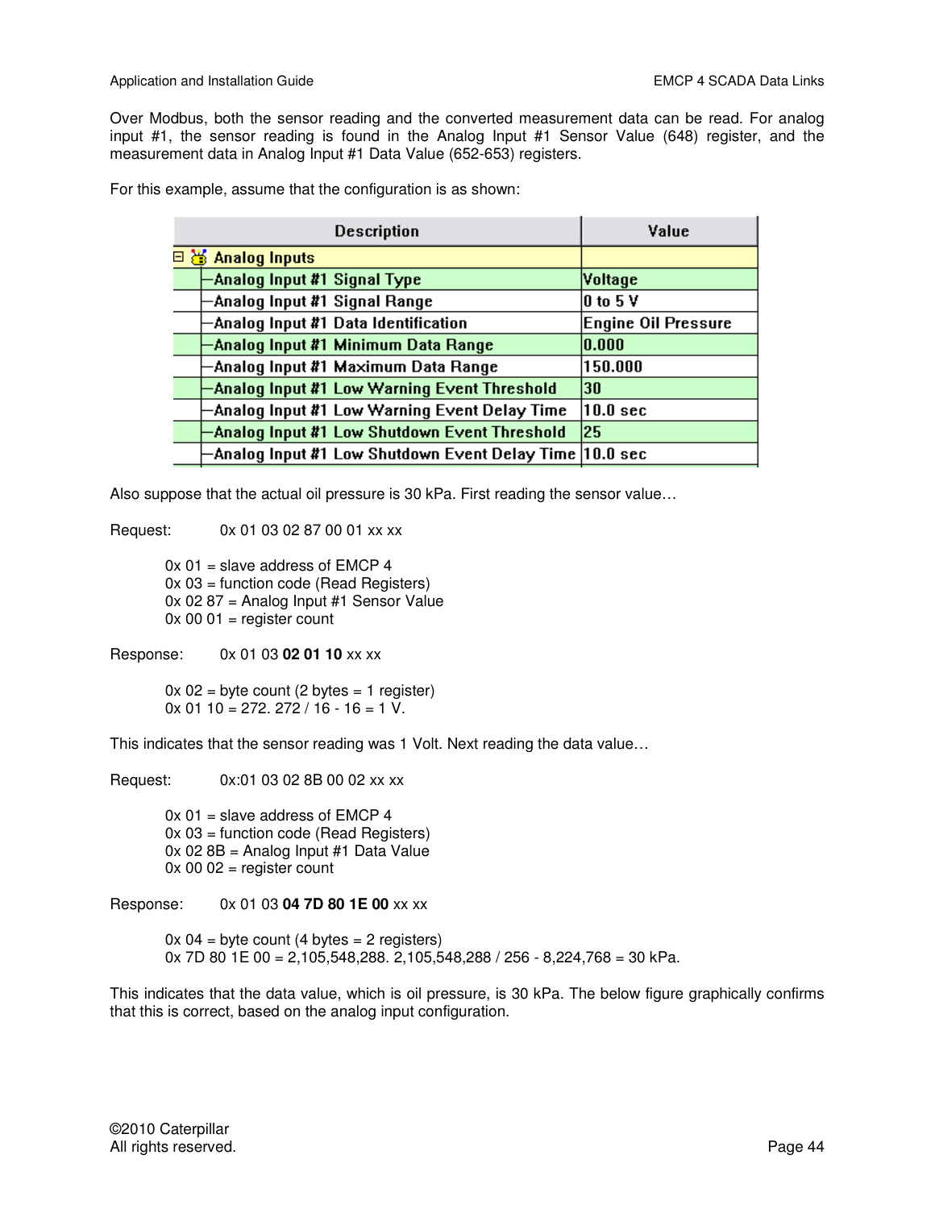Over Modbus, both the sensor reading and the converted measurement data can be read. For analog input #1, the sensor reading is found in the Analog Input #1 Sensor Value (648) register, and the measurement data in Analog Input #1 Data Value (652-653) registers.

For this example, assume that the configuration is as shown:

| Description | Value |
|---|---|
| Analog Inputs | |
| Analog Input #1 Signal Type | Voltage |
| Analog Input #1 Signal Range | 0 to 5 V |
| Analog Input #1 Data Identification | Engine Oil Pressure |
| Analog Input #1 Minimum Data Range | 0.000 |
| Analog Input #1 Maximum Data Range | 150.000 |
| Analog Input #1 Low Warning Event Threshold | 30 |
| Analog Input #1 Low Warning Event Delay Time | 10.0 sec |
| Analog Input #1 Low Shutdown Event Threshold | 25 |
| Analog Input #1 Low Shutdown Event Delay Time | 10.0 sec |

Also suppose that the actual oil pressure is 30 kPa. First reading the sensor value…

Request: 0x 01 03 02 87 00 01 xx xx

0x 01 = slave address of EMCP 4
0x 03 = function code (Read Registers)
0x 02 87 = Analog Input #1 Sensor Value
0x 00 01 = register count

Response: 0x 01 03 **02 01 10** xx xx

0x 02 = byte count (2 bytes = 1 register)
0x 01 10 = 272. 272 / 16 - 16 = 1 V.

This indicates that the sensor reading was 1 Volt. Next reading the data value…

Request: 0x:01 03 02 8B 00 02 xx xx

0x 01 = slave address of EMCP 4
0x 03 = function code (Read Registers)
0x 02 8B = Analog Input #1 Data Value
0x 00 02 = register count

Response: 0x 01 03 **04 7D 80 1E 00** xx xx

0x 04 = byte count (4 bytes = 2 registers)
0x 7D 80 1E 00 = 2,105,548,288. 2,105,548,288 / 256 - 8,224,768 = 30 kPa.

This indicates that the data value, which is oil pressure, is 30 kPa. The below figure graphically confirms that this is correct, based on the analog input configuration.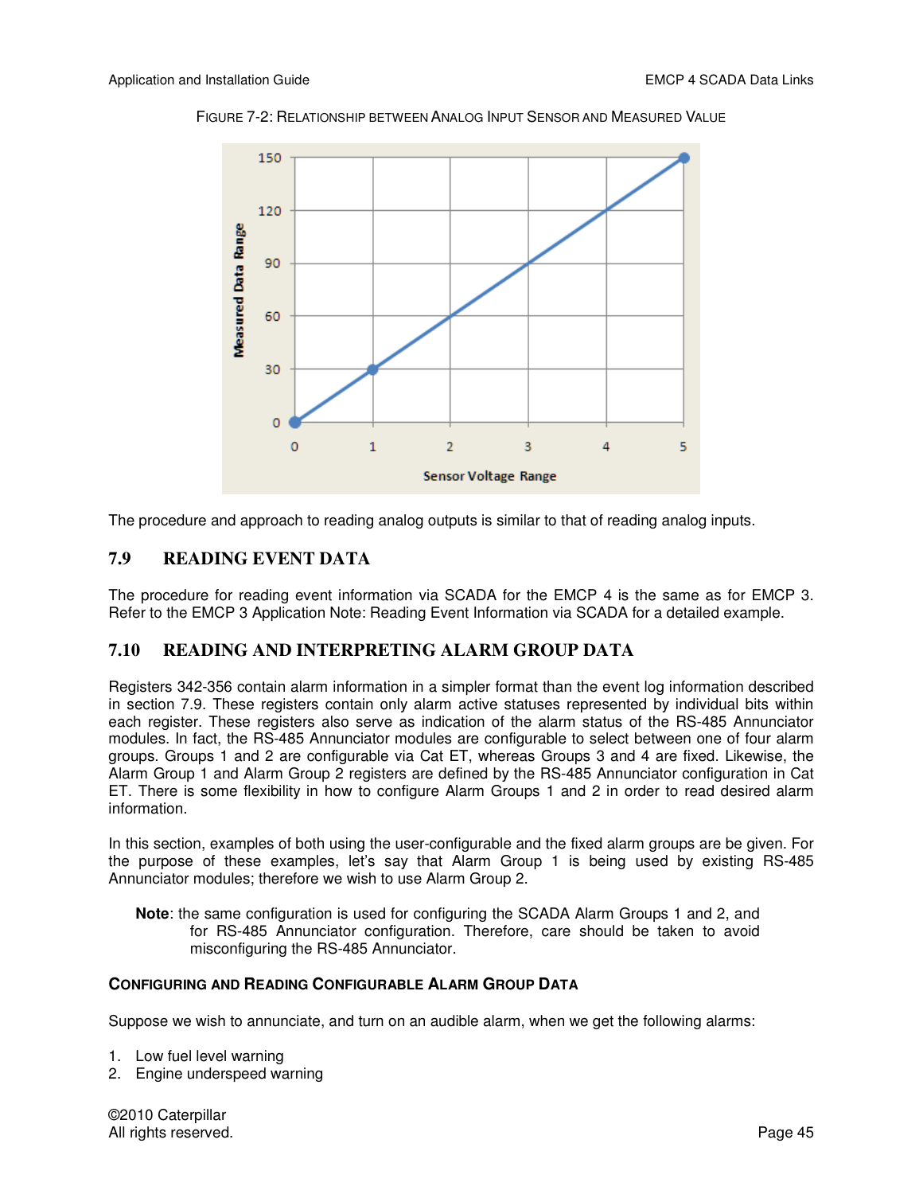FIGURE 7-2: RELATIONSHIP BETWEEN ANALOG INPUT SENSOR AND MEASURED VALUE

The procedure and approach to reading analog outputs is similar to that of reading analog inputs.

## 7.9 READING EVENT DATA

The procedure for reading event information via SCADA for the EMCP 4 is the same as for EMCP 3. Refer to the EMCP 3 Application Note: Reading Event Information via SCADA for a detailed example.

## 7.10 READING AND INTERPRETING ALARM GROUP DATA

Registers 342-356 contain alarm information in a simpler format than the event log information described in section 7.9. These registers contain only alarm active statuses represented by individual bits within each register. These registers also serve as indication of the alarm status of the RS-485 Annunciator modules. In fact, the RS-485 Annunciator modules are configurable to select between one of four alarm groups. Groups 1 and 2 are configurable via Cat ET, whereas Groups 3 and 4 are fixed. Likewise, the Alarm Group 1 and Alarm Group 2 registers are defined by the RS-485 Annunciator configuration in Cat ET. There is some flexibility in how to configure Alarm Groups 1 and 2 in order to read desired alarm information.

In this section, examples of both using the user-configurable and the fixed alarm groups are be given. For the purpose of these examples, let's say that Alarm Group 1 is being used by existing RS-485 Annunciator modules; therefore we wish to use Alarm Group 2.

> **Note**: the same configuration is used for configuring the SCADA Alarm Groups 1 and 2, and for RS-485 Annunciator configuration. Therefore, care should be taken to avoid misconfiguring the RS-485 Annunciator.

### CONFIGURING AND READING CONFIGURABLE ALARM GROUP DATA

Suppose we wish to annunciate, and turn on an audible alarm, when we get the following alarms:

1. Low fuel level warning
2. Engine underspeed warning

©2010 Caterpillar
All rights reserved.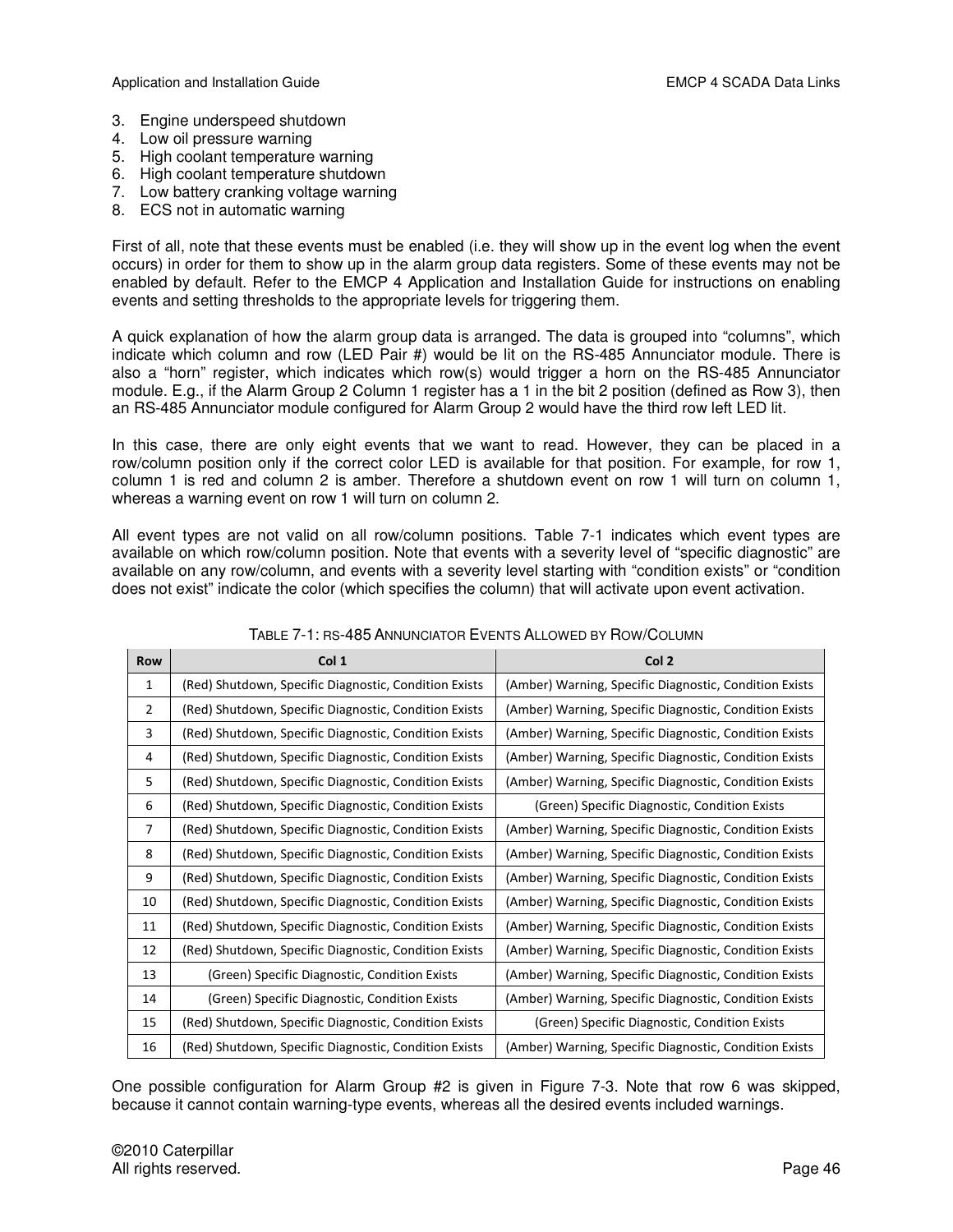3. Engine underspeed shutdown
4. Low oil pressure warning
5. High coolant temperature warning
6. High coolant temperature shutdown
7. Low battery cranking voltage warning
8. ECS not in automatic warning

First of all, note that these events must be enabled (i.e. they will show up in the event log when the event occurs) in order for them to show up in the alarm group data registers. Some of these events may not be enabled by default. Refer to the EMCP 4 Application and Installation Guide for instructions on enabling events and setting thresholds to the appropriate levels for triggering them.

A quick explanation of how the alarm group data is arranged. The data is grouped into "columns", which indicate which column and row (LED Pair #) would be lit on the RS-485 Annunciator module. There is also a "horn" register, which indicates which row(s) would trigger a horn on the RS-485 Annunciator module. E.g., if the Alarm Group 2 Column 1 register has a 1 in the bit 2 position (defined as Row 3), then an RS-485 Annunciator module configured for Alarm Group 2 would have the third row left LED lit.

In this case, there are only eight events that we want to read. However, they can be placed in a row/column position only if the correct color LED is available for that position. For example, for row 1, column 1 is red and column 2 is amber. Therefore a shutdown event on row 1 will turn on column 1, whereas a warning event on row 1 will turn on column 2.

All event types are not valid on all row/column positions. Table 7-1 indicates which event types are available on which row/column position. Note that events with a severity level of "specific diagnostic" are available on any row/column, and events with a severity level starting with "condition exists" or "condition does not exist" indicate the color (which specifies the column) that will activate upon event activation.

TABLE 7-1: RS-485 ANNUNCIATOR EVENTS ALLOWED BY ROW/COLUMN

| Row | Col 1 | Col 2 |
|---|---|---|
| 1 | (Red) Shutdown, Specific Diagnostic, Condition Exists | (Amber) Warning, Specific Diagnostic, Condition Exists |
| 2 | (Red) Shutdown, Specific Diagnostic, Condition Exists | (Amber) Warning, Specific Diagnostic, Condition Exists |
| 3 | (Red) Shutdown, Specific Diagnostic, Condition Exists | (Amber) Warning, Specific Diagnostic, Condition Exists |
| 4 | (Red) Shutdown, Specific Diagnostic, Condition Exists | (Amber) Warning, Specific Diagnostic, Condition Exists |
| 5 | (Red) Shutdown, Specific Diagnostic, Condition Exists | (Amber) Warning, Specific Diagnostic, Condition Exists |
| 6 | (Red) Shutdown, Specific Diagnostic, Condition Exists | (Green) Specific Diagnostic, Condition Exists |
| 7 | (Red) Shutdown, Specific Diagnostic, Condition Exists | (Amber) Warning, Specific Diagnostic, Condition Exists |
| 8 | (Red) Shutdown, Specific Diagnostic, Condition Exists | (Amber) Warning, Specific Diagnostic, Condition Exists |
| 9 | (Red) Shutdown, Specific Diagnostic, Condition Exists | (Amber) Warning, Specific Diagnostic, Condition Exists |
| 10 | (Red) Shutdown, Specific Diagnostic, Condition Exists | (Amber) Warning, Specific Diagnostic, Condition Exists |
| 11 | (Red) Shutdown, Specific Diagnostic, Condition Exists | (Amber) Warning, Specific Diagnostic, Condition Exists |
| 12 | (Red) Shutdown, Specific Diagnostic, Condition Exists | (Amber) Warning, Specific Diagnostic, Condition Exists |
| 13 | (Green) Specific Diagnostic, Condition Exists | (Amber) Warning, Specific Diagnostic, Condition Exists |
| 14 | (Green) Specific Diagnostic, Condition Exists | (Amber) Warning, Specific Diagnostic, Condition Exists |
| 15 | (Red) Shutdown, Specific Diagnostic, Condition Exists | (Green) Specific Diagnostic, Condition Exists |
| 16 | (Red) Shutdown, Specific Diagnostic, Condition Exists | (Amber) Warning, Specific Diagnostic, Condition Exists |

One possible configuration for Alarm Group #2 is given in Figure 7-3. Note that row 6 was skipped, because it cannot contain warning-type events, whereas all the desired events included warnings.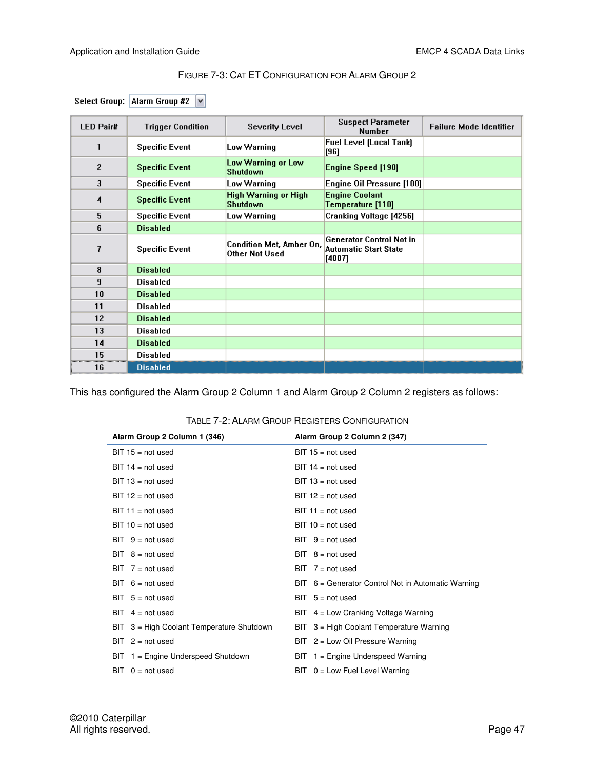FIGURE 7-3: CAT ET CONFIGURATION FOR ALARM GROUP 2

Select Group: Alarm Group #2

| LED Pair# | Trigger Condition | Severity Level | Suspect Parameter Number | Failure Mode Identifier |
|---|---|---|---|---|
| 1 | Specific Event | Low Warning | Fuel Level (Local Tank) [96] | |
| 2 | Specific Event | Low Warning or Low Shutdown | Engine Speed [190] | |
| 3 | Specific Event | Low Warning | Engine Oil Pressure [100] | |
| 4 | Specific Event | High Warning or High Shutdown | Engine Coolant Temperature [110] | |
| 5 | Specific Event | Low Warning | Cranking Voltage [4256] | |
| 6 | Disabled | | | |
| 7 | Specific Event | Condition Met, Amber On, Other Not Used | Generator Control Not in Automatic Start State [4007] | |
| 8 | Disabled | | | |
| 9 | Disabled | | | |
| 10 | Disabled | | | |
| 11 | Disabled | | | |
| 12 | Disabled | | | |
| 13 | Disabled | | | |
| 14 | Disabled | | | |
| 15 | Disabled | | | |
| 16 | Disabled | | | |

This has configured the Alarm Group 2 Column 1 and Alarm Group 2 Column 2 registers as follows:

TABLE 7-2: ALARM GROUP REGISTERS CONFIGURATION

| Alarm Group 2 Column 1 (346) | Alarm Group 2 Column 2 (347) |
|---|---|
| BIT 15 = not used | BIT 15 = not used |
| BIT 14 = not used | BIT 14 = not used |
| BIT 13 = not used | BIT 13 = not used |
| BIT 12 = not used | BIT 12 = not used |
| BIT 11 = not used | BIT 11 = not used |
| BIT 10 = not used | BIT 10 = not used |
| BIT 9 = not used | BIT 9 = not used |
| BIT 8 = not used | BIT 8 = not used |
| BIT 7 = not used | BIT 7 = not used |
| BIT 6 = not used | BIT 6 = Generator Control Not in Automatic Warning |
| BIT 5 = not used | BIT 5 = not used |
| BIT 4 = not used | BIT 4 = Low Cranking Voltage Warning |
| BIT 3 = High Coolant Temperature Shutdown | BIT 3 = High Coolant Temperature Warning |
| BIT 2 = not used | BIT 2 = Low Oil Pressure Warning |
| BIT 1 = Engine Underspeed Shutdown | BIT 1 = Engine Underspeed Warning |
| BIT 0 = not used | BIT 0 = Low Fuel Level Warning |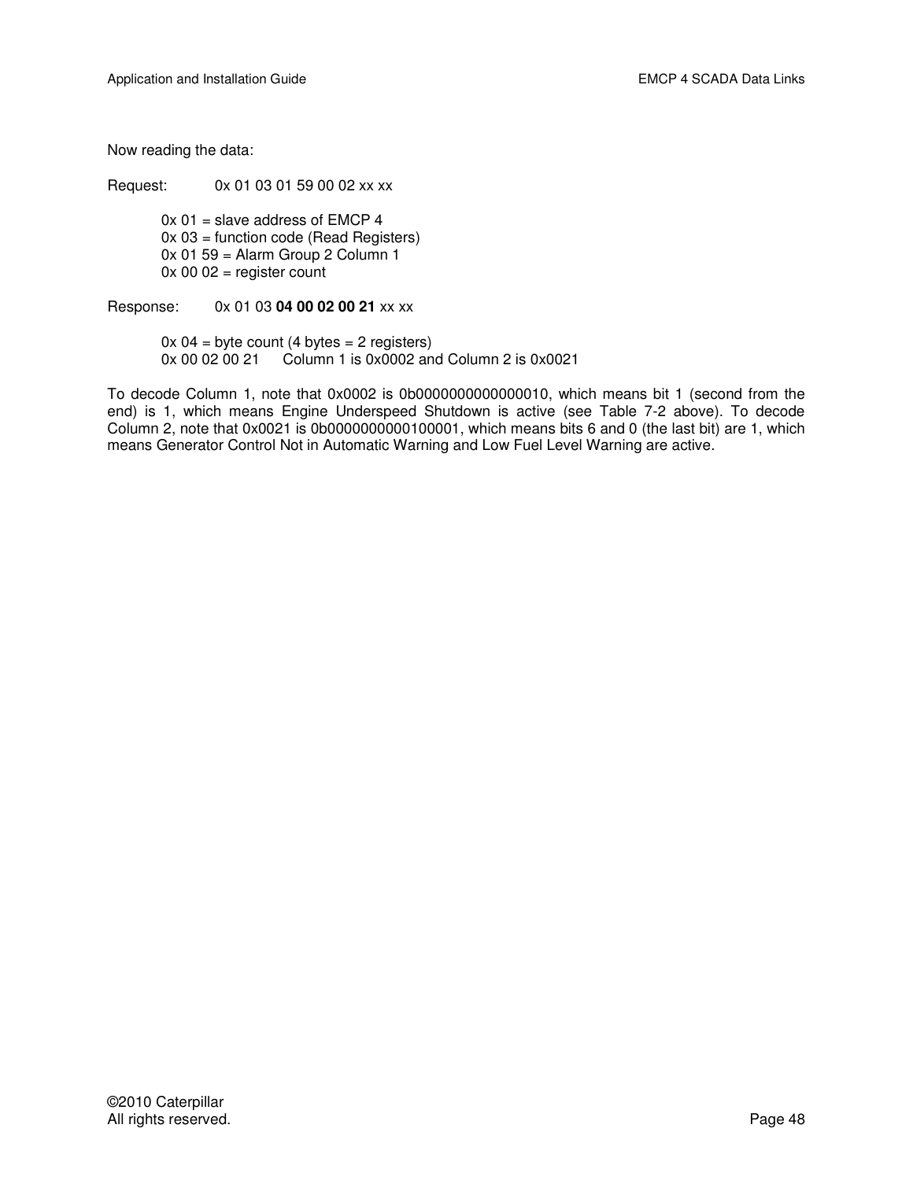Now reading the data:

Request: 0x 01 03 01 59 00 02 xx xx

0x 01 = slave address of EMCP 4
0x 03 = function code (Read Registers)
0x 01 59 = Alarm Group 2 Column 1
0x 00 02 = register count

Response: 0x 01 03 **04 00 02 00 21** xx xx

0x 04 = byte count (4 bytes = 2 registers)
0x 00 02 00 21 Column 1 is 0x0002 and Column 2 is 0x0021

To decode Column 1, note that 0x0002 is 0b0000000000000010, which means bit 1 (second from the end) is 1, which means Engine Underspeed Shutdown is active (see Table 7-2 above). To decode Column 2, note that 0x0021 is 0b0000000000100001, which means bits 6 and 0 (the last bit) are 1, which means Generator Control Not in Automatic Warning and Low Fuel Level Warning are active.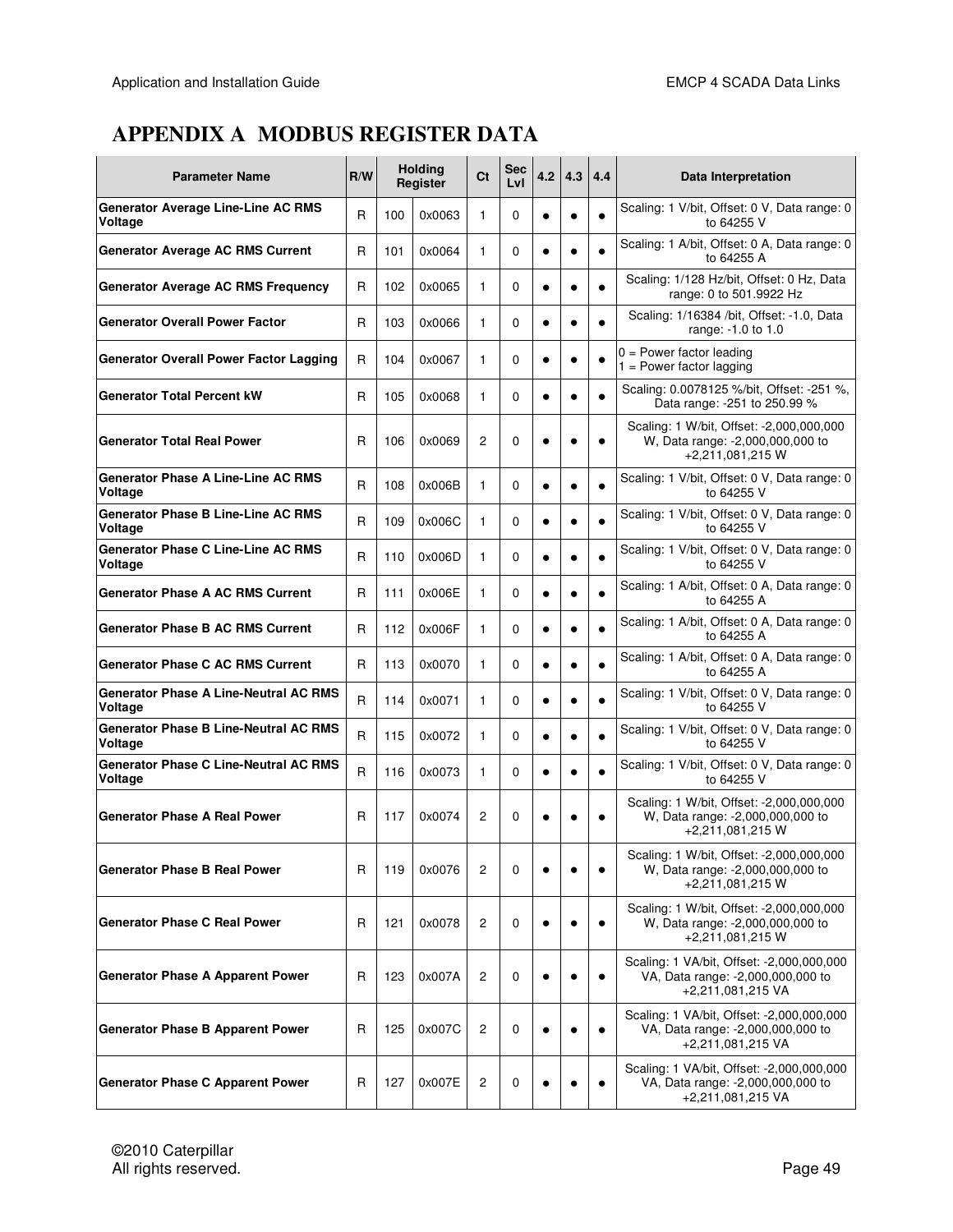# APPENDIX A MODBUS REGISTER DATA

| Parameter Name | R/W | Holding Register | | Ct | Sec Lvl | 4.2 | 4.3 | 4.4 | Data Interpretation |
|---|---|---|---|---|---|---|---|---|---|
| **Generator Average Line-Line AC RMS Voltage** | R | 100 | 0x0063 | 1 | 0 | ● | ● | ● | Scaling: 1 V/bit, Offset: 0 V, Data range: 0 to 64255 V |
| **Generator Average AC RMS Current** | R | 101 | 0x0064 | 1 | 0 | ● | ● | ● | Scaling: 1 A/bit, Offset: 0 A, Data range: 0 to 64255 A |
| **Generator Average AC RMS Frequency** | R | 102 | 0x0065 | 1 | 0 | ● | ● | ● | Scaling: 1/128 Hz/bit, Offset: 0 Hz, Data range: 0 to 501.9922 Hz |
| **Generator Overall Power Factor** | R | 103 | 0x0066 | 1 | 0 | ● | ● | ● | Scaling: 1/16384 /bit, Offset: -1.0, Data range: -1.0 to 1.0 |
| **Generator Overall Power Factor Lagging** | R | 104 | 0x0067 | 1 | 0 | ● | ● | ● | 0 = Power factor leading<br>1 = Power factor lagging |
| **Generator Total Percent kW** | R | 105 | 0x0068 | 1 | 0 | ● | ● | ● | Scaling: 0.0078125 %/bit, Offset: -251 %, Data range: -251 to 250.99 % |
| **Generator Total Real Power** | R | 106 | 0x0069 | 2 | 0 | ● | ● | ● | Scaling: 1 W/bit, Offset: -2,000,000,000 W, Data range: -2,000,000,000 to +2,211,081,215 W |
| **Generator Phase A Line-Line AC RMS Voltage** | R | 108 | 0x006B | 1 | 0 | ● | ● | ● | Scaling: 1 V/bit, Offset: 0 V, Data range: 0 to 64255 V |
| **Generator Phase B Line-Line AC RMS Voltage** | R | 109 | 0x006C | 1 | 0 | ● | ● | ● | Scaling: 1 V/bit, Offset: 0 V, Data range: 0 to 64255 V |
| **Generator Phase C Line-Line AC RMS Voltage** | R | 110 | 0x006D | 1 | 0 | ● | ● | ● | Scaling: 1 V/bit, Offset: 0 V, Data range: 0 to 64255 V |
| **Generator Phase A AC RMS Current** | R | 111 | 0x006E | 1 | 0 | ● | ● | ● | Scaling: 1 A/bit, Offset: 0 A, Data range: 0 to 64255 A |
| **Generator Phase B AC RMS Current** | R | 112 | 0x006F | 1 | 0 | ● | ● | ● | Scaling: 1 A/bit, Offset: 0 A, Data range: 0 to 64255 A |
| **Generator Phase C AC RMS Current** | R | 113 | 0x0070 | 1 | 0 | ● | ● | ● | Scaling: 1 A/bit, Offset: 0 A, Data range: 0 to 64255 A |
| **Generator Phase A Line-Neutral AC RMS Voltage** | R | 114 | 0x0071 | 1 | 0 | ● | ● | ● | Scaling: 1 V/bit, Offset: 0 V, Data range: 0 to 64255 V |
| **Generator Phase B Line-Neutral AC RMS Voltage** | R | 115 | 0x0072 | 1 | 0 | ● | ● | ● | Scaling: 1 V/bit, Offset: 0 V, Data range: 0 to 64255 V |
| **Generator Phase C Line-Neutral AC RMS Voltage** | R | 116 | 0x0073 | 1 | 0 | ● | ● | ● | Scaling: 1 V/bit, Offset: 0 V, Data range: 0 to 64255 V |
| **Generator Phase A Real Power** | R | 117 | 0x0074 | 2 | 0 | ● | ● | ● | Scaling: 1 W/bit, Offset: -2,000,000,000 W, Data range: -2,000,000,000 to +2,211,081,215 W |
| **Generator Phase B Real Power** | R | 119 | 0x0076 | 2 | 0 | ● | ● | ● | Scaling: 1 W/bit, Offset: -2,000,000,000 W, Data range: -2,000,000,000 to +2,211,081,215 W |
| **Generator Phase C Real Power** | R | 121 | 0x0078 | 2 | 0 | ● | ● | ● | Scaling: 1 W/bit, Offset: -2,000,000,000 W, Data range: -2,000,000,000 to +2,211,081,215 W |
| **Generator Phase A Apparent Power** | R | 123 | 0x007A | 2 | 0 | ● | ● | ● | Scaling: 1 VA/bit, Offset: -2,000,000,000 VA, Data range: -2,000,000,000 to +2,211,081,215 VA |
| **Generator Phase B Apparent Power** | R | 125 | 0x007C | 2 | 0 | ● | ● | ● | Scaling: 1 VA/bit, Offset: -2,000,000,000 VA, Data range: -2,000,000,000 to +2,211,081,215 VA |
| **Generator Phase C Apparent Power** | R | 127 | 0x007E | 2 | 0 | ● | ● | ● | Scaling: 1 VA/bit, Offset: -2,000,000,000 VA, Data range: -2,000,000,000 to +2,211,081,215 VA |

©2010 Caterpillar
All rights reserved.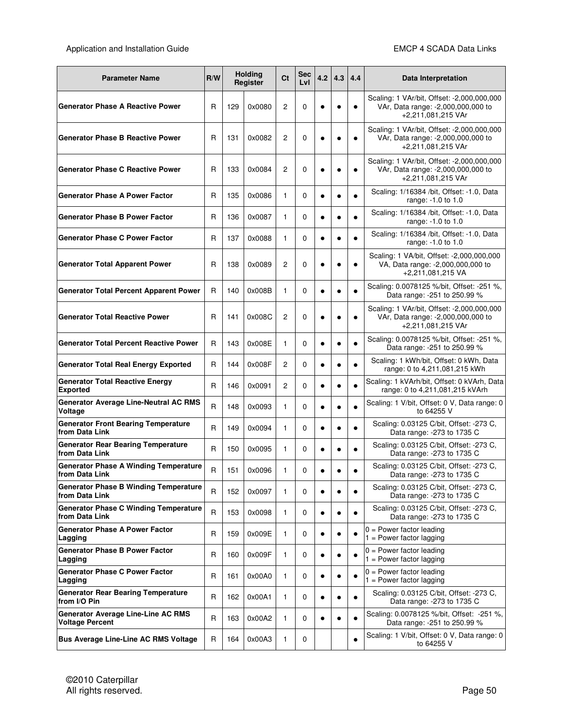| Parameter Name | R/W | Holding Register | | Ct | Sec Lvl | 4.2 | 4.3 | 4.4 | Data Interpretation |
|---|---|---|---|---|---|---|---|---|---|
| **Generator Phase A Reactive Power** | R | 129 | 0x0080 | 2 | 0 | ● | ● | ● | Scaling: 1 VAr/bit, Offset: -2,000,000,000 VAr, Data range: -2,000,000,000 to +2,211,081,215 VAr |
| **Generator Phase B Reactive Power** | R | 131 | 0x0082 | 2 | 0 | ● | ● | ● | Scaling: 1 VAr/bit, Offset: -2,000,000,000 VAr, Data range: -2,000,000,000 to +2,211,081,215 VAr |
| **Generator Phase C Reactive Power** | R | 133 | 0x0084 | 2 | 0 | ● | ● | ● | Scaling: 1 VAr/bit, Offset: -2,000,000,000 VAr, Data range: -2,000,000,000 to +2,211,081,215 VAr |
| **Generator Phase A Power Factor** | R | 135 | 0x0086 | 1 | 0 | ● | ● | ● | Scaling: 1/16384 /bit, Offset: -1.0, Data range: -1.0 to 1.0 |
| **Generator Phase B Power Factor** | R | 136 | 0x0087 | 1 | 0 | ● | ● | ● | Scaling: 1/16384 /bit, Offset: -1.0, Data range: -1.0 to 1.0 |
| **Generator Phase C Power Factor** | R | 137 | 0x0088 | 1 | 0 | ● | ● | ● | Scaling: 1/16384 /bit, Offset: -1.0, Data range: -1.0 to 1.0 |
| **Generator Total Apparent Power** | R | 138 | 0x0089 | 2 | 0 | ● | ● | ● | Scaling: 1 VA/bit, Offset: -2,000,000,000 VA, Data range: -2,000,000,000 to +2,211,081,215 VA |
| **Generator Total Percent Apparent Power** | R | 140 | 0x008B | 1 | 0 | ● | ● | ● | Scaling: 0.0078125 %/bit, Offset: -251 %, Data range: -251 to 250.99 % |
| **Generator Total Reactive Power** | R | 141 | 0x008C | 2 | 0 | ● | ● | ● | Scaling: 1 VAr/bit, Offset: -2,000,000,000 VAr, Data range: -2,000,000,000 to +2,211,081,215 VAr |
| **Generator Total Percent Reactive Power** | R | 143 | 0x008E | 1 | 0 | ● | ● | ● | Scaling: 0.0078125 %/bit, Offset: -251 %, Data range: -251 to 250.99 % |
| **Generator Total Real Energy Exported** | R | 144 | 0x008F | 2 | 0 | ● | ● | ● | Scaling: 1 kWh/bit, Offset: 0 kWh, Data range: 0 to 4,211,081,215 kWh |
| **Generator Total Reactive Energy Exported** | R | 146 | 0x0091 | 2 | 0 | ● | ● | ● | Scaling: 1 kVArh/bit, Offset: 0 kVArh, Data range: 0 to 4,211,081,215 kVArh |
| **Generator Average Line-Neutral AC RMS Voltage** | R | 148 | 0x0093 | 1 | 0 | ● | ● | ● | Scaling: 1 V/bit, Offset: 0 V, Data range: 0 to 64255 V |
| **Generator Front Bearing Temperature from Data Link** | R | 149 | 0x0094 | 1 | 0 | ● | ● | ● | Scaling: 0.03125 C/bit, Offset: -273 C, Data range: -273 to 1735 C |
| **Generator Rear Bearing Temperature from Data Link** | R | 150 | 0x0095 | 1 | 0 | ● | ● | ● | Scaling: 0.03125 C/bit, Offset: -273 C, Data range: -273 to 1735 C |
| **Generator Phase A Winding Temperature from Data Link** | R | 151 | 0x0096 | 1 | 0 | ● | ● | ● | Scaling: 0.03125 C/bit, Offset: -273 C, Data range: -273 to 1735 C |
| **Generator Phase B Winding Temperature from Data Link** | R | 152 | 0x0097 | 1 | 0 | ● | ● | ● | Scaling: 0.03125 C/bit, Offset: -273 C, Data range: -273 to 1735 C |
| **Generator Phase C Winding Temperature from Data Link** | R | 153 | 0x0098 | 1 | 0 | ● | ● | ● | Scaling: 0.03125 C/bit, Offset: -273 C, Data range: -273 to 1735 C |
| **Generator Phase A Power Factor Lagging** | R | 159 | 0x009E | 1 | 0 | ● | ● | ● | 0 = Power factor leading<br>1 = Power factor lagging |
| **Generator Phase B Power Factor Lagging** | R | 160 | 0x009F | 1 | 0 | ● | ● | ● | 0 = Power factor leading<br>1 = Power factor lagging |
| **Generator Phase C Power Factor Lagging** | R | 161 | 0x00A0 | 1 | 0 | ● | ● | ● | 0 = Power factor leading<br>1 = Power factor lagging |
| **Generator Rear Bearing Temperature from I/O Pin** | R | 162 | 0x00A1 | 1 | 0 | ● | ● | ● | Scaling: 0.03125 C/bit, Offset: -273 C, Data range: -273 to 1735 C |
| **Generator Average Line-Line AC RMS Voltage Percent** | R | 163 | 0x00A2 | 1 | 0 | ● | ● | ● | Scaling: 0.0078125 %/bit, Offset: -251 %, Data range: -251 to 250.99 % |
| **Bus Average Line-Line AC RMS Voltage** | R | 164 | 0x00A3 | 1 | 0 | | | ● | Scaling: 1 V/bit, Offset: 0 V, Data range: 0 to 64255 V |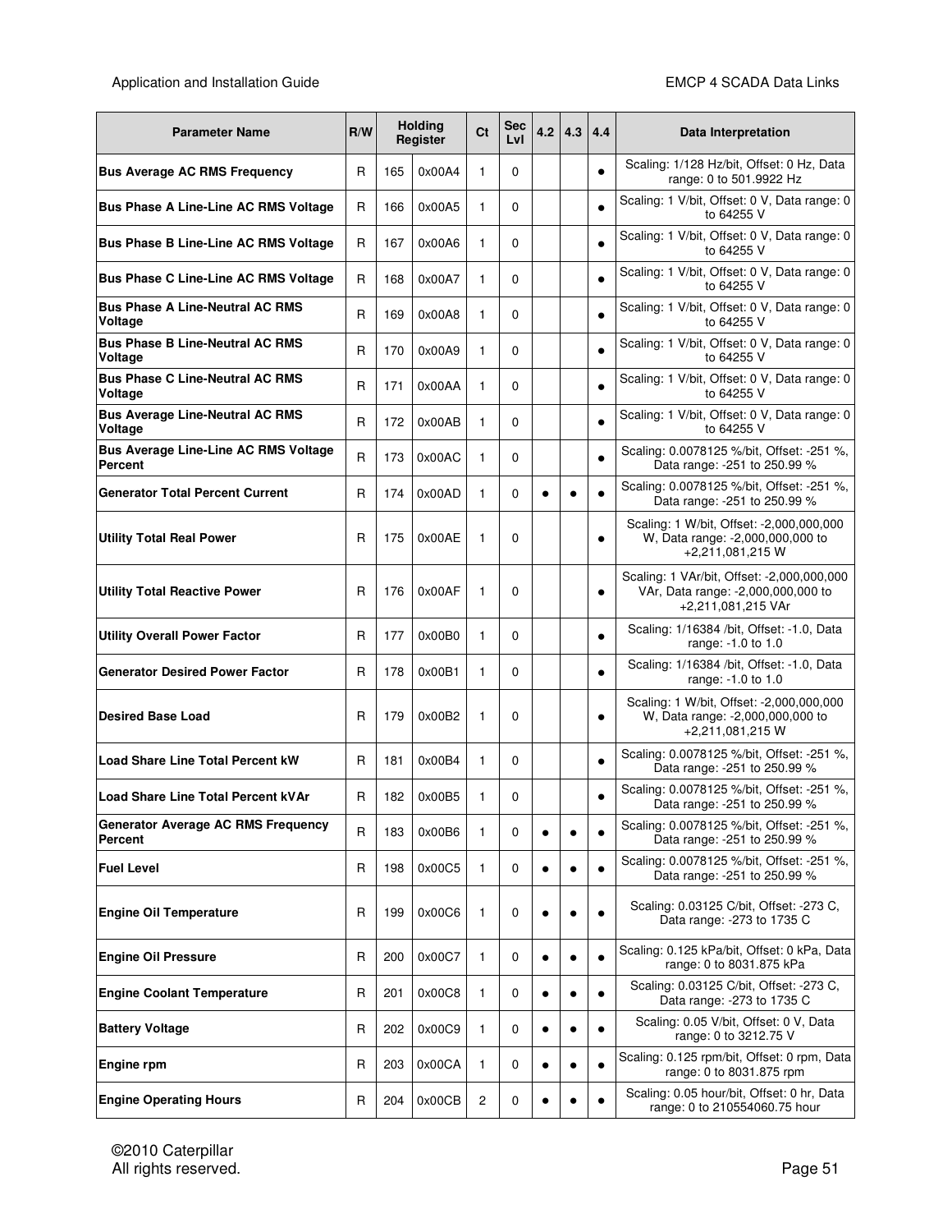| Parameter Name | R/W | Holding Register | | Ct | Sec Lvl | 4.2 | 4.3 | 4.4 | Data Interpretation |
|---|---|---|---|---|---|---|---|---|---|
| **Bus Average AC RMS Frequency** | R | 165 | 0x00A4 | 1 | 0 | | | ● | Scaling: 1/128 Hz/bit, Offset: 0 Hz, Data range: 0 to 501.9922 Hz |
| **Bus Phase A Line-Line AC RMS Voltage** | R | 166 | 0x00A5 | 1 | 0 | | | ● | Scaling: 1 V/bit, Offset: 0 V, Data range: 0 to 64255 V |
| **Bus Phase B Line-Line AC RMS Voltage** | R | 167 | 0x00A6 | 1 | 0 | | | ● | Scaling: 1 V/bit, Offset: 0 V, Data range: 0 to 64255 V |
| **Bus Phase C Line-Line AC RMS Voltage** | R | 168 | 0x00A7 | 1 | 0 | | | ● | Scaling: 1 V/bit, Offset: 0 V, Data range: 0 to 64255 V |
| **Bus Phase A Line-Neutral AC RMS Voltage** | R | 169 | 0x00A8 | 1 | 0 | | | ● | Scaling: 1 V/bit, Offset: 0 V, Data range: 0 to 64255 V |
| **Bus Phase B Line-Neutral AC RMS Voltage** | R | 170 | 0x00A9 | 1 | 0 | | | ● | Scaling: 1 V/bit, Offset: 0 V, Data range: 0 to 64255 V |
| **Bus Phase C Line-Neutral AC RMS Voltage** | R | 171 | 0x00AA | 1 | 0 | | | ● | Scaling: 1 V/bit, Offset: 0 V, Data range: 0 to 64255 V |
| **Bus Average Line-Neutral AC RMS Voltage** | R | 172 | 0x00AB | 1 | 0 | | | ● | Scaling: 1 V/bit, Offset: 0 V, Data range: 0 to 64255 V |
| **Bus Average Line-Line AC RMS Voltage Percent** | R | 173 | 0x00AC | 1 | 0 | | | ● | Scaling: 0.0078125 %/bit, Offset: -251 %, Data range: -251 to 250.99 % |
| **Generator Total Percent Current** | R | 174 | 0x00AD | 1 | 0 | ● | ● | ● | Scaling: 0.0078125 %/bit, Offset: -251 %, Data range: -251 to 250.99 % |
| **Utility Total Real Power** | R | 175 | 0x00AE | 1 | 0 | | | ● | Scaling: 1 W/bit, Offset: -2,000,000,000 W, Data range: -2,000,000,000 to +2,211,081,215 W |
| **Utility Total Reactive Power** | R | 176 | 0x00AF | 1 | 0 | | | ● | Scaling: 1 VAr/bit, Offset: -2,000,000,000 VAr, Data range: -2,000,000,000 to +2,211,081,215 VAr |
| **Utility Overall Power Factor** | R | 177 | 0x00B0 | 1 | 0 | | | ● | Scaling: 1/16384 /bit, Offset: -1.0, Data range: -1.0 to 1.0 |
| **Generator Desired Power Factor** | R | 178 | 0x00B1 | 1 | 0 | | | ● | Scaling: 1/16384 /bit, Offset: -1.0, Data range: -1.0 to 1.0 |
| **Desired Base Load** | R | 179 | 0x00B2 | 1 | 0 | | | ● | Scaling: 1 W/bit, Offset: -2,000,000,000 W, Data range: -2,000,000,000 to +2,211,081,215 W |
| **Load Share Line Total Percent kW** | R | 181 | 0x00B4 | 1 | 0 | | | ● | Scaling: 0.0078125 %/bit, Offset: -251 %, Data range: -251 to 250.99 % |
| **Load Share Line Total Percent kVAr** | R | 182 | 0x00B5 | 1 | 0 | | | ● | Scaling: 0.0078125 %/bit, Offset: -251 %, Data range: -251 to 250.99 % |
| **Generator Average AC RMS Frequency Percent** | R | 183 | 0x00B6 | 1 | 0 | ● | ● | ● | Scaling: 0.0078125 %/bit, Offset: -251 %, Data range: -251 to 250.99 % |
| **Fuel Level** | R | 198 | 0x00C5 | 1 | 0 | ● | ● | ● | Scaling: 0.0078125 %/bit, Offset: -251 %, Data range: -251 to 250.99 % |
| **Engine Oil Temperature** | R | 199 | 0x00C6 | 1 | 0 | ● | ● | ● | Scaling: 0.03125 C/bit, Offset: -273 C, Data range: -273 to 1735 C |
| **Engine Oil Pressure** | R | 200 | 0x00C7 | 1 | 0 | ● | ● | ● | Scaling: 0.125 kPa/bit, Offset: 0 kPa, Data range: 0 to 8031.875 kPa |
| **Engine Coolant Temperature** | R | 201 | 0x00C8 | 1 | 0 | ● | ● | ● | Scaling: 0.03125 C/bit, Offset: -273 C, Data range: -273 to 1735 C |
| **Battery Voltage** | R | 202 | 0x00C9 | 1 | 0 | ● | ● | ● | Scaling: 0.05 V/bit, Offset: 0 V, Data range: 0 to 3212.75 V |
| **Engine rpm** | R | 203 | 0x00CA | 1 | 0 | ● | ● | ● | Scaling: 0.125 rpm/bit, Offset: 0 rpm, Data range: 0 to 8031.875 rpm |
| **Engine Operating Hours** | R | 204 | 0x00CB | 2 | 0 | ● | ● | ● | Scaling: 0.05 hour/bit, Offset: 0 hr, Data range: 0 to 210554060.75 hour |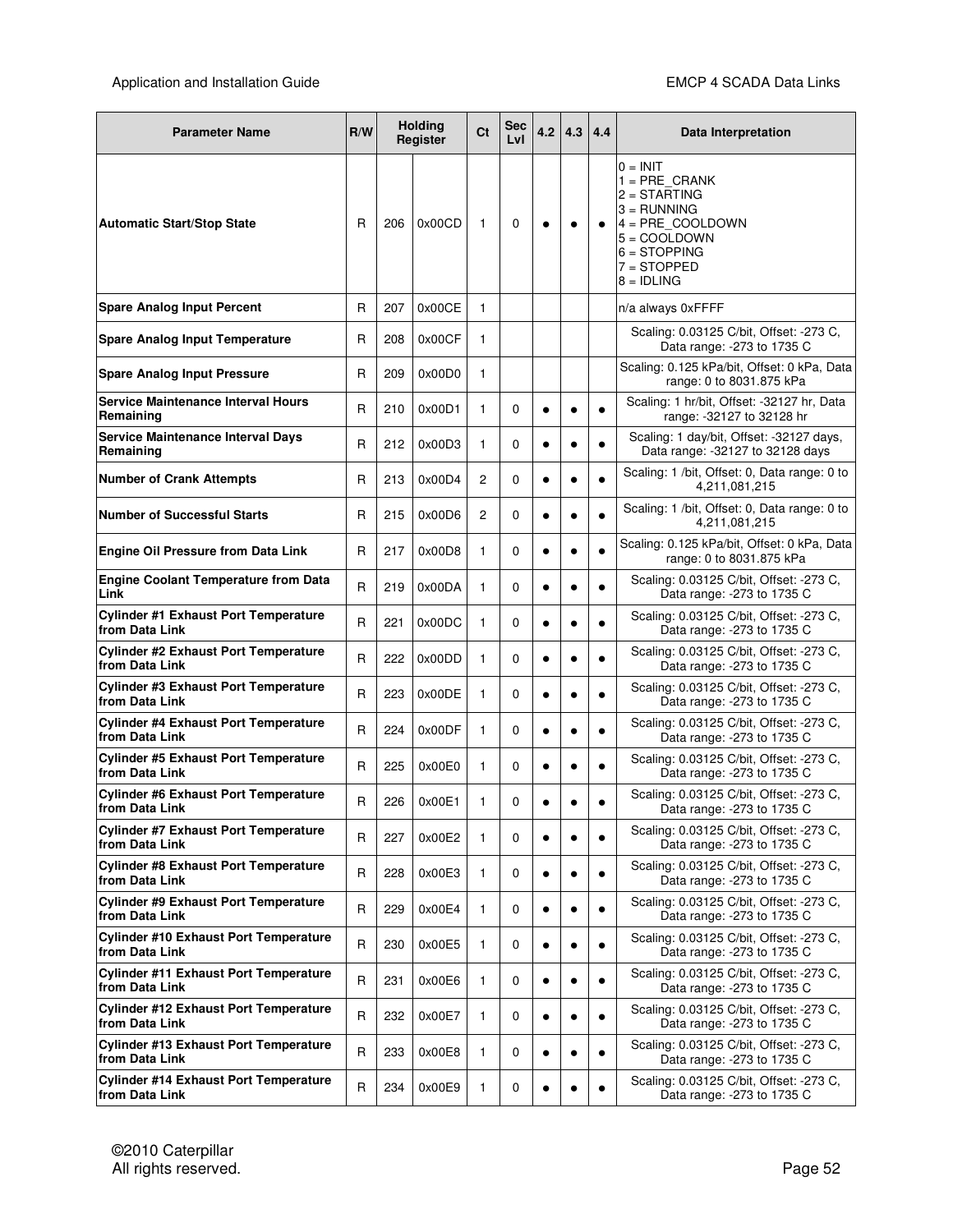| Parameter Name | R/W | Holding Register | | Ct | Sec Lvl | 4.2 | 4.3 | 4.4 | Data Interpretation |
|---|---|---|---|---|---|---|---|---|---|
| **Automatic Start/Stop State** | R | 206 | 0x00CD | 1 | 0 | ● | ● | ● | 0 = INIT<br>1 = PRE_CRANK<br>2 = STARTING<br>3 = RUNNING<br>4 = PRE_COOLDOWN<br>5 = COOLDOWN<br>6 = STOPPING<br>7 = STOPPED<br>8 = IDLING |
| **Spare Analog Input Percent** | R | 207 | 0x00CE | 1 | | | | | n/a always 0xFFFF |
| **Spare Analog Input Temperature** | R | 208 | 0x00CF | 1 | | | | | Scaling: 0.03125 C/bit, Offset: -273 C, Data range: -273 to 1735 C |
| **Spare Analog Input Pressure** | R | 209 | 0x00D0 | 1 | | | | | Scaling: 0.125 kPa/bit, Offset: 0 kPa, Data range: 0 to 8031.875 kPa |
| **Service Maintenance Interval Hours Remaining** | R | 210 | 0x00D1 | 1 | 0 | ● | ● | ● | Scaling: 1 hr/bit, Offset: -32127 hr, Data range: -32127 to 32128 hr |
| **Service Maintenance Interval Days Remaining** | R | 212 | 0x00D3 | 1 | 0 | ● | ● | ● | Scaling: 1 day/bit, Offset: -32127 days, Data range: -32127 to 32128 days |
| **Number of Crank Attempts** | R | 213 | 0x00D4 | 2 | 0 | ● | ● | ● | Scaling: 1 /bit, Offset: 0, Data range: 0 to 4,211,081,215 |
| **Number of Successful Starts** | R | 215 | 0x00D6 | 2 | 0 | ● | ● | ● | Scaling: 1 /bit, Offset: 0, Data range: 0 to 4,211,081,215 |
| **Engine Oil Pressure from Data Link** | R | 217 | 0x00D8 | 1 | 0 | ● | ● | ● | Scaling: 0.125 kPa/bit, Offset: 0 kPa, Data range: 0 to 8031.875 kPa |
| **Engine Coolant Temperature from Data Link** | R | 219 | 0x00DA | 1 | 0 | ● | ● | ● | Scaling: 0.03125 C/bit, Offset: -273 C, Data range: -273 to 1735 C |
| **Cylinder #1 Exhaust Port Temperature from Data Link** | R | 221 | 0x00DC | 1 | 0 | ● | ● | ● | Scaling: 0.03125 C/bit, Offset: -273 C, Data range: -273 to 1735 C |
| **Cylinder #2 Exhaust Port Temperature from Data Link** | R | 222 | 0x00DD | 1 | 0 | ● | ● | ● | Scaling: 0.03125 C/bit, Offset: -273 C, Data range: -273 to 1735 C |
| **Cylinder #3 Exhaust Port Temperature from Data Link** | R | 223 | 0x00DE | 1 | 0 | ● | ● | ● | Scaling: 0.03125 C/bit, Offset: -273 C, Data range: -273 to 1735 C |
| **Cylinder #4 Exhaust Port Temperature from Data Link** | R | 224 | 0x00DF | 1 | 0 | ● | ● | ● | Scaling: 0.03125 C/bit, Offset: -273 C, Data range: -273 to 1735 C |
| **Cylinder #5 Exhaust Port Temperature from Data Link** | R | 225 | 0x00E0 | 1 | 0 | ● | ● | ● | Scaling: 0.03125 C/bit, Offset: -273 C, Data range: -273 to 1735 C |
| **Cylinder #6 Exhaust Port Temperature from Data Link** | R | 226 | 0x00E1 | 1 | 0 | ● | ● | ● | Scaling: 0.03125 C/bit, Offset: -273 C, Data range: -273 to 1735 C |
| **Cylinder #7 Exhaust Port Temperature from Data Link** | R | 227 | 0x00E2 | 1 | 0 | ● | ● | ● | Scaling: 0.03125 C/bit, Offset: -273 C, Data range: -273 to 1735 C |
| **Cylinder #8 Exhaust Port Temperature from Data Link** | R | 228 | 0x00E3 | 1 | 0 | ● | ● | ● | Scaling: 0.03125 C/bit, Offset: -273 C, Data range: -273 to 1735 C |
| **Cylinder #9 Exhaust Port Temperature from Data Link** | R | 229 | 0x00E4 | 1 | 0 | ● | ● | ● | Scaling: 0.03125 C/bit, Offset: -273 C, Data range: -273 to 1735 C |
| **Cylinder #10 Exhaust Port Temperature from Data Link** | R | 230 | 0x00E5 | 1 | 0 | ● | ● | ● | Scaling: 0.03125 C/bit, Offset: -273 C, Data range: -273 to 1735 C |
| **Cylinder #11 Exhaust Port Temperature from Data Link** | R | 231 | 0x00E6 | 1 | 0 | ● | ● | ● | Scaling: 0.03125 C/bit, Offset: -273 C, Data range: -273 to 1735 C |
| **Cylinder #12 Exhaust Port Temperature from Data Link** | R | 232 | 0x00E7 | 1 | 0 | ● | ● | ● | Scaling: 0.03125 C/bit, Offset: -273 C, Data range: -273 to 1735 C |
| **Cylinder #13 Exhaust Port Temperature from Data Link** | R | 233 | 0x00E8 | 1 | 0 | ● | ● | ● | Scaling: 0.03125 C/bit, Offset: -273 C, Data range: -273 to 1735 C |
| **Cylinder #14 Exhaust Port Temperature from Data Link** | R | 234 | 0x00E9 | 1 | 0 | ● | ● | ● | Scaling: 0.03125 C/bit, Offset: -273 C, Data range: -273 to 1735 C |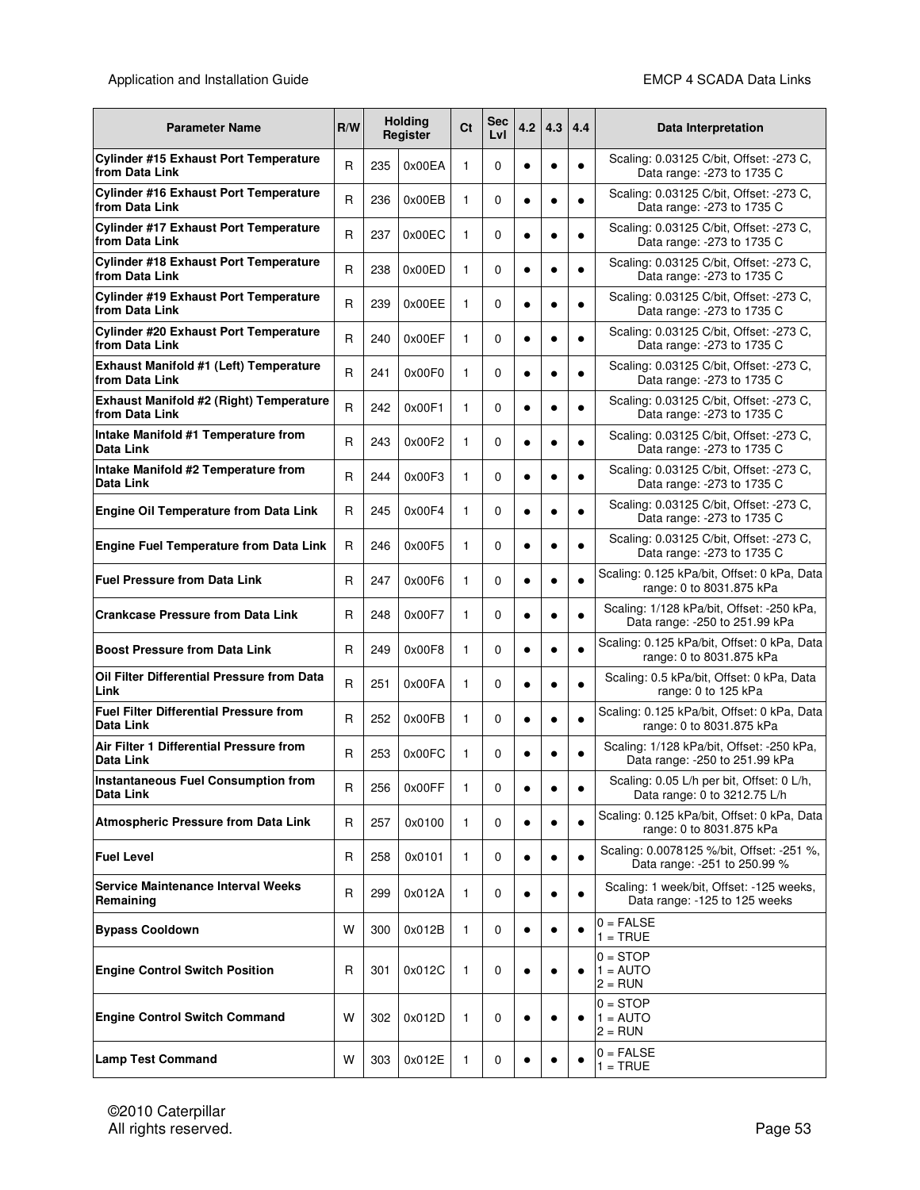| Parameter Name | R/W | Holding Register | | Ct | Sec Lvl | 4.2 | 4.3 | 4.4 | Data Interpretation |
|---|---|---|---|---|---|---|---|---|---|
| **Cylinder #15 Exhaust Port Temperature from Data Link** | R | 235 | 0x00EA | 1 | 0 | ● | ● | ● | Scaling: 0.03125 C/bit, Offset: -273 C, Data range: -273 to 1735 C |
| **Cylinder #16 Exhaust Port Temperature from Data Link** | R | 236 | 0x00EB | 1 | 0 | ● | ● | ● | Scaling: 0.03125 C/bit, Offset: -273 C, Data range: -273 to 1735 C |
| **Cylinder #17 Exhaust Port Temperature from Data Link** | R | 237 | 0x00EC | 1 | 0 | ● | ● | ● | Scaling: 0.03125 C/bit, Offset: -273 C, Data range: -273 to 1735 C |
| **Cylinder #18 Exhaust Port Temperature from Data Link** | R | 238 | 0x00ED | 1 | 0 | ● | ● | ● | Scaling: 0.03125 C/bit, Offset: -273 C, Data range: -273 to 1735 C |
| **Cylinder #19 Exhaust Port Temperature from Data Link** | R | 239 | 0x00EE | 1 | 0 | ● | ● | ● | Scaling: 0.03125 C/bit, Offset: -273 C, Data range: -273 to 1735 C |
| **Cylinder #20 Exhaust Port Temperature from Data Link** | R | 240 | 0x00EF | 1 | 0 | ● | ● | ● | Scaling: 0.03125 C/bit, Offset: -273 C, Data range: -273 to 1735 C |
| **Exhaust Manifold #1 (Left) Temperature from Data Link** | R | 241 | 0x00F0 | 1 | 0 | ● | ● | ● | Scaling: 0.03125 C/bit, Offset: -273 C, Data range: -273 to 1735 C |
| **Exhaust Manifold #2 (Right) Temperature from Data Link** | R | 242 | 0x00F1 | 1 | 0 | ● | ● | ● | Scaling: 0.03125 C/bit, Offset: -273 C, Data range: -273 to 1735 C |
| **Intake Manifold #1 Temperature from Data Link** | R | 243 | 0x00F2 | 1 | 0 | ● | ● | ● | Scaling: 0.03125 C/bit, Offset: -273 C, Data range: -273 to 1735 C |
| **Intake Manifold #2 Temperature from Data Link** | R | 244 | 0x00F3 | 1 | 0 | ● | ● | ● | Scaling: 0.03125 C/bit, Offset: -273 C, Data range: -273 to 1735 C |
| **Engine Oil Temperature from Data Link** | R | 245 | 0x00F4 | 1 | 0 | ● | ● | ● | Scaling: 0.03125 C/bit, Offset: -273 C, Data range: -273 to 1735 C |
| **Engine Fuel Temperature from Data Link** | R | 246 | 0x00F5 | 1 | 0 | ● | ● | ● | Scaling: 0.03125 C/bit, Offset: -273 C, Data range: -273 to 1735 C |
| **Fuel Pressure from Data Link** | R | 247 | 0x00F6 | 1 | 0 | ● | ● | ● | Scaling: 0.125 kPa/bit, Offset: 0 kPa, Data range: 0 to 8031.875 kPa |
| **Crankcase Pressure from Data Link** | R | 248 | 0x00F7 | 1 | 0 | ● | ● | ● | Scaling: 1/128 kPa/bit, Offset: -250 kPa, Data range: -250 to 251.99 kPa |
| **Boost Pressure from Data Link** | R | 249 | 0x00F8 | 1 | 0 | ● | ● | ● | Scaling: 0.125 kPa/bit, Offset: 0 kPa, Data range: 0 to 8031.875 kPa |
| **Oil Filter Differential Pressure from Data Link** | R | 251 | 0x00FA | 1 | 0 | ● | ● | ● | Scaling: 0.5 kPa/bit, Offset: 0 kPa, Data range: 0 to 125 kPa |
| **Fuel Filter Differential Pressure from Data Link** | R | 252 | 0x00FB | 1 | 0 | ● | ● | ● | Scaling: 0.125 kPa/bit, Offset: 0 kPa, Data range: 0 to 8031.875 kPa |
| **Air Filter 1 Differential Pressure from Data Link** | R | 253 | 0x00FC | 1 | 0 | ● | ● | ● | Scaling: 1/128 kPa/bit, Offset: -250 kPa, Data range: -250 to 251.99 kPa |
| **Instantaneous Fuel Consumption from Data Link** | R | 256 | 0x00FF | 1 | 0 | ● | ● | ● | Scaling: 0.05 L/h per bit, Offset: 0 L/h, Data range: 0 to 3212.75 L/h |
| **Atmospheric Pressure from Data Link** | R | 257 | 0x0100 | 1 | 0 | ● | ● | ● | Scaling: 0.125 kPa/bit, Offset: 0 kPa, Data range: 0 to 8031.875 kPa |
| **Fuel Level** | R | 258 | 0x0101 | 1 | 0 | ● | ● | ● | Scaling: 0.0078125 %/bit, Offset: -251 %, Data range: -251 to 250.99 % |
| **Service Maintenance Interval Weeks Remaining** | R | 299 | 0x012A | 1 | 0 | ● | ● | ● | Scaling: 1 week/bit, Offset: -125 weeks, Data range: -125 to 125 weeks |
| **Bypass Cooldown** | W | 300 | 0x012B | 1 | 0 | ● | ● | ● | 0 = FALSE<br>1 = TRUE |
| **Engine Control Switch Position** | R | 301 | 0x012C | 1 | 0 | ● | ● | ● | 0 = STOP<br>1 = AUTO<br>2 = RUN |
| **Engine Control Switch Command** | W | 302 | 0x012D | 1 | 0 | ● | ● | ● | 0 = STOP<br>1 = AUTO<br>2 = RUN |
| **Lamp Test Command** | W | 303 | 0x012E | 1 | 0 | ● | ● | ● | 0 = FALSE<br>1 = TRUE |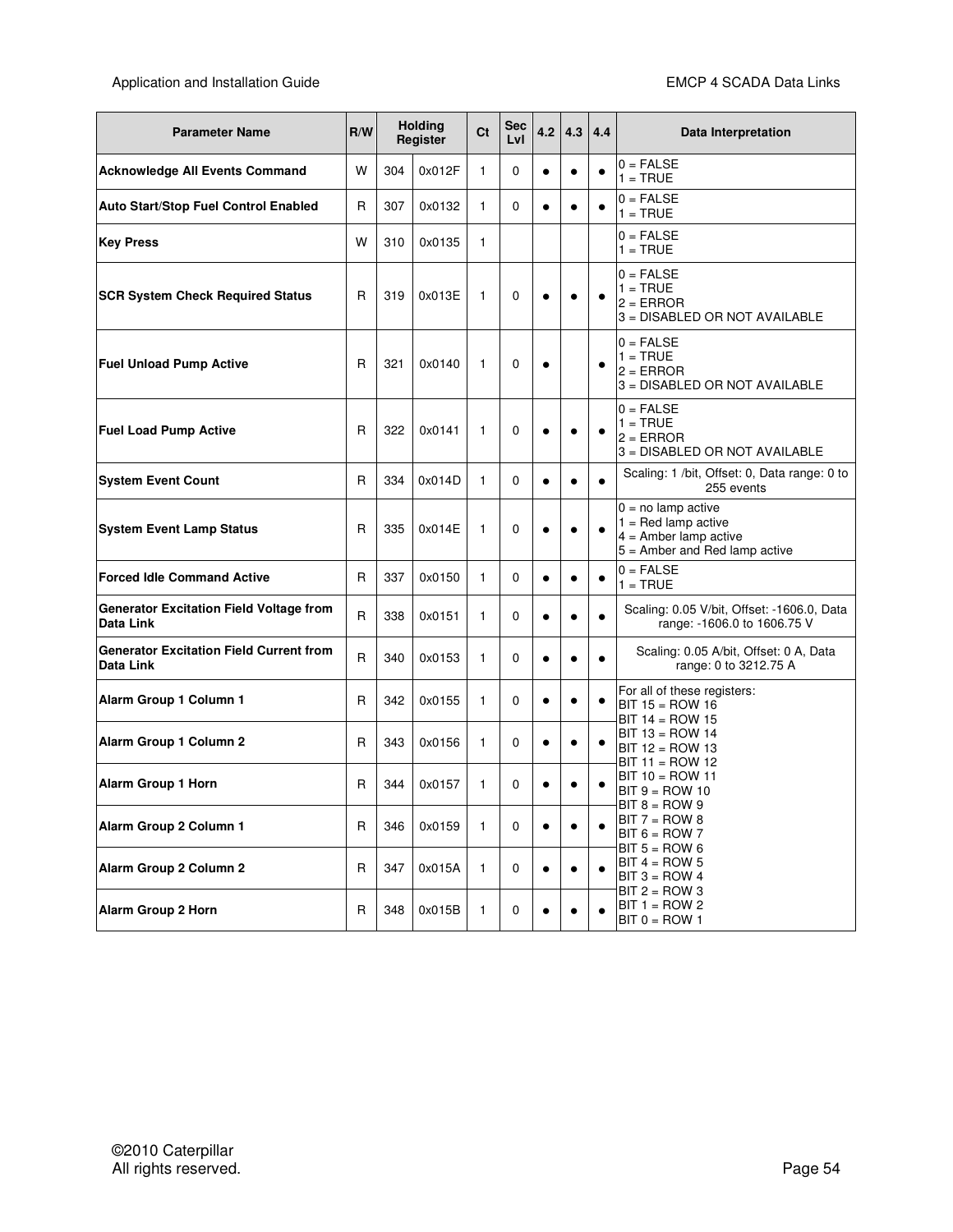| Parameter Name | R/W | Holding Register | | Ct | Sec Lvl | 4.2 | 4.3 | 4.4 | Data Interpretation |
|---|---|---|---|---|---|---|---|---|---|
| **Acknowledge All Events Command** | W | 304 | 0x012F | 1 | 0 | ● | ● | ● | 0 = FALSE<br>1 = TRUE |
| **Auto Start/Stop Fuel Control Enabled** | R | 307 | 0x0132 | 1 | 0 | ● | ● | ● | 0 = FALSE<br>1 = TRUE |
| **Key Press** | W | 310 | 0x0135 | 1 | | | | | 0 = FALSE<br>1 = TRUE |
| **SCR System Check Required Status** | R | 319 | 0x013E | 1 | 0 | ● | ● | ● | 0 = FALSE<br>1 = TRUE<br>2 = ERROR<br>3 = DISABLED OR NOT AVAILABLE |
| **Fuel Unload Pump Active** | R | 321 | 0x0140 | 1 | 0 | ● | | ● | 0 = FALSE<br>1 = TRUE<br>2 = ERROR<br>3 = DISABLED OR NOT AVAILABLE |
| **Fuel Load Pump Active** | R | 322 | 0x0141 | 1 | 0 | ● | ● | ● | 0 = FALSE<br>1 = TRUE<br>2 = ERROR<br>3 = DISABLED OR NOT AVAILABLE |
| **System Event Count** | R | 334 | 0x014D | 1 | 0 | ● | ● | ● | Scaling: 1 /bit, Offset: 0, Data range: 0 to 255 events |
| **System Event Lamp Status** | R | 335 | 0x014E | 1 | 0 | ● | ● | ● | 0 = no lamp active<br>1 = Red lamp active<br>4 = Amber lamp active<br>5 = Amber and Red lamp active |
| **Forced Idle Command Active** | R | 337 | 0x0150 | 1 | 0 | ● | ● | ● | 0 = FALSE<br>1 = TRUE |
| **Generator Excitation Field Voltage from Data Link** | R | 338 | 0x0151 | 1 | 0 | ● | ● | ● | Scaling: 0.05 V/bit, Offset: -1606.0, Data range: -1606.0 to 1606.75 V |
| **Generator Excitation Field Current from Data Link** | R | 340 | 0x0153 | 1 | 0 | ● | ● | ● | Scaling: 0.05 A/bit, Offset: 0 A, Data range: 0 to 3212.75 A |
| **Alarm Group 1 Column 1** | R | 342 | 0x0155 | 1 | 0 | ● | ● | ● | For all of these registers:<br>BIT 15 = ROW 16<br>BIT 14 = ROW 15<br>BIT 13 = ROW 14<br>BIT 12 = ROW 13<br>BIT 11 = ROW 12<br>BIT 10 = ROW 11<br>BIT 9 = ROW 10<br>BIT 8 = ROW 9<br>BIT 7 = ROW 8<br>BIT 6 = ROW 7<br>BIT 5 = ROW 6<br>BIT 4 = ROW 5<br>BIT 3 = ROW 4<br>BIT 2 = ROW 3<br>BIT 1 = ROW 2<br>BIT 0 = ROW 1 |
| **Alarm Group 1 Column 2** | R | 343 | 0x0156 | 1 | 0 | ● | ● | ● | |
| **Alarm Group 1 Horn** | R | 344 | 0x0157 | 1 | 0 | ● | ● | ● | |
| **Alarm Group 2 Column 1** | R | 346 | 0x0159 | 1 | 0 | ● | ● | ● | |
| **Alarm Group 2 Column 2** | R | 347 | 0x015A | 1 | 0 | ● | ● | ● | |
| **Alarm Group 2 Horn** | R | 348 | 0x015B | 1 | 0 | ● | ● | ● | |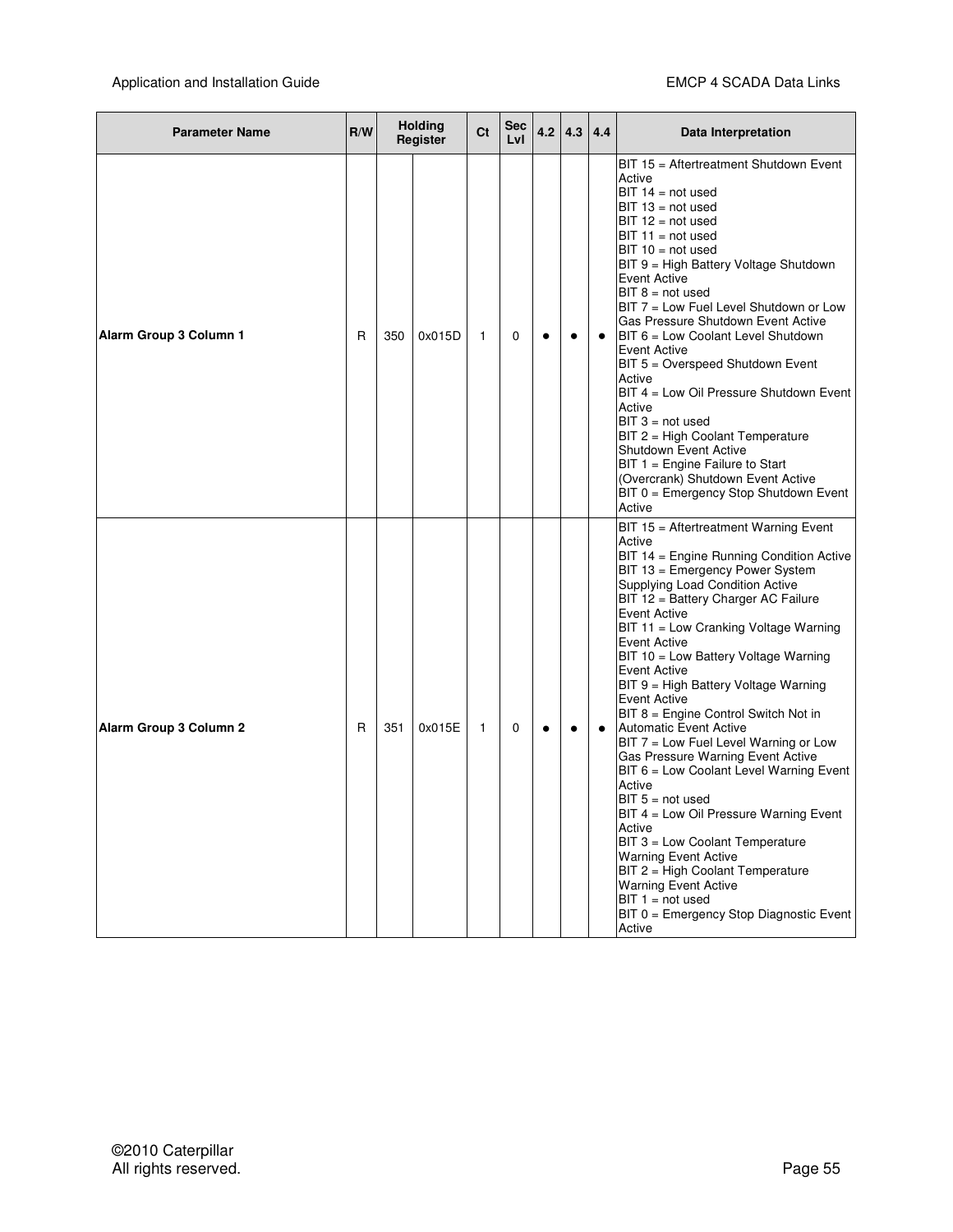| Parameter Name | R/W | Holding Register | | Ct | Sec Lvl | 4.2 | 4.3 | 4.4 | Data Interpretation |
|---|---|---|---|---|---|---|---|---|---|
| **Alarm Group 3 Column 1** | R | 350 | 0x015D | 1 | 0 | ● | ● | ● | BIT 15 = Aftertreatment Shutdown Event Active<br>BIT 14 = not used<br>BIT 13 = not used<br>BIT 12 = not used<br>BIT 11 = not used<br>BIT 10 = not used<br>BIT 9 = High Battery Voltage Shutdown Event Active<br>BIT 8 = not used<br>BIT 7 = Low Fuel Level Shutdown or Low Gas Pressure Shutdown Event Active<br>BIT 6 = Low Coolant Level Shutdown Event Active<br>BIT 5 = Overspeed Shutdown Event Active<br>BIT 4 = Low Oil Pressure Shutdown Event Active<br>BIT 3 = not used<br>BIT 2 = High Coolant Temperature Shutdown Event Active<br>BIT 1 = Engine Failure to Start (Overcrank) Shutdown Event Active<br>BIT 0 = Emergency Stop Shutdown Event Active |
| **Alarm Group 3 Column 2** | R | 351 | 0x015E | 1 | 0 | ● | ● | ● | BIT 15 = Aftertreatment Warning Event Active<br>BIT 14 = Engine Running Condition Active<br>BIT 13 = Emergency Power System Supplying Load Condition Active<br>BIT 12 = Battery Charger AC Failure Event Active<br>BIT 11 = Low Cranking Voltage Warning Event Active<br>BIT 10 = Low Battery Voltage Warning Event Active<br>BIT 9 = High Battery Voltage Warning Event Active<br>BIT 8 = Engine Control Switch Not in Automatic Event Active<br>BIT 7 = Low Fuel Level Warning or Low Gas Pressure Warning Event Active<br>BIT 6 = Low Coolant Level Warning Event Active<br>BIT 5 = not used<br>BIT 4 = Low Oil Pressure Warning Event Active<br>BIT 3 = Low Coolant Temperature Warning Event Active<br>BIT 2 = High Coolant Temperature Warning Event Active<br>BIT 1 = not used<br>BIT 0 = Emergency Stop Diagnostic Event Active |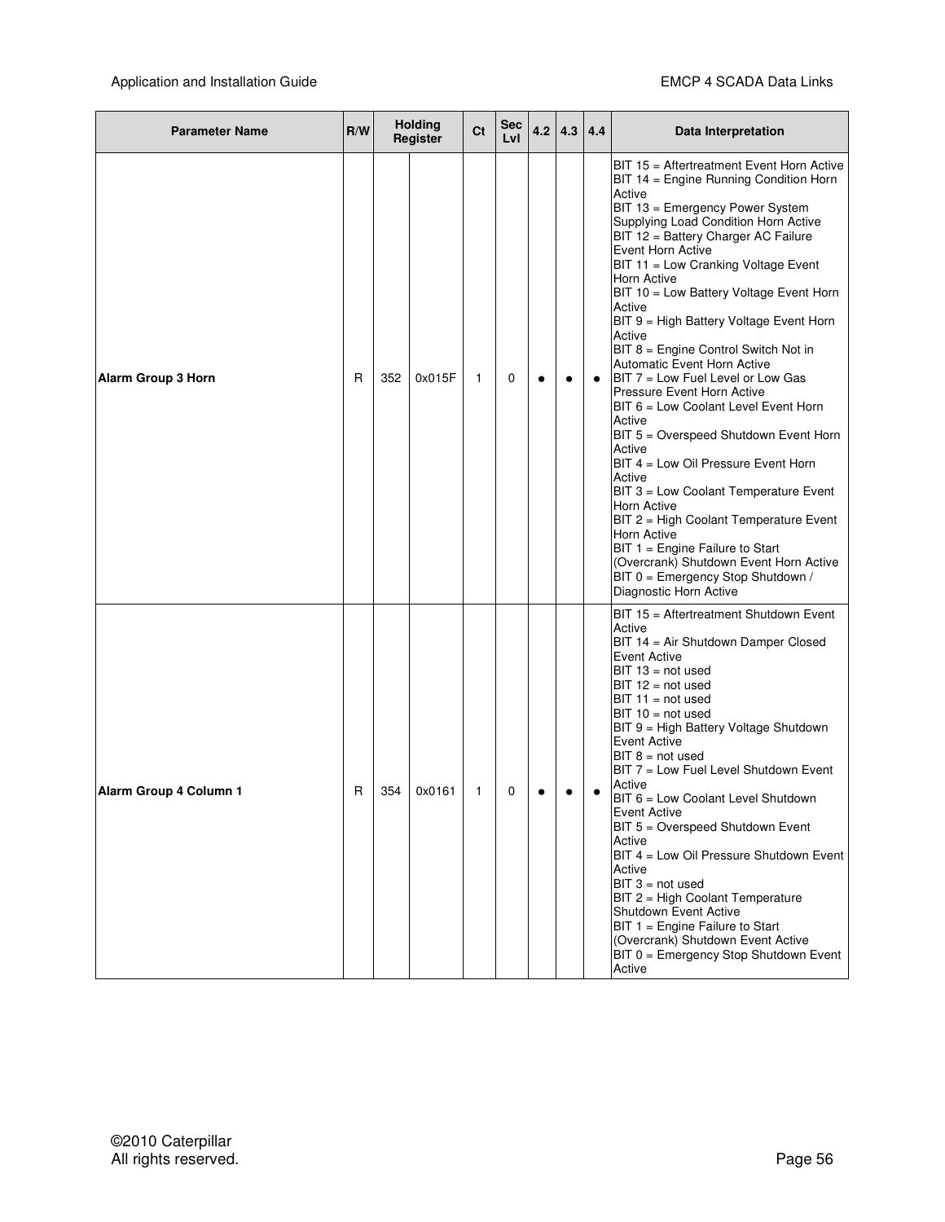| Parameter Name | R/W | Holding Register | | Ct | Sec Lvl | 4.2 | 4.3 | 4.4 | Data Interpretation |
|---|---|---|---|---|---|---|---|---|---|
| **Alarm Group 3 Horn** | R | 352 | 0x015F | 1 | 0 | ● | ● | ● | BIT 15 = Aftertreatment Event Horn Active<br>BIT 14 = Engine Running Condition Horn Active<br>BIT 13 = Emergency Power System Supplying Load Condition Horn Active<br>BIT 12 = Battery Charger AC Failure Event Horn Active<br>BIT 11 = Low Cranking Voltage Event Horn Active<br>BIT 10 = Low Battery Voltage Event Horn Active<br>BIT 9 = High Battery Voltage Event Horn Active<br>BIT 8 = Engine Control Switch Not in Automatic Event Horn Active<br>BIT 7 = Low Fuel Level or Low Gas Pressure Event Horn Active<br>BIT 6 = Low Coolant Level Event Horn Active<br>BIT 5 = Overspeed Shutdown Event Horn Active<br>BIT 4 = Low Oil Pressure Event Horn Active<br>BIT 3 = Low Coolant Temperature Event Horn Active<br>BIT 2 = High Coolant Temperature Event Horn Active<br>BIT 1 = Engine Failure to Start (Overcrank) Shutdown Event Horn Active<br>BIT 0 = Emergency Stop Shutdown / Diagnostic Horn Active |
| **Alarm Group 4 Column 1** | R | 354 | 0x0161 | 1 | 0 | ● | ● | ● | BIT 15 = Aftertreatment Shutdown Event Active<br>BIT 14 = Air Shutdown Damper Closed Event Active<br>BIT 13 = not used<br>BIT 12 = not used<br>BIT 11 = not used<br>BIT 10 = not used<br>BIT 9 = High Battery Voltage Shutdown Event Active<br>BIT 8 = not used<br>BIT 7 = Low Fuel Level Shutdown Event Active<br>BIT 6 = Low Coolant Level Shutdown Event Active<br>BIT 5 = Overspeed Shutdown Event Active<br>BIT 4 = Low Oil Pressure Shutdown Event Active<br>BIT 3 = not used<br>BIT 2 = High Coolant Temperature Shutdown Event Active<br>BIT 1 = Engine Failure to Start (Overcrank) Shutdown Event Active<br>BIT 0 = Emergency Stop Shutdown Event Active |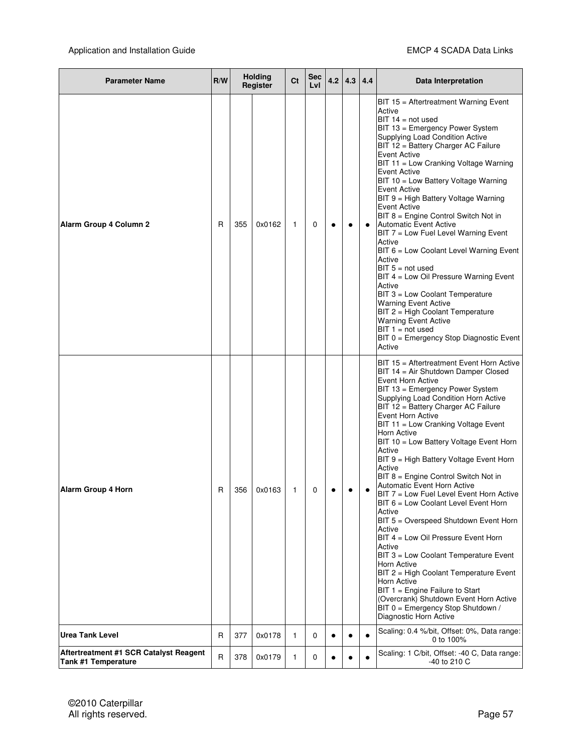| Parameter Name | R/W | Holding Register | | Ct | Sec Lvl | 4.2 | 4.3 | 4.4 | Data Interpretation |
|---|---|---|---|---|---|---|---|---|---|
| **Alarm Group 4 Column 2** | R | 355 | 0x0162 | 1 | 0 | ● | ● | ● | BIT 15 = Aftertreatment Warning Event Active<br>BIT 14 = not used<br>BIT 13 = Emergency Power System Supplying Load Condition Active<br>BIT 12 = Battery Charger AC Failure Event Active<br>BIT 11 = Low Cranking Voltage Warning Event Active<br>BIT 10 = Low Battery Voltage Warning Event Active<br>BIT 9 = High Battery Voltage Warning Event Active<br>BIT 8 = Engine Control Switch Not in Automatic Event Active<br>BIT 7 = Low Fuel Level Warning Event Active<br>BIT 6 = Low Coolant Level Warning Event Active<br>BIT 5 = not used<br>BIT 4 = Low Oil Pressure Warning Event Active<br>BIT 3 = Low Coolant Temperature Warning Event Active<br>BIT 2 = High Coolant Temperature Warning Event Active<br>BIT 1 = not used<br>BIT 0 = Emergency Stop Diagnostic Event Active |
| **Alarm Group 4 Horn** | R | 356 | 0x0163 | 1 | 0 | ● | ● | ● | BIT 15 = Aftertreatment Event Horn Active<br>BIT 14 = Air Shutdown Damper Closed Event Horn Active<br>BIT 13 = Emergency Power System Supplying Load Condition Horn Active<br>BIT 12 = Battery Charger AC Failure Event Horn Active<br>BIT 11 = Low Cranking Voltage Event Horn Active<br>BIT 10 = Low Battery Voltage Event Horn Active<br>BIT 9 = High Battery Voltage Event Horn Active<br>BIT 8 = Engine Control Switch Not in Automatic Event Horn Active<br>BIT 7 = Low Fuel Level Event Horn Active<br>BIT 6 = Low Coolant Level Event Horn Active<br>BIT 5 = Overspeed Shutdown Event Horn Active<br>BIT 4 = Low Oil Pressure Event Horn Active<br>BIT 3 = Low Coolant Temperature Event Horn Active<br>BIT 2 = High Coolant Temperature Event Horn Active<br>BIT 1 = Engine Failure to Start (Overcrank) Shutdown Event Horn Active<br>BIT 0 = Emergency Stop Shutdown / Diagnostic Horn Active |
| **Urea Tank Level** | R | 377 | 0x0178 | 1 | 0 | ● | ● | ● | Scaling: 0.4 %/bit, Offset: 0%, Data range: 0 to 100% |
| **Aftertreatment #1 SCR Catalyst Reagent Tank #1 Temperature** | R | 378 | 0x0179 | 1 | 0 | ● | ● | ● | Scaling: 1 C/bit, Offset: -40 C, Data range: -40 to 210 C |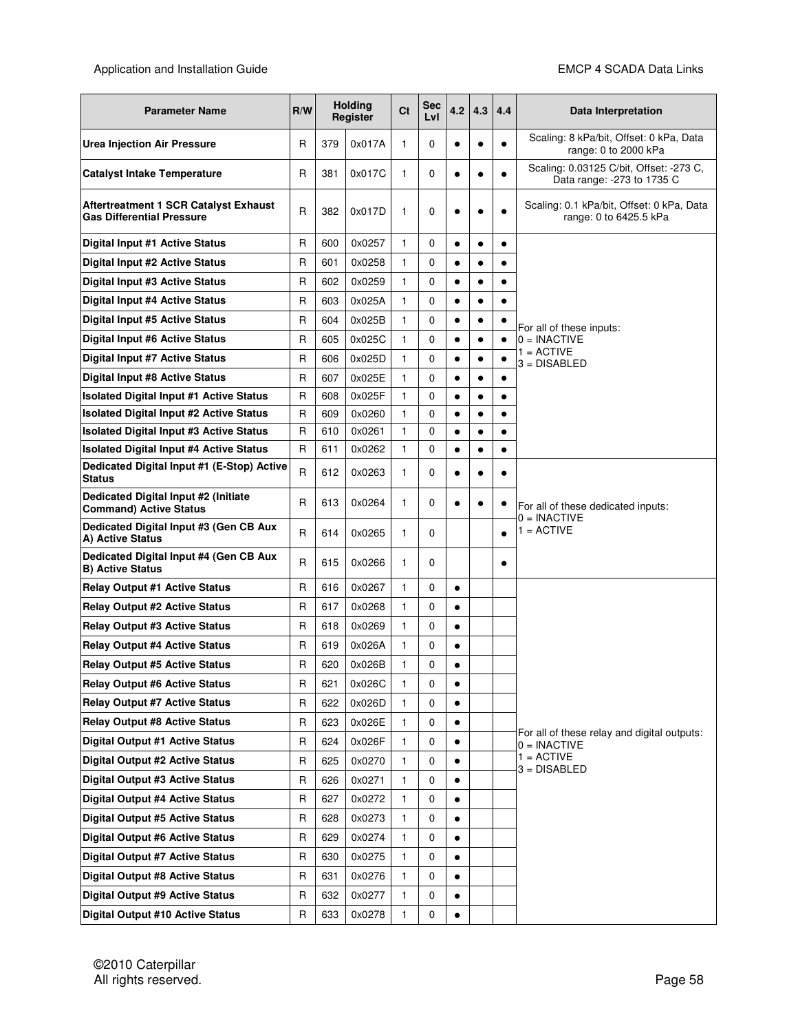| Parameter Name | R/W | Holding Register | | Ct | Sec Lvl | 4.2 | 4.3 | 4.4 | Data Interpretation |
|---|---|---|---|---|---|---|---|---|---|
| **Urea Injection Air Pressure** | R | 379 | 0x017A | 1 | 0 | ● | ● | ● | Scaling: 8 kPa/bit, Offset: 0 kPa, Data range: 0 to 2000 kPa |
| **Catalyst Intake Temperature** | R | 381 | 0x017C | 1 | 0 | ● | ● | ● | Scaling: 0.03125 C/bit, Offset: -273 C, Data range: -273 to 1735 C |
| **Aftertreatment 1 SCR Catalyst Exhaust Gas Differential Pressure** | R | 382 | 0x017D | 1 | 0 | ● | ● | ● | Scaling: 0.1 kPa/bit, Offset: 0 kPa, Data range: 0 to 6425.5 kPa |
| **Digital Input #1 Active Status** | R | 600 | 0x0257 | 1 | 0 | ● | ● | ● | For all of these inputs:<br>0 = INACTIVE<br>1 = ACTIVE<br>3 = DISABLED |
| **Digital Input #2 Active Status** | R | 601 | 0x0258 | 1 | 0 | ● | ● | ● | |
| **Digital Input #3 Active Status** | R | 602 | 0x0259 | 1 | 0 | ● | ● | ● | |
| **Digital Input #4 Active Status** | R | 603 | 0x025A | 1 | 0 | ● | ● | ● | |
| **Digital Input #5 Active Status** | R | 604 | 0x025B | 1 | 0 | ● | ● | ● | |
| **Digital Input #6 Active Status** | R | 605 | 0x025C | 1 | 0 | ● | ● | ● | |
| **Digital Input #7 Active Status** | R | 606 | 0x025D | 1 | 0 | ● | ● | ● | |
| **Digital Input #8 Active Status** | R | 607 | 0x025E | 1 | 0 | ● | ● | ● | |
| **Isolated Digital Input #1 Active Status** | R | 608 | 0x025F | 1 | 0 | ● | ● | ● | |
| **Isolated Digital Input #2 Active Status** | R | 609 | 0x0260 | 1 | 0 | ● | ● | ● | |
| **Isolated Digital Input #3 Active Status** | R | 610 | 0x0261 | 1 | 0 | ● | ● | ● | |
| **Isolated Digital Input #4 Active Status** | R | 611 | 0x0262 | 1 | 0 | ● | ● | ● | |
| **Dedicated Digital Input #1 (E-Stop) Active Status** | R | 612 | 0x0263 | 1 | 0 | ● | ● | ● | For all of these dedicated inputs:<br>0 = INACTIVE<br>1 = ACTIVE |
| **Dedicated Digital Input #2 (Initiate Command) Active Status** | R | 613 | 0x0264 | 1 | 0 | ● | ● | ● | |
| **Dedicated Digital Input #3 (Gen CB Aux A) Active Status** | R | 614 | 0x0265 | 1 | 0 | | | ● | |
| **Dedicated Digital Input #4 (Gen CB Aux B) Active Status** | R | 615 | 0x0266 | 1 | 0 | | | ● | |
| **Relay Output #1 Active Status** | R | 616 | 0x0267 | 1 | 0 | ● | | | For all of these relay and digital outputs:<br>0 = INACTIVE<br>1 = ACTIVE<br>3 = DISABLED |
| **Relay Output #2 Active Status** | R | 617 | 0x0268 | 1 | 0 | ● | | | |
| **Relay Output #3 Active Status** | R | 618 | 0x0269 | 1 | 0 | ● | | | |
| **Relay Output #4 Active Status** | R | 619 | 0x026A | 1 | 0 | ● | | | |
| **Relay Output #5 Active Status** | R | 620 | 0x026B | 1 | 0 | ● | | | |
| **Relay Output #6 Active Status** | R | 621 | 0x026C | 1 | 0 | ● | | | |
| **Relay Output #7 Active Status** | R | 622 | 0x026D | 1 | 0 | ● | | | |
| **Relay Output #8 Active Status** | R | 623 | 0x026E | 1 | 0 | ● | | | |
| **Digital Output #1 Active Status** | R | 624 | 0x026F | 1 | 0 | ● | | | |
| **Digital Output #2 Active Status** | R | 625 | 0x0270 | 1 | 0 | ● | | | |
| **Digital Output #3 Active Status** | R | 626 | 0x0271 | 1 | 0 | ● | | | |
| **Digital Output #4 Active Status** | R | 627 | 0x0272 | 1 | 0 | ● | | | |
| **Digital Output #5 Active Status** | R | 628 | 0x0273 | 1 | 0 | ● | | | |
| **Digital Output #6 Active Status** | R | 629 | 0x0274 | 1 | 0 | ● | | | |
| **Digital Output #7 Active Status** | R | 630 | 0x0275 | 1 | 0 | ● | | | |
| **Digital Output #8 Active Status** | R | 631 | 0x0276 | 1 | 0 | ● | | | |
| **Digital Output #9 Active Status** | R | 632 | 0x0277 | 1 | 0 | ● | | | |
| **Digital Output #10 Active Status** | R | 633 | 0x0278 | 1 | 0 | ● | | | |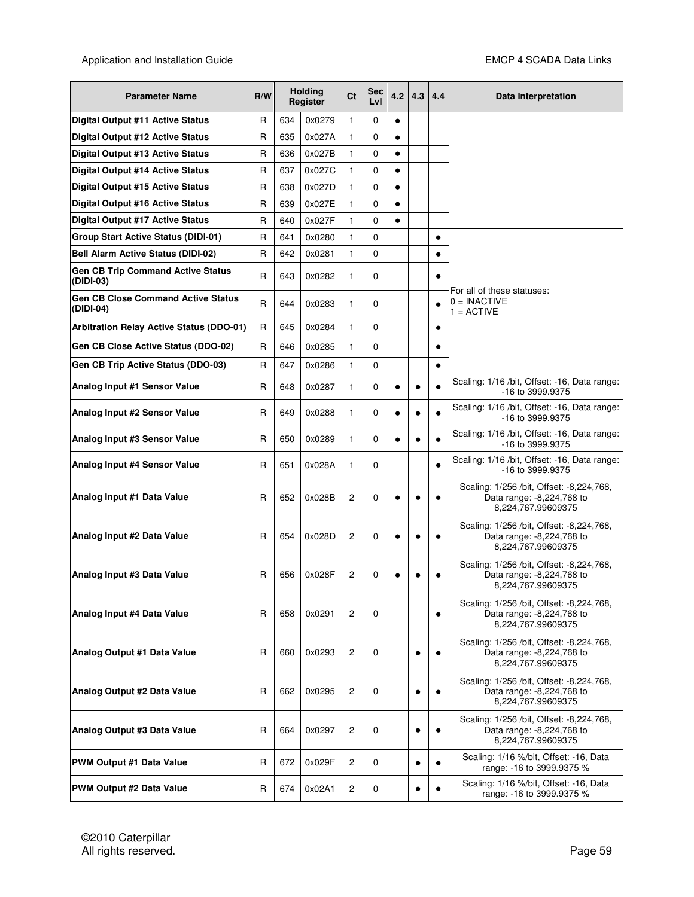| Parameter Name | R/W | Holding Register | | Ct | Sec Lvl | 4.2 | 4.3 | 4.4 | Data Interpretation |
|---|---|---|---|---|---|---|---|---|---|
| **Digital Output #11 Active Status** | R | 634 | 0x0279 | 1 | 0 | ● | | | |
| **Digital Output #12 Active Status** | R | 635 | 0x027A | 1 | 0 | ● | | | |
| **Digital Output #13 Active Status** | R | 636 | 0x027B | 1 | 0 | ● | | | |
| **Digital Output #14 Active Status** | R | 637 | 0x027C | 1 | 0 | ● | | | |
| **Digital Output #15 Active Status** | R | 638 | 0x027D | 1 | 0 | ● | | | |
| **Digital Output #16 Active Status** | R | 639 | 0x027E | 1 | 0 | ● | | | |
| **Digital Output #17 Active Status** | R | 640 | 0x027F | 1 | 0 | ● | | | |
| **Group Start Active Status (DIDI-01)** | R | 641 | 0x0280 | 1 | 0 | | | ● | For all of these statuses:<br>0 = INACTIVE<br>1 = ACTIVE |
| **Bell Alarm Active Status (DIDI-02)** | R | 642 | 0x0281 | 1 | 0 | | | ● | |
| **Gen CB Trip Command Active Status (DIDI-03)** | R | 643 | 0x0282 | 1 | 0 | | | ● | |
| **Gen CB Close Command Active Status (DIDI-04)** | R | 644 | 0x0283 | 1 | 0 | | | ● | |
| **Arbitration Relay Active Status (DDO-01)** | R | 645 | 0x0284 | 1 | 0 | | | ● | |
| **Gen CB Close Active Status (DDO-02)** | R | 646 | 0x0285 | 1 | 0 | | | ● | |
| **Gen CB Trip Active Status (DDO-03)** | R | 647 | 0x0286 | 1 | 0 | | | ● | |
| **Analog Input #1 Sensor Value** | R | 648 | 0x0287 | 1 | 0 | ● | ● | ● | Scaling: 1/16 /bit, Offset: -16, Data range: -16 to 3999.9375 |
| **Analog Input #2 Sensor Value** | R | 649 | 0x0288 | 1 | 0 | ● | ● | ● | Scaling: 1/16 /bit, Offset: -16, Data range: -16 to 3999.9375 |
| **Analog Input #3 Sensor Value** | R | 650 | 0x0289 | 1 | 0 | ● | ● | ● | Scaling: 1/16 /bit, Offset: -16, Data range: -16 to 3999.9375 |
| **Analog Input #4 Sensor Value** | R | 651 | 0x028A | 1 | 0 | | | ● | Scaling: 1/16 /bit, Offset: -16, Data range: -16 to 3999.9375 |
| **Analog Input #1 Data Value** | R | 652 | 0x028B | 2 | 0 | ● | ● | ● | Scaling: 1/256 /bit, Offset: -8,224,768, Data range: -8,224,768 to 8,224,767.99609375 |
| **Analog Input #2 Data Value** | R | 654 | 0x028D | 2 | 0 | ● | ● | ● | Scaling: 1/256 /bit, Offset: -8,224,768, Data range: -8,224,768 to 8,224,767.99609375 |
| **Analog Input #3 Data Value** | R | 656 | 0x028F | 2 | 0 | ● | ● | ● | Scaling: 1/256 /bit, Offset: -8,224,768, Data range: -8,224,768 to 8,224,767.99609375 |
| **Analog Input #4 Data Value** | R | 658 | 0x0291 | 2 | 0 | | | ● | Scaling: 1/256 /bit, Offset: -8,224,768, Data range: -8,224,768 to 8,224,767.99609375 |
| **Analog Output #1 Data Value** | R | 660 | 0x0293 | 2 | 0 | | ● | ● | Scaling: 1/256 /bit, Offset: -8,224,768, Data range: -8,224,768 to 8,224,767.99609375 |
| **Analog Output #2 Data Value** | R | 662 | 0x0295 | 2 | 0 | | ● | ● | Scaling: 1/256 /bit, Offset: -8,224,768, Data range: -8,224,768 to 8,224,767.99609375 |
| **Analog Output #3 Data Value** | R | 664 | 0x0297 | 2 | 0 | | ● | ● | Scaling: 1/256 /bit, Offset: -8,224,768, Data range: -8,224,768 to 8,224,767.99609375 |
| **PWM Output #1 Data Value** | R | 672 | 0x029F | 2 | 0 | | ● | ● | Scaling: 1/16 %/bit, Offset: -16, Data range: -16 to 3999.9375 % |
| **PWM Output #2 Data Value** | R | 674 | 0x02A1 | 2 | 0 | | ● | ● | Scaling: 1/16 %/bit, Offset: -16, Data range: -16 to 3999.9375 % |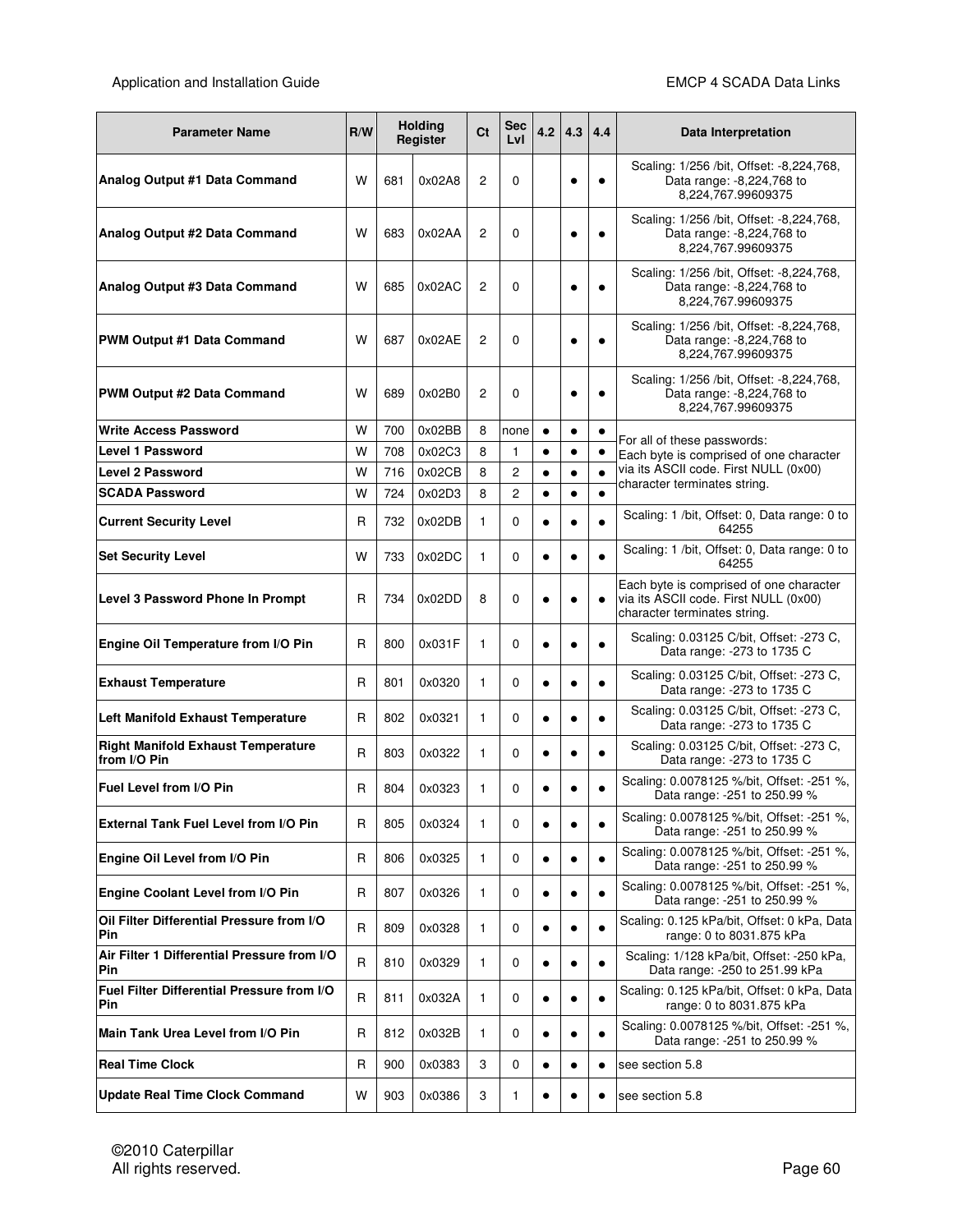| Parameter Name | R/W | Holding Register | | Ct | Sec Lvl | 4.2 | 4.3 | 4.4 | Data Interpretation |
|---|---|---|---|---|---|---|---|---|---|
| **Analog Output #1 Data Command** | W | 681 | 0x02A8 | 2 | 0 | | ● | ● | Scaling: 1/256 /bit, Offset: -8,224,768, Data range: -8,224,768 to 8,224,767.99609375 |
| **Analog Output #2 Data Command** | W | 683 | 0x02AA | 2 | 0 | | ● | ● | Scaling: 1/256 /bit, Offset: -8,224,768, Data range: -8,224,768 to 8,224,767.99609375 |
| **Analog Output #3 Data Command** | W | 685 | 0x02AC | 2 | 0 | | ● | ● | Scaling: 1/256 /bit, Offset: -8,224,768, Data range: -8,224,768 to 8,224,767.99609375 |
| **PWM Output #1 Data Command** | W | 687 | 0x02AE | 2 | 0 | | ● | ● | Scaling: 1/256 /bit, Offset: -8,224,768, Data range: -8,224,768 to 8,224,767.99609375 |
| **PWM Output #2 Data Command** | W | 689 | 0x02B0 | 2 | 0 | | ● | ● | Scaling: 1/256 /bit, Offset: -8,224,768, Data range: -8,224,768 to 8,224,767.99609375 |
| **Write Access Password** | W | 700 | 0x02BB | 8 | none | ● | ● | ● | For all of these passwords: Each byte is comprised of one character via its ASCII code. First NULL (0x00) character terminates string. |
| **Level 1 Password** | W | 708 | 0x02C3 | 8 | 1 | ● | ● | ● | |
| **Level 2 Password** | W | 716 | 0x02CB | 8 | 2 | ● | ● | ● | |
| **SCADA Password** | W | 724 | 0x02D3 | 8 | 2 | ● | ● | ● | |
| **Current Security Level** | R | 732 | 0x02DB | 1 | 0 | ● | ● | ● | Scaling: 1 /bit, Offset: 0, Data range: 0 to 64255 |
| **Set Security Level** | W | 733 | 0x02DC | 1 | 0 | ● | ● | ● | Scaling: 1 /bit, Offset: 0, Data range: 0 to 64255 |
| **Level 3 Password Phone In Prompt** | R | 734 | 0x02DD | 8 | 0 | ● | ● | ● | Each byte is comprised of one character via its ASCII code. First NULL (0x00) character terminates string. |
| **Engine Oil Temperature from I/O Pin** | R | 800 | 0x031F | 1 | 0 | ● | ● | ● | Scaling: 0.03125 C/bit, Offset: -273 C, Data range: -273 to 1735 C |
| **Exhaust Temperature** | R | 801 | 0x0320 | 1 | 0 | ● | ● | ● | Scaling: 0.03125 C/bit, Offset: -273 C, Data range: -273 to 1735 C |
| **Left Manifold Exhaust Temperature** | R | 802 | 0x0321 | 1 | 0 | ● | ● | ● | Scaling: 0.03125 C/bit, Offset: -273 C, Data range: -273 to 1735 C |
| **Right Manifold Exhaust Temperature from I/O Pin** | R | 803 | 0x0322 | 1 | 0 | ● | ● | ● | Scaling: 0.03125 C/bit, Offset: -273 C, Data range: -273 to 1735 C |
| **Fuel Level from I/O Pin** | R | 804 | 0x0323 | 1 | 0 | ● | ● | ● | Scaling: 0.0078125 %/bit, Offset: -251 %, Data range: -251 to 250.99 % |
| **External Tank Fuel Level from I/O Pin** | R | 805 | 0x0324 | 1 | 0 | ● | ● | ● | Scaling: 0.0078125 %/bit, Offset: -251 %, Data range: -251 to 250.99 % |
| **Engine Oil Level from I/O Pin** | R | 806 | 0x0325 | 1 | 0 | ● | ● | ● | Scaling: 0.0078125 %/bit, Offset: -251 %, Data range: -251 to 250.99 % |
| **Engine Coolant Level from I/O Pin** | R | 807 | 0x0326 | 1 | 0 | ● | ● | ● | Scaling: 0.0078125 %/bit, Offset: -251 %, Data range: -251 to 250.99 % |
| **Oil Filter Differential Pressure from I/O Pin** | R | 809 | 0x0328 | 1 | 0 | ● | ● | ● | Scaling: 0.125 kPa/bit, Offset: 0 kPa, Data range: 0 to 8031.875 kPa |
| **Air Filter 1 Differential Pressure from I/O Pin** | R | 810 | 0x0329 | 1 | 0 | ● | ● | ● | Scaling: 1/128 kPa/bit, Offset: -250 kPa, Data range: -250 to 251.99 kPa |
| **Fuel Filter Differential Pressure from I/O Pin** | R | 811 | 0x032A | 1 | 0 | ● | ● | ● | Scaling: 0.125 kPa/bit, Offset: 0 kPa, Data range: 0 to 8031.875 kPa |
| **Main Tank Urea Level from I/O Pin** | R | 812 | 0x032B | 1 | 0 | ● | ● | ● | Scaling: 0.0078125 %/bit, Offset: -251 %, Data range: -251 to 250.99 % |
| **Real Time Clock** | R | 900 | 0x0383 | 3 | 0 | ● | ● | ● | see section 5.8 |
| **Update Real Time Clock Command** | W | 903 | 0x0386 | 3 | 1 | ● | ● | ● | see section 5.8 |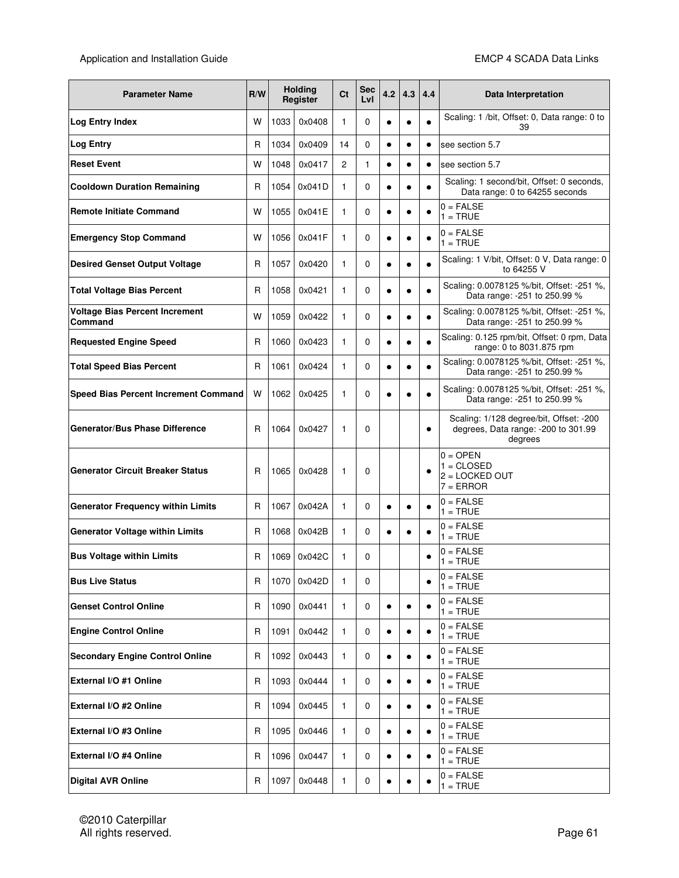| Parameter Name | R/W | Holding Register | | Ct | Sec Lvl | 4.2 | 4.3 | 4.4 | Data Interpretation |
|---|---|---|---|---|---|---|---|---|---|
| **Log Entry Index** | W | 1033 | 0x0408 | 1 | 0 | ● | ● | ● | Scaling: 1 /bit, Offset: 0, Data range: 0 to 39 |
| **Log Entry** | R | 1034 | 0x0409 | 14 | 0 | ● | ● | ● | see section 5.7 |
| **Reset Event** | W | 1048 | 0x0417 | 2 | 1 | ● | ● | ● | see section 5.7 |
| **Cooldown Duration Remaining** | R | 1054 | 0x041D | 1 | 0 | ● | ● | ● | Scaling: 1 second/bit, Offset: 0 seconds, Data range: 0 to 64255 seconds |
| **Remote Initiate Command** | W | 1055 | 0x041E | 1 | 0 | ● | ● | ● | 0 = FALSE<br>1 = TRUE |
| **Emergency Stop Command** | W | 1056 | 0x041F | 1 | 0 | ● | ● | ● | 0 = FALSE<br>1 = TRUE |
| **Desired Genset Output Voltage** | R | 1057 | 0x0420 | 1 | 0 | ● | ● | ● | Scaling: 1 V/bit, Offset: 0 V, Data range: 0 to 64255 V |
| **Total Voltage Bias Percent** | R | 1058 | 0x0421 | 1 | 0 | ● | ● | ● | Scaling: 0.0078125 %/bit, Offset: -251 %, Data range: -251 to 250.99 % |
| **Voltage Bias Percent Increment Command** | W | 1059 | 0x0422 | 1 | 0 | ● | ● | ● | Scaling: 0.0078125 %/bit, Offset: -251 %, Data range: -251 to 250.99 % |
| **Requested Engine Speed** | R | 1060 | 0x0423 | 1 | 0 | ● | ● | ● | Scaling: 0.125 rpm/bit, Offset: 0 rpm, Data range: 0 to 8031.875 rpm |
| **Total Speed Bias Percent** | R | 1061 | 0x0424 | 1 | 0 | ● | ● | ● | Scaling: 0.0078125 %/bit, Offset: -251 %, Data range: -251 to 250.99 % |
| **Speed Bias Percent Increment Command** | W | 1062 | 0x0425 | 1 | 0 | ● | ● | ● | Scaling: 0.0078125 %/bit, Offset: -251 %, Data range: -251 to 250.99 % |
| **Generator/Bus Phase Difference** | R | 1064 | 0x0427 | 1 | 0 | | | ● | Scaling: 1/128 degree/bit, Offset: -200 degrees, Data range: -200 to 301.99 degrees |
| **Generator Circuit Breaker Status** | R | 1065 | 0x0428 | 1 | 0 | | | ● | 0 = OPEN<br>1 = CLOSED<br>2 = LOCKED OUT<br>7 = ERROR |
| **Generator Frequency within Limits** | R | 1067 | 0x042A | 1 | 0 | ● | ● | ● | 0 = FALSE<br>1 = TRUE |
| **Generator Voltage within Limits** | R | 1068 | 0x042B | 1 | 0 | ● | ● | ● | 0 = FALSE<br>1 = TRUE |
| **Bus Voltage within Limits** | R | 1069 | 0x042C | 1 | 0 | | | ● | 0 = FALSE<br>1 = TRUE |
| **Bus Live Status** | R | 1070 | 0x042D | 1 | 0 | | | ● | 0 = FALSE<br>1 = TRUE |
| **Genset Control Online** | R | 1090 | 0x0441 | 1 | 0 | ● | ● | ● | 0 = FALSE<br>1 = TRUE |
| **Engine Control Online** | R | 1091 | 0x0442 | 1 | 0 | ● | ● | ● | 0 = FALSE<br>1 = TRUE |
| **Secondary Engine Control Online** | R | 1092 | 0x0443 | 1 | 0 | ● | ● | ● | 0 = FALSE<br>1 = TRUE |
| **External I/O #1 Online** | R | 1093 | 0x0444 | 1 | 0 | ● | ● | ● | 0 = FALSE<br>1 = TRUE |
| **External I/O #2 Online** | R | 1094 | 0x0445 | 1 | 0 | ● | ● | ● | 0 = FALSE<br>1 = TRUE |
| **External I/O #3 Online** | R | 1095 | 0x0446 | 1 | 0 | ● | ● | ● | 0 = FALSE<br>1 = TRUE |
| **External I/O #4 Online** | R | 1096 | 0x0447 | 1 | 0 | ● | ● | ● | 0 = FALSE<br>1 = TRUE |
| **Digital AVR Online** | R | 1097 | 0x0448 | 1 | 0 | ● | ● | ● | 0 = FALSE<br>1 = TRUE |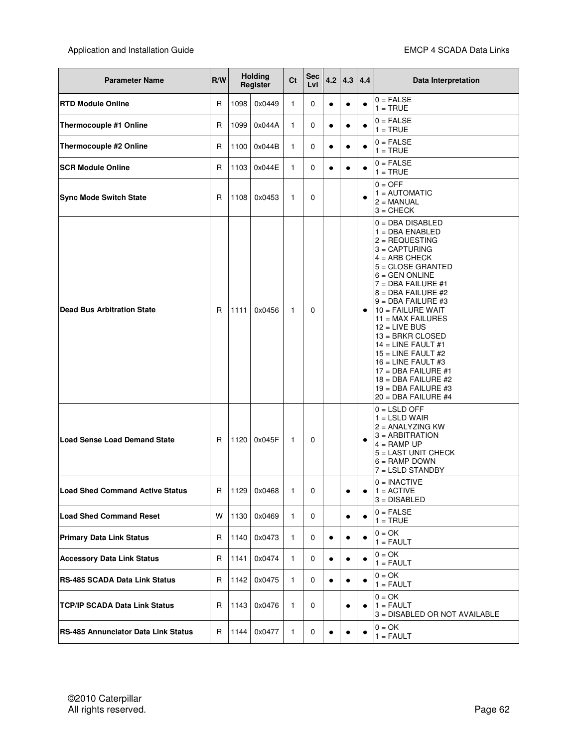| Parameter Name | R/W | Holding Register | | Ct | Sec Lvl | 4.2 | 4.3 | 4.4 | Data Interpretation |
|---|---|---|---|---|---|---|---|---|---|
| **RTD Module Online** | R | 1098 | 0x0449 | 1 | 0 | ● | ● | ● | 0 = FALSE<br>1 = TRUE |
| **Thermocouple #1 Online** | R | 1099 | 0x044A | 1 | 0 | ● | ● | ● | 0 = FALSE<br>1 = TRUE |
| **Thermocouple #2 Online** | R | 1100 | 0x044B | 1 | 0 | ● | ● | ● | 0 = FALSE<br>1 = TRUE |
| **SCR Module Online** | R | 1103 | 0x044E | 1 | 0 | ● | ● | ● | 0 = FALSE<br>1 = TRUE |
| **Sync Mode Switch State** | R | 1108 | 0x0453 | 1 | 0 | | | ● | 0 = OFF<br>1 = AUTOMATIC<br>2 = MANUAL<br>3 = CHECK |
| **Dead Bus Arbitration State** | R | 1111 | 0x0456 | 1 | 0 | | | ● | 0 = DBA DISABLED<br>1 = DBA ENABLED<br>2 = REQUESTING<br>3 = CAPTURING<br>4 = ARB CHECK<br>5 = CLOSE GRANTED<br>6 = GEN ONLINE<br>7 = DBA FAILURE #1<br>8 = DBA FAILURE #2<br>9 = DBA FAILURE #3<br>10 = FAILURE WAIT<br>11 = MAX FAILURES<br>12 = LIVE BUS<br>13 = BRKR CLOSED<br>14 = LINE FAULT #1<br>15 = LINE FAULT #2<br>16 = LINE FAULT #3<br>17 = DBA FAILURE #1<br>18 = DBA FAILURE #2<br>19 = DBA FAILURE #3<br>20 = DBA FAILURE #4 |
| **Load Sense Load Demand State** | R | 1120 | 0x045F | 1 | 0 | | | ● | 0 = LSLD OFF<br>1 = LSLD WAIR<br>2 = ANALYZING KW<br>3 = ARBITRATION<br>4 = RAMP UP<br>5 = LAST UNIT CHECK<br>6 = RAMP DOWN<br>7 = LSLD STANDBY |
| **Load Shed Command Active Status** | R | 1129 | 0x0468 | 1 | 0 | | ● | ● | 0 = INACTIVE<br>1 = ACTIVE<br>3 = DISABLED |
| **Load Shed Command Reset** | W | 1130 | 0x0469 | 1 | 0 | | ● | ● | 0 = FALSE<br>1 = TRUE |
| **Primary Data Link Status** | R | 1140 | 0x0473 | 1 | 0 | ● | ● | ● | 0 = OK<br>1 = FAULT |
| **Accessory Data Link Status** | R | 1141 | 0x0474 | 1 | 0 | ● | ● | ● | 0 = OK<br>1 = FAULT |
| **RS-485 SCADA Data Link Status** | R | 1142 | 0x0475 | 1 | 0 | ● | ● | ● | 0 = OK<br>1 = FAULT |
| **TCP/IP SCADA Data Link Status** | R | 1143 | 0x0476 | 1 | 0 | | ● | ● | 0 = OK<br>1 = FAULT<br>3 = DISABLED OR NOT AVAILABLE |
| **RS-485 Annunciator Data Link Status** | R | 1144 | 0x0477 | 1 | 0 | ● | ● | ● | 0 = OK<br>1 = FAULT |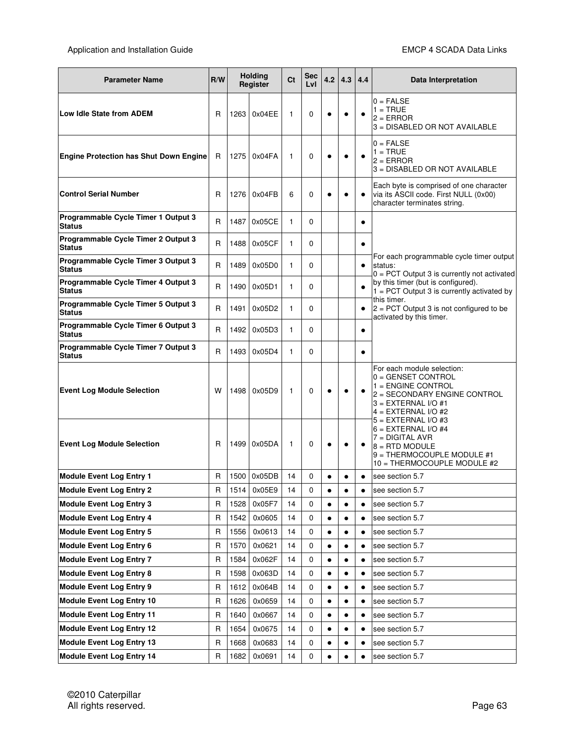| Parameter Name | R/W | Holding Register | | Ct | Sec Lvl | 4.2 | 4.3 | 4.4 | Data Interpretation |
|---|---|---|---|---|---|---|---|---|---|
| **Low Idle State from ADEM** | R | 1263 | 0x04EE | 1 | 0 | ● | ● | ● | 0 = FALSE<br>1 = TRUE<br>2 = ERROR<br>3 = DISABLED OR NOT AVAILABLE |
| **Engine Protection has Shut Down Engine** | R | 1275 | 0x04FA | 1 | 0 | ● | ● | ● | 0 = FALSE<br>1 = TRUE<br>2 = ERROR<br>3 = DISABLED OR NOT AVAILABLE |
| **Control Serial Number** | R | 1276 | 0x04FB | 6 | 0 | ● | ● | ● | Each byte is comprised of one character via its ASCII code. First NULL (0x00) character terminates string. |
| **Programmable Cycle Timer 1 Output 3 Status** | R | 1487 | 0x05CE | 1 | 0 | | | ● | For each programmable cycle timer output status:<br>0 = PCT Output 3 is currently not activated by this timer (but is configured).<br>1 = PCT Output 3 is currently activated by this timer.<br>2 = PCT Output 3 is not configured to be activated by this timer. |
| **Programmable Cycle Timer 2 Output 3 Status** | R | 1488 | 0x05CF | 1 | 0 | | | ● | |
| **Programmable Cycle Timer 3 Output 3 Status** | R | 1489 | 0x05D0 | 1 | 0 | | | ● | |
| **Programmable Cycle Timer 4 Output 3 Status** | R | 1490 | 0x05D1 | 1 | 0 | | | ● | |
| **Programmable Cycle Timer 5 Output 3 Status** | R | 1491 | 0x05D2 | 1 | 0 | | | ● | |
| **Programmable Cycle Timer 6 Output 3 Status** | R | 1492 | 0x05D3 | 1 | 0 | | | ● | |
| **Programmable Cycle Timer 7 Output 3 Status** | R | 1493 | 0x05D4 | 1 | 0 | | | ● | |
| **Event Log Module Selection** | W | 1498 | 0x05D9 | 1 | 0 | ● | ● | ● | For each module selection:<br>0 = GENSET CONTROL<br>1 = ENGINE CONTROL<br>2 = SECONDARY ENGINE CONTROL<br>3 = EXTERNAL I/O #1<br>4 = EXTERNAL I/O #2<br>5 = EXTERNAL I/O #3<br>6 = EXTERNAL I/O #4<br>7 = DIGITAL AVR<br>8 = RTD MODULE<br>9 = THERMOCOUPLE MODULE #1<br>10 = THERMOCOUPLE MODULE #2 |
| **Event Log Module Selection** | R | 1499 | 0x05DA | 1 | 0 | ● | ● | ● | |
| **Module Event Log Entry 1** | R | 1500 | 0x05DB | 14 | 0 | ● | ● | ● | see section 5.7 |
| **Module Event Log Entry 2** | R | 1514 | 0x05E9 | 14 | 0 | ● | ● | ● | see section 5.7 |
| **Module Event Log Entry 3** | R | 1528 | 0x05F7 | 14 | 0 | ● | ● | ● | see section 5.7 |
| **Module Event Log Entry 4** | R | 1542 | 0x0605 | 14 | 0 | ● | ● | ● | see section 5.7 |
| **Module Event Log Entry 5** | R | 1556 | 0x0613 | 14 | 0 | ● | ● | ● | see section 5.7 |
| **Module Event Log Entry 6** | R | 1570 | 0x0621 | 14 | 0 | ● | ● | ● | see section 5.7 |
| **Module Event Log Entry 7** | R | 1584 | 0x062F | 14 | 0 | ● | ● | ● | see section 5.7 |
| **Module Event Log Entry 8** | R | 1598 | 0x063D | 14 | 0 | ● | ● | ● | see section 5.7 |
| **Module Event Log Entry 9** | R | 1612 | 0x064B | 14 | 0 | ● | ● | ● | see section 5.7 |
| **Module Event Log Entry 10** | R | 1626 | 0x0659 | 14 | 0 | ● | ● | ● | see section 5.7 |
| **Module Event Log Entry 11** | R | 1640 | 0x0667 | 14 | 0 | ● | ● | ● | see section 5.7 |
| **Module Event Log Entry 12** | R | 1654 | 0x0675 | 14 | 0 | ● | ● | ● | see section 5.7 |
| **Module Event Log Entry 13** | R | 1668 | 0x0683 | 14 | 0 | ● | ● | ● | see section 5.7 |
| **Module Event Log Entry 14** | R | 1682 | 0x0691 | 14 | 0 | ● | ● | ● | see section 5.7 |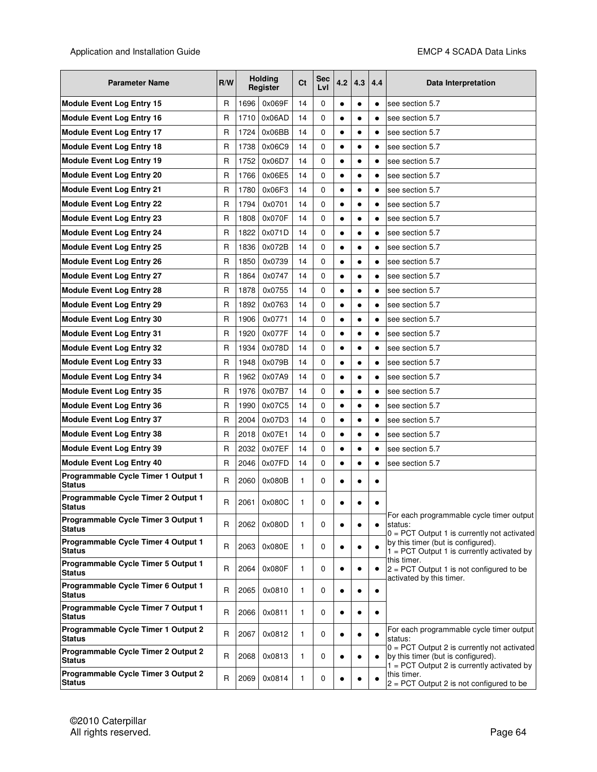| Parameter Name | R/W | Holding Register | | Ct | Sec Lvl | 4.2 | 4.3 | 4.4 | Data Interpretation |
|---|---|---|---|---|---|---|---|---|---|
| **Module Event Log Entry 15** | R | 1696 | 0x069F | 14 | 0 | ● | ● | ● | see section 5.7 |
| **Module Event Log Entry 16** | R | 1710 | 0x06AD | 14 | 0 | ● | ● | ● | see section 5.7 |
| **Module Event Log Entry 17** | R | 1724 | 0x06BB | 14 | 0 | ● | ● | ● | see section 5.7 |
| **Module Event Log Entry 18** | R | 1738 | 0x06C9 | 14 | 0 | ● | ● | ● | see section 5.7 |
| **Module Event Log Entry 19** | R | 1752 | 0x06D7 | 14 | 0 | ● | ● | ● | see section 5.7 |
| **Module Event Log Entry 20** | R | 1766 | 0x06E5 | 14 | 0 | ● | ● | ● | see section 5.7 |
| **Module Event Log Entry 21** | R | 1780 | 0x06F3 | 14 | 0 | ● | ● | ● | see section 5.7 |
| **Module Event Log Entry 22** | R | 1794 | 0x0701 | 14 | 0 | ● | ● | ● | see section 5.7 |
| **Module Event Log Entry 23** | R | 1808 | 0x070F | 14 | 0 | ● | ● | ● | see section 5.7 |
| **Module Event Log Entry 24** | R | 1822 | 0x071D | 14 | 0 | ● | ● | ● | see section 5.7 |
| **Module Event Log Entry 25** | R | 1836 | 0x072B | 14 | 0 | ● | ● | ● | see section 5.7 |
| **Module Event Log Entry 26** | R | 1850 | 0x0739 | 14 | 0 | ● | ● | ● | see section 5.7 |
| **Module Event Log Entry 27** | R | 1864 | 0x0747 | 14 | 0 | ● | ● | ● | see section 5.7 |
| **Module Event Log Entry 28** | R | 1878 | 0x0755 | 14 | 0 | ● | ● | ● | see section 5.7 |
| **Module Event Log Entry 29** | R | 1892 | 0x0763 | 14 | 0 | ● | ● | ● | see section 5.7 |
| **Module Event Log Entry 30** | R | 1906 | 0x0771 | 14 | 0 | ● | ● | ● | see section 5.7 |
| **Module Event Log Entry 31** | R | 1920 | 0x077F | 14 | 0 | ● | ● | ● | see section 5.7 |
| **Module Event Log Entry 32** | R | 1934 | 0x078D | 14 | 0 | ● | ● | ● | see section 5.7 |
| **Module Event Log Entry 33** | R | 1948 | 0x079B | 14 | 0 | ● | ● | ● | see section 5.7 |
| **Module Event Log Entry 34** | R | 1962 | 0x07A9 | 14 | 0 | ● | ● | ● | see section 5.7 |
| **Module Event Log Entry 35** | R | 1976 | 0x07B7 | 14 | 0 | ● | ● | ● | see section 5.7 |
| **Module Event Log Entry 36** | R | 1990 | 0x07C5 | 14 | 0 | ● | ● | ● | see section 5.7 |
| **Module Event Log Entry 37** | R | 2004 | 0x07D3 | 14 | 0 | ● | ● | ● | see section 5.7 |
| **Module Event Log Entry 38** | R | 2018 | 0x07E1 | 14 | 0 | ● | ● | ● | see section 5.7 |
| **Module Event Log Entry 39** | R | 2032 | 0x07EF | 14 | 0 | ● | ● | ● | see section 5.7 |
| **Module Event Log Entry 40** | R | 2046 | 0x07FD | 14 | 0 | ● | ● | ● | see section 5.7 |
| **Programmable Cycle Timer 1 Output 1 Status** | R | 2060 | 0x080B | 1 | 0 | ● | ● | ● | For each programmable cycle timer output status:<br>0 = PCT Output 1 is currently not activated by this timer (but is configured).<br>1 = PCT Output 1 is currently activated by this timer.<br>2 = PCT Output 1 is not configured to be activated by this timer. |
| **Programmable Cycle Timer 2 Output 1 Status** | R | 2061 | 0x080C | 1 | 0 | ● | ● | ● | |
| **Programmable Cycle Timer 3 Output 1 Status** | R | 2062 | 0x080D | 1 | 0 | ● | ● | ● | |
| **Programmable Cycle Timer 4 Output 1 Status** | R | 2063 | 0x080E | 1 | 0 | ● | ● | ● | |
| **Programmable Cycle Timer 5 Output 1 Status** | R | 2064 | 0x080F | 1 | 0 | ● | ● | ● | |
| **Programmable Cycle Timer 6 Output 1 Status** | R | 2065 | 0x0810 | 1 | 0 | ● | ● | ● | |
| **Programmable Cycle Timer 7 Output 1 Status** | R | 2066 | 0x0811 | 1 | 0 | ● | ● | ● | |
| **Programmable Cycle Timer 1 Output 2 Status** | R | 2067 | 0x0812 | 1 | 0 | ● | ● | ● | For each programmable cycle timer output status:<br>0 = PCT Output 2 is currently not activated by this timer (but is configured).<br>1 = PCT Output 2 is currently activated by this timer.<br>2 = PCT Output 2 is not configured to be |
| **Programmable Cycle Timer 2 Output 2 Status** | R | 2068 | 0x0813 | 1 | 0 | ● | ● | ● | |
| **Programmable Cycle Timer 3 Output 2 Status** | R | 2069 | 0x0814 | 1 | 0 | ● | ● | ● | |

©2010 Caterpillar
All rights reserved.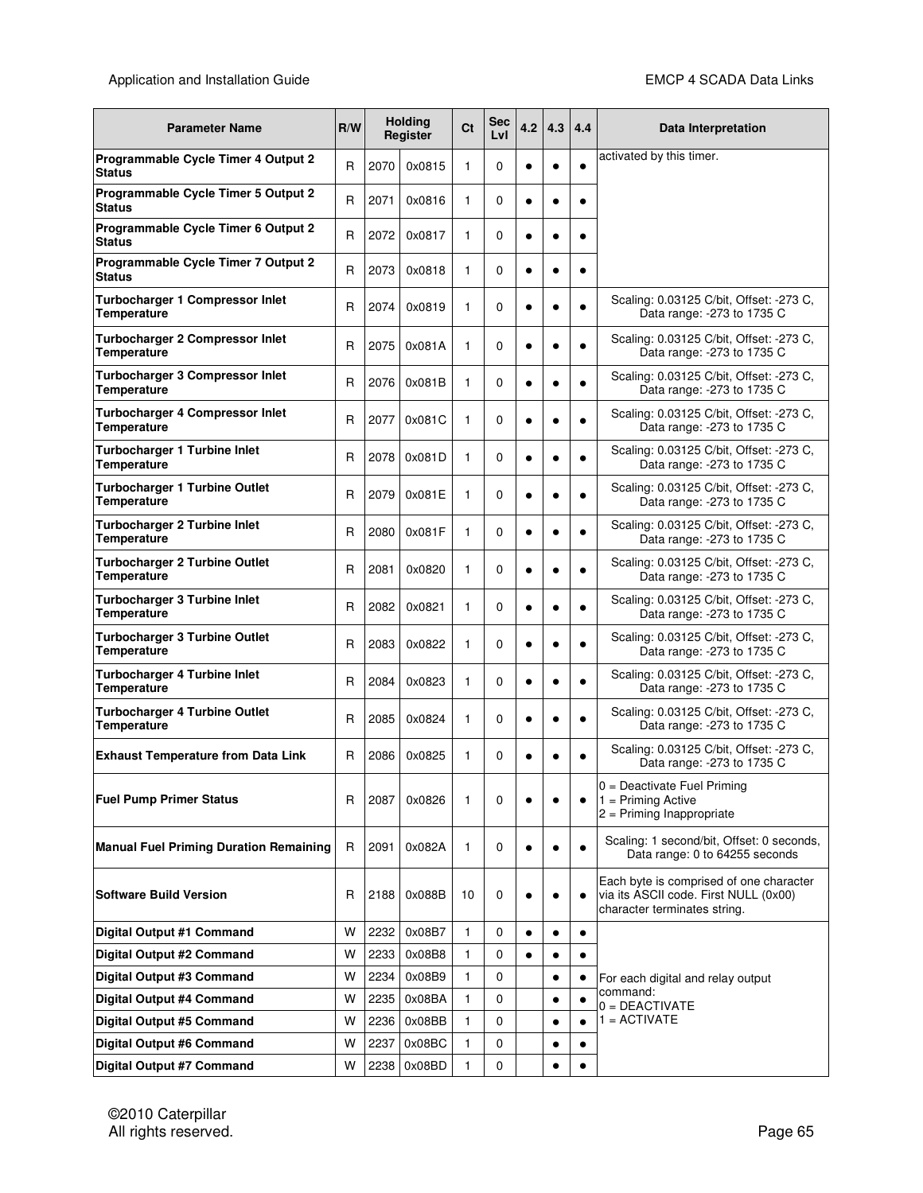| Parameter Name | R/W | Holding Register | | Ct | Sec Lvl | 4.2 | 4.3 | 4.4 | Data Interpretation |
|---|---|---|---|---|---|---|---|---|---|
| **Programmable Cycle Timer 4 Output 2 Status** | R | 2070 | 0x0815 | 1 | 0 | ● | ● | ● | activated by this timer. |
| **Programmable Cycle Timer 5 Output 2 Status** | R | 2071 | 0x0816 | 1 | 0 | ● | ● | ● | |
| **Programmable Cycle Timer 6 Output 2 Status** | R | 2072 | 0x0817 | 1 | 0 | ● | ● | ● | |
| **Programmable Cycle Timer 7 Output 2 Status** | R | 2073 | 0x0818 | 1 | 0 | ● | ● | ● | |
| **Turbocharger 1 Compressor Inlet Temperature** | R | 2074 | 0x0819 | 1 | 0 | ● | ● | ● | Scaling: 0.03125 C/bit, Offset: -273 C, Data range: -273 to 1735 C |
| **Turbocharger 2 Compressor Inlet Temperature** | R | 2075 | 0x081A | 1 | 0 | ● | ● | ● | Scaling: 0.03125 C/bit, Offset: -273 C, Data range: -273 to 1735 C |
| **Turbocharger 3 Compressor Inlet Temperature** | R | 2076 | 0x081B | 1 | 0 | ● | ● | ● | Scaling: 0.03125 C/bit, Offset: -273 C, Data range: -273 to 1735 C |
| **Turbocharger 4 Compressor Inlet Temperature** | R | 2077 | 0x081C | 1 | 0 | ● | ● | ● | Scaling: 0.03125 C/bit, Offset: -273 C, Data range: -273 to 1735 C |
| **Turbocharger 1 Turbine Inlet Temperature** | R | 2078 | 0x081D | 1 | 0 | ● | ● | ● | Scaling: 0.03125 C/bit, Offset: -273 C, Data range: -273 to 1735 C |
| **Turbocharger 1 Turbine Outlet Temperature** | R | 2079 | 0x081E | 1 | 0 | ● | ● | ● | Scaling: 0.03125 C/bit, Offset: -273 C, Data range: -273 to 1735 C |
| **Turbocharger 2 Turbine Inlet Temperature** | R | 2080 | 0x081F | 1 | 0 | ● | ● | ● | Scaling: 0.03125 C/bit, Offset: -273 C, Data range: -273 to 1735 C |
| **Turbocharger 2 Turbine Outlet Temperature** | R | 2081 | 0x0820 | 1 | 0 | ● | ● | ● | Scaling: 0.03125 C/bit, Offset: -273 C, Data range: -273 to 1735 C |
| **Turbocharger 3 Turbine Inlet Temperature** | R | 2082 | 0x0821 | 1 | 0 | ● | ● | ● | Scaling: 0.03125 C/bit, Offset: -273 C, Data range: -273 to 1735 C |
| **Turbocharger 3 Turbine Outlet Temperature** | R | 2083 | 0x0822 | 1 | 0 | ● | ● | ● | Scaling: 0.03125 C/bit, Offset: -273 C, Data range: -273 to 1735 C |
| **Turbocharger 4 Turbine Inlet Temperature** | R | 2084 | 0x0823 | 1 | 0 | ● | ● | ● | Scaling: 0.03125 C/bit, Offset: -273 C, Data range: -273 to 1735 C |
| **Turbocharger 4 Turbine Outlet Temperature** | R | 2085 | 0x0824 | 1 | 0 | ● | ● | ● | Scaling: 0.03125 C/bit, Offset: -273 C, Data range: -273 to 1735 C |
| **Exhaust Temperature from Data Link** | R | 2086 | 0x0825 | 1 | 0 | ● | ● | ● | Scaling: 0.03125 C/bit, Offset: -273 C, Data range: -273 to 1735 C |
| **Fuel Pump Primer Status** | R | 2087 | 0x0826 | 1 | 0 | ● | ● | ● | 0 = Deactivate Fuel Priming<br>1 = Priming Active<br>2 = Priming Inappropriate |
| **Manual Fuel Priming Duration Remaining** | R | 2091 | 0x082A | 1 | 0 | ● | ● | ● | Scaling: 1 second/bit, Offset: 0 seconds, Data range: 0 to 64255 seconds |
| **Software Build Version** | R | 2188 | 0x088B | 10 | 0 | ● | ● | ● | Each byte is comprised of one character via its ASCII code. First NULL (0x00) character terminates string. |
| **Digital Output #1 Command** | W | 2232 | 0x08B7 | 1 | 0 | ● | ● | ● | For each digital and relay output command:<br>0 = DEACTIVATE<br>1 = ACTIVATE |
| **Digital Output #2 Command** | W | 2233 | 0x08B8 | 1 | 0 | ● | ● | ● | |
| **Digital Output #3 Command** | W | 2234 | 0x08B9 | 1 | 0 | | ● | ● | |
| **Digital Output #4 Command** | W | 2235 | 0x08BA | 1 | 0 | | ● | ● | |
| **Digital Output #5 Command** | W | 2236 | 0x08BB | 1 | 0 | | ● | ● | |
| **Digital Output #6 Command** | W | 2237 | 0x08BC | 1 | 0 | | ● | ● | |
| **Digital Output #7 Command** | W | 2238 | 0x08BD | 1 | 0 | | ● | ● | |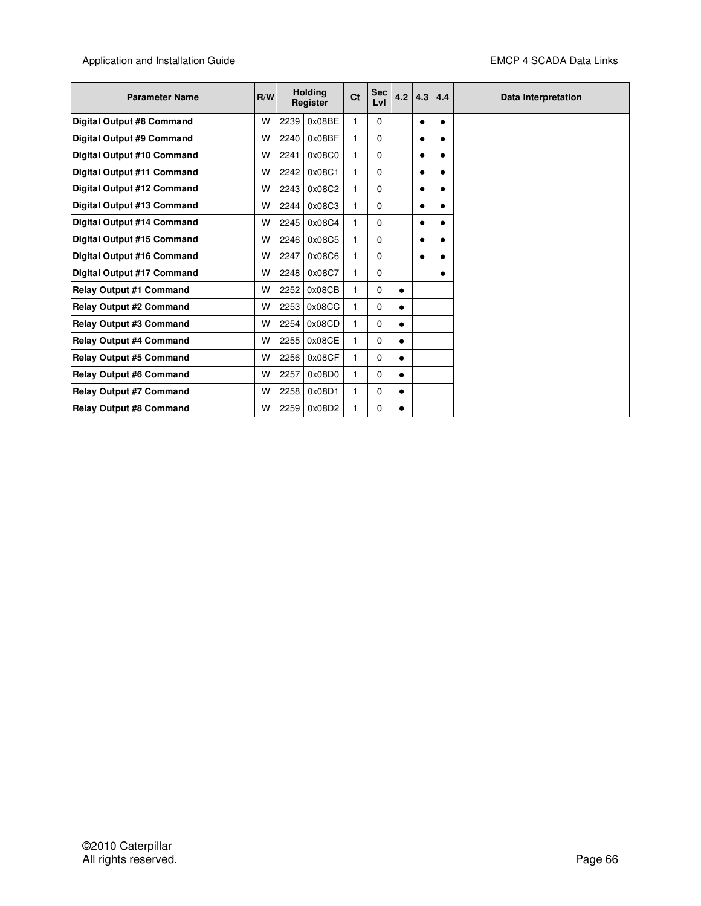| Parameter Name | R/W | Holding Register | | Ct | Sec Lvl | 4.2 | 4.3 | 4.4 | Data Interpretation |
|---|---|---|---|---|---|---|---|---|---|
| **Digital Output #8 Command** | W | 2239 | 0x08BE | 1 | 0 | | ● | ● | |
| **Digital Output #9 Command** | W | 2240 | 0x08BF | 1 | 0 | | ● | ● | |
| **Digital Output #10 Command** | W | 2241 | 0x08C0 | 1 | 0 | | ● | ● | |
| **Digital Output #11 Command** | W | 2242 | 0x08C1 | 1 | 0 | | ● | ● | |
| **Digital Output #12 Command** | W | 2243 | 0x08C2 | 1 | 0 | | ● | ● | |
| **Digital Output #13 Command** | W | 2244 | 0x08C3 | 1 | 0 | | ● | ● | |
| **Digital Output #14 Command** | W | 2245 | 0x08C4 | 1 | 0 | | ● | ● | |
| **Digital Output #15 Command** | W | 2246 | 0x08C5 | 1 | 0 | | ● | ● | |
| **Digital Output #16 Command** | W | 2247 | 0x08C6 | 1 | 0 | | ● | ● | |
| **Digital Output #17 Command** | W | 2248 | 0x08C7 | 1 | 0 | | | ● | |
| **Relay Output #1 Command** | W | 2252 | 0x08CB | 1 | 0 | ● | | | |
| **Relay Output #2 Command** | W | 2253 | 0x08CC | 1 | 0 | ● | | | |
| **Relay Output #3 Command** | W | 2254 | 0x08CD | 1 | 0 | ● | | | |
| **Relay Output #4 Command** | W | 2255 | 0x08CE | 1 | 0 | ● | | | |
| **Relay Output #5 Command** | W | 2256 | 0x08CF | 1 | 0 | ● | | | |
| **Relay Output #6 Command** | W | 2257 | 0x08D0 | 1 | 0 | ● | | | |
| **Relay Output #7 Command** | W | 2258 | 0x08D1 | 1 | 0 | ● | | | |
| **Relay Output #8 Command** | W | 2259 | 0x08D2 | 1 | 0 | ● | | | |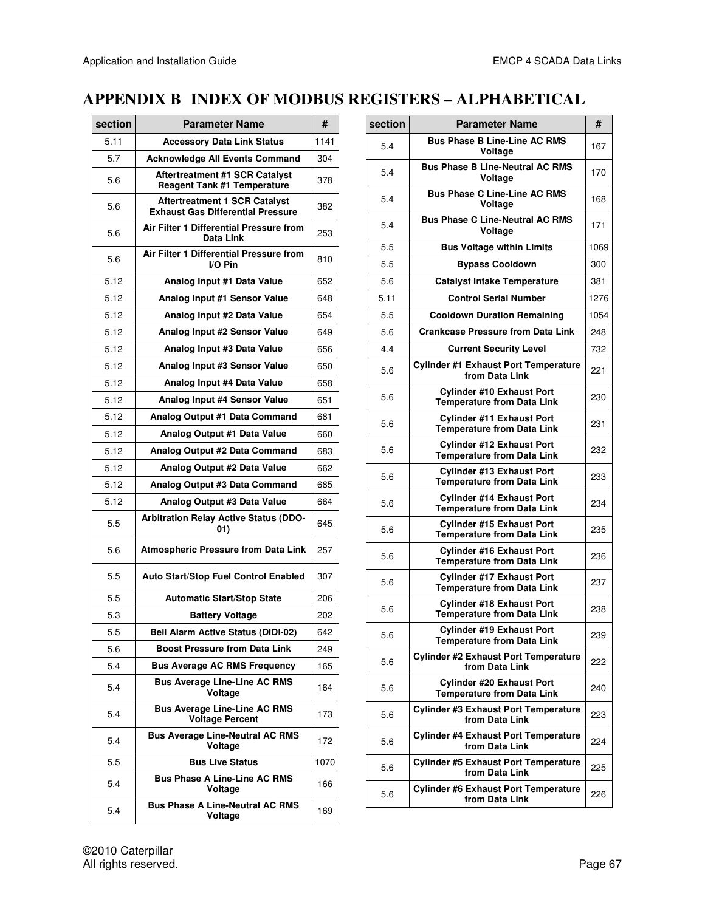# APPENDIX B INDEX OF MODBUS REGISTERS – ALPHABETICAL

| section | Parameter Name | # |
|---|---|---|
| 5.11 | Accessory Data Link Status | 1141 |
| 5.7 | Acknowledge All Events Command | 304 |
| 5.6 | Aftertreatment #1 SCR Catalyst Reagent Tank #1 Temperature | 378 |
| 5.6 | Aftertreatment 1 SCR Catalyst Exhaust Gas Differential Pressure | 382 |
| 5.6 | Air Filter 1 Differential Pressure from Data Link | 253 |
| 5.6 | Air Filter 1 Differential Pressure from I/O Pin | 810 |
| 5.12 | Analog Input #1 Data Value | 652 |
| 5.12 | Analog Input #1 Sensor Value | 648 |
| 5.12 | Analog Input #2 Data Value | 654 |
| 5.12 | Analog Input #2 Sensor Value | 649 |
| 5.12 | Analog Input #3 Data Value | 656 |
| 5.12 | Analog Input #3 Sensor Value | 650 |
| 5.12 | Analog Input #4 Data Value | 658 |
| 5.12 | Analog Input #4 Sensor Value | 651 |
| 5.12 | Analog Output #1 Data Command | 681 |
| 5.12 | Analog Output #1 Data Value | 660 |
| 5.12 | Analog Output #2 Data Command | 683 |
| 5.12 | Analog Output #2 Data Value | 662 |
| 5.12 | Analog Output #3 Data Command | 685 |
| 5.12 | Analog Output #3 Data Value | 664 |
| 5.5 | Arbitration Relay Active Status (DDO-01) | 645 |
| 5.6 | Atmospheric Pressure from Data Link | 257 |
| 5.5 | Auto Start/Stop Fuel Control Enabled | 307 |
| 5.5 | Automatic Start/Stop State | 206 |
| 5.3 | Battery Voltage | 202 |
| 5.5 | Bell Alarm Active Status (DIDI-02) | 642 |
| 5.6 | Boost Pressure from Data Link | 249 |
| 5.4 | Bus Average AC RMS Frequency | 165 |
| 5.4 | Bus Average Line-Line AC RMS Voltage | 164 |
| 5.4 | Bus Average Line-Line AC RMS Voltage Percent | 173 |
| 5.4 | Bus Average Line-Neutral AC RMS Voltage | 172 |
| 5.5 | Bus Live Status | 1070 |
| 5.4 | Bus Phase A Line-Line AC RMS Voltage | 166 |
| 5.4 | Bus Phase A Line-Neutral AC RMS Voltage | 169 |
| 5.4 | Bus Phase B Line-Line AC RMS Voltage | 167 |
| 5.4 | Bus Phase B Line-Neutral AC RMS Voltage | 170 |
| 5.4 | Bus Phase C Line-Line AC RMS Voltage | 168 |
| 5.4 | Bus Phase C Line-Neutral AC RMS Voltage | 171 |
| 5.5 | Bus Voltage within Limits | 1069 |
| 5.5 | Bypass Cooldown | 300 |
| 5.6 | Catalyst Intake Temperature | 381 |
| 5.11 | Control Serial Number | 1276 |
| 5.5 | Cooldown Duration Remaining | 1054 |
| 5.6 | Crankcase Pressure from Data Link | 248 |
| 4.4 | Current Security Level | 732 |
| 5.6 | Cylinder #1 Exhaust Port Temperature from Data Link | 221 |
| 5.6 | Cylinder #10 Exhaust Port Temperature from Data Link | 230 |
| 5.6 | Cylinder #11 Exhaust Port Temperature from Data Link | 231 |
| 5.6 | Cylinder #12 Exhaust Port Temperature from Data Link | 232 |
| 5.6 | Cylinder #13 Exhaust Port Temperature from Data Link | 233 |
| 5.6 | Cylinder #14 Exhaust Port Temperature from Data Link | 234 |
| 5.6 | Cylinder #15 Exhaust Port Temperature from Data Link | 235 |
| 5.6 | Cylinder #16 Exhaust Port Temperature from Data Link | 236 |
| 5.6 | Cylinder #17 Exhaust Port Temperature from Data Link | 237 |
| 5.6 | Cylinder #18 Exhaust Port Temperature from Data Link | 238 |
| 5.6 | Cylinder #19 Exhaust Port Temperature from Data Link | 239 |
| 5.6 | Cylinder #2 Exhaust Port Temperature from Data Link | 222 |
| 5.6 | Cylinder #20 Exhaust Port Temperature from Data Link | 240 |
| 5.6 | Cylinder #3 Exhaust Port Temperature from Data Link | 223 |
| 5.6 | Cylinder #4 Exhaust Port Temperature from Data Link | 224 |
| 5.6 | Cylinder #5 Exhaust Port Temperature from Data Link | 225 |
| 5.6 | Cylinder #6 Exhaust Port Temperature from Data Link | 226 |

©2010 Caterpillar
All rights reserved.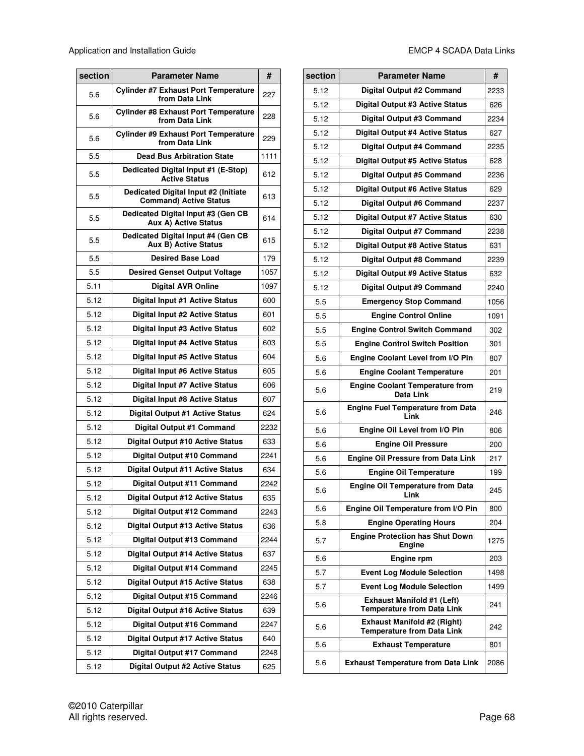| section | Parameter Name | # |
|---|---|---|
| 5.6 | Cylinder #7 Exhaust Port Temperature from Data Link | 227 |
| 5.6 | Cylinder #8 Exhaust Port Temperature from Data Link | 228 |
| 5.6 | Cylinder #9 Exhaust Port Temperature from Data Link | 229 |
| 5.5 | Dead Bus Arbitration State | 1111 |
| 5.5 | Dedicated Digital Input #1 (E-Stop) Active Status | 612 |
| 5.5 | Dedicated Digital Input #2 (Initiate Command) Active Status | 613 |
| 5.5 | Dedicated Digital Input #3 (Gen CB Aux A) Active Status | 614 |
| 5.5 | Dedicated Digital Input #4 (Gen CB Aux B) Active Status | 615 |
| 5.5 | Desired Base Load | 179 |
| 5.5 | Desired Genset Output Voltage | 1057 |
| 5.11 | Digital AVR Online | 1097 |
| 5.12 | Digital Input #1 Active Status | 600 |
| 5.12 | Digital Input #2 Active Status | 601 |
| 5.12 | Digital Input #3 Active Status | 602 |
| 5.12 | Digital Input #4 Active Status | 603 |
| 5.12 | Digital Input #5 Active Status | 604 |
| 5.12 | Digital Input #6 Active Status | 605 |
| 5.12 | Digital Input #7 Active Status | 606 |
| 5.12 | Digital Input #8 Active Status | 607 |
| 5.12 | Digital Output #1 Active Status | 624 |
| 5.12 | Digital Output #1 Command | 2232 |
| 5.12 | Digital Output #10 Active Status | 633 |
| 5.12 | Digital Output #10 Command | 2241 |
| 5.12 | Digital Output #11 Active Status | 634 |
| 5.12 | Digital Output #11 Command | 2242 |
| 5.12 | Digital Output #12 Active Status | 635 |
| 5.12 | Digital Output #12 Command | 2243 |
| 5.12 | Digital Output #13 Active Status | 636 |
| 5.12 | Digital Output #13 Command | 2244 |
| 5.12 | Digital Output #14 Active Status | 637 |
| 5.12 | Digital Output #14 Command | 2245 |
| 5.12 | Digital Output #15 Active Status | 638 |
| 5.12 | Digital Output #15 Command | 2246 |
| 5.12 | Digital Output #16 Active Status | 639 |
| 5.12 | Digital Output #16 Command | 2247 |
| 5.12 | Digital Output #17 Active Status | 640 |
| 5.12 | Digital Output #17 Command | 2248 |
| 5.12 | Digital Output #2 Active Status | 625 |
| 5.12 | Digital Output #2 Command | 2233 |
| 5.12 | Digital Output #3 Active Status | 626 |
| 5.12 | Digital Output #3 Command | 2234 |
| 5.12 | Digital Output #4 Active Status | 627 |
| 5.12 | Digital Output #4 Command | 2235 |
| 5.12 | Digital Output #5 Active Status | 628 |
| 5.12 | Digital Output #5 Command | 2236 |
| 5.12 | Digital Output #6 Active Status | 629 |
| 5.12 | Digital Output #6 Command | 2237 |
| 5.12 | Digital Output #7 Active Status | 630 |
| 5.12 | Digital Output #7 Command | 2238 |
| 5.12 | Digital Output #8 Active Status | 631 |
| 5.12 | Digital Output #8 Command | 2239 |
| 5.12 | Digital Output #9 Active Status | 632 |
| 5.12 | Digital Output #9 Command | 2240 |
| 5.5 | Emergency Stop Command | 1056 |
| 5.5 | Engine Control Online | 1091 |
| 5.5 | Engine Control Switch Command | 302 |
| 5.5 | Engine Control Switch Position | 301 |
| 5.6 | Engine Coolant Level from I/O Pin | 807 |
| 5.6 | Engine Coolant Temperature | 201 |
| 5.6 | Engine Coolant Temperature from Data Link | 219 |
| 5.6 | Engine Fuel Temperature from Data Link | 246 |
| 5.6 | Engine Oil Level from I/O Pin | 806 |
| 5.6 | Engine Oil Pressure | 200 |
| 5.6 | Engine Oil Pressure from Data Link | 217 |
| 5.6 | Engine Oil Temperature | 199 |
| 5.6 | Engine Oil Temperature from Data Link | 245 |
| 5.6 | Engine Oil Temperature from I/O Pin | 800 |
| 5.8 | Engine Operating Hours | 204 |
| 5.7 | Engine Protection has Shut Down Engine | 1275 |
| 5.6 | Engine rpm | 203 |
| 5.7 | Event Log Module Selection | 1498 |
| 5.7 | Event Log Module Selection | 1499 |
| 5.6 | Exhaust Manifold #1 (Left) Temperature from Data Link | 241 |
| 5.6 | Exhaust Manifold #2 (Right) Temperature from Data Link | 242 |
| 5.6 | Exhaust Temperature | 801 |
| 5.6 | Exhaust Temperature from Data Link | 2086 |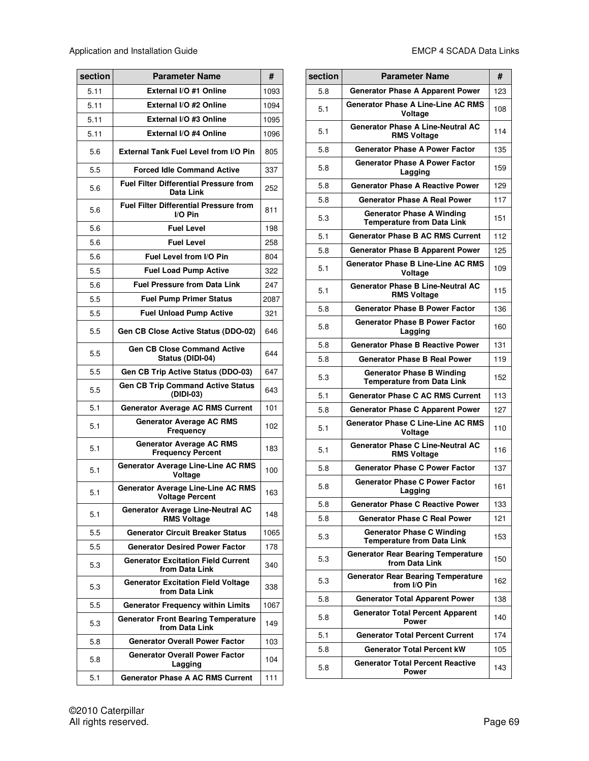| section | Parameter Name | # |
|---|---|---|
| 5.11 | External I/O #1 Online | 1093 |
| 5.11 | External I/O #2 Online | 1094 |
| 5.11 | External I/O #3 Online | 1095 |
| 5.11 | External I/O #4 Online | 1096 |
| 5.6 | External Tank Fuel Level from I/O Pin | 805 |
| 5.5 | Forced Idle Command Active | 337 |
| 5.6 | Fuel Filter Differential Pressure from Data Link | 252 |
| 5.6 | Fuel Filter Differential Pressure from I/O Pin | 811 |
| 5.6 | Fuel Level | 198 |
| 5.6 | Fuel Level | 258 |
| 5.6 | Fuel Level from I/O Pin | 804 |
| 5.5 | Fuel Load Pump Active | 322 |
| 5.6 | Fuel Pressure from Data Link | 247 |
| 5.5 | Fuel Pump Primer Status | 2087 |
| 5.5 | Fuel Unload Pump Active | 321 |
| 5.5 | Gen CB Close Active Status (DDO-02) | 646 |
| 5.5 | Gen CB Close Command Active Status (DIDI-04) | 644 |
| 5.5 | Gen CB Trip Active Status (DDO-03) | 647 |
| 5.5 | Gen CB Trip Command Active Status (DIDI-03) | 643 |
| 5.1 | Generator Average AC RMS Current | 101 |
| 5.1 | Generator Average AC RMS Frequency | 102 |
| 5.1 | Generator Average AC RMS Frequency Percent | 183 |
| 5.1 | Generator Average Line-Line AC RMS Voltage | 100 |
| 5.1 | Generator Average Line-Line AC RMS Voltage Percent | 163 |
| 5.1 | Generator Average Line-Neutral AC RMS Voltage | 148 |
| 5.5 | Generator Circuit Breaker Status | 1065 |
| 5.5 | Generator Desired Power Factor | 178 |
| 5.3 | Generator Excitation Field Current from Data Link | 340 |
| 5.3 | Generator Excitation Field Voltage from Data Link | 338 |
| 5.5 | Generator Frequency within Limits | 1067 |
| 5.3 | Generator Front Bearing Temperature from Data Link | 149 |
| 5.8 | Generator Overall Power Factor | 103 |
| 5.8 | Generator Overall Power Factor Lagging | 104 |
| 5.1 | Generator Phase A AC RMS Current | 111 |
| 5.8 | Generator Phase A Apparent Power | 123 |
| 5.1 | Generator Phase A Line-Line AC RMS Voltage | 108 |
| 5.1 | Generator Phase A Line-Neutral AC RMS Voltage | 114 |
| 5.8 | Generator Phase A Power Factor | 135 |
| 5.8 | Generator Phase A Power Factor Lagging | 159 |
| 5.8 | Generator Phase A Reactive Power | 129 |
| 5.8 | Generator Phase A Real Power | 117 |
| 5.3 | Generator Phase A Winding Temperature from Data Link | 151 |
| 5.1 | Generator Phase B AC RMS Current | 112 |
| 5.8 | Generator Phase B Apparent Power | 125 |
| 5.1 | Generator Phase B Line-Line AC RMS Voltage | 109 |
| 5.1 | Generator Phase B Line-Neutral AC RMS Voltage | 115 |
| 5.8 | Generator Phase B Power Factor | 136 |
| 5.8 | Generator Phase B Power Factor Lagging | 160 |
| 5.8 | Generator Phase B Reactive Power | 131 |
| 5.8 | Generator Phase B Real Power | 119 |
| 5.3 | Generator Phase B Winding Temperature from Data Link | 152 |
| 5.1 | Generator Phase C AC RMS Current | 113 |
| 5.8 | Generator Phase C Apparent Power | 127 |
| 5.1 | Generator Phase C Line-Line AC RMS Voltage | 110 |
| 5.1 | Generator Phase C Line-Neutral AC RMS Voltage | 116 |
| 5.8 | Generator Phase C Power Factor | 137 |
| 5.8 | Generator Phase C Power Factor Lagging | 161 |
| 5.8 | Generator Phase C Reactive Power | 133 |
| 5.8 | Generator Phase C Real Power | 121 |
| 5.3 | Generator Phase C Winding Temperature from Data Link | 153 |
| 5.3 | Generator Rear Bearing Temperature from Data Link | 150 |
| 5.3 | Generator Rear Bearing Temperature from I/O Pin | 162 |
| 5.8 | Generator Total Apparent Power | 138 |
| 5.8 | Generator Total Percent Apparent Power | 140 |
| 5.1 | Generator Total Percent Current | 174 |
| 5.8 | Generator Total Percent kW | 105 |
| 5.8 | Generator Total Percent Reactive Power | 143 |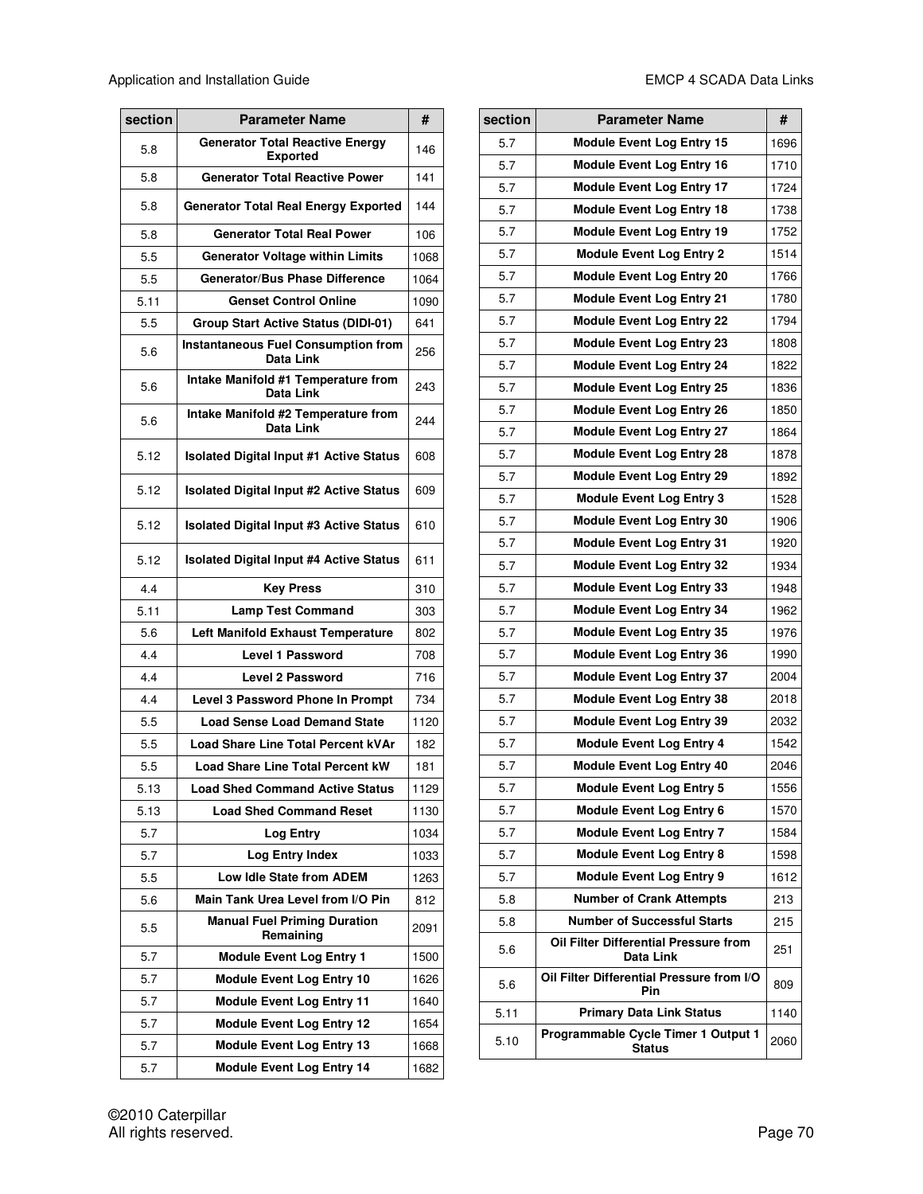| section | Parameter Name | # |
|---|---|---|
| 5.8 | Generator Total Reactive Energy Exported | 146 |
| 5.8 | Generator Total Reactive Power | 141 |
| 5.8 | Generator Total Real Energy Exported | 144 |
| 5.8 | Generator Total Real Power | 106 |
| 5.5 | Generator Voltage within Limits | 1068 |
| 5.5 | Generator/Bus Phase Difference | 1064 |
| 5.11 | Genset Control Online | 1090 |
| 5.5 | Group Start Active Status (DIDI-01) | 641 |
| 5.6 | Instantaneous Fuel Consumption from Data Link | 256 |
| 5.6 | Intake Manifold #1 Temperature from Data Link | 243 |
| 5.6 | Intake Manifold #2 Temperature from Data Link | 244 |
| 5.12 | Isolated Digital Input #1 Active Status | 608 |
| 5.12 | Isolated Digital Input #2 Active Status | 609 |
| 5.12 | Isolated Digital Input #3 Active Status | 610 |
| 5.12 | Isolated Digital Input #4 Active Status | 611 |
| 4.4 | Key Press | 310 |
| 5.11 | Lamp Test Command | 303 |
| 5.6 | Left Manifold Exhaust Temperature | 802 |
| 4.4 | Level 1 Password | 708 |
| 4.4 | Level 2 Password | 716 |
| 4.4 | Level 3 Password Phone In Prompt | 734 |
| 5.5 | Load Sense Load Demand State | 1120 |
| 5.5 | Load Share Line Total Percent kVAr | 182 |
| 5.5 | Load Share Line Total Percent kW | 181 |
| 5.13 | Load Shed Command Active Status | 1129 |
| 5.13 | Load Shed Command Reset | 1130 |
| 5.7 | Log Entry | 1034 |
| 5.7 | Log Entry Index | 1033 |
| 5.5 | Low Idle State from ADEM | 1263 |
| 5.6 | Main Tank Urea Level from I/O Pin | 812 |
| 5.5 | Manual Fuel Priming Duration Remaining | 2091 |
| 5.7 | Module Event Log Entry 1 | 1500 |
| 5.7 | Module Event Log Entry 10 | 1626 |
| 5.7 | Module Event Log Entry 11 | 1640 |
| 5.7 | Module Event Log Entry 12 | 1654 |
| 5.7 | Module Event Log Entry 13 | 1668 |
| 5.7 | Module Event Log Entry 14 | 1682 |
| 5.7 | Module Event Log Entry 15 | 1696 |
| 5.7 | Module Event Log Entry 16 | 1710 |
| 5.7 | Module Event Log Entry 17 | 1724 |
| 5.7 | Module Event Log Entry 18 | 1738 |
| 5.7 | Module Event Log Entry 19 | 1752 |
| 5.7 | Module Event Log Entry 2 | 1514 |
| 5.7 | Module Event Log Entry 20 | 1766 |
| 5.7 | Module Event Log Entry 21 | 1780 |
| 5.7 | Module Event Log Entry 22 | 1794 |
| 5.7 | Module Event Log Entry 23 | 1808 |
| 5.7 | Module Event Log Entry 24 | 1822 |
| 5.7 | Module Event Log Entry 25 | 1836 |
| 5.7 | Module Event Log Entry 26 | 1850 |
| 5.7 | Module Event Log Entry 27 | 1864 |
| 5.7 | Module Event Log Entry 28 | 1878 |
| 5.7 | Module Event Log Entry 29 | 1892 |
| 5.7 | Module Event Log Entry 3 | 1528 |
| 5.7 | Module Event Log Entry 30 | 1906 |
| 5.7 | Module Event Log Entry 31 | 1920 |
| 5.7 | Module Event Log Entry 32 | 1934 |
| 5.7 | Module Event Log Entry 33 | 1948 |
| 5.7 | Module Event Log Entry 34 | 1962 |
| 5.7 | Module Event Log Entry 35 | 1976 |
| 5.7 | Module Event Log Entry 36 | 1990 |
| 5.7 | Module Event Log Entry 37 | 2004 |
| 5.7 | Module Event Log Entry 38 | 2018 |
| 5.7 | Module Event Log Entry 39 | 2032 |
| 5.7 | Module Event Log Entry 4 | 1542 |
| 5.7 | Module Event Log Entry 40 | 2046 |
| 5.7 | Module Event Log Entry 5 | 1556 |
| 5.7 | Module Event Log Entry 6 | 1570 |
| 5.7 | Module Event Log Entry 7 | 1584 |
| 5.7 | Module Event Log Entry 8 | 1598 |
| 5.7 | Module Event Log Entry 9 | 1612 |
| 5.8 | Number of Crank Attempts | 213 |
| 5.8 | Number of Successful Starts | 215 |
| 5.6 | Oil Filter Differential Pressure from Data Link | 251 |
| 5.6 | Oil Filter Differential Pressure from I/O Pin | 809 |
| 5.11 | Primary Data Link Status | 1140 |
| 5.10 | Programmable Cycle Timer 1 Output 1 Status | 2060 |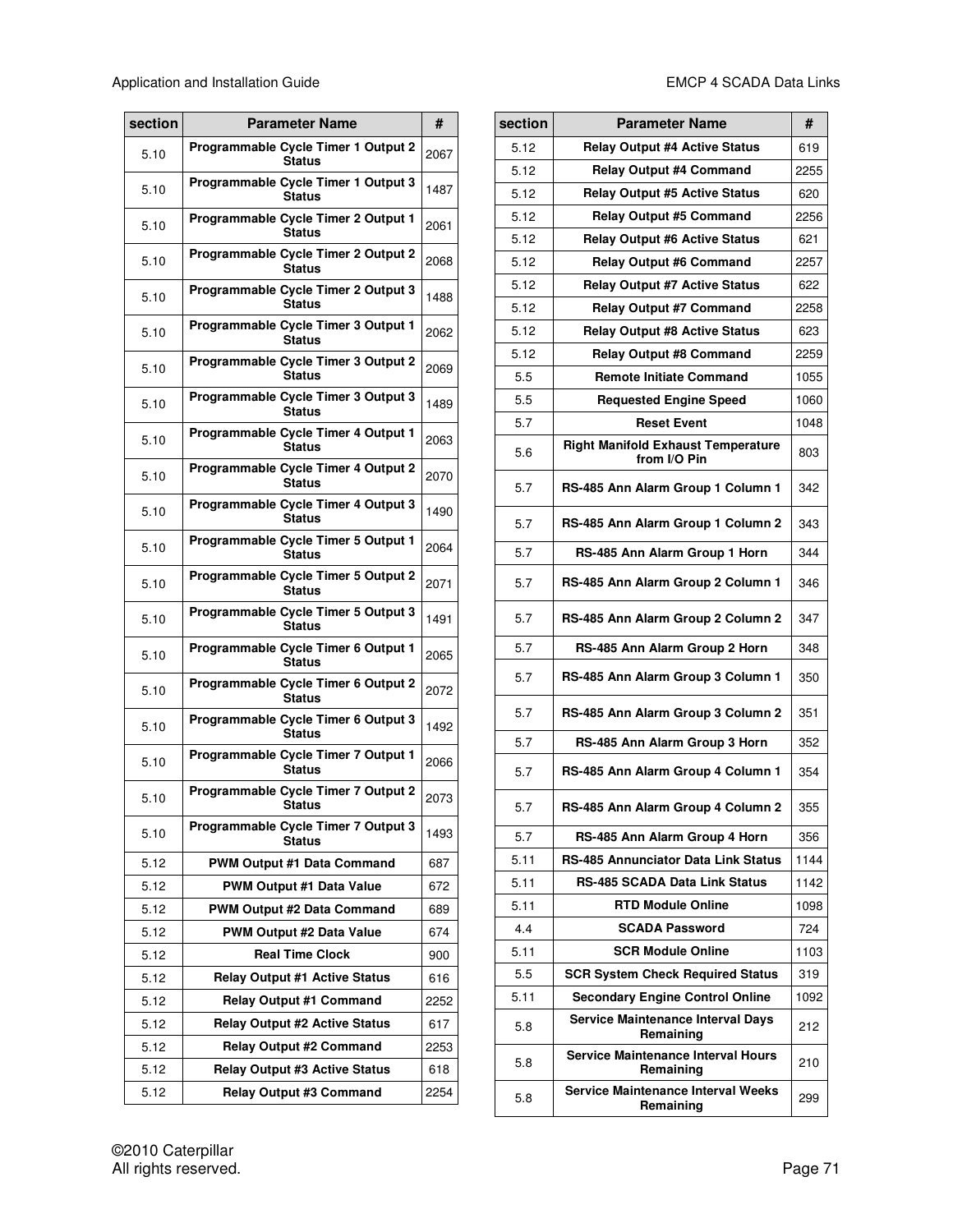| section | Parameter Name | # |
|---|---|---|
| 5.10 | Programmable Cycle Timer 1 Output 2 Status | 2067 |
| 5.10 | Programmable Cycle Timer 1 Output 3 Status | 1487 |
| 5.10 | Programmable Cycle Timer 2 Output 1 Status | 2061 |
| 5.10 | Programmable Cycle Timer 2 Output 2 Status | 2068 |
| 5.10 | Programmable Cycle Timer 2 Output 3 Status | 1488 |
| 5.10 | Programmable Cycle Timer 3 Output 1 Status | 2062 |
| 5.10 | Programmable Cycle Timer 3 Output 2 Status | 2069 |
| 5.10 | Programmable Cycle Timer 3 Output 3 Status | 1489 |
| 5.10 | Programmable Cycle Timer 4 Output 1 Status | 2063 |
| 5.10 | Programmable Cycle Timer 4 Output 2 Status | 2070 |
| 5.10 | Programmable Cycle Timer 4 Output 3 Status | 1490 |
| 5.10 | Programmable Cycle Timer 5 Output 1 Status | 2064 |
| 5.10 | Programmable Cycle Timer 5 Output 2 Status | 2071 |
| 5.10 | Programmable Cycle Timer 5 Output 3 Status | 1491 |
| 5.10 | Programmable Cycle Timer 6 Output 1 Status | 2065 |
| 5.10 | Programmable Cycle Timer 6 Output 2 Status | 2072 |
| 5.10 | Programmable Cycle Timer 6 Output 3 Status | 1492 |
| 5.10 | Programmable Cycle Timer 7 Output 1 Status | 2066 |
| 5.10 | Programmable Cycle Timer 7 Output 2 Status | 2073 |
| 5.10 | Programmable Cycle Timer 7 Output 3 Status | 1493 |
| 5.12 | PWM Output #1 Data Command | 687 |
| 5.12 | PWM Output #1 Data Value | 672 |
| 5.12 | PWM Output #2 Data Command | 689 |
| 5.12 | PWM Output #2 Data Value | 674 |
| 5.12 | Real Time Clock | 900 |
| 5.12 | Relay Output #1 Active Status | 616 |
| 5.12 | Relay Output #1 Command | 2252 |
| 5.12 | Relay Output #2 Active Status | 617 |
| 5.12 | Relay Output #2 Command | 2253 |
| 5.12 | Relay Output #3 Active Status | 618 |
| 5.12 | Relay Output #3 Command | 2254 |
| 5.12 | Relay Output #4 Active Status | 619 |
| 5.12 | Relay Output #4 Command | 2255 |
| 5.12 | Relay Output #5 Active Status | 620 |
| 5.12 | Relay Output #5 Command | 2256 |
| 5.12 | Relay Output #6 Active Status | 621 |
| 5.12 | Relay Output #6 Command | 2257 |
| 5.12 | Relay Output #7 Active Status | 622 |
| 5.12 | Relay Output #7 Command | 2258 |
| 5.12 | Relay Output #8 Active Status | 623 |
| 5.12 | Relay Output #8 Command | 2259 |
| 5.5 | Remote Initiate Command | 1055 |
| 5.5 | Requested Engine Speed | 1060 |
| 5.7 | Reset Event | 1048 |
| 5.6 | Right Manifold Exhaust Temperature from I/O Pin | 803 |
| 5.7 | RS-485 Ann Alarm Group 1 Column 1 | 342 |
| 5.7 | RS-485 Ann Alarm Group 1 Column 2 | 343 |
| 5.7 | RS-485 Ann Alarm Group 1 Horn | 344 |
| 5.7 | RS-485 Ann Alarm Group 2 Column 1 | 346 |
| 5.7 | RS-485 Ann Alarm Group 2 Column 2 | 347 |
| 5.7 | RS-485 Ann Alarm Group 2 Horn | 348 |
| 5.7 | RS-485 Ann Alarm Group 3 Column 1 | 350 |
| 5.7 | RS-485 Ann Alarm Group 3 Column 2 | 351 |
| 5.7 | RS-485 Ann Alarm Group 3 Horn | 352 |
| 5.7 | RS-485 Ann Alarm Group 4 Column 1 | 354 |
| 5.7 | RS-485 Ann Alarm Group 4 Column 2 | 355 |
| 5.7 | RS-485 Ann Alarm Group 4 Horn | 356 |
| 5.11 | RS-485 Annunciator Data Link Status | 1144 |
| 5.11 | RS-485 SCADA Data Link Status | 1142 |
| 5.11 | RTD Module Online | 1098 |
| 4.4 | SCADA Password | 724 |
| 5.11 | SCR Module Online | 1103 |
| 5.5 | SCR System Check Required Status | 319 |
| 5.11 | Secondary Engine Control Online | 1092 |
| 5.8 | Service Maintenance Interval Days Remaining | 212 |
| 5.8 | Service Maintenance Interval Hours Remaining | 210 |
| 5.8 | Service Maintenance Interval Weeks Remaining | 299 |

©2010 Caterpillar
All rights reserved.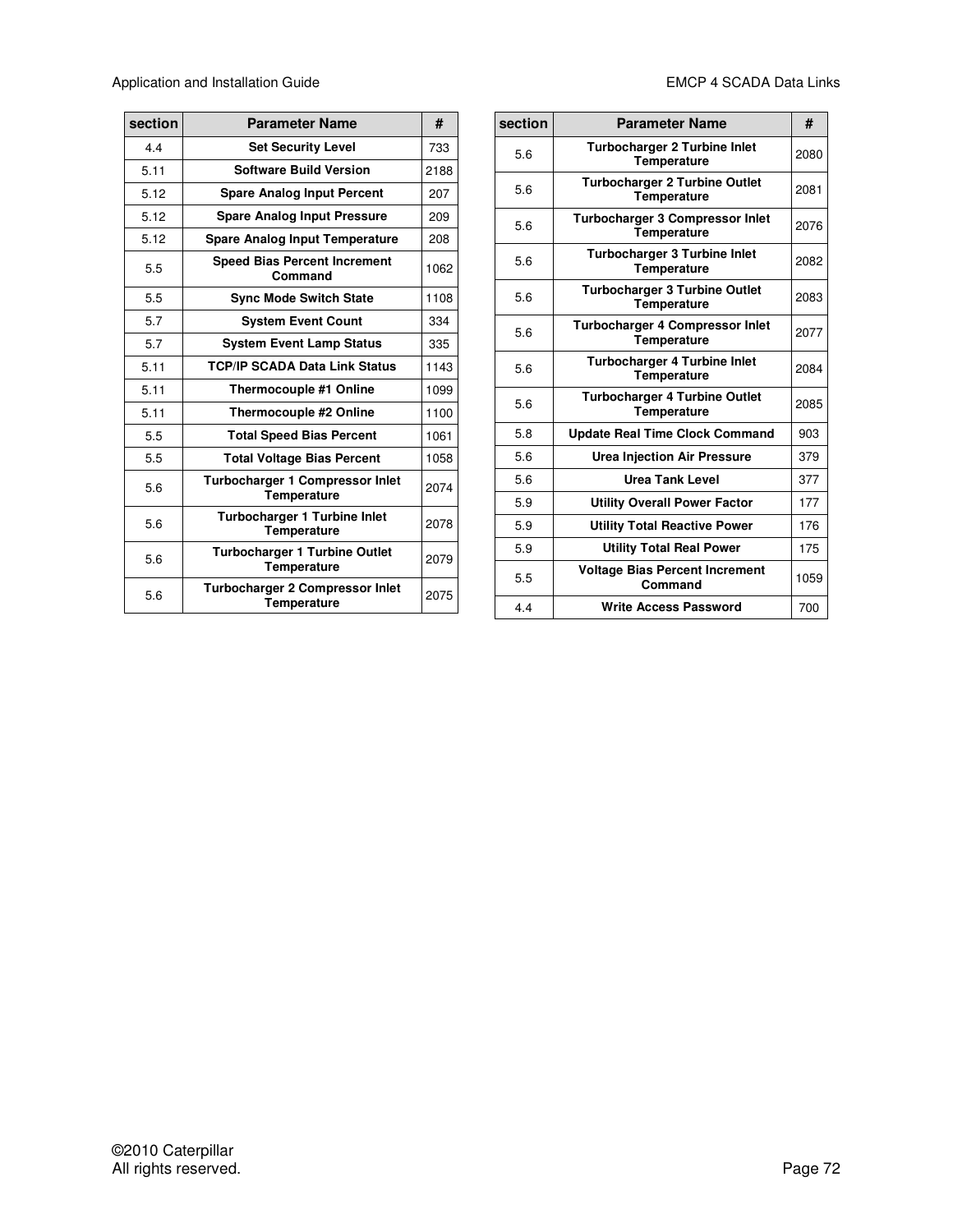| section | Parameter Name | # |
|---|---|---|
| 4.4 | Set Security Level | 733 |
| 5.11 | Software Build Version | 2188 |
| 5.12 | Spare Analog Input Percent | 207 |
| 5.12 | Spare Analog Input Pressure | 209 |
| 5.12 | Spare Analog Input Temperature | 208 |
| 5.5 | Speed Bias Percent Increment Command | 1062 |
| 5.5 | Sync Mode Switch State | 1108 |
| 5.7 | System Event Count | 334 |
| 5.7 | System Event Lamp Status | 335 |
| 5.11 | TCP/IP SCADA Data Link Status | 1143 |
| 5.11 | Thermocouple #1 Online | 1099 |
| 5.11 | Thermocouple #2 Online | 1100 |
| 5.5 | Total Speed Bias Percent | 1061 |
| 5.5 | Total Voltage Bias Percent | 1058 |
| 5.6 | Turbocharger 1 Compressor Inlet Temperature | 2074 |
| 5.6 | Turbocharger 1 Turbine Inlet Temperature | 2078 |
| 5.6 | Turbocharger 1 Turbine Outlet Temperature | 2079 |
| 5.6 | Turbocharger 2 Compressor Inlet Temperature | 2075 |
| 5.6 | Turbocharger 2 Turbine Inlet Temperature | 2080 |
| 5.6 | Turbocharger 2 Turbine Outlet Temperature | 2081 |
| 5.6 | Turbocharger 3 Compressor Inlet Temperature | 2076 |
| 5.6 | Turbocharger 3 Turbine Inlet Temperature | 2082 |
| 5.6 | Turbocharger 3 Turbine Outlet Temperature | 2083 |
| 5.6 | Turbocharger 4 Compressor Inlet Temperature | 2077 |
| 5.6 | Turbocharger 4 Turbine Inlet Temperature | 2084 |
| 5.6 | Turbocharger 4 Turbine Outlet Temperature | 2085 |
| 5.8 | Update Real Time Clock Command | 903 |
| 5.6 | Urea Injection Air Pressure | 379 |
| 5.6 | Urea Tank Level | 377 |
| 5.9 | Utility Overall Power Factor | 177 |
| 5.9 | Utility Total Reactive Power | 176 |
| 5.9 | Utility Total Real Power | 175 |
| 5.5 | Voltage Bias Percent Increment Command | 1059 |
| 4.4 | Write Access Password | 700 |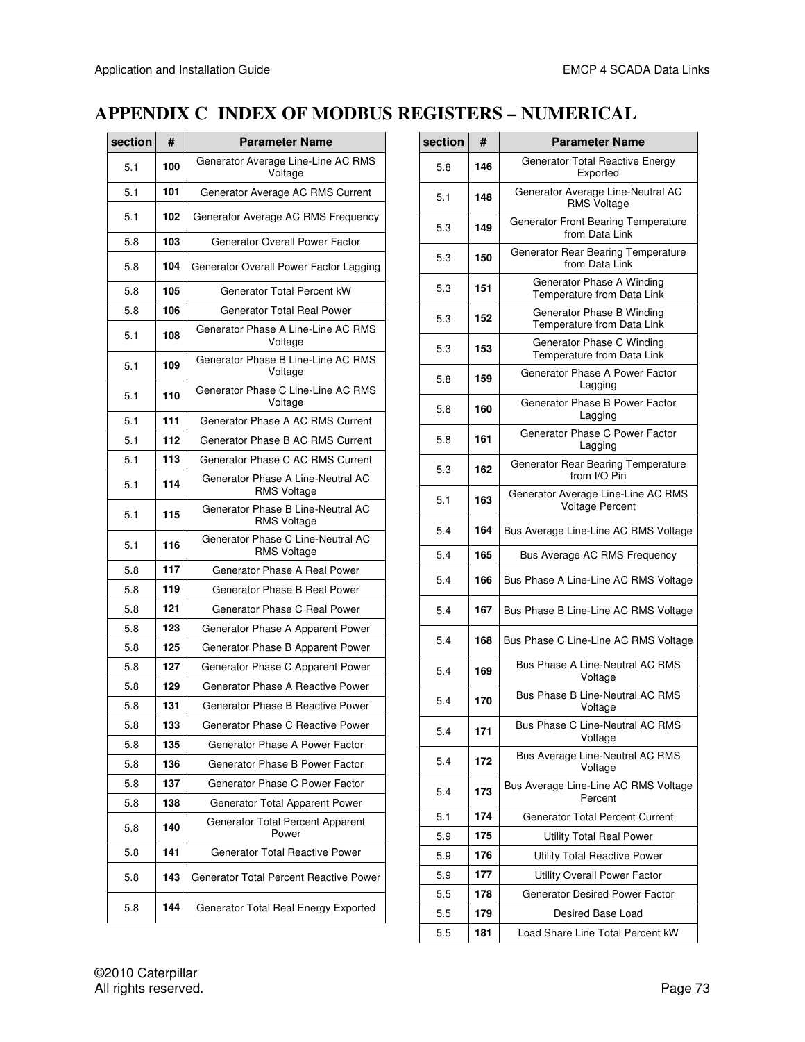# APPENDIX C INDEX OF MODBUS REGISTERS – NUMERICAL

| section | # | Parameter Name |
|---|---|---|
| 5.1 | 100 | Generator Average Line-Line AC RMS Voltage |
| 5.1 | 101 | Generator Average AC RMS Current |
| 5.1 | 102 | Generator Average AC RMS Frequency |
| 5.8 | 103 | Generator Overall Power Factor |
| 5.8 | 104 | Generator Overall Power Factor Lagging |
| 5.8 | 105 | Generator Total Percent kW |
| 5.8 | 106 | Generator Total Real Power |
| 5.1 | 108 | Generator Phase A Line-Line AC RMS Voltage |
| 5.1 | 109 | Generator Phase B Line-Line AC RMS Voltage |
| 5.1 | 110 | Generator Phase C Line-Line AC RMS Voltage |
| 5.1 | 111 | Generator Phase A AC RMS Current |
| 5.1 | 112 | Generator Phase B AC RMS Current |
| 5.1 | 113 | Generator Phase C AC RMS Current |
| 5.1 | 114 | Generator Phase A Line-Neutral AC RMS Voltage |
| 5.1 | 115 | Generator Phase B Line-Neutral AC RMS Voltage |
| 5.1 | 116 | Generator Phase C Line-Neutral AC RMS Voltage |
| 5.8 | 117 | Generator Phase A Real Power |
| 5.8 | 119 | Generator Phase B Real Power |
| 5.8 | 121 | Generator Phase C Real Power |
| 5.8 | 123 | Generator Phase A Apparent Power |
| 5.8 | 125 | Generator Phase B Apparent Power |
| 5.8 | 127 | Generator Phase C Apparent Power |
| 5.8 | 129 | Generator Phase A Reactive Power |
| 5.8 | 131 | Generator Phase B Reactive Power |
| 5.8 | 133 | Generator Phase C Reactive Power |
| 5.8 | 135 | Generator Phase A Power Factor |
| 5.8 | 136 | Generator Phase B Power Factor |
| 5.8 | 137 | Generator Phase C Power Factor |
| 5.8 | 138 | Generator Total Apparent Power |
| 5.8 | 140 | Generator Total Percent Apparent Power |
| 5.8 | 141 | Generator Total Reactive Power |
| 5.8 | 143 | Generator Total Percent Reactive Power |
| 5.8 | 144 | Generator Total Real Energy Exported |
| 5.8 | 146 | Generator Total Reactive Energy Exported |
| 5.1 | 148 | Generator Average Line-Neutral AC RMS Voltage |
| 5.3 | 149 | Generator Front Bearing Temperature from Data Link |
| 5.3 | 150 | Generator Rear Bearing Temperature from Data Link |
| 5.3 | 151 | Generator Phase A Winding Temperature from Data Link |
| 5.3 | 152 | Generator Phase B Winding Temperature from Data Link |
| 5.3 | 153 | Generator Phase C Winding Temperature from Data Link |
| 5.8 | 159 | Generator Phase A Power Factor Lagging |
| 5.8 | 160 | Generator Phase B Power Factor Lagging |
| 5.8 | 161 | Generator Phase C Power Factor Lagging |
| 5.3 | 162 | Generator Rear Bearing Temperature from I/O Pin |
| 5.1 | 163 | Generator Average Line-Line AC RMS Voltage Percent |
| 5.4 | 164 | Bus Average Line-Line AC RMS Voltage |
| 5.4 | 165 | Bus Average AC RMS Frequency |
| 5.4 | 166 | Bus Phase A Line-Line AC RMS Voltage |
| 5.4 | 167 | Bus Phase B Line-Line AC RMS Voltage |
| 5.4 | 168 | Bus Phase C Line-Line AC RMS Voltage |
| 5.4 | 169 | Bus Phase A Line-Neutral AC RMS Voltage |
| 5.4 | 170 | Bus Phase B Line-Neutral AC RMS Voltage |
| 5.4 | 171 | Bus Phase C Line-Neutral AC RMS Voltage |
| 5.4 | 172 | Bus Average Line-Neutral AC RMS Voltage |
| 5.4 | 173 | Bus Average Line-Line AC RMS Voltage Percent |
| 5.1 | 174 | Generator Total Percent Current |
| 5.9 | 175 | Utility Total Real Power |
| 5.9 | 176 | Utility Total Reactive Power |
| 5.9 | 177 | Utility Overall Power Factor |
| 5.5 | 178 | Generator Desired Power Factor |
| 5.5 | 179 | Desired Base Load |
| 5.5 | 181 | Load Share Line Total Percent kW |

©2010 Caterpillar
All rights reserved.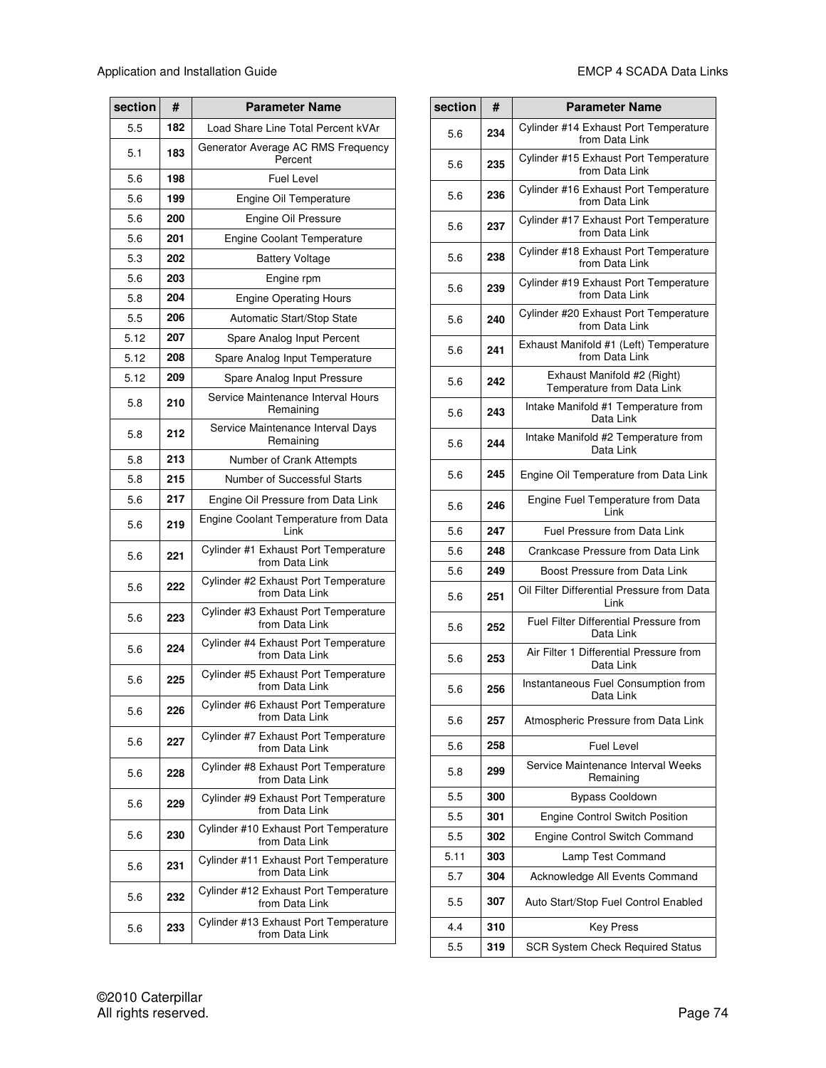| section | # | Parameter Name |
|---|---|---|
| 5.5 | **182** | Load Share Line Total Percent kVAr |
| 5.1 | **183** | Generator Average AC RMS Frequency Percent |
| 5.6 | **198** | Fuel Level |
| 5.6 | **199** | Engine Oil Temperature |
| 5.6 | **200** | Engine Oil Pressure |
| 5.6 | **201** | Engine Coolant Temperature |
| 5.3 | **202** | Battery Voltage |
| 5.6 | **203** | Engine rpm |
| 5.8 | **204** | Engine Operating Hours |
| 5.5 | **206** | Automatic Start/Stop State |
| 5.12 | **207** | Spare Analog Input Percent |
| 5.12 | **208** | Spare Analog Input Temperature |
| 5.12 | **209** | Spare Analog Input Pressure |
| 5.8 | **210** | Service Maintenance Interval Hours Remaining |
| 5.8 | **212** | Service Maintenance Interval Days Remaining |
| 5.8 | **213** | Number of Crank Attempts |
| 5.8 | **215** | Number of Successful Starts |
| 5.6 | **217** | Engine Oil Pressure from Data Link |
| 5.6 | **219** | Engine Coolant Temperature from Data Link |
| 5.6 | **221** | Cylinder #1 Exhaust Port Temperature from Data Link |
| 5.6 | **222** | Cylinder #2 Exhaust Port Temperature from Data Link |
| 5.6 | **223** | Cylinder #3 Exhaust Port Temperature from Data Link |
| 5.6 | **224** | Cylinder #4 Exhaust Port Temperature from Data Link |
| 5.6 | **225** | Cylinder #5 Exhaust Port Temperature from Data Link |
| 5.6 | **226** | Cylinder #6 Exhaust Port Temperature from Data Link |
| 5.6 | **227** | Cylinder #7 Exhaust Port Temperature from Data Link |
| 5.6 | **228** | Cylinder #8 Exhaust Port Temperature from Data Link |
| 5.6 | **229** | Cylinder #9 Exhaust Port Temperature from Data Link |
| 5.6 | **230** | Cylinder #10 Exhaust Port Temperature from Data Link |
| 5.6 | **231** | Cylinder #11 Exhaust Port Temperature from Data Link |
| 5.6 | **232** | Cylinder #12 Exhaust Port Temperature from Data Link |
| 5.6 | **233** | Cylinder #13 Exhaust Port Temperature from Data Link |
| 5.6 | **234** | Cylinder #14 Exhaust Port Temperature from Data Link |
| 5.6 | **235** | Cylinder #15 Exhaust Port Temperature from Data Link |
| 5.6 | **236** | Cylinder #16 Exhaust Port Temperature from Data Link |
| 5.6 | **237** | Cylinder #17 Exhaust Port Temperature from Data Link |
| 5.6 | **238** | Cylinder #18 Exhaust Port Temperature from Data Link |
| 5.6 | **239** | Cylinder #19 Exhaust Port Temperature from Data Link |
| 5.6 | **240** | Cylinder #20 Exhaust Port Temperature from Data Link |
| 5.6 | **241** | Exhaust Manifold #1 (Left) Temperature from Data Link |
| 5.6 | **242** | Exhaust Manifold #2 (Right) Temperature from Data Link |
| 5.6 | **243** | Intake Manifold #1 Temperature from Data Link |
| 5.6 | **244** | Intake Manifold #2 Temperature from Data Link |
| 5.6 | **245** | Engine Oil Temperature from Data Link |
| 5.6 | **246** | Engine Fuel Temperature from Data Link |
| 5.6 | **247** | Fuel Pressure from Data Link |
| 5.6 | **248** | Crankcase Pressure from Data Link |
| 5.6 | **249** | Boost Pressure from Data Link |
| 5.6 | **251** | Oil Filter Differential Pressure from Data Link |
| 5.6 | **252** | Fuel Filter Differential Pressure from Data Link |
| 5.6 | **253** | Air Filter 1 Differential Pressure from Data Link |
| 5.6 | **256** | Instantaneous Fuel Consumption from Data Link |
| 5.6 | **257** | Atmospheric Pressure from Data Link |
| 5.6 | **258** | Fuel Level |
| 5.8 | **299** | Service Maintenance Interval Weeks Remaining |
| 5.5 | **300** | Bypass Cooldown |
| 5.5 | **301** | Engine Control Switch Position |
| 5.5 | **302** | Engine Control Switch Command |
| 5.11 | **303** | Lamp Test Command |
| 5.7 | **304** | Acknowledge All Events Command |
| 5.5 | **307** | Auto Start/Stop Fuel Control Enabled |
| 4.4 | **310** | Key Press |
| 5.5 | **319** | SCR System Check Required Status |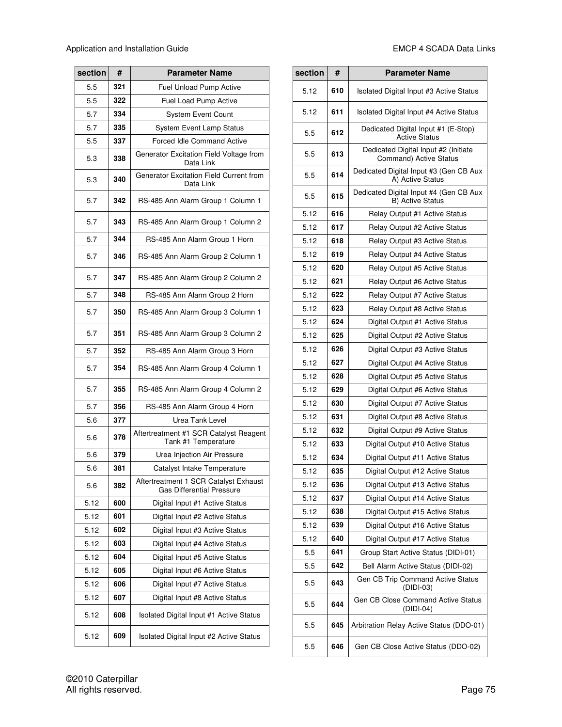| section | # | Parameter Name |
|---|---|---|
| 5.5 | **321** | Fuel Unload Pump Active |
| 5.5 | **322** | Fuel Load Pump Active |
| 5.7 | **334** | System Event Count |
| 5.7 | **335** | System Event Lamp Status |
| 5.5 | **337** | Forced Idle Command Active |
| 5.3 | **338** | Generator Excitation Field Voltage from Data Link |
| 5.3 | **340** | Generator Excitation Field Current from Data Link |
| 5.7 | **342** | RS-485 Ann Alarm Group 1 Column 1 |
| 5.7 | **343** | RS-485 Ann Alarm Group 1 Column 2 |
| 5.7 | **344** | RS-485 Ann Alarm Group 1 Horn |
| 5.7 | **346** | RS-485 Ann Alarm Group 2 Column 1 |
| 5.7 | **347** | RS-485 Ann Alarm Group 2 Column 2 |
| 5.7 | **348** | RS-485 Ann Alarm Group 2 Horn |
| 5.7 | **350** | RS-485 Ann Alarm Group 3 Column 1 |
| 5.7 | **351** | RS-485 Ann Alarm Group 3 Column 2 |
| 5.7 | **352** | RS-485 Ann Alarm Group 3 Horn |
| 5.7 | **354** | RS-485 Ann Alarm Group 4 Column 1 |
| 5.7 | **355** | RS-485 Ann Alarm Group 4 Column 2 |
| 5.7 | **356** | RS-485 Ann Alarm Group 4 Horn |
| 5.6 | **377** | Urea Tank Level |
| 5.6 | **378** | Aftertreatment #1 SCR Catalyst Reagent Tank #1 Temperature |
| 5.6 | **379** | Urea Injection Air Pressure |
| 5.6 | **381** | Catalyst Intake Temperature |
| 5.6 | **382** | Aftertreatment 1 SCR Catalyst Exhaust Gas Differential Pressure |
| 5.12 | **600** | Digital Input #1 Active Status |
| 5.12 | **601** | Digital Input #2 Active Status |
| 5.12 | **602** | Digital Input #3 Active Status |
| 5.12 | **603** | Digital Input #4 Active Status |
| 5.12 | **604** | Digital Input #5 Active Status |
| 5.12 | **605** | Digital Input #6 Active Status |
| 5.12 | **606** | Digital Input #7 Active Status |
| 5.12 | **607** | Digital Input #8 Active Status |
| 5.12 | **608** | Isolated Digital Input #1 Active Status |
| 5.12 | **609** | Isolated Digital Input #2 Active Status |
| 5.12 | **610** | Isolated Digital Input #3 Active Status |
| 5.12 | **611** | Isolated Digital Input #4 Active Status |
| 5.5 | **612** | Dedicated Digital Input #1 (E-Stop) Active Status |
| 5.5 | **613** | Dedicated Digital Input #2 (Initiate Command) Active Status |
| 5.5 | **614** | Dedicated Digital Input #3 (Gen CB Aux A) Active Status |
| 5.5 | **615** | Dedicated Digital Input #4 (Gen CB Aux B) Active Status |
| 5.12 | **616** | Relay Output #1 Active Status |
| 5.12 | **617** | Relay Output #2 Active Status |
| 5.12 | **618** | Relay Output #3 Active Status |
| 5.12 | **619** | Relay Output #4 Active Status |
| 5.12 | **620** | Relay Output #5 Active Status |
| 5.12 | **621** | Relay Output #6 Active Status |
| 5.12 | **622** | Relay Output #7 Active Status |
| 5.12 | **623** | Relay Output #8 Active Status |
| 5.12 | **624** | Digital Output #1 Active Status |
| 5.12 | **625** | Digital Output #2 Active Status |
| 5.12 | **626** | Digital Output #3 Active Status |
| 5.12 | **627** | Digital Output #4 Active Status |
| 5.12 | **628** | Digital Output #5 Active Status |
| 5.12 | **629** | Digital Output #6 Active Status |
| 5.12 | **630** | Digital Output #7 Active Status |
| 5.12 | **631** | Digital Output #8 Active Status |
| 5.12 | **632** | Digital Output #9 Active Status |
| 5.12 | **633** | Digital Output #10 Active Status |
| 5.12 | **634** | Digital Output #11 Active Status |
| 5.12 | **635** | Digital Output #12 Active Status |
| 5.12 | **636** | Digital Output #13 Active Status |
| 5.12 | **637** | Digital Output #14 Active Status |
| 5.12 | **638** | Digital Output #15 Active Status |
| 5.12 | **639** | Digital Output #16 Active Status |
| 5.12 | **640** | Digital Output #17 Active Status |
| 5.5 | **641** | Group Start Active Status (DIDI-01) |
| 5.5 | **642** | Bell Alarm Active Status (DIDI-02) |
| 5.5 | **643** | Gen CB Trip Command Active Status (DIDI-03) |
| 5.5 | **644** | Gen CB Close Command Active Status (DIDI-04) |
| 5.5 | **645** | Arbitration Relay Active Status (DDO-01) |
| 5.5 | **646** | Gen CB Close Active Status (DDO-02) |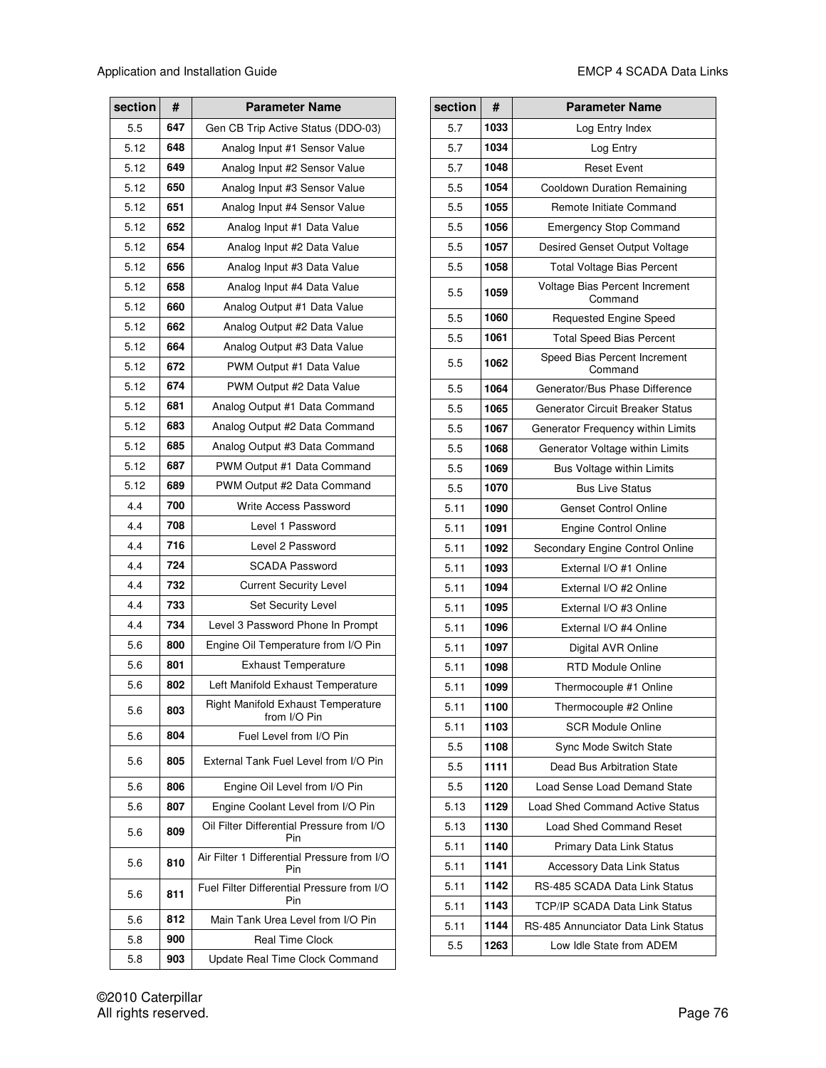| section | # | Parameter Name |
|---|---|---|
| 5.5 | **647** | Gen CB Trip Active Status (DDO-03) |
| 5.12 | **648** | Analog Input #1 Sensor Value |
| 5.12 | **649** | Analog Input #2 Sensor Value |
| 5.12 | **650** | Analog Input #3 Sensor Value |
| 5.12 | **651** | Analog Input #4 Sensor Value |
| 5.12 | **652** | Analog Input #1 Data Value |
| 5.12 | **654** | Analog Input #2 Data Value |
| 5.12 | **656** | Analog Input #3 Data Value |
| 5.12 | **658** | Analog Input #4 Data Value |
| 5.12 | **660** | Analog Output #1 Data Value |
| 5.12 | **662** | Analog Output #2 Data Value |
| 5.12 | **664** | Analog Output #3 Data Value |
| 5.12 | **672** | PWM Output #1 Data Value |
| 5.12 | **674** | PWM Output #2 Data Value |
| 5.12 | **681** | Analog Output #1 Data Command |
| 5.12 | **683** | Analog Output #2 Data Command |
| 5.12 | **685** | Analog Output #3 Data Command |
| 5.12 | **687** | PWM Output #1 Data Command |
| 5.12 | **689** | PWM Output #2 Data Command |
| 4.4 | **700** | Write Access Password |
| 4.4 | **708** | Level 1 Password |
| 4.4 | **716** | Level 2 Password |
| 4.4 | **724** | SCADA Password |
| 4.4 | **732** | Current Security Level |
| 4.4 | **733** | Set Security Level |
| 4.4 | **734** | Level 3 Password Phone In Prompt |
| 5.6 | **800** | Engine Oil Temperature from I/O Pin |
| 5.6 | **801** | Exhaust Temperature |
| 5.6 | **802** | Left Manifold Exhaust Temperature |
| 5.6 | **803** | Right Manifold Exhaust Temperature from I/O Pin |
| 5.6 | **804** | Fuel Level from I/O Pin |
| 5.6 | **805** | External Tank Fuel Level from I/O Pin |
| 5.6 | **806** | Engine Oil Level from I/O Pin |
| 5.6 | **807** | Engine Coolant Level from I/O Pin |
| 5.6 | **809** | Oil Filter Differential Pressure from I/O Pin |
| 5.6 | **810** | Air Filter 1 Differential Pressure from I/O Pin |
| 5.6 | **811** | Fuel Filter Differential Pressure from I/O Pin |
| 5.6 | **812** | Main Tank Urea Level from I/O Pin |
| 5.8 | **900** | Real Time Clock |
| 5.8 | **903** | Update Real Time Clock Command |
| 5.7 | **1033** | Log Entry Index |
| 5.7 | **1034** | Log Entry |
| 5.7 | **1048** | Reset Event |
| 5.5 | **1054** | Cooldown Duration Remaining |
| 5.5 | **1055** | Remote Initiate Command |
| 5.5 | **1056** | Emergency Stop Command |
| 5.5 | **1057** | Desired Genset Output Voltage |
| 5.5 | **1058** | Total Voltage Bias Percent |
| 5.5 | **1059** | Voltage Bias Percent Increment Command |
| 5.5 | **1060** | Requested Engine Speed |
| 5.5 | **1061** | Total Speed Bias Percent |
| 5.5 | **1062** | Speed Bias Percent Increment Command |
| 5.5 | **1064** | Generator/Bus Phase Difference |
| 5.5 | **1065** | Generator Circuit Breaker Status |
| 5.5 | **1067** | Generator Frequency within Limits |
| 5.5 | **1068** | Generator Voltage within Limits |
| 5.5 | **1069** | Bus Voltage within Limits |
| 5.5 | **1070** | Bus Live Status |
| 5.11 | **1090** | Genset Control Online |
| 5.11 | **1091** | Engine Control Online |
| 5.11 | **1092** | Secondary Engine Control Online |
| 5.11 | **1093** | External I/O #1 Online |
| 5.11 | **1094** | External I/O #2 Online |
| 5.11 | **1095** | External I/O #3 Online |
| 5.11 | **1096** | External I/O #4 Online |
| 5.11 | **1097** | Digital AVR Online |
| 5.11 | **1098** | RTD Module Online |
| 5.11 | **1099** | Thermocouple #1 Online |
| 5.11 | **1100** | Thermocouple #2 Online |
| 5.11 | **1103** | SCR Module Online |
| 5.5 | **1108** | Sync Mode Switch State |
| 5.5 | **1111** | Dead Bus Arbitration State |
| 5.5 | **1120** | Load Sense Load Demand State |
| 5.13 | **1129** | Load Shed Command Active Status |
| 5.13 | **1130** | Load Shed Command Reset |
| 5.11 | **1140** | Primary Data Link Status |
| 5.11 | **1141** | Accessory Data Link Status |
| 5.11 | **1142** | RS-485 SCADA Data Link Status |
| 5.11 | **1143** | TCP/IP SCADA Data Link Status |
| 5.11 | **1144** | RS-485 Annunciator Data Link Status |
| 5.5 | **1263** | Low Idle State from ADEM |

©2010 Caterpillar
All rights reserved.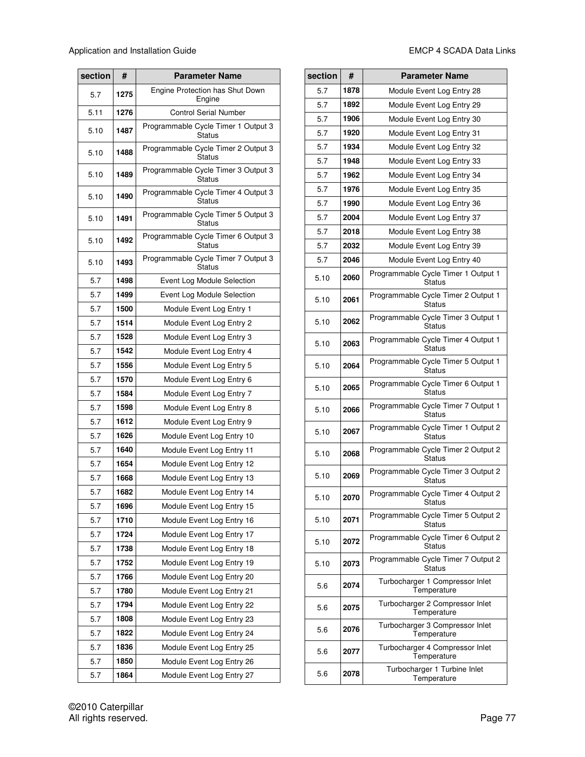| section | # | Parameter Name |
|---|---|---|
| 5.7 | **1275** | Engine Protection has Shut Down Engine |
| 5.11 | **1276** | Control Serial Number |
| 5.10 | **1487** | Programmable Cycle Timer 1 Output 3 Status |
| 5.10 | **1488** | Programmable Cycle Timer 2 Output 3 Status |
| 5.10 | **1489** | Programmable Cycle Timer 3 Output 3 Status |
| 5.10 | **1490** | Programmable Cycle Timer 4 Output 3 Status |
| 5.10 | **1491** | Programmable Cycle Timer 5 Output 3 Status |
| 5.10 | **1492** | Programmable Cycle Timer 6 Output 3 Status |
| 5.10 | **1493** | Programmable Cycle Timer 7 Output 3 Status |
| 5.7 | **1498** | Event Log Module Selection |
| 5.7 | **1499** | Event Log Module Selection |
| 5.7 | **1500** | Module Event Log Entry 1 |
| 5.7 | **1514** | Module Event Log Entry 2 |
| 5.7 | **1528** | Module Event Log Entry 3 |
| 5.7 | **1542** | Module Event Log Entry 4 |
| 5.7 | **1556** | Module Event Log Entry 5 |
| 5.7 | **1570** | Module Event Log Entry 6 |
| 5.7 | **1584** | Module Event Log Entry 7 |
| 5.7 | **1598** | Module Event Log Entry 8 |
| 5.7 | **1612** | Module Event Log Entry 9 |
| 5.7 | **1626** | Module Event Log Entry 10 |
| 5.7 | **1640** | Module Event Log Entry 11 |
| 5.7 | **1654** | Module Event Log Entry 12 |
| 5.7 | **1668** | Module Event Log Entry 13 |
| 5.7 | **1682** | Module Event Log Entry 14 |
| 5.7 | **1696** | Module Event Log Entry 15 |
| 5.7 | **1710** | Module Event Log Entry 16 |
| 5.7 | **1724** | Module Event Log Entry 17 |
| 5.7 | **1738** | Module Event Log Entry 18 |
| 5.7 | **1752** | Module Event Log Entry 19 |
| 5.7 | **1766** | Module Event Log Entry 20 |
| 5.7 | **1780** | Module Event Log Entry 21 |
| 5.7 | **1794** | Module Event Log Entry 22 |
| 5.7 | **1808** | Module Event Log Entry 23 |
| 5.7 | **1822** | Module Event Log Entry 24 |
| 5.7 | **1836** | Module Event Log Entry 25 |
| 5.7 | **1850** | Module Event Log Entry 26 |
| 5.7 | **1864** | Module Event Log Entry 27 |
| 5.7 | **1878** | Module Event Log Entry 28 |
| 5.7 | **1892** | Module Event Log Entry 29 |
| 5.7 | **1906** | Module Event Log Entry 30 |
| 5.7 | **1920** | Module Event Log Entry 31 |
| 5.7 | **1934** | Module Event Log Entry 32 |
| 5.7 | **1948** | Module Event Log Entry 33 |
| 5.7 | **1962** | Module Event Log Entry 34 |
| 5.7 | **1976** | Module Event Log Entry 35 |
| 5.7 | **1990** | Module Event Log Entry 36 |
| 5.7 | **2004** | Module Event Log Entry 37 |
| 5.7 | **2018** | Module Event Log Entry 38 |
| 5.7 | **2032** | Module Event Log Entry 39 |
| 5.7 | **2046** | Module Event Log Entry 40 |
| 5.10 | **2060** | Programmable Cycle Timer 1 Output 1 Status |
| 5.10 | **2061** | Programmable Cycle Timer 2 Output 1 Status |
| 5.10 | **2062** | Programmable Cycle Timer 3 Output 1 Status |
| 5.10 | **2063** | Programmable Cycle Timer 4 Output 1 Status |
| 5.10 | **2064** | Programmable Cycle Timer 5 Output 1 Status |
| 5.10 | **2065** | Programmable Cycle Timer 6 Output 1 Status |
| 5.10 | **2066** | Programmable Cycle Timer 7 Output 1 Status |
| 5.10 | **2067** | Programmable Cycle Timer 1 Output 2 Status |
| 5.10 | **2068** | Programmable Cycle Timer 2 Output 2 Status |
| 5.10 | **2069** | Programmable Cycle Timer 3 Output 2 Status |
| 5.10 | **2070** | Programmable Cycle Timer 4 Output 2 Status |
| 5.10 | **2071** | Programmable Cycle Timer 5 Output 2 Status |
| 5.10 | **2072** | Programmable Cycle Timer 6 Output 2 Status |
| 5.10 | **2073** | Programmable Cycle Timer 7 Output 2 Status |
| 5.6 | **2074** | Turbocharger 1 Compressor Inlet Temperature |
| 5.6 | **2075** | Turbocharger 2 Compressor Inlet Temperature |
| 5.6 | **2076** | Turbocharger 3 Compressor Inlet Temperature |
| 5.6 | **2077** | Turbocharger 4 Compressor Inlet Temperature |
| 5.6 | **2078** | Turbocharger 1 Turbine Inlet Temperature |

©2010 Caterpillar
All rights reserved.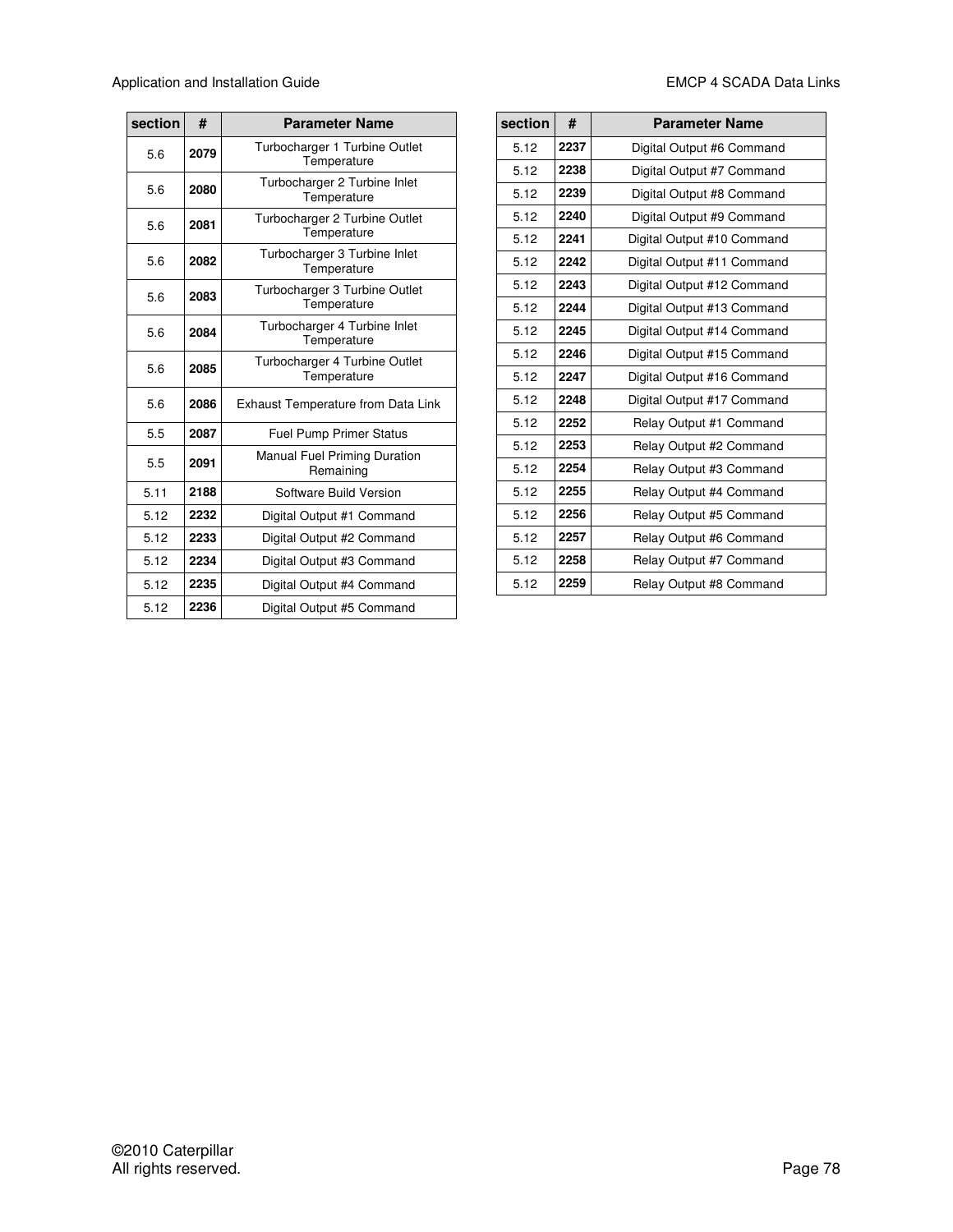| section | # | Parameter Name |
|---|---|---|
| 5.6 | **2079** | Turbocharger 1 Turbine Outlet Temperature |
| 5.6 | **2080** | Turbocharger 2 Turbine Inlet Temperature |
| 5.6 | **2081** | Turbocharger 2 Turbine Outlet Temperature |
| 5.6 | **2082** | Turbocharger 3 Turbine Inlet Temperature |
| 5.6 | **2083** | Turbocharger 3 Turbine Outlet Temperature |
| 5.6 | **2084** | Turbocharger 4 Turbine Inlet Temperature |
| 5.6 | **2085** | Turbocharger 4 Turbine Outlet Temperature |
| 5.6 | **2086** | Exhaust Temperature from Data Link |
| 5.5 | **2087** | Fuel Pump Primer Status |
| 5.5 | **2091** | Manual Fuel Priming Duration Remaining |
| 5.11 | **2188** | Software Build Version |
| 5.12 | **2232** | Digital Output #1 Command |
| 5.12 | **2233** | Digital Output #2 Command |
| 5.12 | **2234** | Digital Output #3 Command |
| 5.12 | **2235** | Digital Output #4 Command |
| 5.12 | **2236** | Digital Output #5 Command |
| 5.12 | **2237** | Digital Output #6 Command |
| 5.12 | **2238** | Digital Output #7 Command |
| 5.12 | **2239** | Digital Output #8 Command |
| 5.12 | **2240** | Digital Output #9 Command |
| 5.12 | **2241** | Digital Output #10 Command |
| 5.12 | **2242** | Digital Output #11 Command |
| 5.12 | **2243** | Digital Output #12 Command |
| 5.12 | **2244** | Digital Output #13 Command |
| 5.12 | **2245** | Digital Output #14 Command |
| 5.12 | **2246** | Digital Output #15 Command |
| 5.12 | **2247** | Digital Output #16 Command |
| 5.12 | **2248** | Digital Output #17 Command |
| 5.12 | **2252** | Relay Output #1 Command |
| 5.12 | **2253** | Relay Output #2 Command |
| 5.12 | **2254** | Relay Output #3 Command |
| 5.12 | **2255** | Relay Output #4 Command |
| 5.12 | **2256** | Relay Output #5 Command |
| 5.12 | **2257** | Relay Output #6 Command |
| 5.12 | **2258** | Relay Output #7 Command |
| 5.12 | **2259** | Relay Output #8 Command |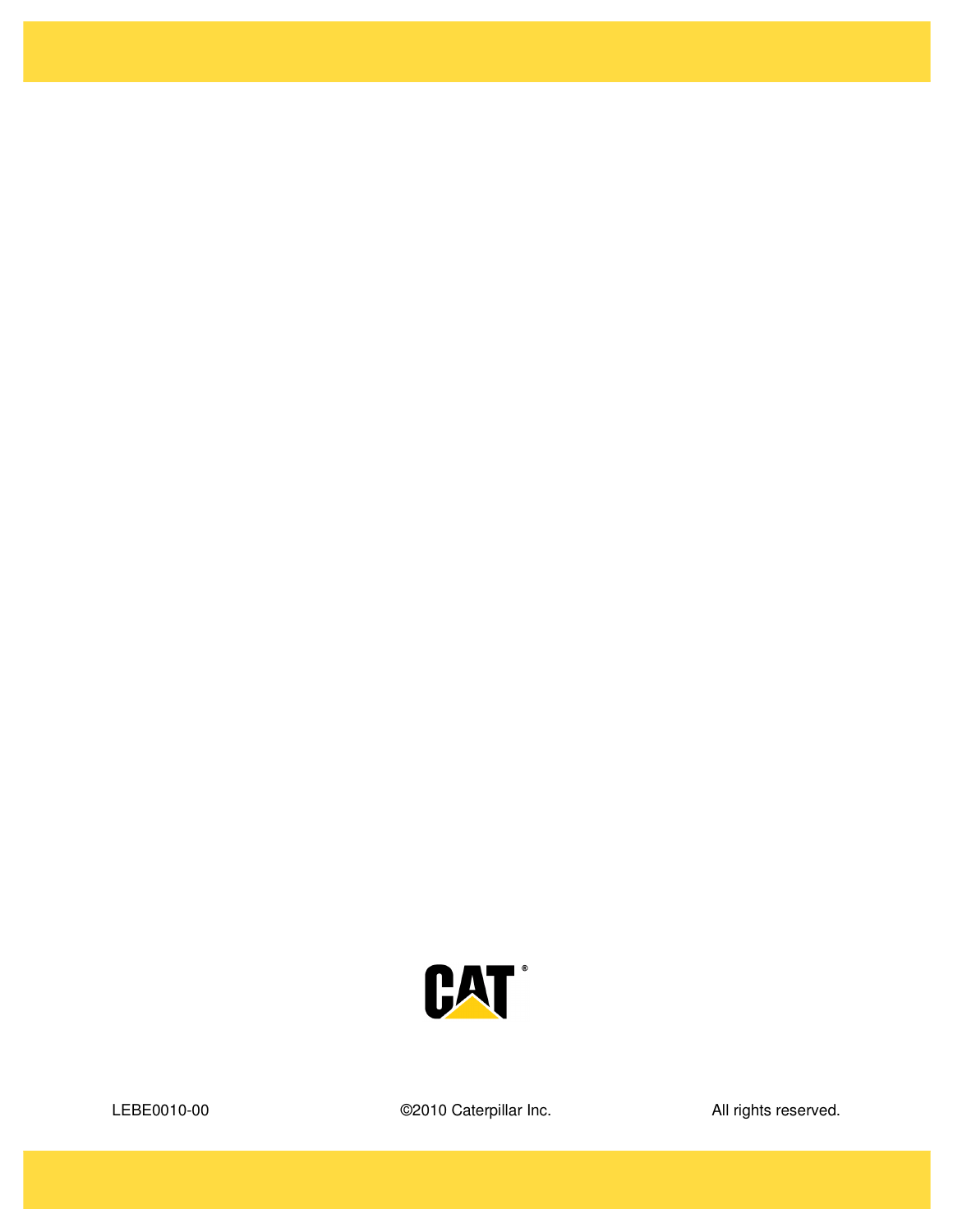CAT®

LEBE0010-00 ©2010 Caterpillar Inc. All rights reserved.